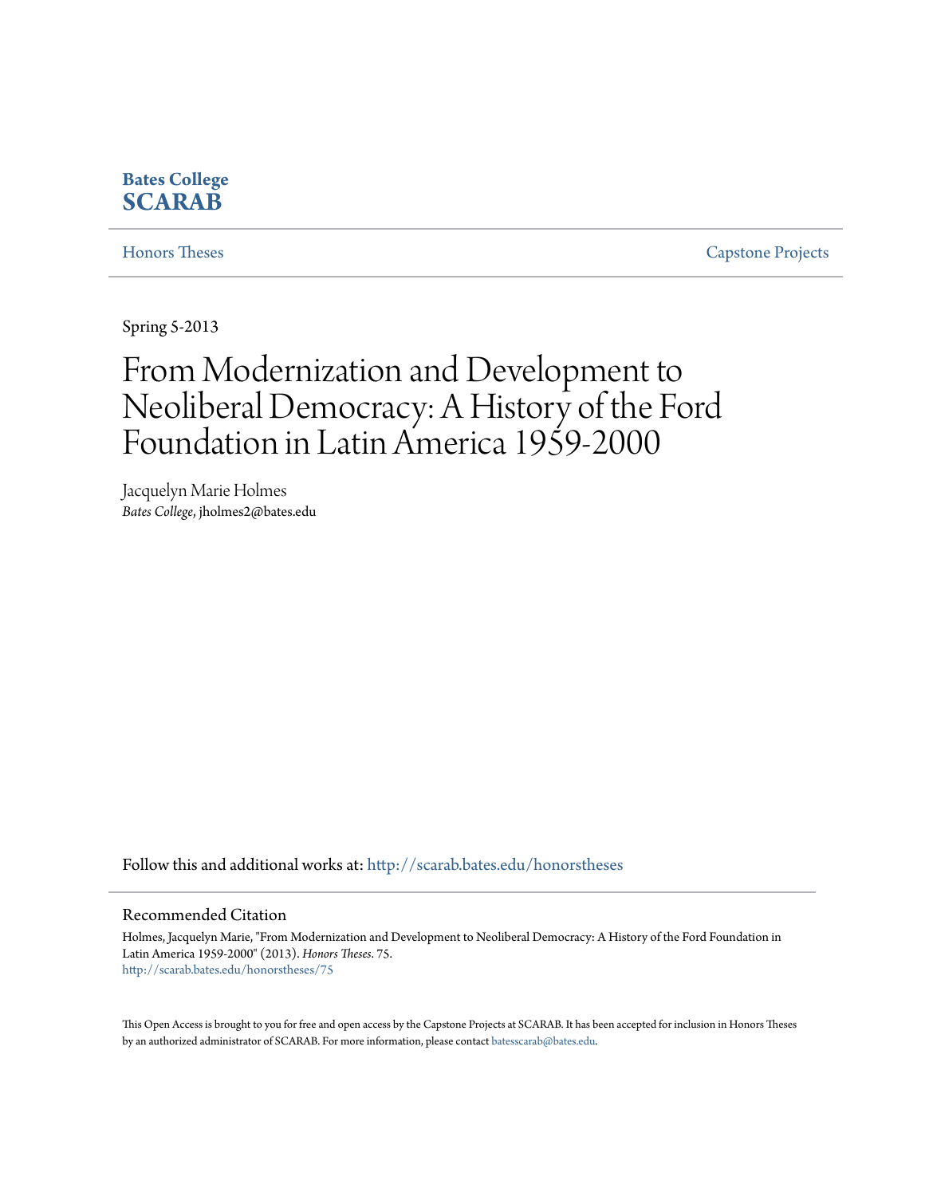**Bates College**
**SCARAB**

Honors Theses | Capstone Projects

Spring 5-2013

# From Modernization and Development to Neoliberal Democracy: A History of the Ford Foundation in Latin America 1959-2000

Jacquelyn Marie Holmes
*Bates College*, jholmes2@bates.edu

Follow this and additional works at: http://scarab.bates.edu/honorstheses

## Recommended Citation

Holmes, Jacquelyn Marie, "From Modernization and Development to Neoliberal Democracy: A History of the Ford Foundation in Latin America 1959-2000" (2013). *Honors Theses*. 75.
http://scarab.bates.edu/honorstheses/75

This Open Access is brought to you for free and open access by the Capstone Projects at SCARAB. It has been accepted for inclusion in Honors Theses by an authorized administrator of SCARAB. For more information, please contact batesscarab@bates.edu.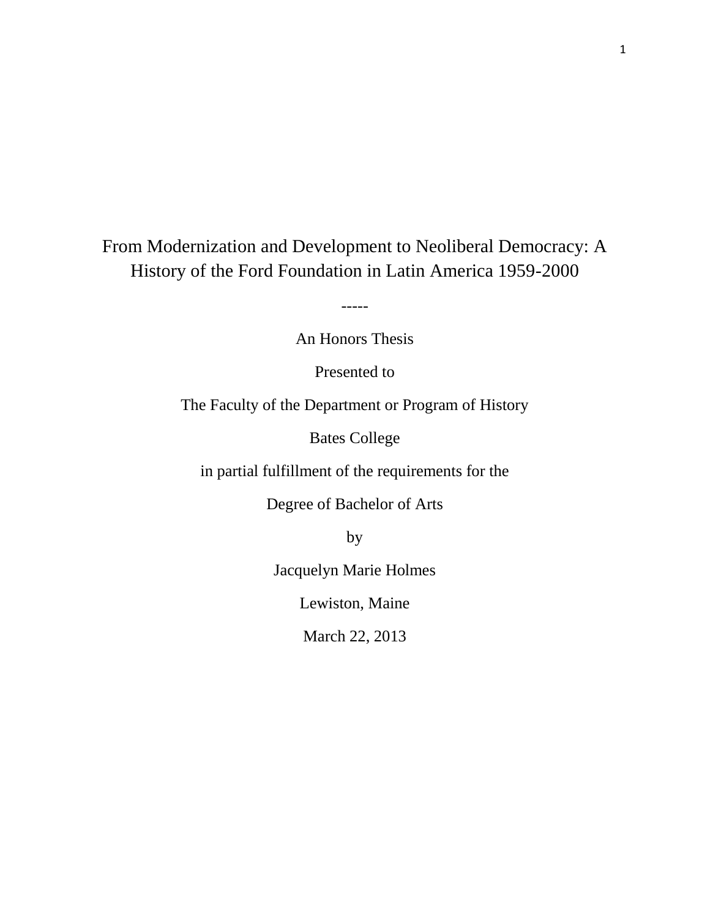# From Modernization and Development to Neoliberal Democracy: A History of the Ford Foundation in Latin America 1959-2000

-----

An Honors Thesis

Presented to

The Faculty of the Department or Program of History

Bates College

in partial fulfillment of the requirements for the

Degree of Bachelor of Arts

by

Jacquelyn Marie Holmes

Lewiston, Maine

March 22, 2013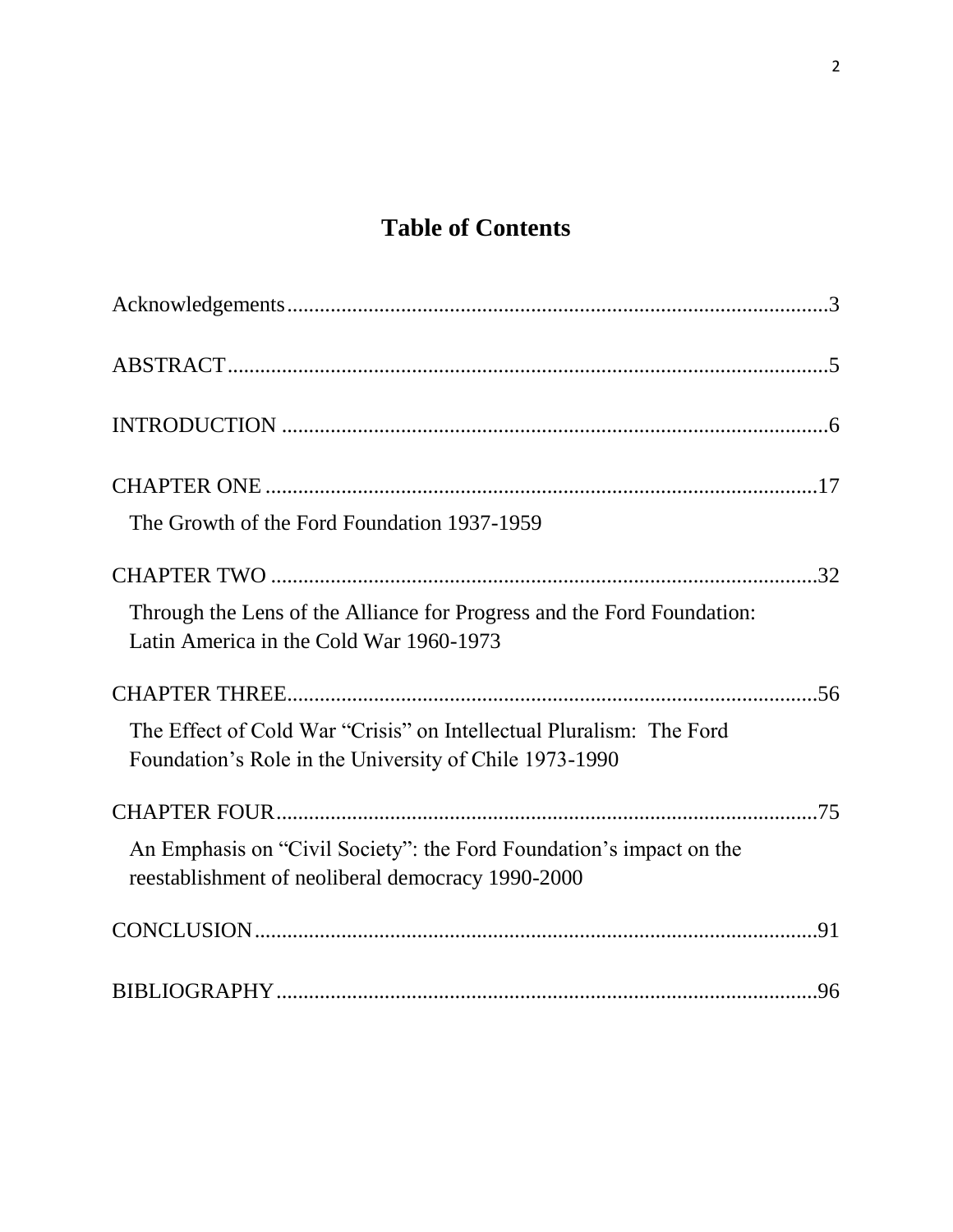# Table of Contents

Acknowledgements....................................................................................................3

ABSTRACT..............................................................................................................5

INTRODUCTION ....................................................................................................6

CHAPTER ONE .....................................................................................................17

The Growth of the Ford Foundation 1937-1959

CHAPTER TWO ....................................................................................................32

Through the Lens of the Alliance for Progress and the Ford Foundation: Latin America in the Cold War 1960-1973

CHAPTER THREE.................................................................................................56

The Effect of Cold War "Crisis" on Intellectual Pluralism: The Ford Foundation's Role in the University of Chile 1973-1990

CHAPTER FOUR....................................................................................................75

An Emphasis on "Civil Society": the Ford Foundation's impact on the reestablishment of neoliberal democracy 1990-2000

CONCLUSION........................................................................................................91

BIBLIOGRAPHY....................................................................................................96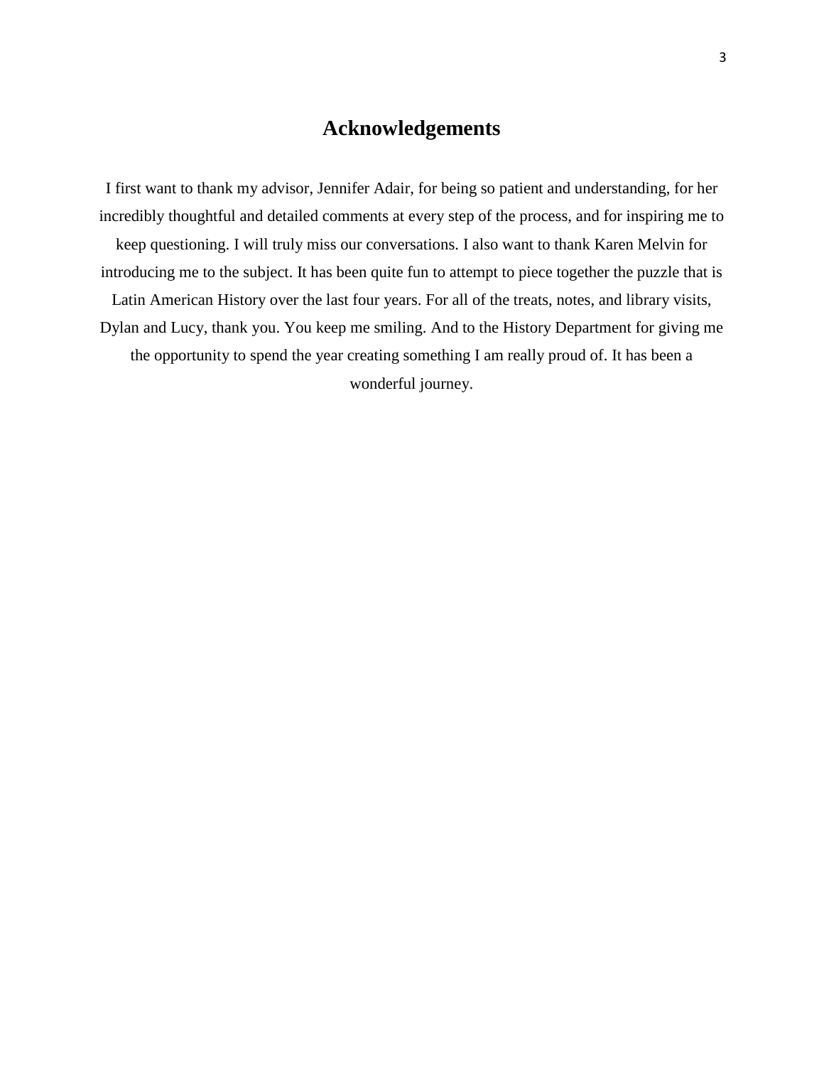# Acknowledgements

I first want to thank my advisor, Jennifer Adair, for being so patient and understanding, for her incredibly thoughtful and detailed comments at every step of the process, and for inspiring me to keep questioning. I will truly miss our conversations. I also want to thank Karen Melvin for introducing me to the subject. It has been quite fun to attempt to piece together the puzzle that is Latin American History over the last four years. For all of the treats, notes, and library visits, Dylan and Lucy, thank you. You keep me smiling. And to the History Department for giving me the opportunity to spend the year creating something I am really proud of. It has been a wonderful journey.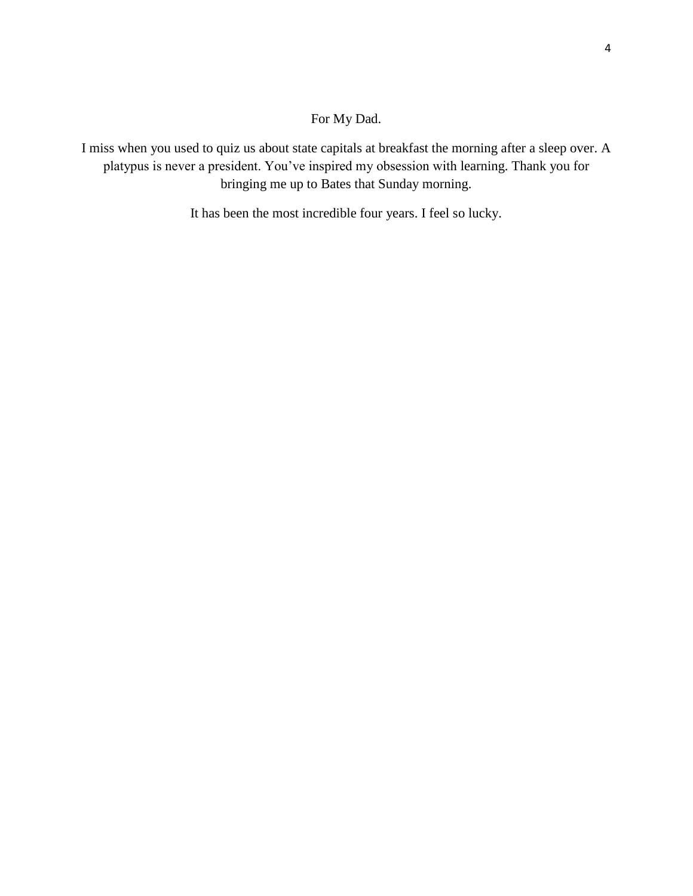For My Dad.

I miss when you used to quiz us about state capitals at breakfast the morning after a sleep over. A platypus is never a president. You've inspired my obsession with learning. Thank you for bringing me up to Bates that Sunday morning.

It has been the most incredible four years. I feel so lucky.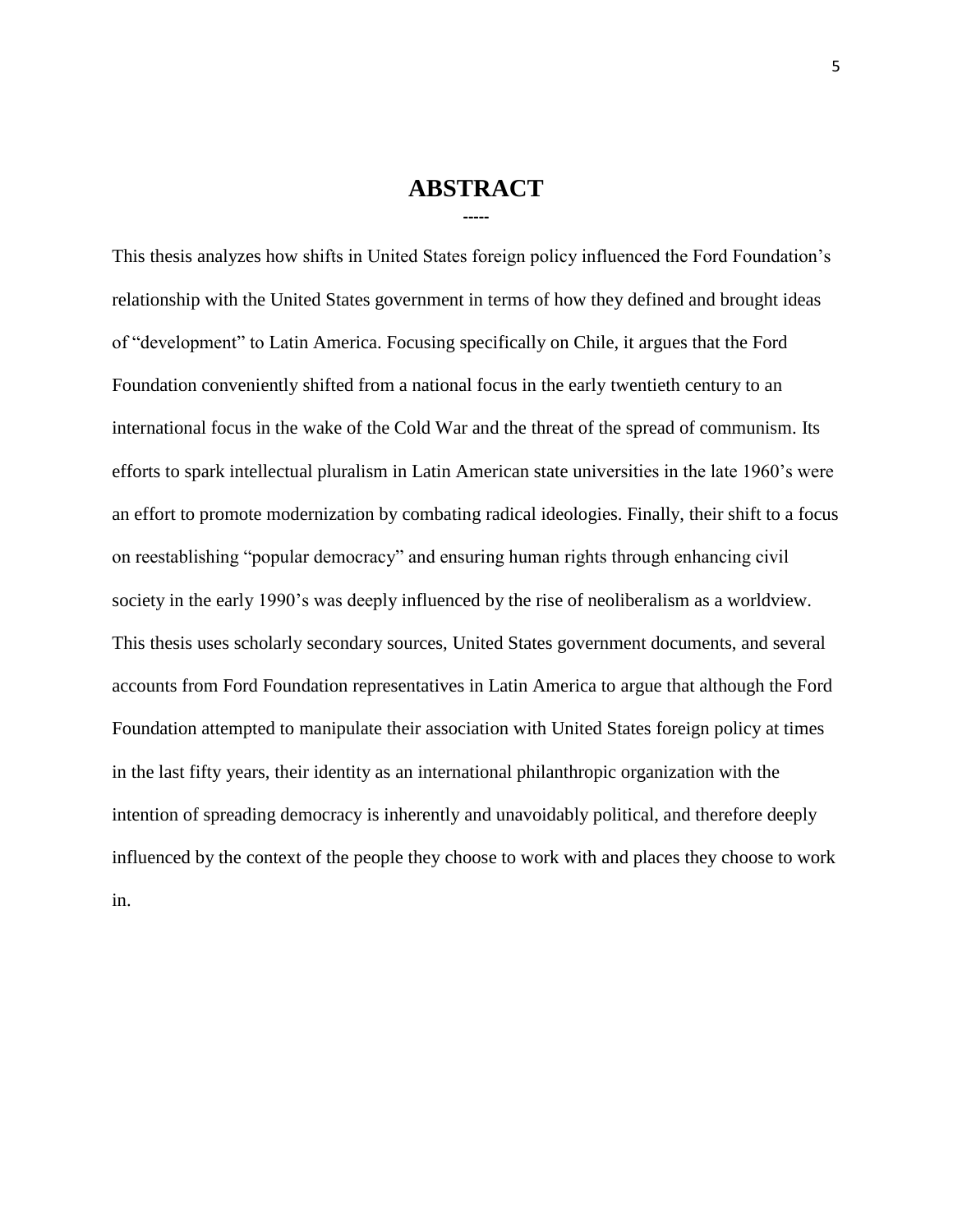# ABSTRACT

-----

This thesis analyzes how shifts in United States foreign policy influenced the Ford Foundation's relationship with the United States government in terms of how they defined and brought ideas of "development" to Latin America. Focusing specifically on Chile, it argues that the Ford Foundation conveniently shifted from a national focus in the early twentieth century to an international focus in the wake of the Cold War and the threat of the spread of communism. Its efforts to spark intellectual pluralism in Latin American state universities in the late 1960's were an effort to promote modernization by combating radical ideologies. Finally, their shift to a focus on reestablishing "popular democracy" and ensuring human rights through enhancing civil society in the early 1990's was deeply influenced by the rise of neoliberalism as a worldview. This thesis uses scholarly secondary sources, United States government documents, and several accounts from Ford Foundation representatives in Latin America to argue that although the Ford Foundation attempted to manipulate their association with United States foreign policy at times in the last fifty years, their identity as an international philanthropic organization with the intention of spreading democracy is inherently and unavoidably political, and therefore deeply influenced by the context of the people they choose to work with and places they choose to work in.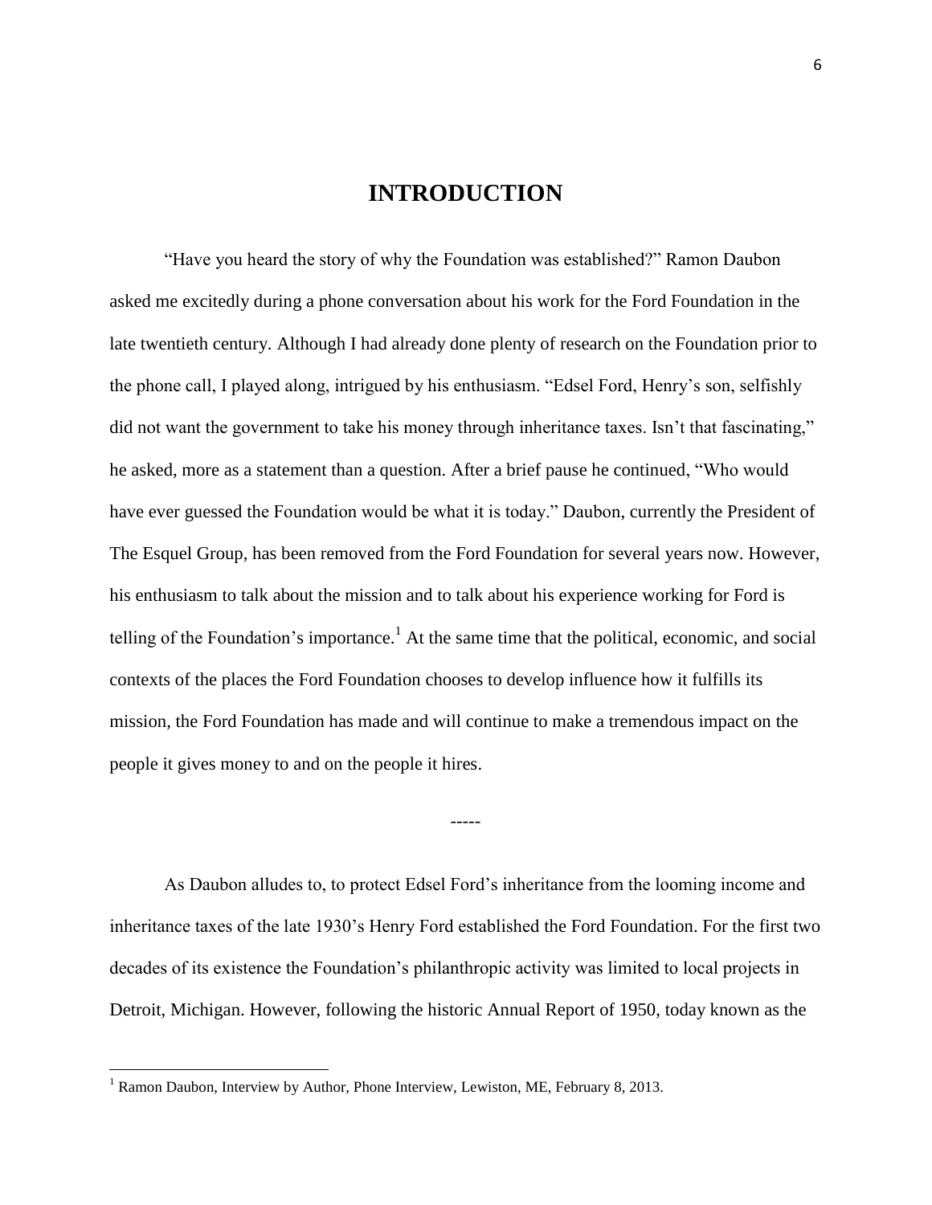# INTRODUCTION

"Have you heard the story of why the Foundation was established?" Ramon Daubon asked me excitedly during a phone conversation about his work for the Ford Foundation in the late twentieth century. Although I had already done plenty of research on the Foundation prior to the phone call, I played along, intrigued by his enthusiasm. "Edsel Ford, Henry's son, selfishly did not want the government to take his money through inheritance taxes. Isn't that fascinating," he asked, more as a statement than a question. After a brief pause he continued, "Who would have ever guessed the Foundation would be what it is today." Daubon, currently the President of The Esquel Group, has been removed from the Ford Foundation for several years now. However, his enthusiasm to talk about the mission and to talk about his experience working for Ford is telling of the Foundation's importance.[1] At the same time that the political, economic, and social contexts of the places the Ford Foundation chooses to develop influence how it fulfills its mission, the Ford Foundation has made and will continue to make a tremendous impact on the people it gives money to and on the people it hires.

-----

As Daubon alludes to, to protect Edsel Ford's inheritance from the looming income and inheritance taxes of the late 1930's Henry Ford established the Ford Foundation. For the first two decades of its existence the Foundation's philanthropic activity was limited to local projects in Detroit, Michigan. However, following the historic Annual Report of 1950, today known as the

[1] Ramon Daubon, Interview by Author, Phone Interview, Lewiston, ME, February 8, 2013.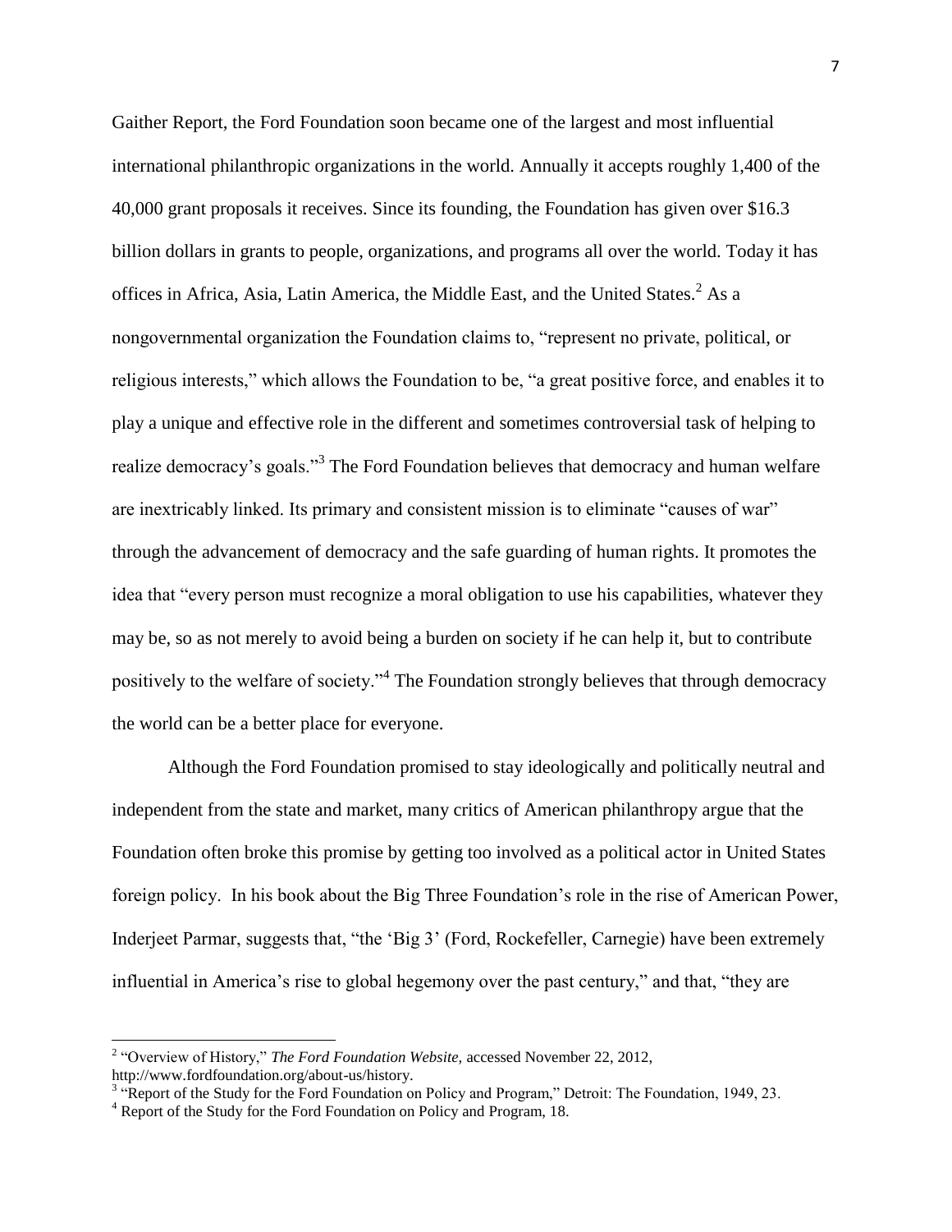Gaither Report, the Ford Foundation soon became one of the largest and most influential international philanthropic organizations in the world. Annually it accepts roughly 1,400 of the 40,000 grant proposals it receives. Since its founding, the Foundation has given over $16.3 billion dollars in grants to people, organizations, and programs all over the world. Today it has offices in Africa, Asia, Latin America, the Middle East, and the United States.[2] As a nongovernmental organization the Foundation claims to, "represent no private, political, or religious interests," which allows the Foundation to be, "a great positive force, and enables it to play a unique and effective role in the different and sometimes controversial task of helping to realize democracy's goals."[3] The Ford Foundation believes that democracy and human welfare are inextricably linked. Its primary and consistent mission is to eliminate "causes of war" through the advancement of democracy and the safe guarding of human rights. It promotes the idea that "every person must recognize a moral obligation to use his capabilities, whatever they may be, so as not merely to avoid being a burden on society if he can help it, but to contribute positively to the welfare of society."[4] The Foundation strongly believes that through democracy the world can be a better place for everyone.

Although the Ford Foundation promised to stay ideologically and politically neutral and independent from the state and market, many critics of American philanthropy argue that the Foundation often broke this promise by getting too involved as a political actor in United States foreign policy. In his book about the Big Three Foundation's role in the rise of American Power, Inderjeet Parmar, suggests that, "the 'Big 3' (Ford, Rockefeller, Carnegie) have been extremely influential in America's rise to global hegemony over the past century," and that, "they are

---

[2] "Overview of History," *The Ford Foundation Website,* accessed November 22, 2012, http://www.fordfoundation.org/about-us/history.

[3] "Report of the Study for the Ford Foundation on Policy and Program," Detroit: The Foundation, 1949, 23.

[4] Report of the Study for the Ford Foundation on Policy and Program, 18.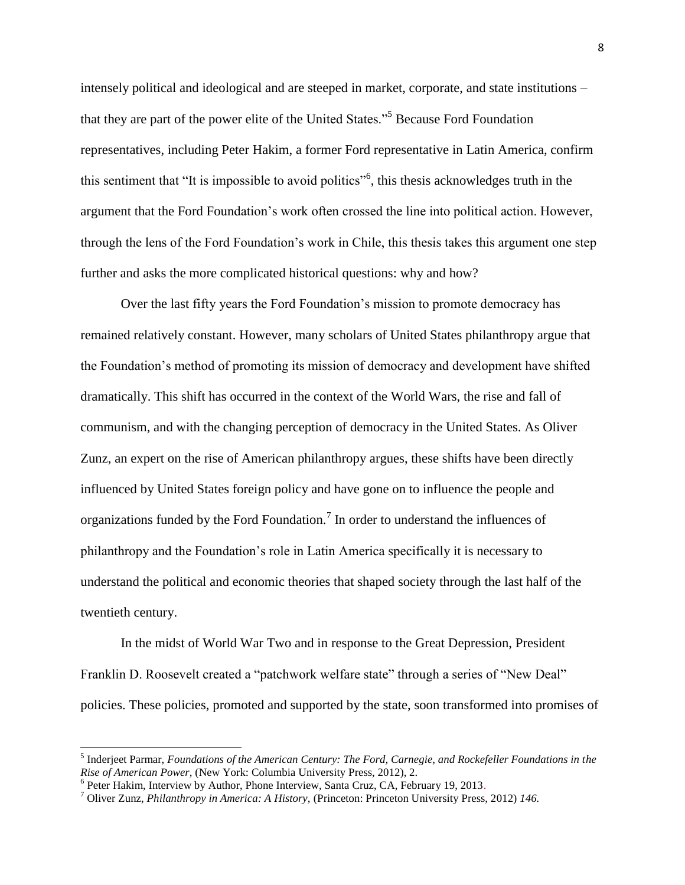intensely political and ideological and are steeped in market, corporate, and state institutions – that they are part of the power elite of the United States."[5] Because Ford Foundation representatives, including Peter Hakim, a former Ford representative in Latin America, confirm this sentiment that "It is impossible to avoid politics"[6], this thesis acknowledges truth in the argument that the Ford Foundation's work often crossed the line into political action. However, through the lens of the Ford Foundation's work in Chile, this thesis takes this argument one step further and asks the more complicated historical questions: why and how?

Over the last fifty years the Ford Foundation's mission to promote democracy has remained relatively constant. However, many scholars of United States philanthropy argue that the Foundation's method of promoting its mission of democracy and development have shifted dramatically. This shift has occurred in the context of the World Wars, the rise and fall of communism, and with the changing perception of democracy in the United States. As Oliver Zunz, an expert on the rise of American philanthropy argues, these shifts have been directly influenced by United States foreign policy and have gone on to influence the people and organizations funded by the Ford Foundation.[7] In order to understand the influences of philanthropy and the Foundation's role in Latin America specifically it is necessary to understand the political and economic theories that shaped society through the last half of the twentieth century.

In the midst of World War Two and in response to the Great Depression, President Franklin D. Roosevelt created a "patchwork welfare state" through a series of "New Deal" policies. These policies, promoted and supported by the state, soon transformed into promises of

---

[5] Inderjeet Parmar, *Foundations of the American Century: The Ford, Carnegie, and Rockefeller Foundations in the Rise of American Power*, (New York: Columbia University Press, 2012), 2.

[6] Peter Hakim, Interview by Author, Phone Interview, Santa Cruz, CA, February 19, 2013.

[7] Oliver Zunz, *Philanthropy in America: A History,* (Princeton: Princeton University Press, 2012) *146.*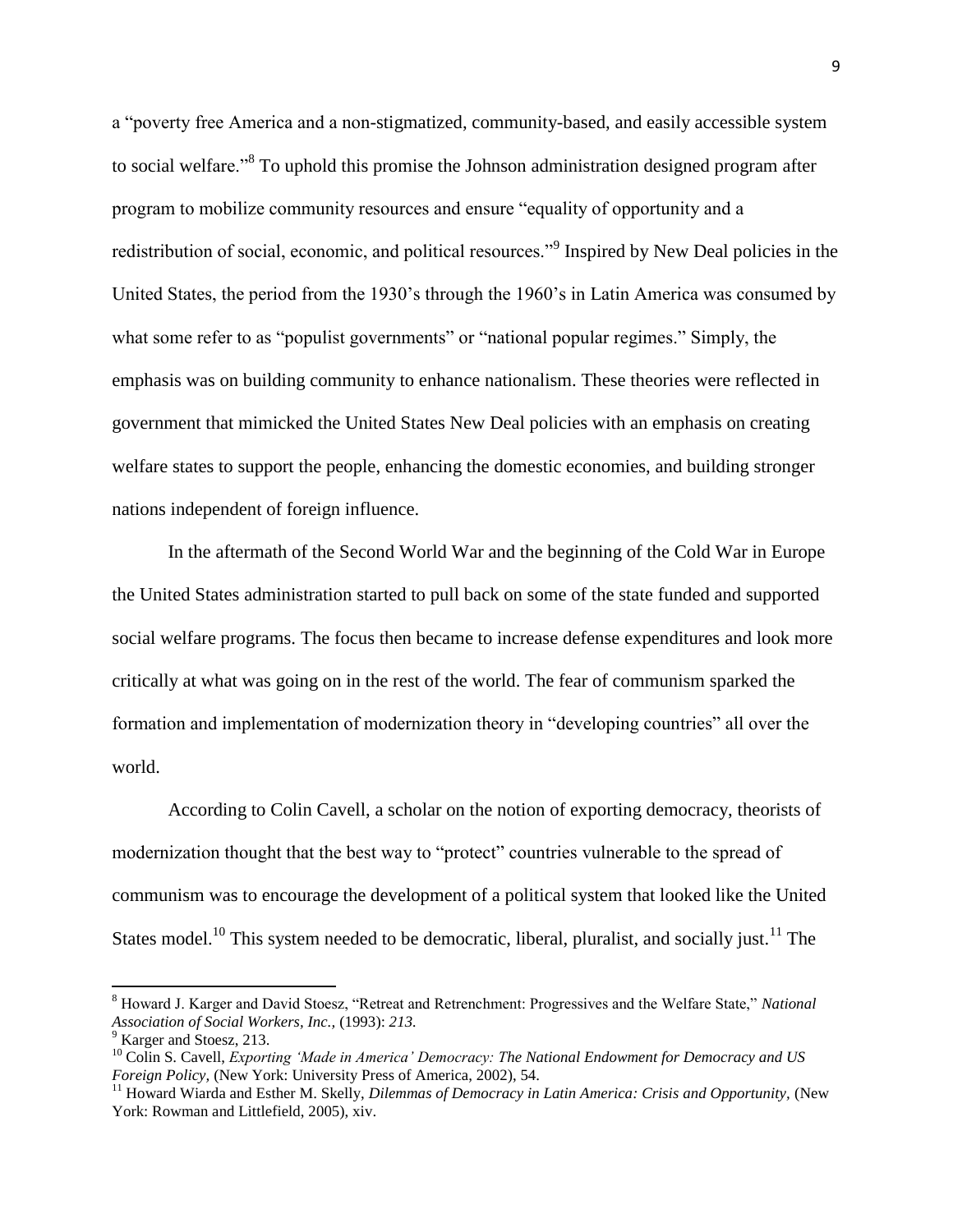a "poverty free America and a non-stigmatized, community-based, and easily accessible system to social welfare."[8] To uphold this promise the Johnson administration designed program after program to mobilize community resources and ensure "equality of opportunity and a redistribution of social, economic, and political resources."[9] Inspired by New Deal policies in the United States, the period from the 1930's through the 1960's in Latin America was consumed by what some refer to as "populist governments" or "national popular regimes." Simply, the emphasis was on building community to enhance nationalism. These theories were reflected in government that mimicked the United States New Deal policies with an emphasis on creating welfare states to support the people, enhancing the domestic economies, and building stronger nations independent of foreign influence.

In the aftermath of the Second World War and the beginning of the Cold War in Europe the United States administration started to pull back on some of the state funded and supported social welfare programs. The focus then became to increase defense expenditures and look more critically at what was going on in the rest of the world. The fear of communism sparked the formation and implementation of modernization theory in "developing countries" all over the world.

According to Colin Cavell, a scholar on the notion of exporting democracy, theorists of modernization thought that the best way to "protect" countries vulnerable to the spread of communism was to encourage the development of a political system that looked like the United States model.[10] This system needed to be democratic, liberal, pluralist, and socially just.[11] The

---

[8] Howard J. Karger and David Stoesz, "Retreat and Retrenchment: Progressives and the Welfare State," *National Association of Social Workers, Inc.,* (1993): *213.*

[9] Karger and Stoesz, 213.

[10] Colin S. Cavell, *Exporting 'Made in America' Democracy: The National Endowment for Democracy and US Foreign Policy,* (New York: University Press of America, 2002), 54.

[11] Howard Wiarda and Esther M. Skelly, *Dilemmas of Democracy in Latin America: Crisis and Opportunity,* (New York: Rowman and Littlefield, 2005), xiv.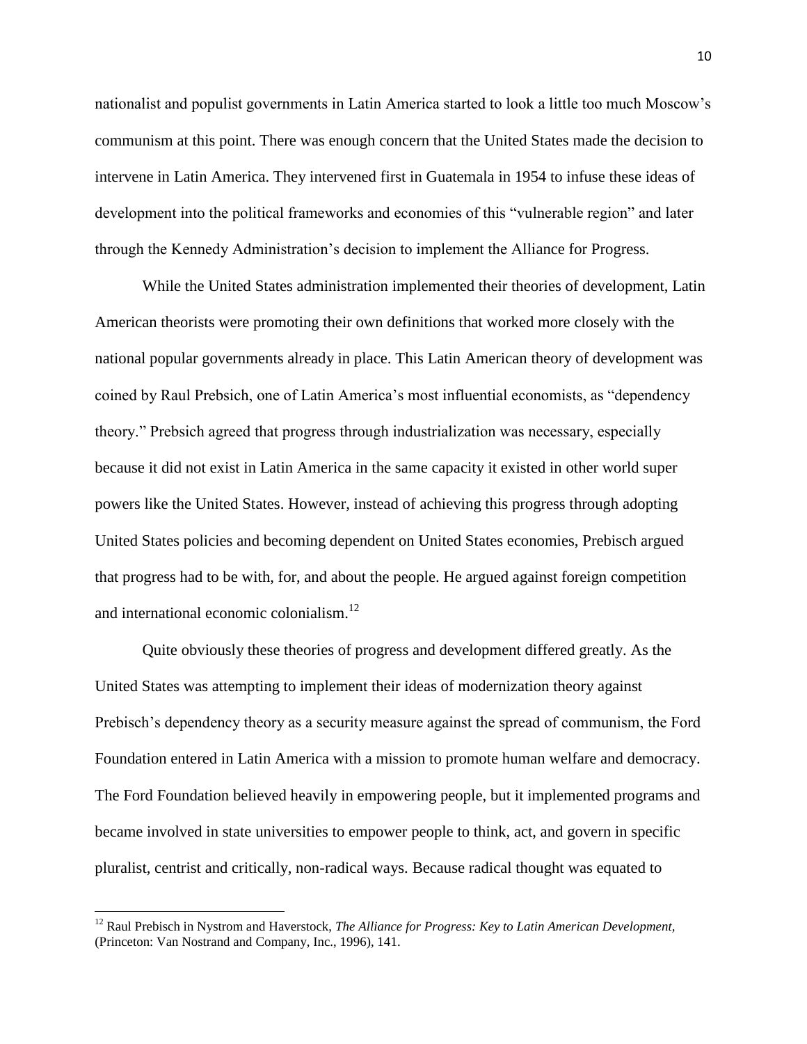nationalist and populist governments in Latin America started to look a little too much Moscow's communism at this point. There was enough concern that the United States made the decision to intervene in Latin America. They intervened first in Guatemala in 1954 to infuse these ideas of development into the political frameworks and economies of this "vulnerable region" and later through the Kennedy Administration's decision to implement the Alliance for Progress.

While the United States administration implemented their theories of development, Latin American theorists were promoting their own definitions that worked more closely with the national popular governments already in place. This Latin American theory of development was coined by Raul Prebsich, one of Latin America's most influential economists, as "dependency theory." Prebsich agreed that progress through industrialization was necessary, especially because it did not exist in Latin America in the same capacity it existed in other world super powers like the United States. However, instead of achieving this progress through adopting United States policies and becoming dependent on United States economies, Prebisch argued that progress had to be with, for, and about the people. He argued against foreign competition and international economic colonialism.[12]

Quite obviously these theories of progress and development differed greatly. As the United States was attempting to implement their ideas of modernization theory against Prebisch's dependency theory as a security measure against the spread of communism, the Ford Foundation entered in Latin America with a mission to promote human welfare and democracy. The Ford Foundation believed heavily in empowering people, but it implemented programs and became involved in state universities to empower people to think, act, and govern in specific pluralist, centrist and critically, non-radical ways. Because radical thought was equated to

[12] Raul Prebisch in Nystrom and Haverstock, *The Alliance for Progress: Key to Latin American Development,* (Princeton: Van Nostrand and Company, Inc., 1996), 141.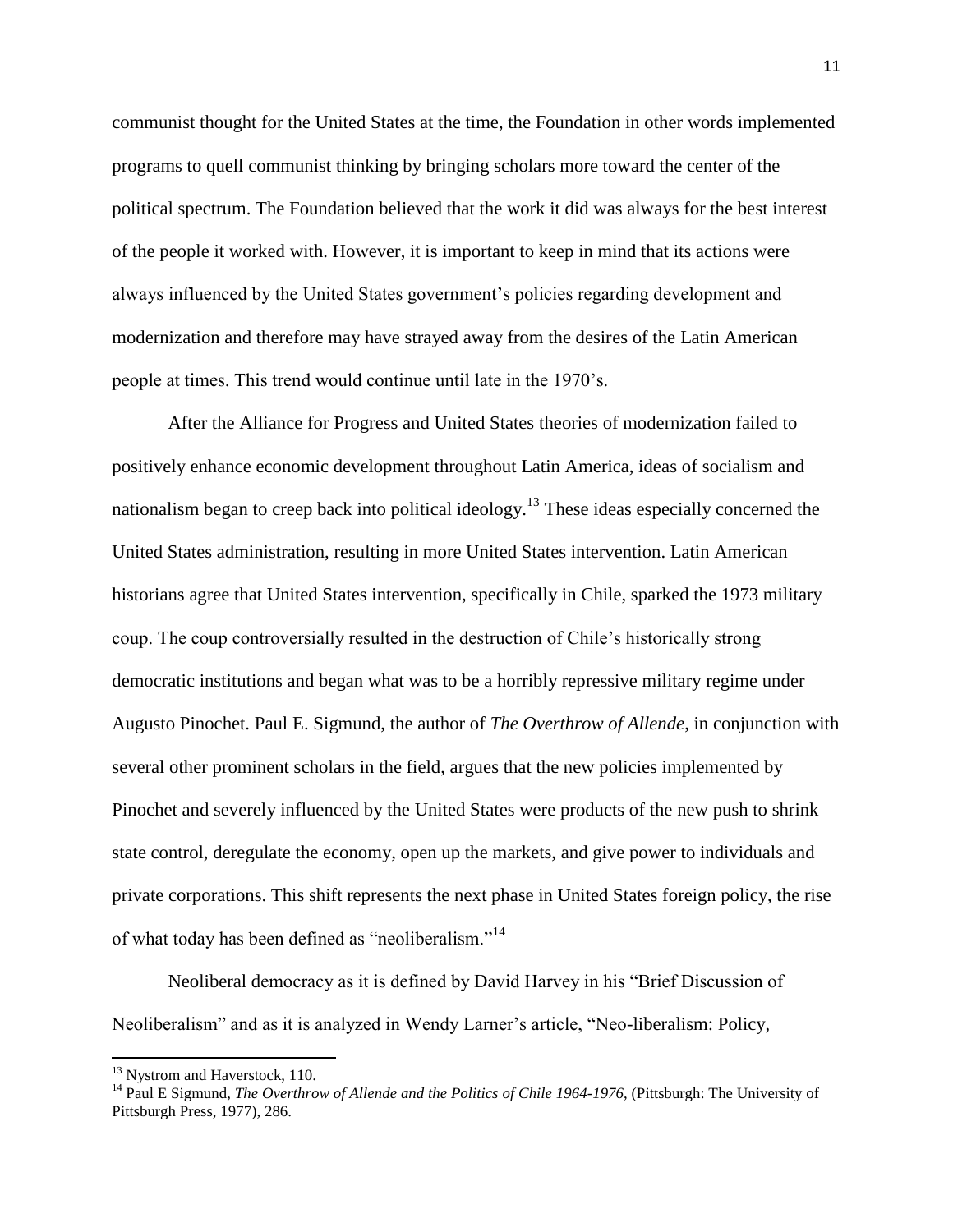communist thought for the United States at the time, the Foundation in other words implemented programs to quell communist thinking by bringing scholars more toward the center of the political spectrum. The Foundation believed that the work it did was always for the best interest of the people it worked with. However, it is important to keep in mind that its actions were always influenced by the United States government's policies regarding development and modernization and therefore may have strayed away from the desires of the Latin American people at times. This trend would continue until late in the 1970's.

After the Alliance for Progress and United States theories of modernization failed to positively enhance economic development throughout Latin America, ideas of socialism and nationalism began to creep back into political ideology.[13] These ideas especially concerned the United States administration, resulting in more United States intervention. Latin American historians agree that United States intervention, specifically in Chile, sparked the 1973 military coup. The coup controversially resulted in the destruction of Chile's historically strong democratic institutions and began what was to be a horribly repressive military regime under Augusto Pinochet. Paul E. Sigmund, the author of *The Overthrow of Allende*, in conjunction with several other prominent scholars in the field, argues that the new policies implemented by Pinochet and severely influenced by the United States were products of the new push to shrink state control, deregulate the economy, open up the markets, and give power to individuals and private corporations. This shift represents the next phase in United States foreign policy, the rise of what today has been defined as "neoliberalism."[14]

Neoliberal democracy as it is defined by David Harvey in his "Brief Discussion of Neoliberalism" and as it is analyzed in Wendy Larner's article, "Neo-liberalism: Policy,

---

[13] Nystrom and Haverstock, 110.

[14] Paul E Sigmund, *The Overthrow of Allende and the Politics of Chile 1964-1976*, (Pittsburgh: The University of Pittsburgh Press, 1977), 286.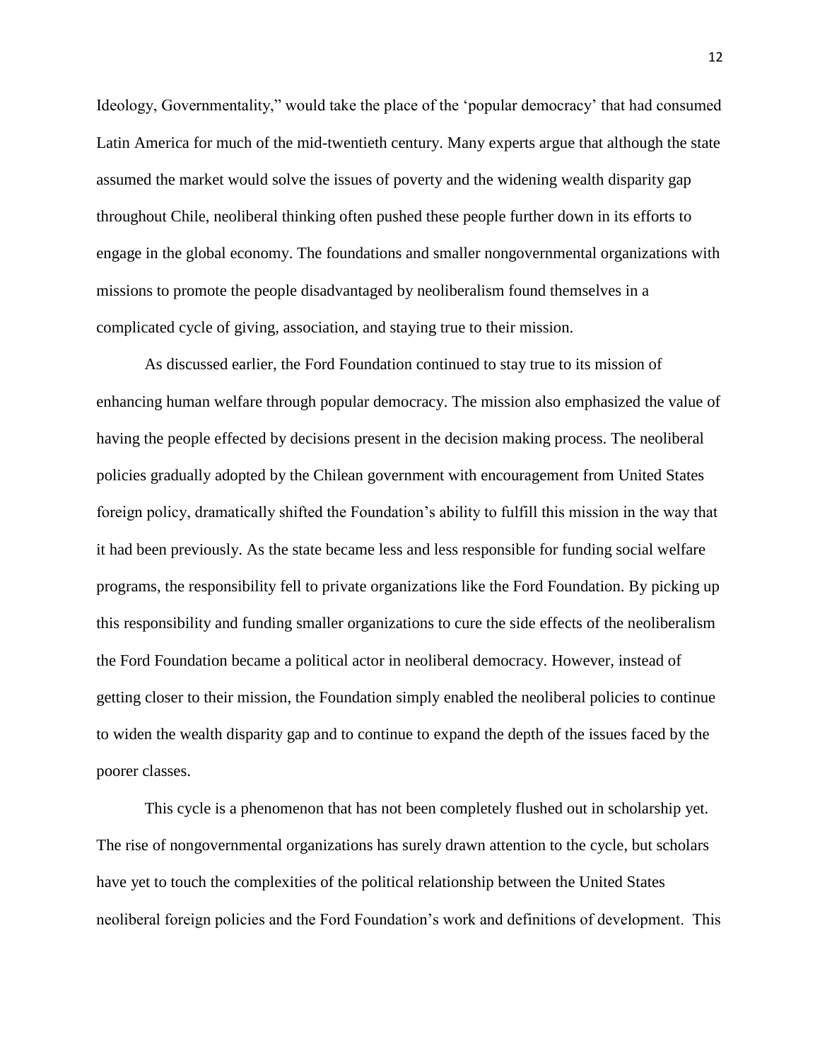Ideology, Governmentality," would take the place of the 'popular democracy' that had consumed Latin America for much of the mid-twentieth century. Many experts argue that although the state assumed the market would solve the issues of poverty and the widening wealth disparity gap throughout Chile, neoliberal thinking often pushed these people further down in its efforts to engage in the global economy. The foundations and smaller nongovernmental organizations with missions to promote the people disadvantaged by neoliberalism found themselves in a complicated cycle of giving, association, and staying true to their mission.

As discussed earlier, the Ford Foundation continued to stay true to its mission of enhancing human welfare through popular democracy. The mission also emphasized the value of having the people effected by decisions present in the decision making process. The neoliberal policies gradually adopted by the Chilean government with encouragement from United States foreign policy, dramatically shifted the Foundation's ability to fulfill this mission in the way that it had been previously. As the state became less and less responsible for funding social welfare programs, the responsibility fell to private organizations like the Ford Foundation. By picking up this responsibility and funding smaller organizations to cure the side effects of the neoliberalism the Ford Foundation became a political actor in neoliberal democracy. However, instead of getting closer to their mission, the Foundation simply enabled the neoliberal policies to continue to widen the wealth disparity gap and to continue to expand the depth of the issues faced by the poorer classes.

This cycle is a phenomenon that has not been completely flushed out in scholarship yet. The rise of nongovernmental organizations has surely drawn attention to the cycle, but scholars have yet to touch the complexities of the political relationship between the United States neoliberal foreign policies and the Ford Foundation's work and definitions of development. This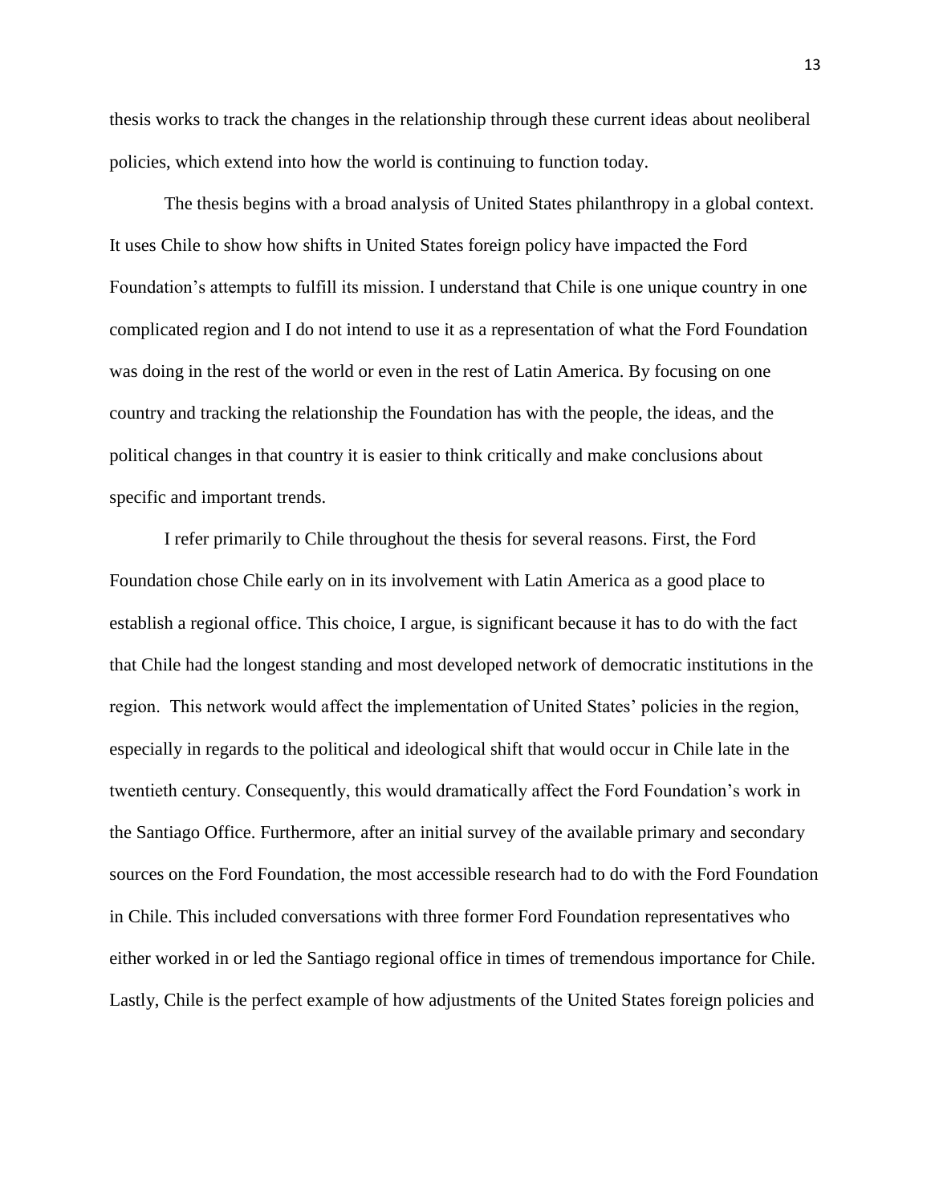thesis works to track the changes in the relationship through these current ideas about neoliberal policies, which extend into how the world is continuing to function today.

The thesis begins with a broad analysis of United States philanthropy in a global context. It uses Chile to show how shifts in United States foreign policy have impacted the Ford Foundation's attempts to fulfill its mission. I understand that Chile is one unique country in one complicated region and I do not intend to use it as a representation of what the Ford Foundation was doing in the rest of the world or even in the rest of Latin America. By focusing on one country and tracking the relationship the Foundation has with the people, the ideas, and the political changes in that country it is easier to think critically and make conclusions about specific and important trends.

I refer primarily to Chile throughout the thesis for several reasons. First, the Ford Foundation chose Chile early on in its involvement with Latin America as a good place to establish a regional office. This choice, I argue, is significant because it has to do with the fact that Chile had the longest standing and most developed network of democratic institutions in the region. This network would affect the implementation of United States' policies in the region, especially in regards to the political and ideological shift that would occur in Chile late in the twentieth century. Consequently, this would dramatically affect the Ford Foundation's work in the Santiago Office. Furthermore, after an initial survey of the available primary and secondary sources on the Ford Foundation, the most accessible research had to do with the Ford Foundation in Chile. This included conversations with three former Ford Foundation representatives who either worked in or led the Santiago regional office in times of tremendous importance for Chile. Lastly, Chile is the perfect example of how adjustments of the United States foreign policies and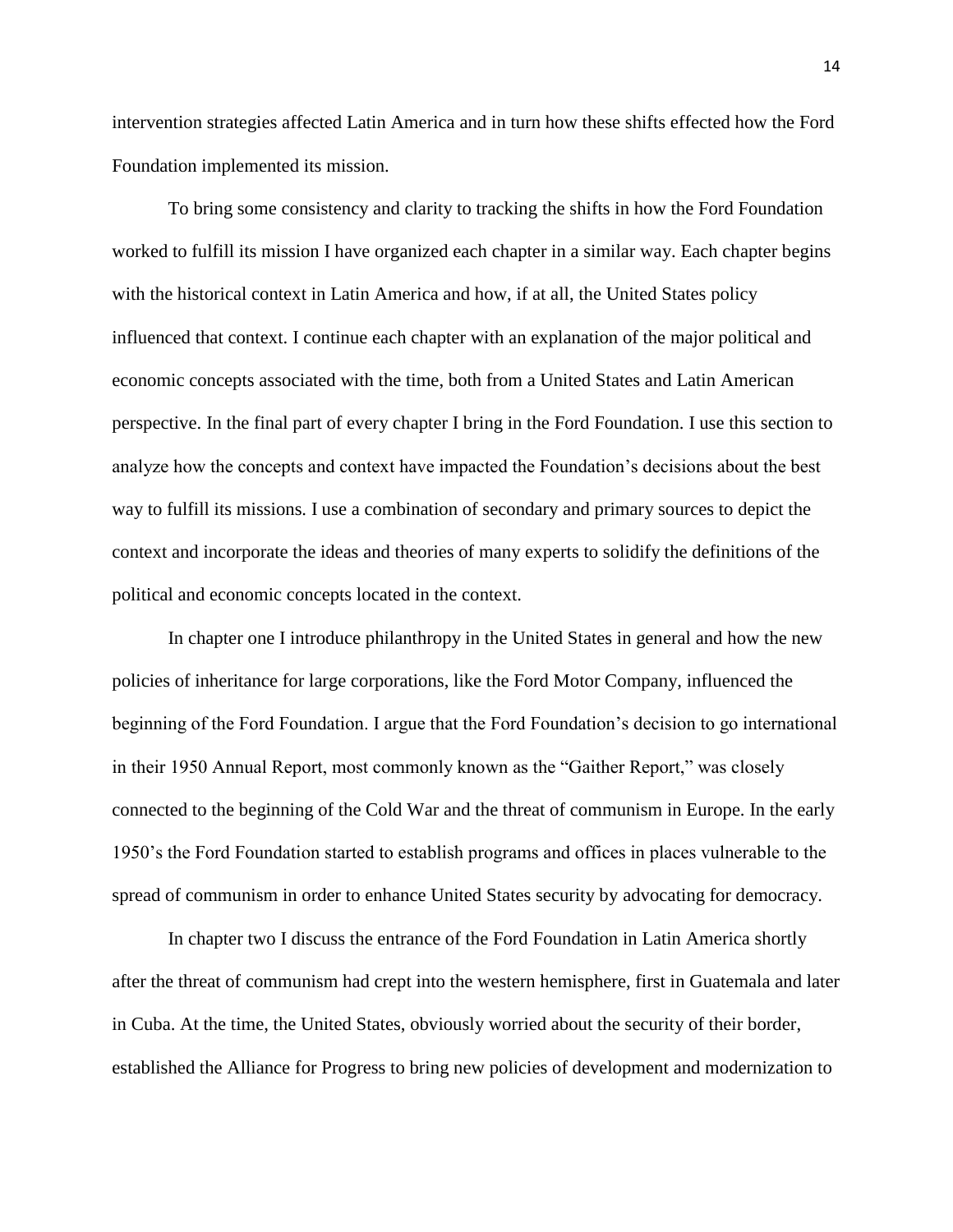intervention strategies affected Latin America and in turn how these shifts effected how the Ford Foundation implemented its mission.

To bring some consistency and clarity to tracking the shifts in how the Ford Foundation worked to fulfill its mission I have organized each chapter in a similar way. Each chapter begins with the historical context in Latin America and how, if at all, the United States policy influenced that context. I continue each chapter with an explanation of the major political and economic concepts associated with the time, both from a United States and Latin American perspective. In the final part of every chapter I bring in the Ford Foundation. I use this section to analyze how the concepts and context have impacted the Foundation's decisions about the best way to fulfill its missions. I use a combination of secondary and primary sources to depict the context and incorporate the ideas and theories of many experts to solidify the definitions of the political and economic concepts located in the context.

In chapter one I introduce philanthropy in the United States in general and how the new policies of inheritance for large corporations, like the Ford Motor Company, influenced the beginning of the Ford Foundation. I argue that the Ford Foundation's decision to go international in their 1950 Annual Report, most commonly known as the "Gaither Report," was closely connected to the beginning of the Cold War and the threat of communism in Europe. In the early 1950's the Ford Foundation started to establish programs and offices in places vulnerable to the spread of communism in order to enhance United States security by advocating for democracy.

In chapter two I discuss the entrance of the Ford Foundation in Latin America shortly after the threat of communism had crept into the western hemisphere, first in Guatemala and later in Cuba. At the time, the United States, obviously worried about the security of their border, established the Alliance for Progress to bring new policies of development and modernization to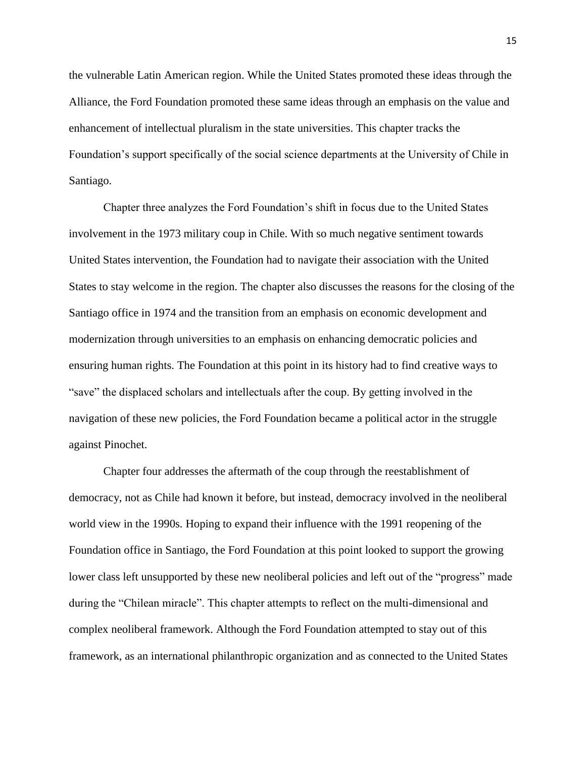the vulnerable Latin American region. While the United States promoted these ideas through the Alliance, the Ford Foundation promoted these same ideas through an emphasis on the value and enhancement of intellectual pluralism in the state universities. This chapter tracks the Foundation's support specifically of the social science departments at the University of Chile in Santiago.

Chapter three analyzes the Ford Foundation's shift in focus due to the United States involvement in the 1973 military coup in Chile. With so much negative sentiment towards United States intervention, the Foundation had to navigate their association with the United States to stay welcome in the region. The chapter also discusses the reasons for the closing of the Santiago office in 1974 and the transition from an emphasis on economic development and modernization through universities to an emphasis on enhancing democratic policies and ensuring human rights. The Foundation at this point in its history had to find creative ways to "save" the displaced scholars and intellectuals after the coup. By getting involved in the navigation of these new policies, the Ford Foundation became a political actor in the struggle against Pinochet.

Chapter four addresses the aftermath of the coup through the reestablishment of democracy, not as Chile had known it before, but instead, democracy involved in the neoliberal world view in the 1990s. Hoping to expand their influence with the 1991 reopening of the Foundation office in Santiago, the Ford Foundation at this point looked to support the growing lower class left unsupported by these new neoliberal policies and left out of the "progress" made during the "Chilean miracle". This chapter attempts to reflect on the multi-dimensional and complex neoliberal framework. Although the Ford Foundation attempted to stay out of this framework, as an international philanthropic organization and as connected to the United States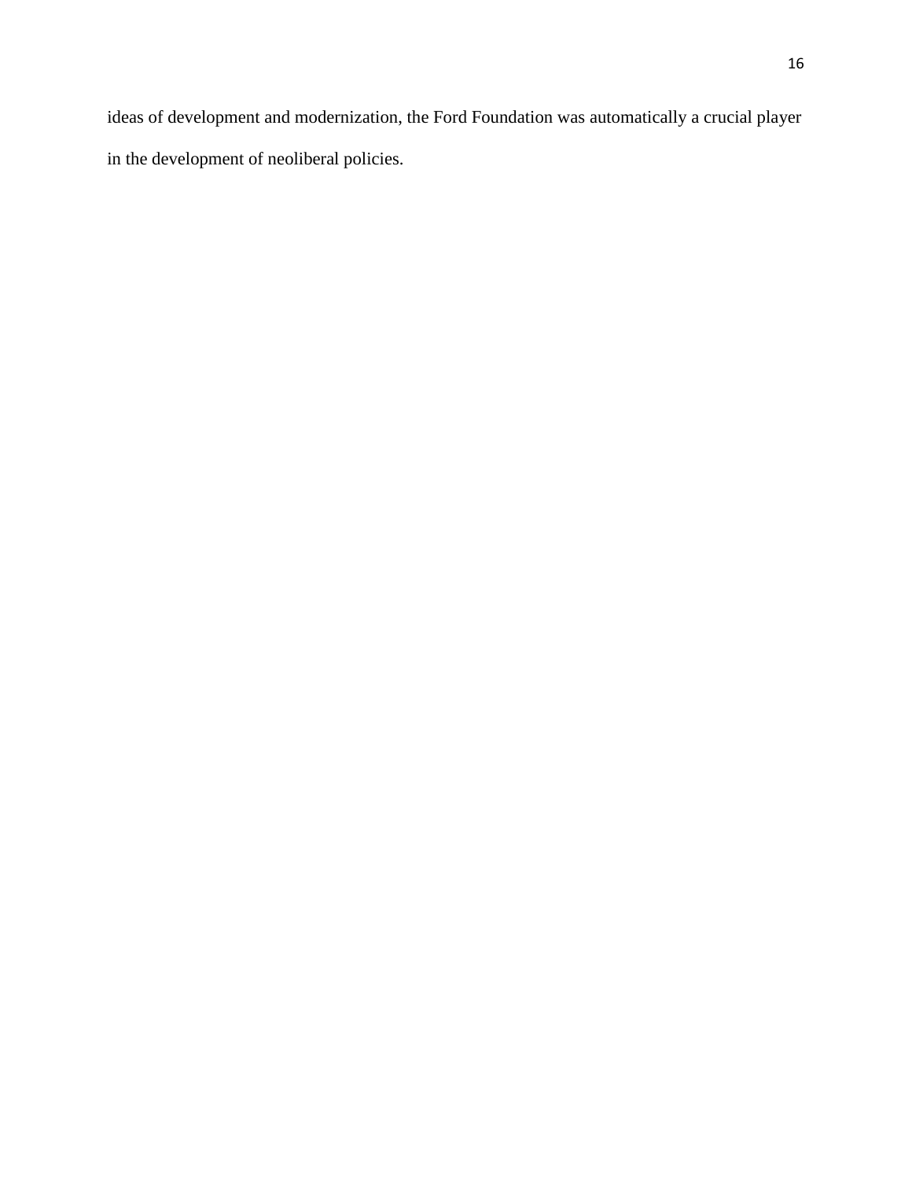ideas of development and modernization, the Ford Foundation was automatically a crucial player in the development of neoliberal policies.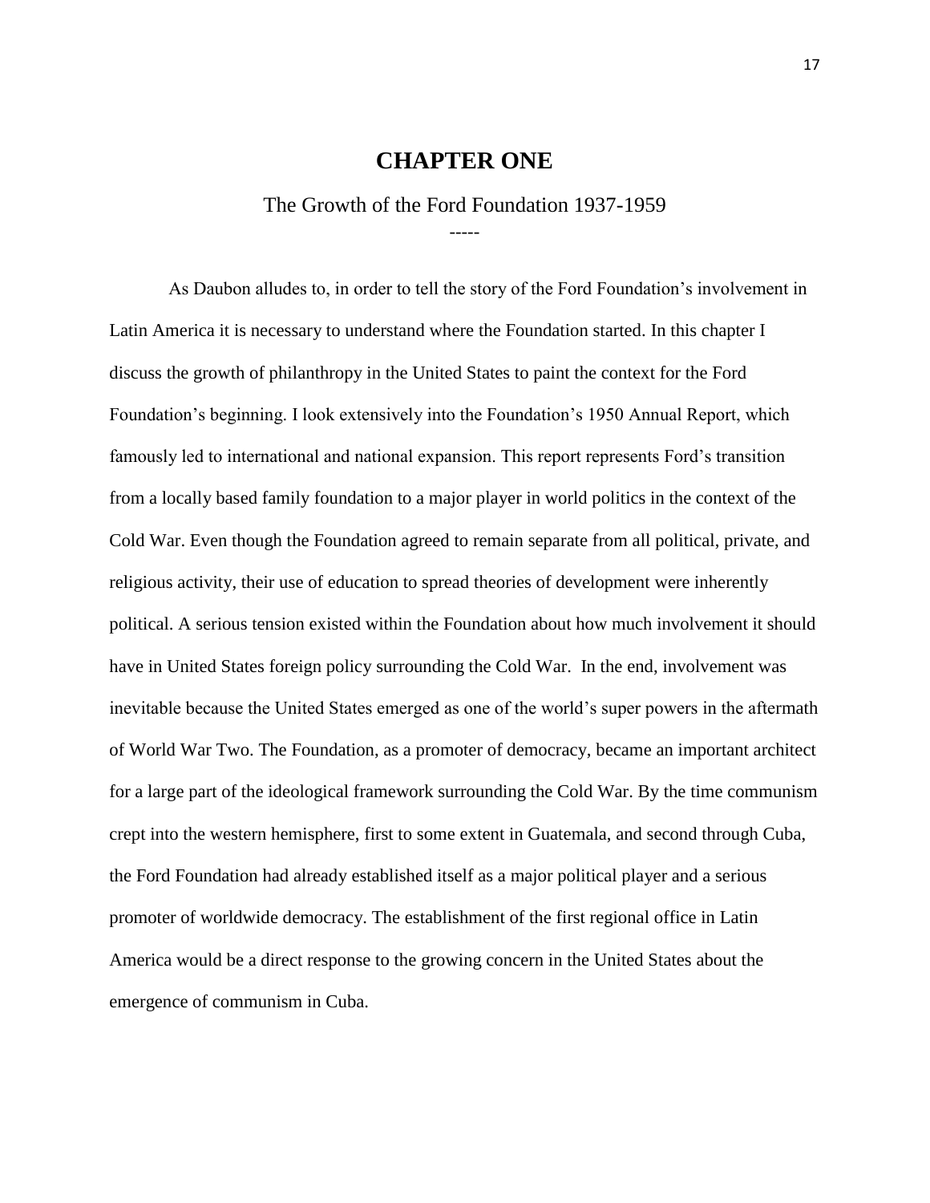# CHAPTER ONE

## The Growth of the Ford Foundation 1937-1959

-----

As Daubon alludes to, in order to tell the story of the Ford Foundation's involvement in Latin America it is necessary to understand where the Foundation started. In this chapter I discuss the growth of philanthropy in the United States to paint the context for the Ford Foundation's beginning. I look extensively into the Foundation's 1950 Annual Report, which famously led to international and national expansion. This report represents Ford's transition from a locally based family foundation to a major player in world politics in the context of the Cold War. Even though the Foundation agreed to remain separate from all political, private, and religious activity, their use of education to spread theories of development were inherently political. A serious tension existed within the Foundation about how much involvement it should have in United States foreign policy surrounding the Cold War. In the end, involvement was inevitable because the United States emerged as one of the world's super powers in the aftermath of World War Two. The Foundation, as a promoter of democracy, became an important architect for a large part of the ideological framework surrounding the Cold War. By the time communism crept into the western hemisphere, first to some extent in Guatemala, and second through Cuba, the Ford Foundation had already established itself as a major political player and a serious promoter of worldwide democracy. The establishment of the first regional office in Latin America would be a direct response to the growing concern in the United States about the emergence of communism in Cuba.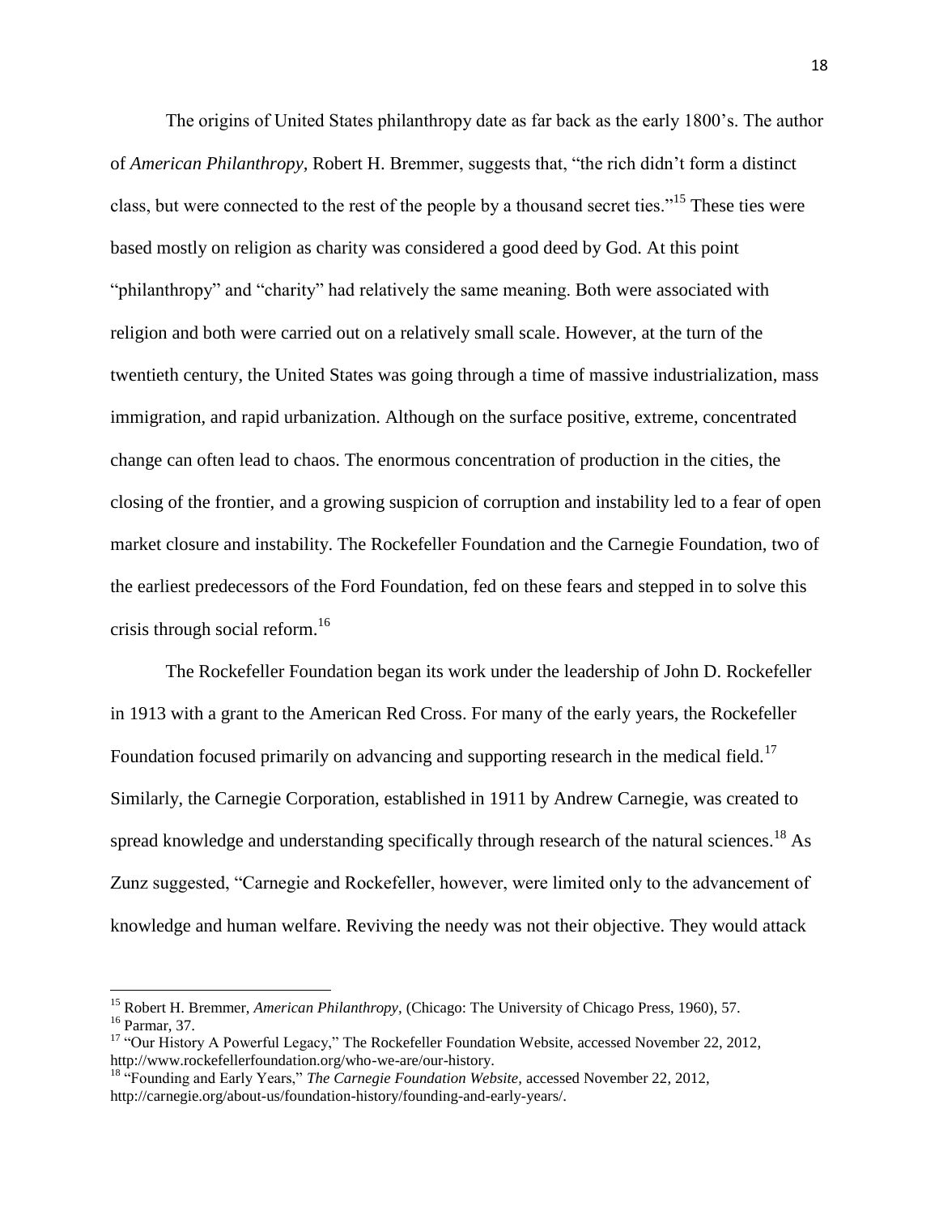The origins of United States philanthropy date as far back as the early 1800's. The author of *American Philanthropy*, Robert H. Bremmer, suggests that, "the rich didn't form a distinct class, but were connected to the rest of the people by a thousand secret ties."[15] These ties were based mostly on religion as charity was considered a good deed by God. At this point "philanthropy" and "charity" had relatively the same meaning. Both were associated with religion and both were carried out on a relatively small scale. However, at the turn of the twentieth century, the United States was going through a time of massive industrialization, mass immigration, and rapid urbanization. Although on the surface positive, extreme, concentrated change can often lead to chaos. The enormous concentration of production in the cities, the closing of the frontier, and a growing suspicion of corruption and instability led to a fear of open market closure and instability. The Rockefeller Foundation and the Carnegie Foundation, two of the earliest predecessors of the Ford Foundation, fed on these fears and stepped in to solve this crisis through social reform.[16]

The Rockefeller Foundation began its work under the leadership of John D. Rockefeller in 1913 with a grant to the American Red Cross. For many of the early years, the Rockefeller Foundation focused primarily on advancing and supporting research in the medical field.[17] Similarly, the Carnegie Corporation, established in 1911 by Andrew Carnegie, was created to spread knowledge and understanding specifically through research of the natural sciences.[18] As Zunz suggested, "Carnegie and Rockefeller, however, were limited only to the advancement of knowledge and human welfare. Reviving the needy was not their objective. They would attack

---

[15] Robert H. Bremmer, *American Philanthropy*, (Chicago: The University of Chicago Press, 1960), 57.

[16] Parmar, 37.

[17] "Our History A Powerful Legacy," The Rockefeller Foundation Website, accessed November 22, 2012, http://www.rockefellerfoundation.org/who-we-are/our-history.

[18] "Founding and Early Years," *The Carnegie Foundation Website*, accessed November 22, 2012, http://carnegie.org/about-us/foundation-history/founding-and-early-years/.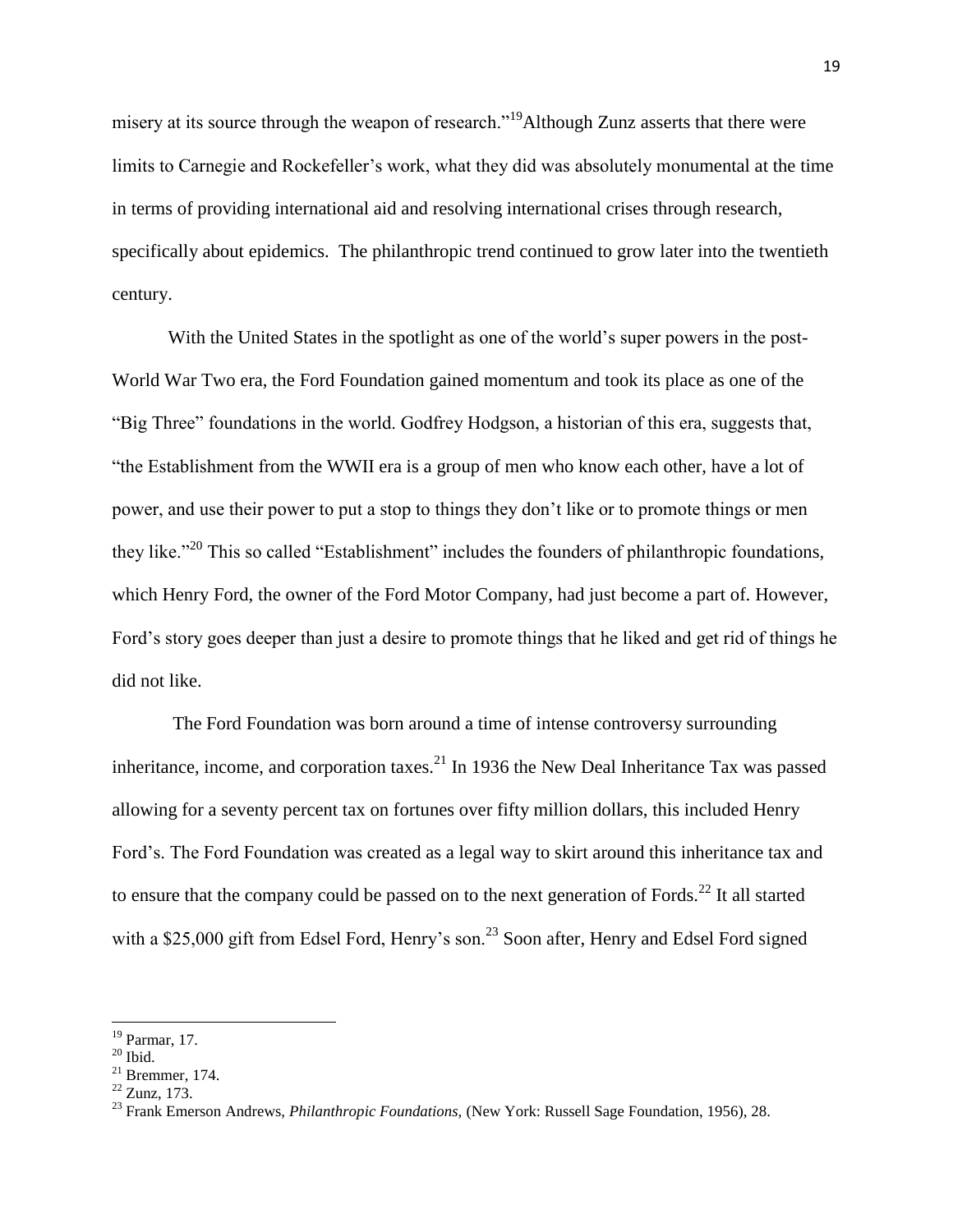misery at its source through the weapon of research."[19] Although Zunz asserts that there were limits to Carnegie and Rockefeller's work, what they did was absolutely monumental at the time in terms of providing international aid and resolving international crises through research, specifically about epidemics. The philanthropic trend continued to grow later into the twentieth century.

With the United States in the spotlight as one of the world's super powers in the post-World War Two era, the Ford Foundation gained momentum and took its place as one of the "Big Three" foundations in the world. Godfrey Hodgson, a historian of this era, suggests that, "the Establishment from the WWII era is a group of men who know each other, have a lot of power, and use their power to put a stop to things they don't like or to promote things or men they like."[20] This so called "Establishment" includes the founders of philanthropic foundations, which Henry Ford, the owner of the Ford Motor Company, had just become a part of. However, Ford's story goes deeper than just a desire to promote things that he liked and get rid of things he did not like.

The Ford Foundation was born around a time of intense controversy surrounding inheritance, income, and corporation taxes.[21] In 1936 the New Deal Inheritance Tax was passed allowing for a seventy percent tax on fortunes over fifty million dollars, this included Henry Ford's. The Ford Foundation was created as a legal way to skirt around this inheritance tax and to ensure that the company could be passed on to the next generation of Fords.[22] It all started with a $25,000 gift from Edsel Ford, Henry's son.[23] Soon after, Henry and Edsel Ford signed

---

[19] Parmar, 17.
[20] Ibid.
[21] Bremmer, 174.
[22] Zunz, 173.
[23] Frank Emerson Andrews, *Philanthropic Foundations*, (New York: Russell Sage Foundation, 1956), 28.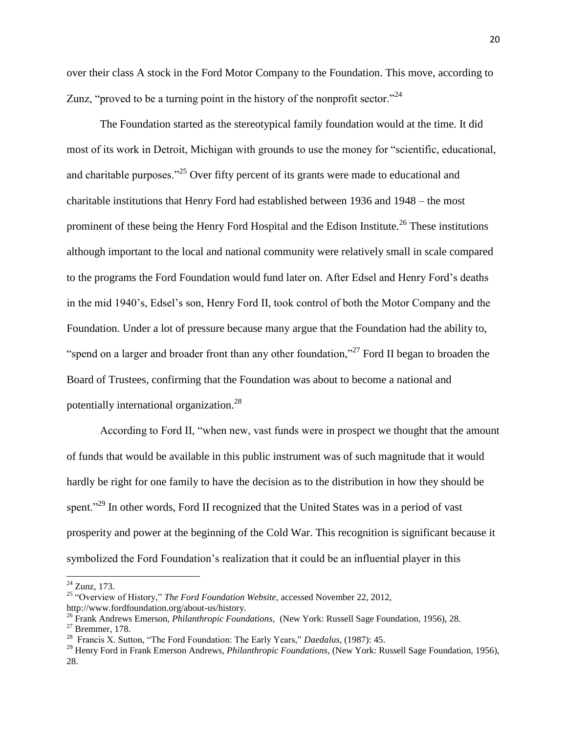over their class A stock in the Ford Motor Company to the Foundation. This move, according to Zunz, "proved to be a turning point in the history of the nonprofit sector."[24]

The Foundation started as the stereotypical family foundation would at the time. It did most of its work in Detroit, Michigan with grounds to use the money for "scientific, educational, and charitable purposes."[25] Over fifty percent of its grants were made to educational and charitable institutions that Henry Ford had established between 1936 and 1948 – the most prominent of these being the Henry Ford Hospital and the Edison Institute.[26] These institutions although important to the local and national community were relatively small in scale compared to the programs the Ford Foundation would fund later on. After Edsel and Henry Ford's deaths in the mid 1940's, Edsel's son, Henry Ford II, took control of both the Motor Company and the Foundation. Under a lot of pressure because many argue that the Foundation had the ability to, "spend on a larger and broader front than any other foundation,"[27] Ford II began to broaden the Board of Trustees, confirming that the Foundation was about to become a national and potentially international organization.[28]

According to Ford II, "when new, vast funds were in prospect we thought that the amount of funds that would be available in this public instrument was of such magnitude that it would hardly be right for one family to have the decision as to the distribution in how they should be spent."[29] In other words, Ford II recognized that the United States was in a period of vast prosperity and power at the beginning of the Cold War. This recognition is significant because it symbolized the Ford Foundation's realization that it could be an influential player in this

---

[24] Zunz, 173.

[25] "Overview of History," *The Ford Foundation Website,* accessed November 22, 2012, http://www.fordfoundation.org/about-us/history.

[26] Frank Andrews Emerson, *Philanthropic Foundations,* (New York: Russell Sage Foundation, 1956), 28.

[27] Bremmer, 178.

[28] Francis X. Sutton, "The Ford Foundation: The Early Years," *Daedalus,* (1987): 45.

[29] Henry Ford in Frank Emerson Andrews, *Philanthropic Foundations,* (New York: Russell Sage Foundation, 1956), 28.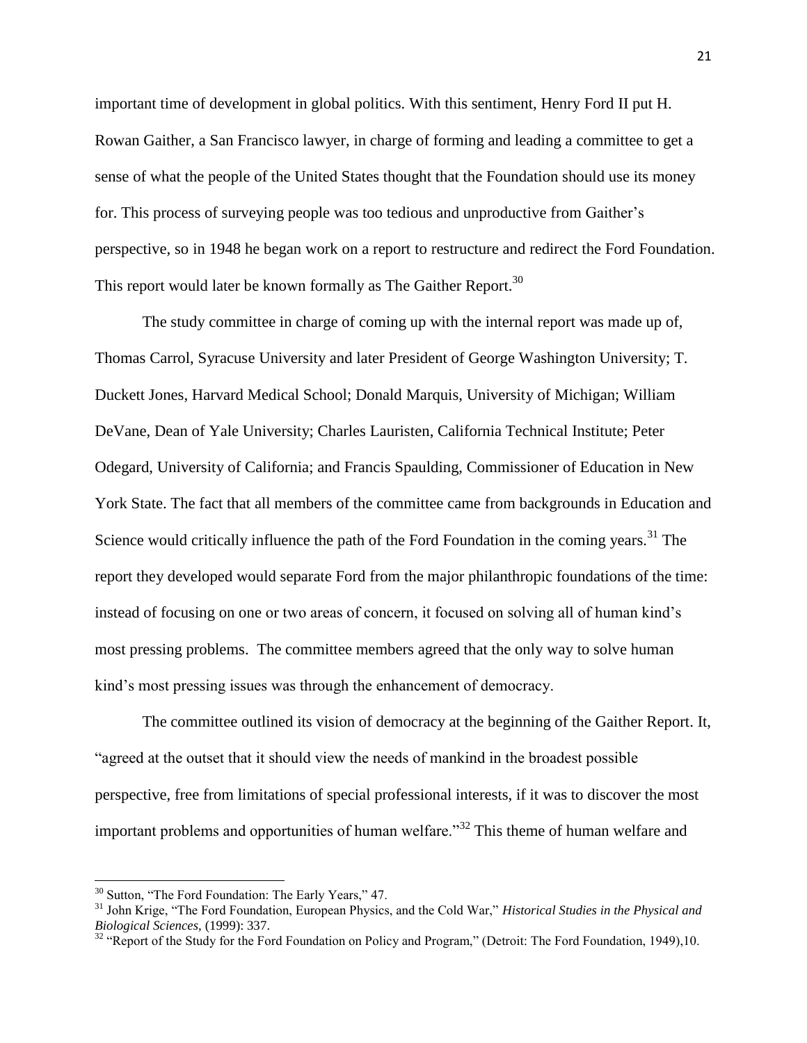important time of development in global politics. With this sentiment, Henry Ford II put H. Rowan Gaither, a San Francisco lawyer, in charge of forming and leading a committee to get a sense of what the people of the United States thought that the Foundation should use its money for. This process of surveying people was too tedious and unproductive from Gaither's perspective, so in 1948 he began work on a report to restructure and redirect the Ford Foundation. This report would later be known formally as The Gaither Report.[30]

The study committee in charge of coming up with the internal report was made up of, Thomas Carrol, Syracuse University and later President of George Washington University; T. Duckett Jones, Harvard Medical School; Donald Marquis, University of Michigan; William DeVane, Dean of Yale University; Charles Lauristen, California Technical Institute; Peter Odegard, University of California; and Francis Spaulding, Commissioner of Education in New York State. The fact that all members of the committee came from backgrounds in Education and Science would critically influence the path of the Ford Foundation in the coming years.[31] The report they developed would separate Ford from the major philanthropic foundations of the time: instead of focusing on one or two areas of concern, it focused on solving all of human kind's most pressing problems. The committee members agreed that the only way to solve human kind's most pressing issues was through the enhancement of democracy.

The committee outlined its vision of democracy at the beginning of the Gaither Report. It, "agreed at the outset that it should view the needs of mankind in the broadest possible perspective, free from limitations of special professional interests, if it was to discover the most important problems and opportunities of human welfare."[32] This theme of human welfare and

---

[30] Sutton, "The Ford Foundation: The Early Years," 47.

[31] John Krige, "The Ford Foundation, European Physics, and the Cold War," *Historical Studies in the Physical and Biological Sciences,* (1999): 337.

[32] "Report of the Study for the Ford Foundation on Policy and Program," (Detroit: The Ford Foundation, 1949),10.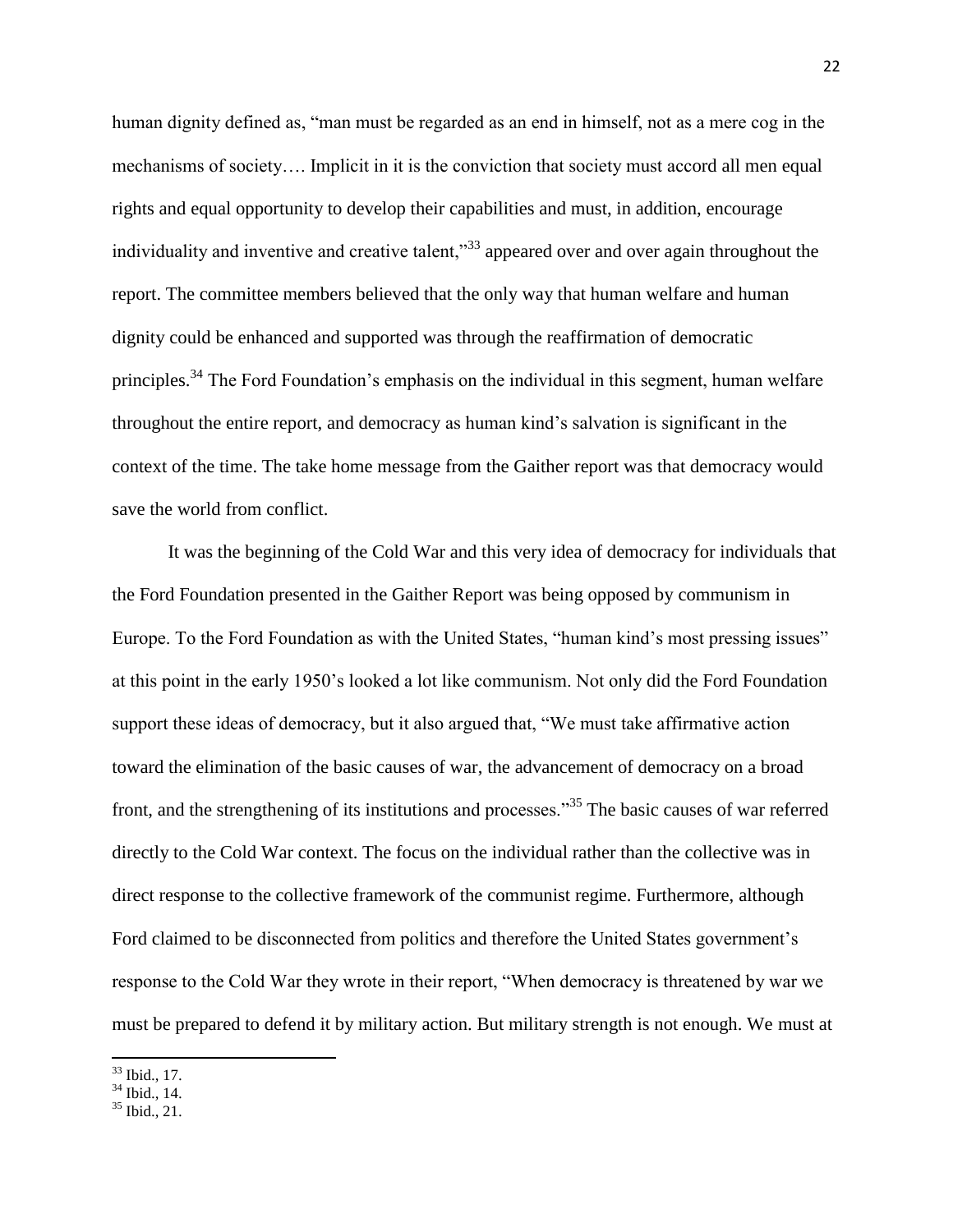human dignity defined as, "man must be regarded as an end in himself, not as a mere cog in the mechanisms of society…. Implicit in it is the conviction that society must accord all men equal rights and equal opportunity to develop their capabilities and must, in addition, encourage individuality and inventive and creative talent,"[33] appeared over and over again throughout the report. The committee members believed that the only way that human welfare and human dignity could be enhanced and supported was through the reaffirmation of democratic principles.[34] The Ford Foundation's emphasis on the individual in this segment, human welfare throughout the entire report, and democracy as human kind's salvation is significant in the context of the time. The take home message from the Gaither report was that democracy would save the world from conflict.

It was the beginning of the Cold War and this very idea of democracy for individuals that the Ford Foundation presented in the Gaither Report was being opposed by communism in Europe. To the Ford Foundation as with the United States, "human kind's most pressing issues" at this point in the early 1950's looked a lot like communism. Not only did the Ford Foundation support these ideas of democracy, but it also argued that, "We must take affirmative action toward the elimination of the basic causes of war, the advancement of democracy on a broad front, and the strengthening of its institutions and processes."[35] The basic causes of war referred directly to the Cold War context. The focus on the individual rather than the collective was in direct response to the collective framework of the communist regime. Furthermore, although Ford claimed to be disconnected from politics and therefore the United States government's response to the Cold War they wrote in their report, "When democracy is threatened by war we must be prepared to defend it by military action. But military strength is not enough. We must at

---

[33] Ibid., 17.

[34] Ibid., 14.

[35] Ibid., 21.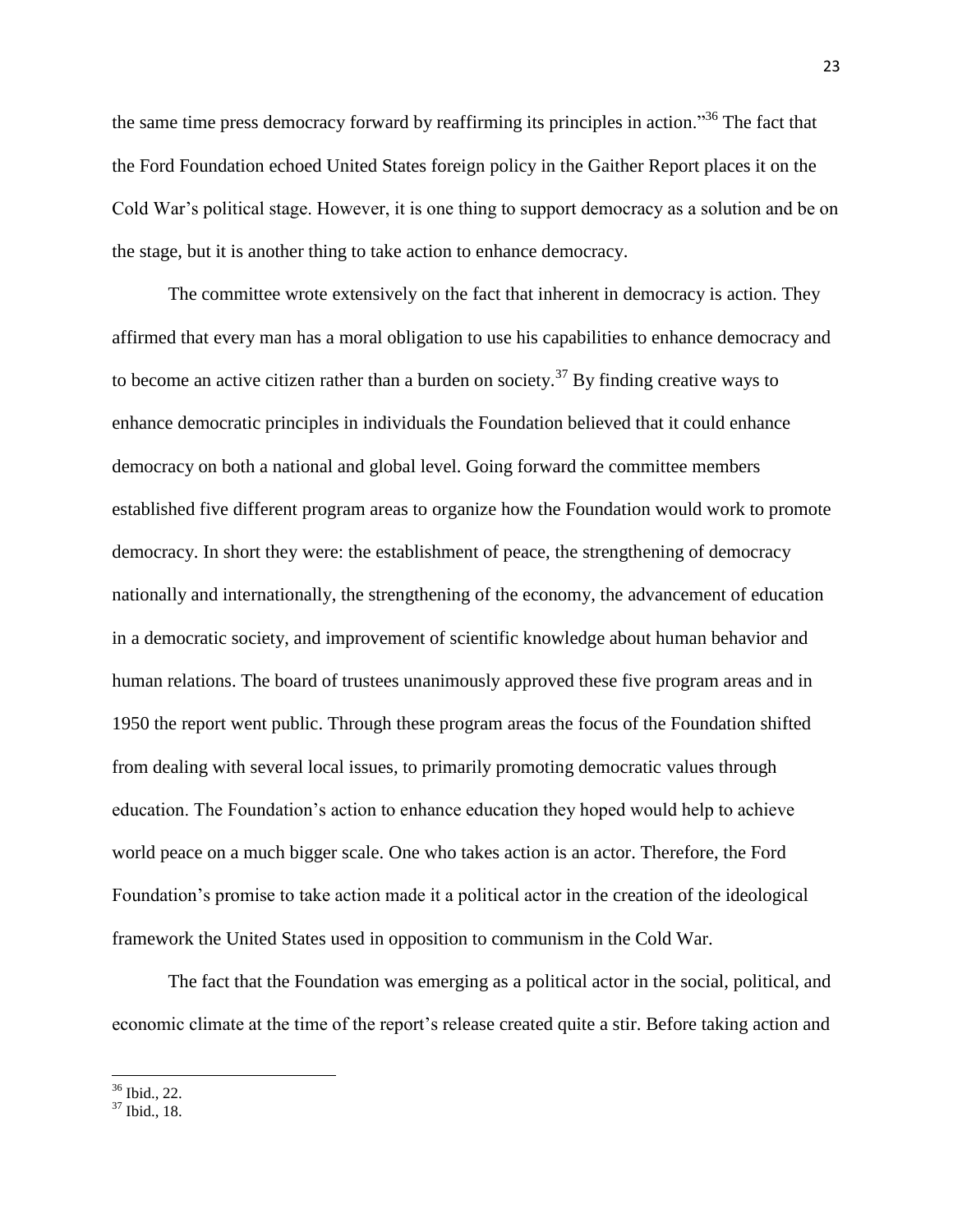the same time press democracy forward by reaffirming its principles in action."[36] The fact that the Ford Foundation echoed United States foreign policy in the Gaither Report places it on the Cold War's political stage. However, it is one thing to support democracy as a solution and be on the stage, but it is another thing to take action to enhance democracy.

The committee wrote extensively on the fact that inherent in democracy is action. They affirmed that every man has a moral obligation to use his capabilities to enhance democracy and to become an active citizen rather than a burden on society.[37] By finding creative ways to enhance democratic principles in individuals the Foundation believed that it could enhance democracy on both a national and global level. Going forward the committee members established five different program areas to organize how the Foundation would work to promote democracy. In short they were: the establishment of peace, the strengthening of democracy nationally and internationally, the strengthening of the economy, the advancement of education in a democratic society, and improvement of scientific knowledge about human behavior and human relations. The board of trustees unanimously approved these five program areas and in 1950 the report went public. Through these program areas the focus of the Foundation shifted from dealing with several local issues, to primarily promoting democratic values through education. The Foundation's action to enhance education they hoped would help to achieve world peace on a much bigger scale. One who takes action is an actor. Therefore, the Ford Foundation's promise to take action made it a political actor in the creation of the ideological framework the United States used in opposition to communism in the Cold War.

The fact that the Foundation was emerging as a political actor in the social, political, and economic climate at the time of the report's release created quite a stir. Before taking action and

---

[36] Ibid., 22.

[37] Ibid., 18.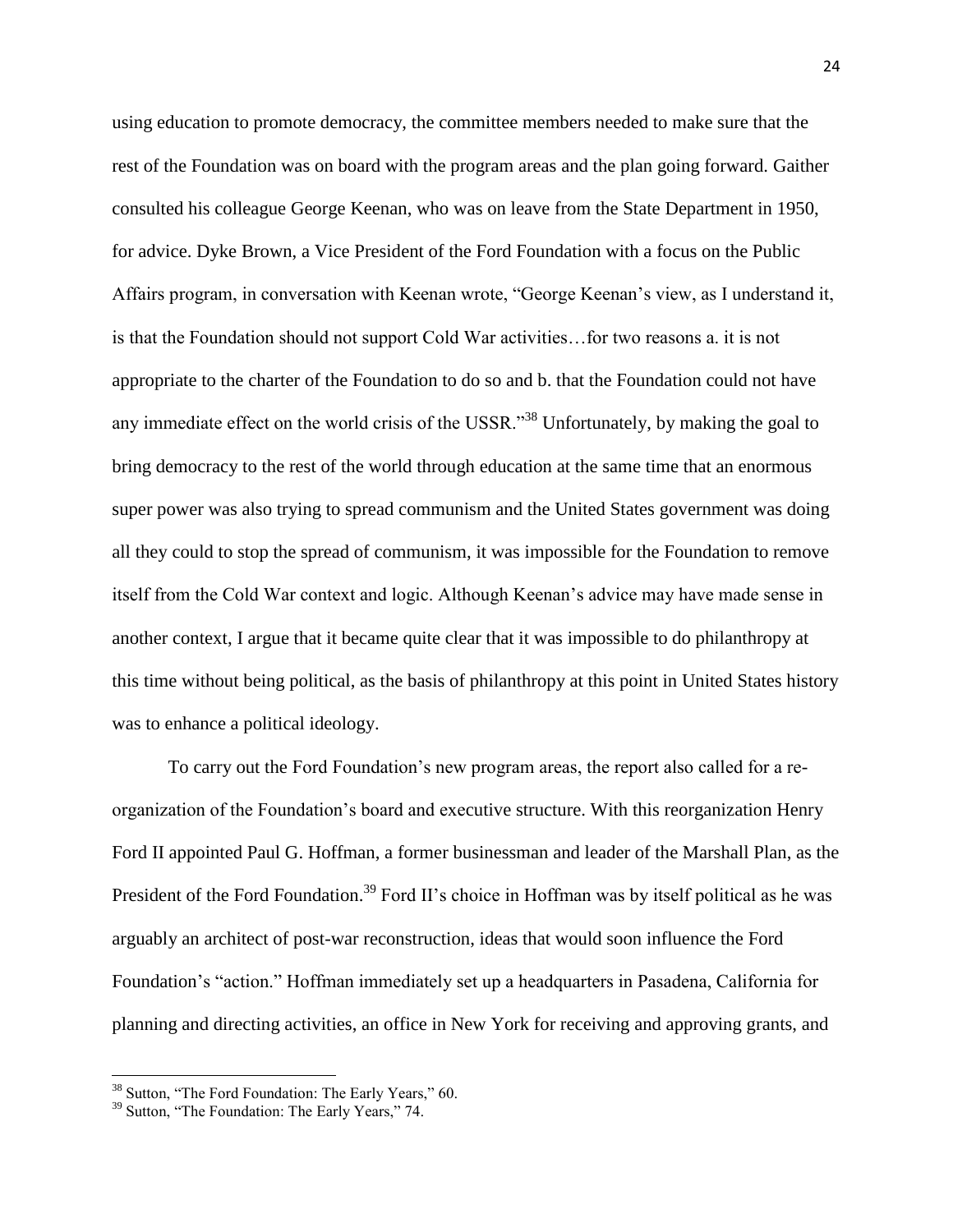using education to promote democracy, the committee members needed to make sure that the rest of the Foundation was on board with the program areas and the plan going forward. Gaither consulted his colleague George Keenan, who was on leave from the State Department in 1950, for advice. Dyke Brown, a Vice President of the Ford Foundation with a focus on the Public Affairs program, in conversation with Keenan wrote, "George Keenan's view, as I understand it, is that the Foundation should not support Cold War activities…for two reasons a. it is not appropriate to the charter of the Foundation to do so and b. that the Foundation could not have any immediate effect on the world crisis of the USSR."[38] Unfortunately, by making the goal to bring democracy to the rest of the world through education at the same time that an enormous super power was also trying to spread communism and the United States government was doing all they could to stop the spread of communism, it was impossible for the Foundation to remove itself from the Cold War context and logic. Although Keenan's advice may have made sense in another context, I argue that it became quite clear that it was impossible to do philanthropy at this time without being political, as the basis of philanthropy at this point in United States history was to enhance a political ideology.

To carry out the Ford Foundation's new program areas, the report also called for a re-organization of the Foundation's board and executive structure. With this reorganization Henry Ford II appointed Paul G. Hoffman, a former businessman and leader of the Marshall Plan, as the President of the Ford Foundation.[39] Ford II's choice in Hoffman was by itself political as he was arguably an architect of post-war reconstruction, ideas that would soon influence the Ford Foundation's "action." Hoffman immediately set up a headquarters in Pasadena, California for planning and directing activities, an office in New York for receiving and approving grants, and

---

[38] Sutton, "The Ford Foundation: The Early Years," 60.

[39] Sutton, "The Foundation: The Early Years," 74.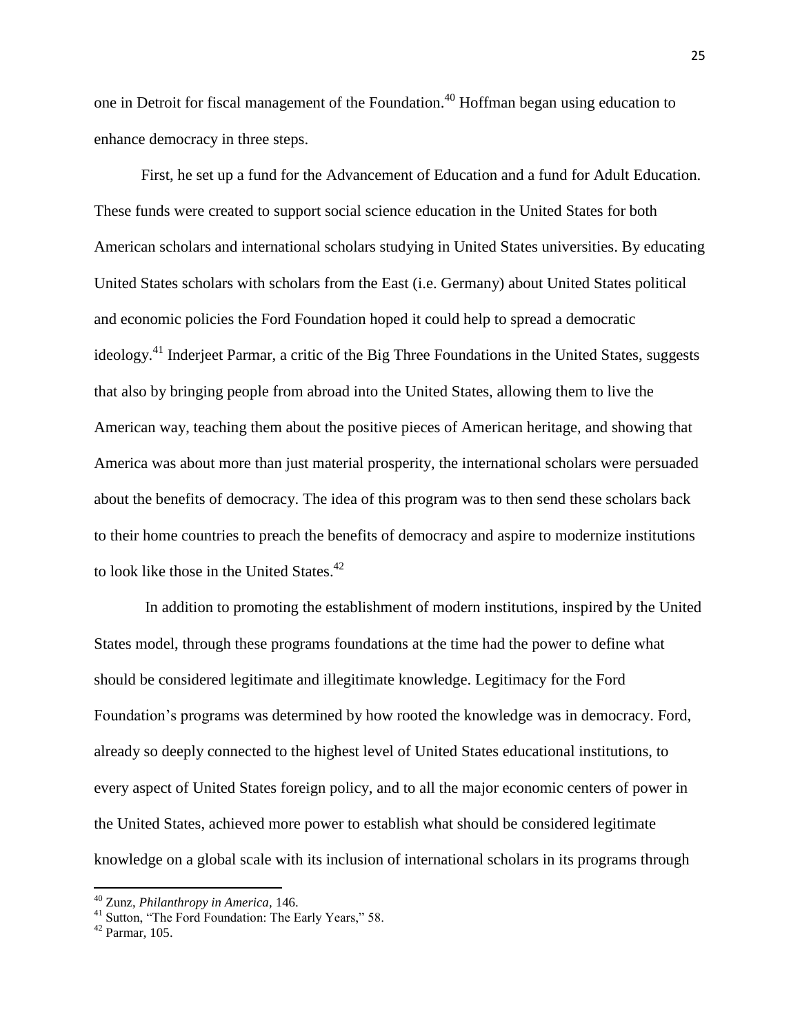one in Detroit for fiscal management of the Foundation.[40] Hoffman began using education to enhance democracy in three steps.

First, he set up a fund for the Advancement of Education and a fund for Adult Education. These funds were created to support social science education in the United States for both American scholars and international scholars studying in United States universities. By educating United States scholars with scholars from the East (i.e. Germany) about United States political and economic policies the Ford Foundation hoped it could help to spread a democratic ideology.[41] Inderjeet Parmar, a critic of the Big Three Foundations in the United States, suggests that also by bringing people from abroad into the United States, allowing them to live the American way, teaching them about the positive pieces of American heritage, and showing that America was about more than just material prosperity, the international scholars were persuaded about the benefits of democracy. The idea of this program was to then send these scholars back to their home countries to preach the benefits of democracy and aspire to modernize institutions to look like those in the United States.[42]

In addition to promoting the establishment of modern institutions, inspired by the United States model, through these programs foundations at the time had the power to define what should be considered legitimate and illegitimate knowledge. Legitimacy for the Ford Foundation's programs was determined by how rooted the knowledge was in democracy. Ford, already so deeply connected to the highest level of United States educational institutions, to every aspect of United States foreign policy, and to all the major economic centers of power in the United States, achieved more power to establish what should be considered legitimate knowledge on a global scale with its inclusion of international scholars in its programs through

---

[40] Zunz, *Philanthropy in America*, 146.

[41] Sutton, "The Ford Foundation: The Early Years," 58.

[42] Parmar, 105.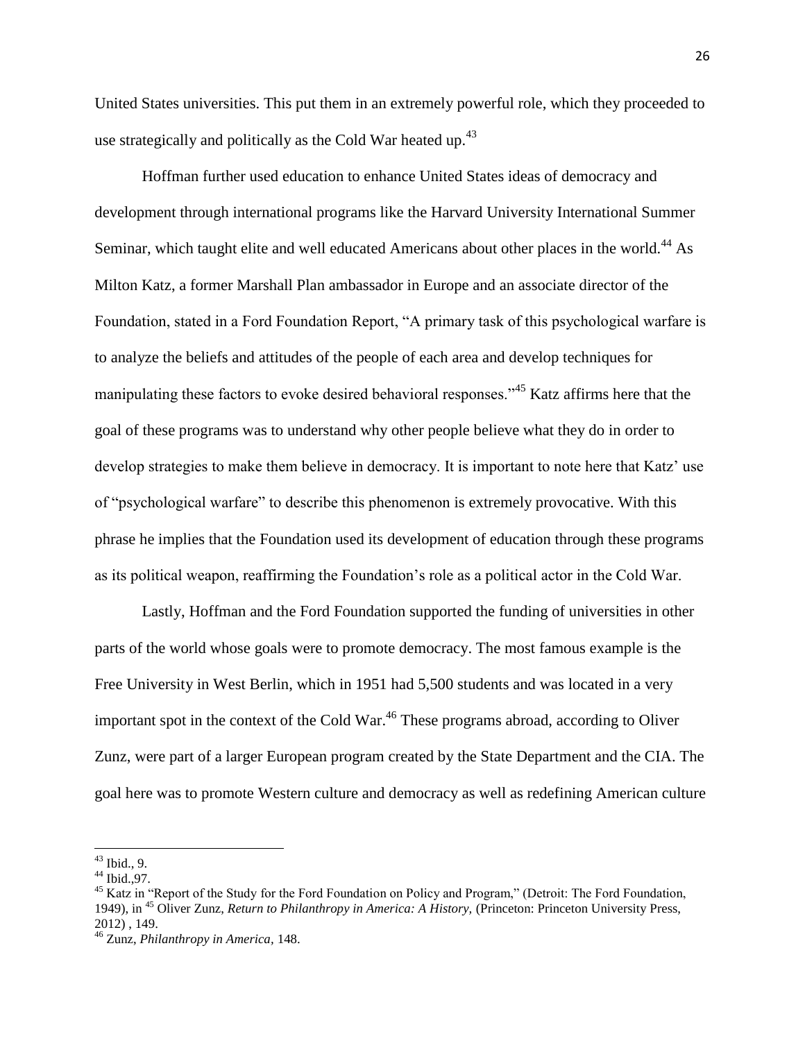United States universities. This put them in an extremely powerful role, which they proceeded to use strategically and politically as the Cold War heated up.[43]

Hoffman further used education to enhance United States ideas of democracy and development through international programs like the Harvard University International Summer Seminar, which taught elite and well educated Americans about other places in the world.[44] As Milton Katz, a former Marshall Plan ambassador in Europe and an associate director of the Foundation, stated in a Ford Foundation Report, "A primary task of this psychological warfare is to analyze the beliefs and attitudes of the people of each area and develop techniques for manipulating these factors to evoke desired behavioral responses."[45] Katz affirms here that the goal of these programs was to understand why other people believe what they do in order to develop strategies to make them believe in democracy. It is important to note here that Katz' use of "psychological warfare" to describe this phenomenon is extremely provocative. With this phrase he implies that the Foundation used its development of education through these programs as its political weapon, reaffirming the Foundation's role as a political actor in the Cold War.

Lastly, Hoffman and the Ford Foundation supported the funding of universities in other parts of the world whose goals were to promote democracy. The most famous example is the Free University in West Berlin, which in 1951 had 5,500 students and was located in a very important spot in the context of the Cold War.[46] These programs abroad, according to Oliver Zunz, were part of a larger European program created by the State Department and the CIA. The goal here was to promote Western culture and democracy as well as redefining American culture

---

[43] Ibid., 9.

[44] Ibid.,97.

[45] Katz in "Report of the Study for the Ford Foundation on Policy and Program," (Detroit: The Ford Foundation, 1949), in [45] Oliver Zunz, *Return to Philanthropy in America: A History,* (Princeton: Princeton University Press, 2012) , 149.

[46] Zunz, *Philanthropy in America,* 148.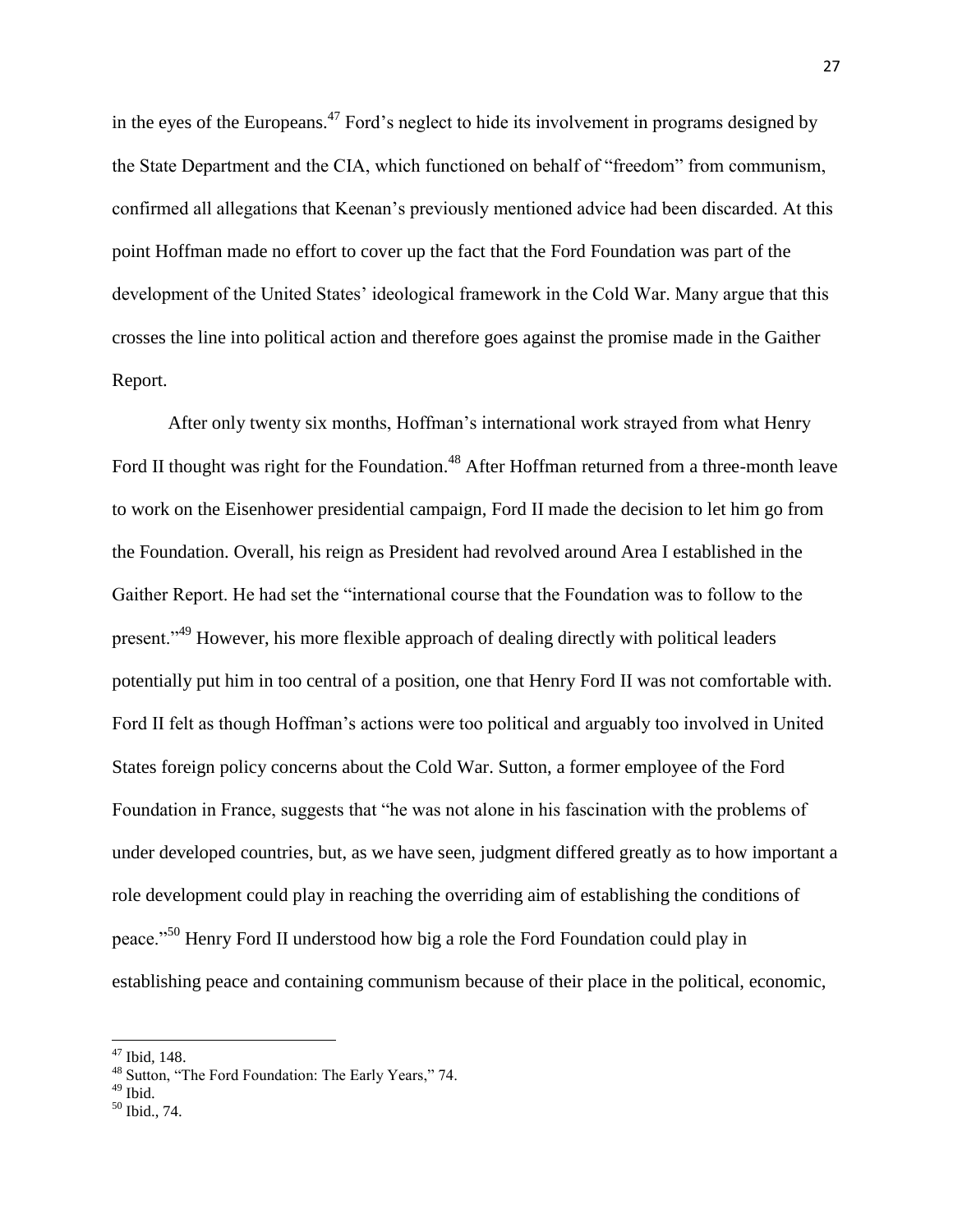in the eyes of the Europeans.[47] Ford's neglect to hide its involvement in programs designed by the State Department and the CIA, which functioned on behalf of "freedom" from communism, confirmed all allegations that Keenan's previously mentioned advice had been discarded. At this point Hoffman made no effort to cover up the fact that the Ford Foundation was part of the development of the United States' ideological framework in the Cold War. Many argue that this crosses the line into political action and therefore goes against the promise made in the Gaither Report.

After only twenty six months, Hoffman's international work strayed from what Henry Ford II thought was right for the Foundation.[48] After Hoffman returned from a three-month leave to work on the Eisenhower presidential campaign, Ford II made the decision to let him go from the Foundation. Overall, his reign as President had revolved around Area I established in the Gaither Report. He had set the "international course that the Foundation was to follow to the present."[49] However, his more flexible approach of dealing directly with political leaders potentially put him in too central of a position, one that Henry Ford II was not comfortable with. Ford II felt as though Hoffman's actions were too political and arguably too involved in United States foreign policy concerns about the Cold War. Sutton, a former employee of the Ford Foundation in France, suggests that "he was not alone in his fascination with the problems of under developed countries, but, as we have seen, judgment differed greatly as to how important a role development could play in reaching the overriding aim of establishing the conditions of peace."[50] Henry Ford II understood how big a role the Ford Foundation could play in establishing peace and containing communism because of their place in the political, economic,

---

[47] Ibid, 148.

[48] Sutton, "The Ford Foundation: The Early Years," 74.

[49] Ibid.

[50] Ibid., 74.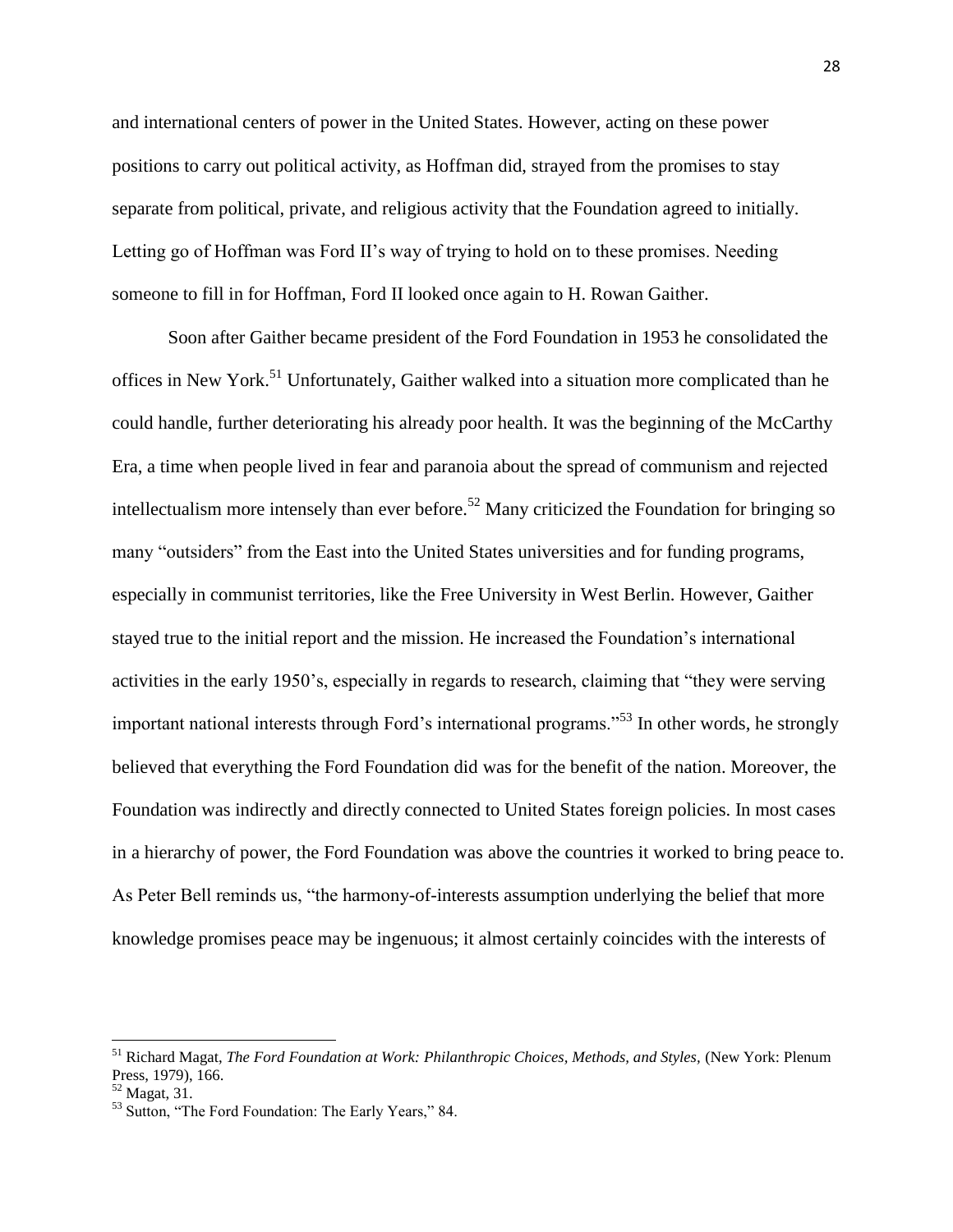and international centers of power in the United States. However, acting on these power positions to carry out political activity, as Hoffman did, strayed from the promises to stay separate from political, private, and religious activity that the Foundation agreed to initially. Letting go of Hoffman was Ford II's way of trying to hold on to these promises. Needing someone to fill in for Hoffman, Ford II looked once again to H. Rowan Gaither.

Soon after Gaither became president of the Ford Foundation in 1953 he consolidated the offices in New York.[51] Unfortunately, Gaither walked into a situation more complicated than he could handle, further deteriorating his already poor health. It was the beginning of the McCarthy Era, a time when people lived in fear and paranoia about the spread of communism and rejected intellectualism more intensely than ever before.[52] Many criticized the Foundation for bringing so many "outsiders" from the East into the United States universities and for funding programs, especially in communist territories, like the Free University in West Berlin. However, Gaither stayed true to the initial report and the mission. He increased the Foundation's international activities in the early 1950's, especially in regards to research, claiming that "they were serving important national interests through Ford's international programs."[53] In other words, he strongly believed that everything the Ford Foundation did was for the benefit of the nation. Moreover, the Foundation was indirectly and directly connected to United States foreign policies. In most cases in a hierarchy of power, the Ford Foundation was above the countries it worked to bring peace to. As Peter Bell reminds us, "the harmony-of-interests assumption underlying the belief that more knowledge promises peace may be ingenuous; it almost certainly coincides with the interests of

---

[51] Richard Magat, *The Ford Foundation at Work: Philanthropic Choices, Methods, and Styles,* (New York: Plenum Press, 1979), 166.

[52] Magat, 31.

[53] Sutton, "The Ford Foundation: The Early Years," 84.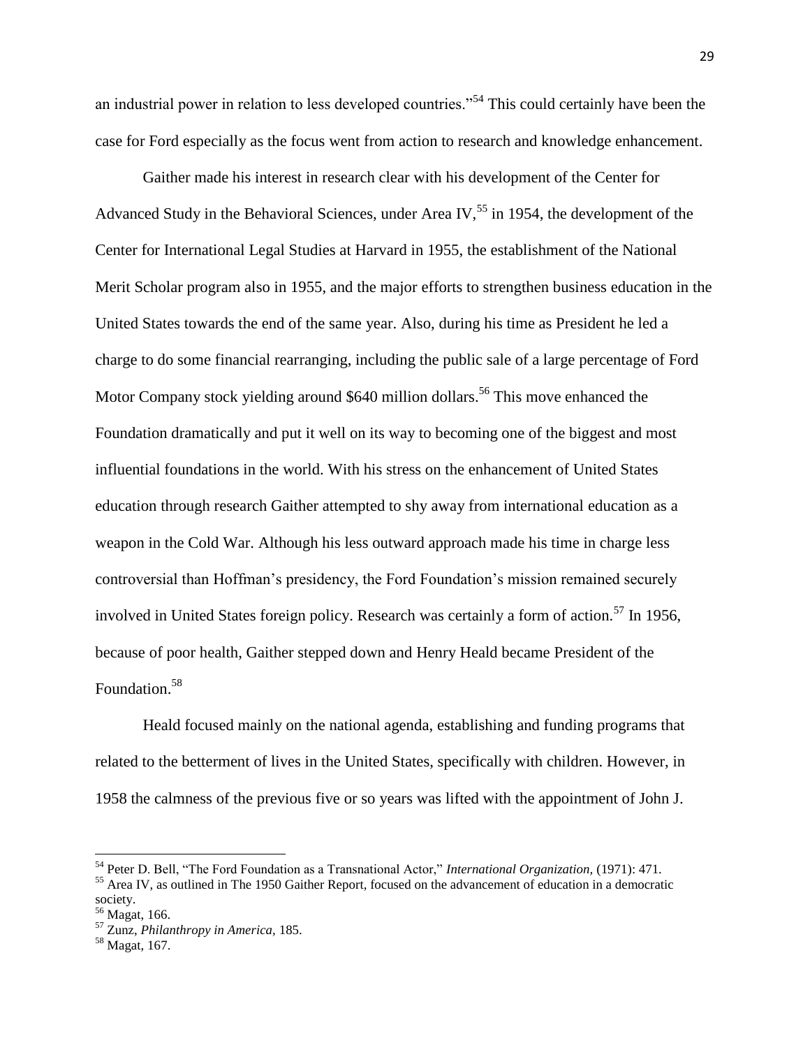an industrial power in relation to less developed countries."[54] This could certainly have been the case for Ford especially as the focus went from action to research and knowledge enhancement.

Gaither made his interest in research clear with his development of the Center for Advanced Study in the Behavioral Sciences, under Area IV,[55] in 1954, the development of the Center for International Legal Studies at Harvard in 1955, the establishment of the National Merit Scholar program also in 1955, and the major efforts to strengthen business education in the United States towards the end of the same year. Also, during his time as President he led a charge to do some financial rearranging, including the public sale of a large percentage of Ford Motor Company stock yielding around $640 million dollars.[56] This move enhanced the Foundation dramatically and put it well on its way to becoming one of the biggest and most influential foundations in the world. With his stress on the enhancement of United States education through research Gaither attempted to shy away from international education as a weapon in the Cold War. Although his less outward approach made his time in charge less controversial than Hoffman's presidency, the Ford Foundation's mission remained securely involved in United States foreign policy. Research was certainly a form of action.[57] In 1956, because of poor health, Gaither stepped down and Henry Heald became President of the Foundation.[58]

Heald focused mainly on the national agenda, establishing and funding programs that related to the betterment of lives in the United States, specifically with children. However, in 1958 the calmness of the previous five or so years was lifted with the appointment of John J.

---

[54] Peter D. Bell, "The Ford Foundation as a Transnational Actor," *International Organization,* (1971): 471.

[55] Area IV, as outlined in The 1950 Gaither Report, focused on the advancement of education in a democratic society.

[56] Magat, 166.

[57] Zunz, *Philanthropy in America*, 185.

[58] Magat, 167.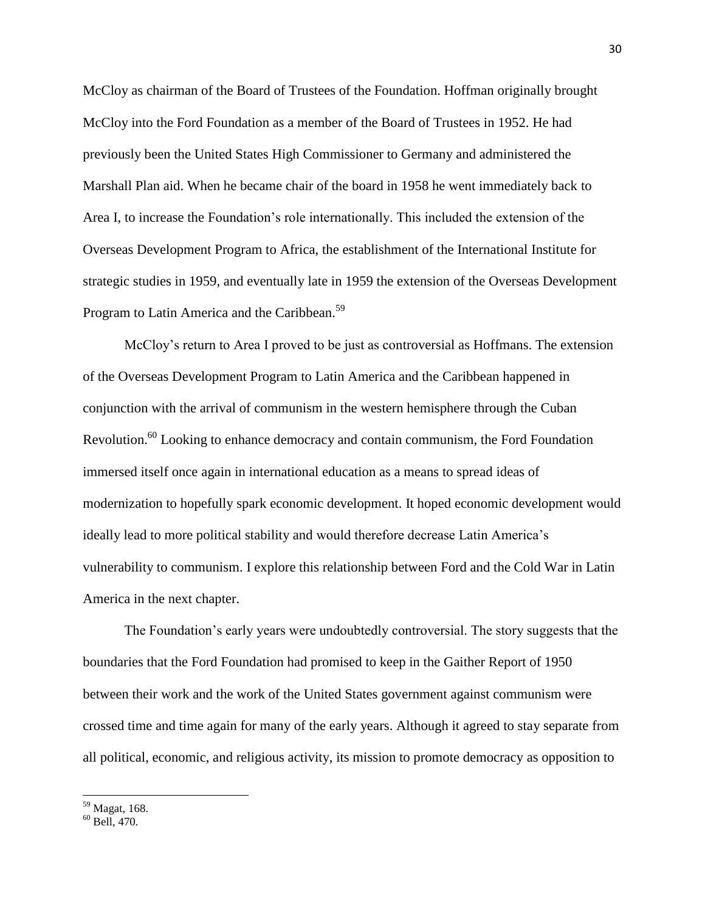McCloy as chairman of the Board of Trustees of the Foundation. Hoffman originally brought McCloy into the Ford Foundation as a member of the Board of Trustees in 1952. He had previously been the United States High Commissioner to Germany and administered the Marshall Plan aid. When he became chair of the board in 1958 he went immediately back to Area I, to increase the Foundation's role internationally. This included the extension of the Overseas Development Program to Africa, the establishment of the International Institute for strategic studies in 1959, and eventually late in 1959 the extension of the Overseas Development Program to Latin America and the Caribbean.[59]

McCloy's return to Area I proved to be just as controversial as Hoffmans. The extension of the Overseas Development Program to Latin America and the Caribbean happened in conjunction with the arrival of communism in the western hemisphere through the Cuban Revolution.[60] Looking to enhance democracy and contain communism, the Ford Foundation immersed itself once again in international education as a means to spread ideas of modernization to hopefully spark economic development. It hoped economic development would ideally lead to more political stability and would therefore decrease Latin America's vulnerability to communism. I explore this relationship between Ford and the Cold War in Latin America in the next chapter.

The Foundation's early years were undoubtedly controversial. The story suggests that the boundaries that the Ford Foundation had promised to keep in the Gaither Report of 1950 between their work and the work of the United States government against communism were crossed time and time again for many of the early years. Although it agreed to stay separate from all political, economic, and religious activity, its mission to promote democracy as opposition to

---

[59] Magat, 168.

[60] Bell, 470.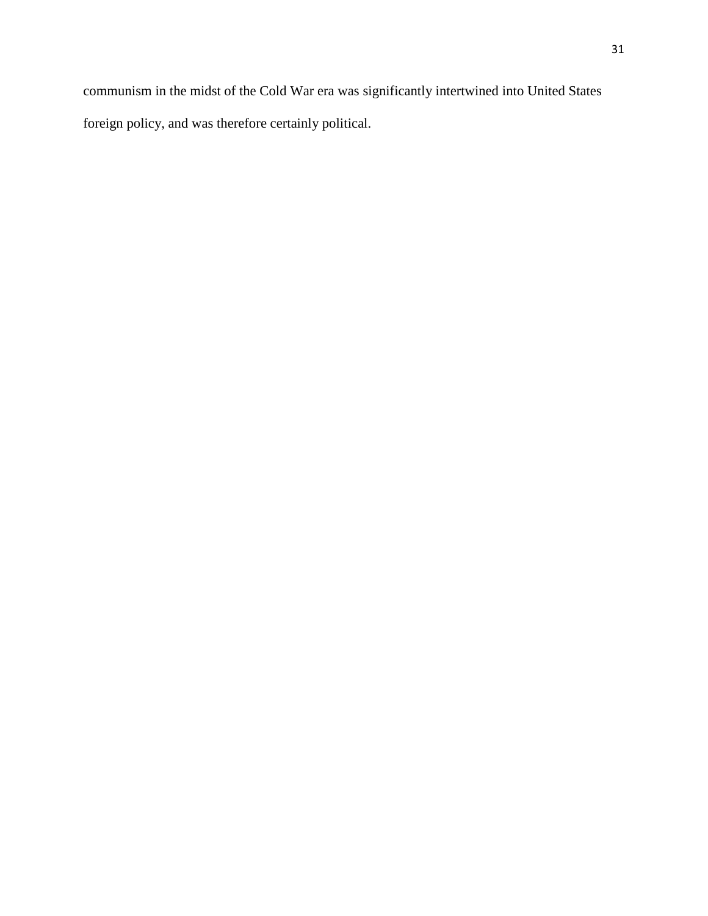communism in the midst of the Cold War era was significantly intertwined into United States foreign policy, and was therefore certainly political.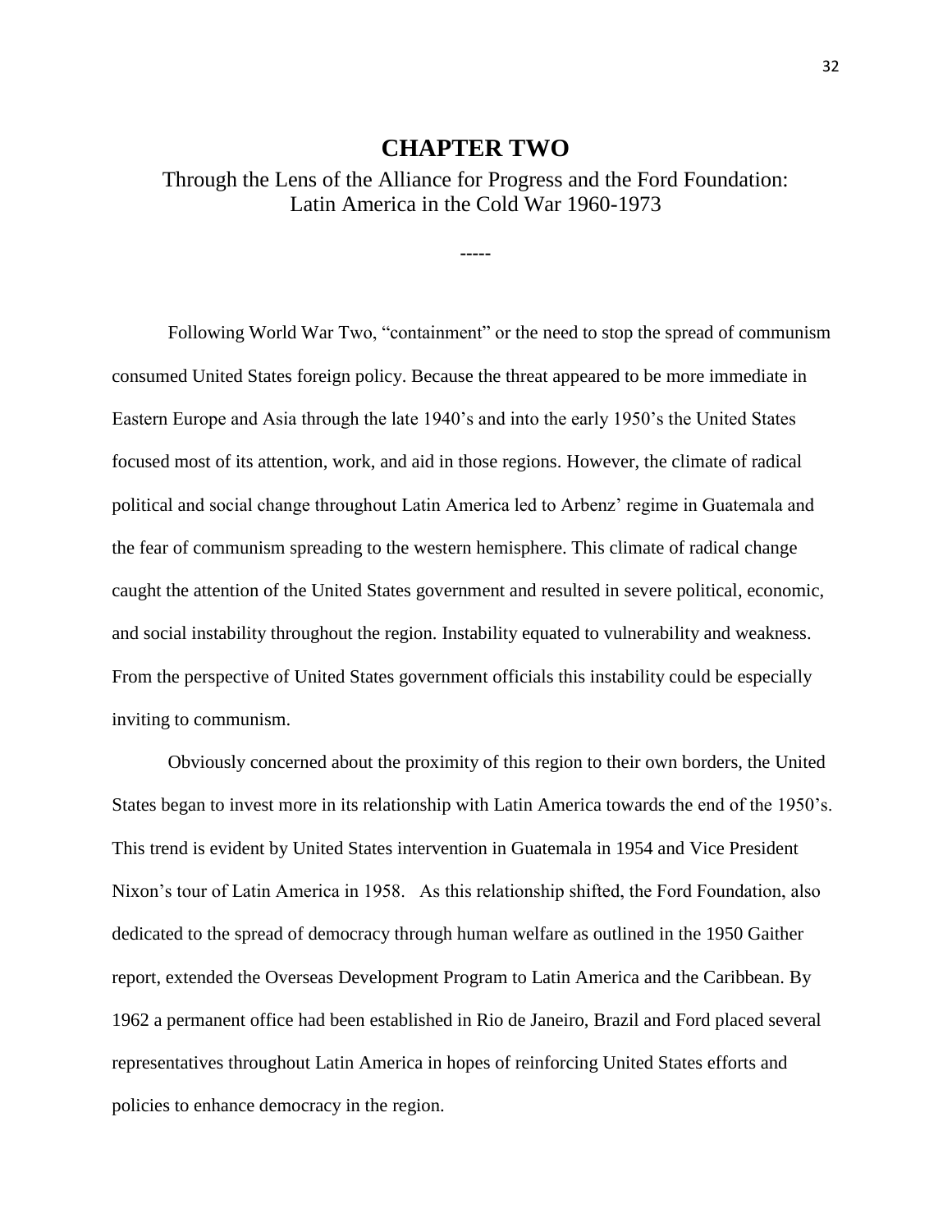# CHAPTER TWO

## Through the Lens of the Alliance for Progress and the Ford Foundation: Latin America in the Cold War 1960-1973

-----

Following World War Two, “containment” or the need to stop the spread of communism consumed United States foreign policy. Because the threat appeared to be more immediate in Eastern Europe and Asia through the late 1940’s and into the early 1950’s the United States focused most of its attention, work, and aid in those regions. However, the climate of radical political and social change throughout Latin America led to Arbenz’ regime in Guatemala and the fear of communism spreading to the western hemisphere. This climate of radical change caught the attention of the United States government and resulted in severe political, economic, and social instability throughout the region. Instability equated to vulnerability and weakness. From the perspective of United States government officials this instability could be especially inviting to communism.

Obviously concerned about the proximity of this region to their own borders, the United States began to invest more in its relationship with Latin America towards the end of the 1950’s. This trend is evident by United States intervention in Guatemala in 1954 and Vice President Nixon’s tour of Latin America in 1958. As this relationship shifted, the Ford Foundation, also dedicated to the spread of democracy through human welfare as outlined in the 1950 Gaither report, extended the Overseas Development Program to Latin America and the Caribbean. By 1962 a permanent office had been established in Rio de Janeiro, Brazil and Ford placed several representatives throughout Latin America in hopes of reinforcing United States efforts and policies to enhance democracy in the region.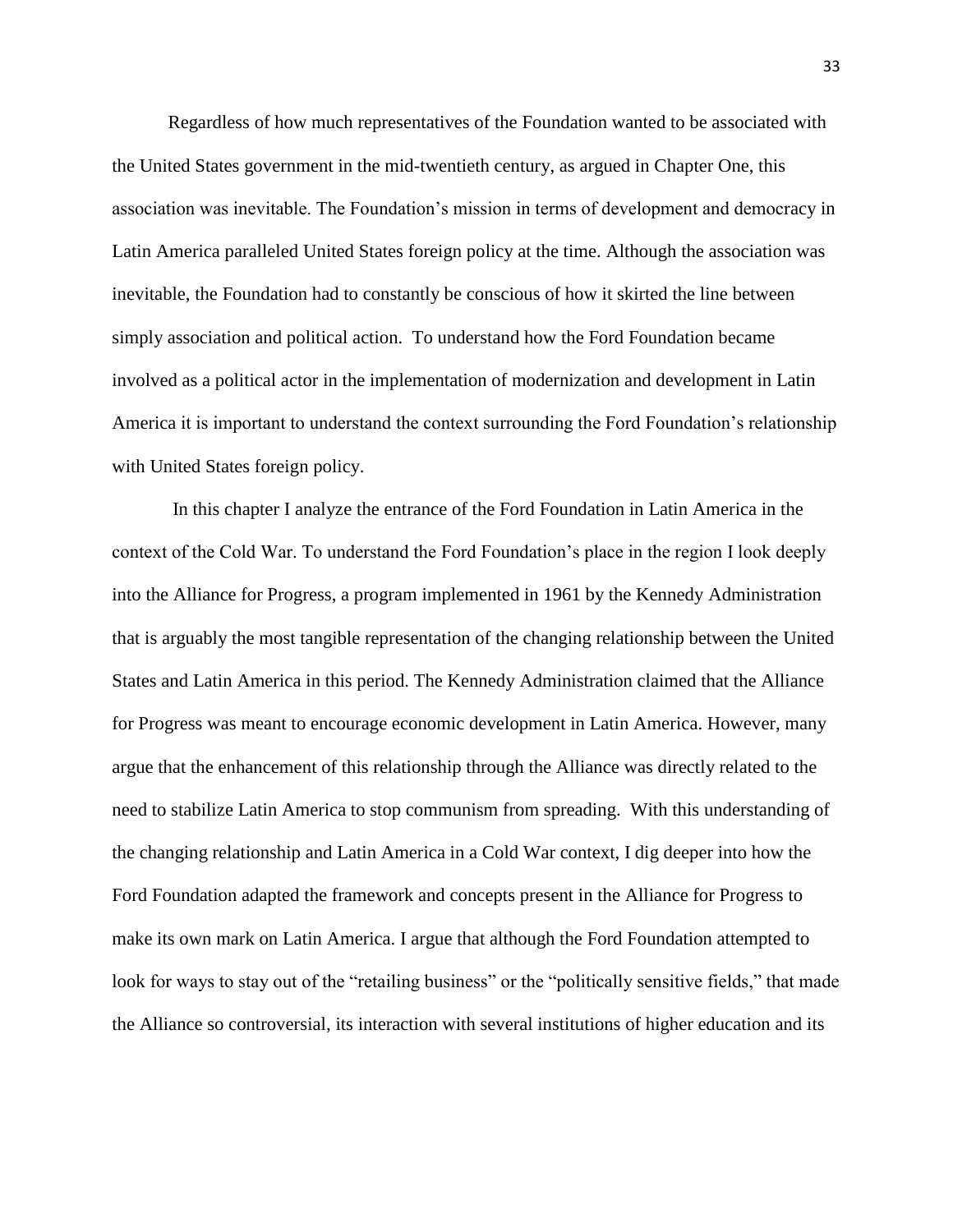Regardless of how much representatives of the Foundation wanted to be associated with the United States government in the mid-twentieth century, as argued in Chapter One, this association was inevitable. The Foundation's mission in terms of development and democracy in Latin America paralleled United States foreign policy at the time. Although the association was inevitable, the Foundation had to constantly be conscious of how it skirted the line between simply association and political action. To understand how the Ford Foundation became involved as a political actor in the implementation of modernization and development in Latin America it is important to understand the context surrounding the Ford Foundation's relationship with United States foreign policy.

In this chapter I analyze the entrance of the Ford Foundation in Latin America in the context of the Cold War. To understand the Ford Foundation's place in the region I look deeply into the Alliance for Progress, a program implemented in 1961 by the Kennedy Administration that is arguably the most tangible representation of the changing relationship between the United States and Latin America in this period. The Kennedy Administration claimed that the Alliance for Progress was meant to encourage economic development in Latin America. However, many argue that the enhancement of this relationship through the Alliance was directly related to the need to stabilize Latin America to stop communism from spreading. With this understanding of the changing relationship and Latin America in a Cold War context, I dig deeper into how the Ford Foundation adapted the framework and concepts present in the Alliance for Progress to make its own mark on Latin America. I argue that although the Ford Foundation attempted to look for ways to stay out of the "retailing business" or the "politically sensitive fields," that made the Alliance so controversial, its interaction with several institutions of higher education and its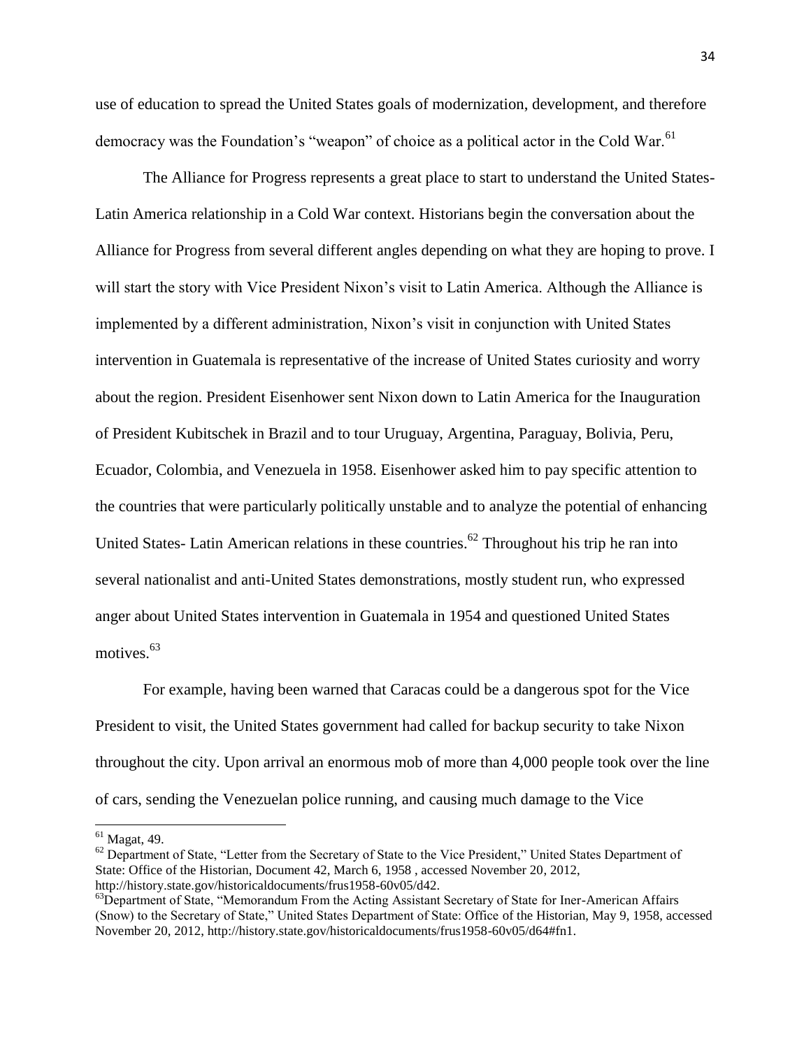use of education to spread the United States goals of modernization, development, and therefore democracy was the Foundation's "weapon" of choice as a political actor in the Cold War.[61]

The Alliance for Progress represents a great place to start to understand the United States-Latin America relationship in a Cold War context. Historians begin the conversation about the Alliance for Progress from several different angles depending on what they are hoping to prove. I will start the story with Vice President Nixon's visit to Latin America. Although the Alliance is implemented by a different administration, Nixon's visit in conjunction with United States intervention in Guatemala is representative of the increase of United States curiosity and worry about the region. President Eisenhower sent Nixon down to Latin America for the Inauguration of President Kubitschek in Brazil and to tour Uruguay, Argentina, Paraguay, Bolivia, Peru, Ecuador, Colombia, and Venezuela in 1958. Eisenhower asked him to pay specific attention to the countries that were particularly politically unstable and to analyze the potential of enhancing United States- Latin American relations in these countries.[62] Throughout his trip he ran into several nationalist and anti-United States demonstrations, mostly student run, who expressed anger about United States intervention in Guatemala in 1954 and questioned United States motives.[63]

For example, having been warned that Caracas could be a dangerous spot for the Vice President to visit, the United States government had called for backup security to take Nixon throughout the city. Upon arrival an enormous mob of more than 4,000 people took over the line of cars, sending the Venezuelan police running, and causing much damage to the Vice

---

[61] Magat, 49.

[62] Department of State, "Letter from the Secretary of State to the Vice President," United States Department of State: Office of the Historian, Document 42, March 6, 1958 , accessed November 20, 2012, http://history.state.gov/historicaldocuments/frus1958-60v05/d42.

[63] Department of State, "Memorandum From the Acting Assistant Secretary of State for Iner-American Affairs (Snow) to the Secretary of State," United States Department of State: Office of the Historian, May 9, 1958, accessed November 20, 2012, http://history.state.gov/historicaldocuments/frus1958-60v05/d64#fn1.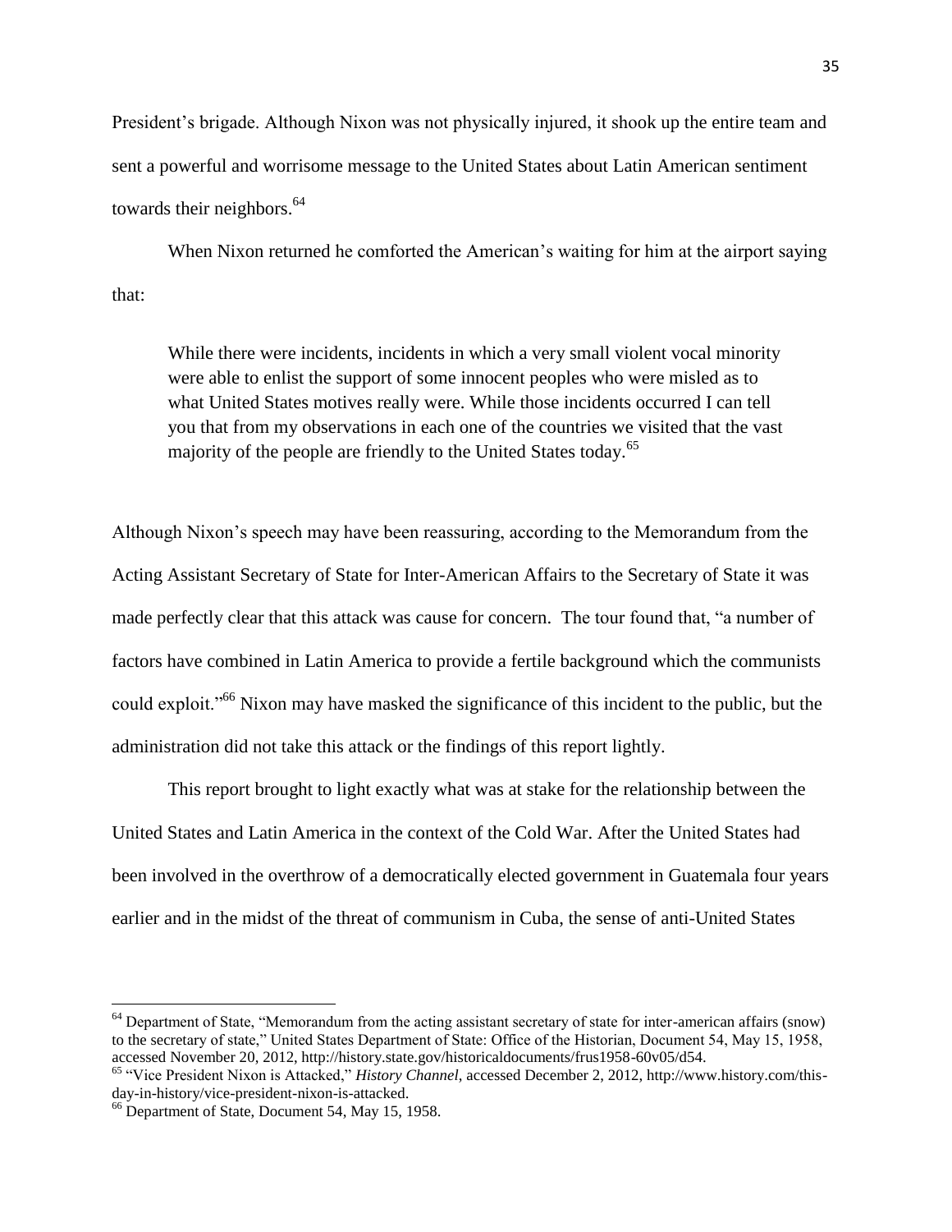President's brigade. Although Nixon was not physically injured, it shook up the entire team and sent a powerful and worrisome message to the United States about Latin American sentiment towards their neighbors.[64]

When Nixon returned he comforted the American's waiting for him at the airport saying that:

> While there were incidents, incidents in which a very small violent vocal minority were able to enlist the support of some innocent peoples who were misled as to what United States motives really were. While those incidents occurred I can tell you that from my observations in each one of the countries we visited that the vast majority of the people are friendly to the United States today.[65]

Although Nixon's speech may have been reassuring, according to the Memorandum from the Acting Assistant Secretary of State for Inter-American Affairs to the Secretary of State it was made perfectly clear that this attack was cause for concern. The tour found that, "a number of factors have combined in Latin America to provide a fertile background which the communists could exploit."[66] Nixon may have masked the significance of this incident to the public, but the administration did not take this attack or the findings of this report lightly.

This report brought to light exactly what was at stake for the relationship between the United States and Latin America in the context of the Cold War. After the United States had been involved in the overthrow of a democratically elected government in Guatemala four years earlier and in the midst of the threat of communism in Cuba, the sense of anti-United States

---

[64] Department of State, "Memorandum from the acting assistant secretary of state for inter-american affairs (snow) to the secretary of state," United States Department of State: Office of the Historian, Document 54, May 15, 1958, accessed November 20, 2012, http://history.state.gov/historicaldocuments/frus1958-60v05/d54.

[65] "Vice President Nixon is Attacked," *History Channel*, accessed December 2, 2012, http://www.history.com/this-day-in-history/vice-president-nixon-is-attacked.

[66] Department of State, Document 54, May 15, 1958.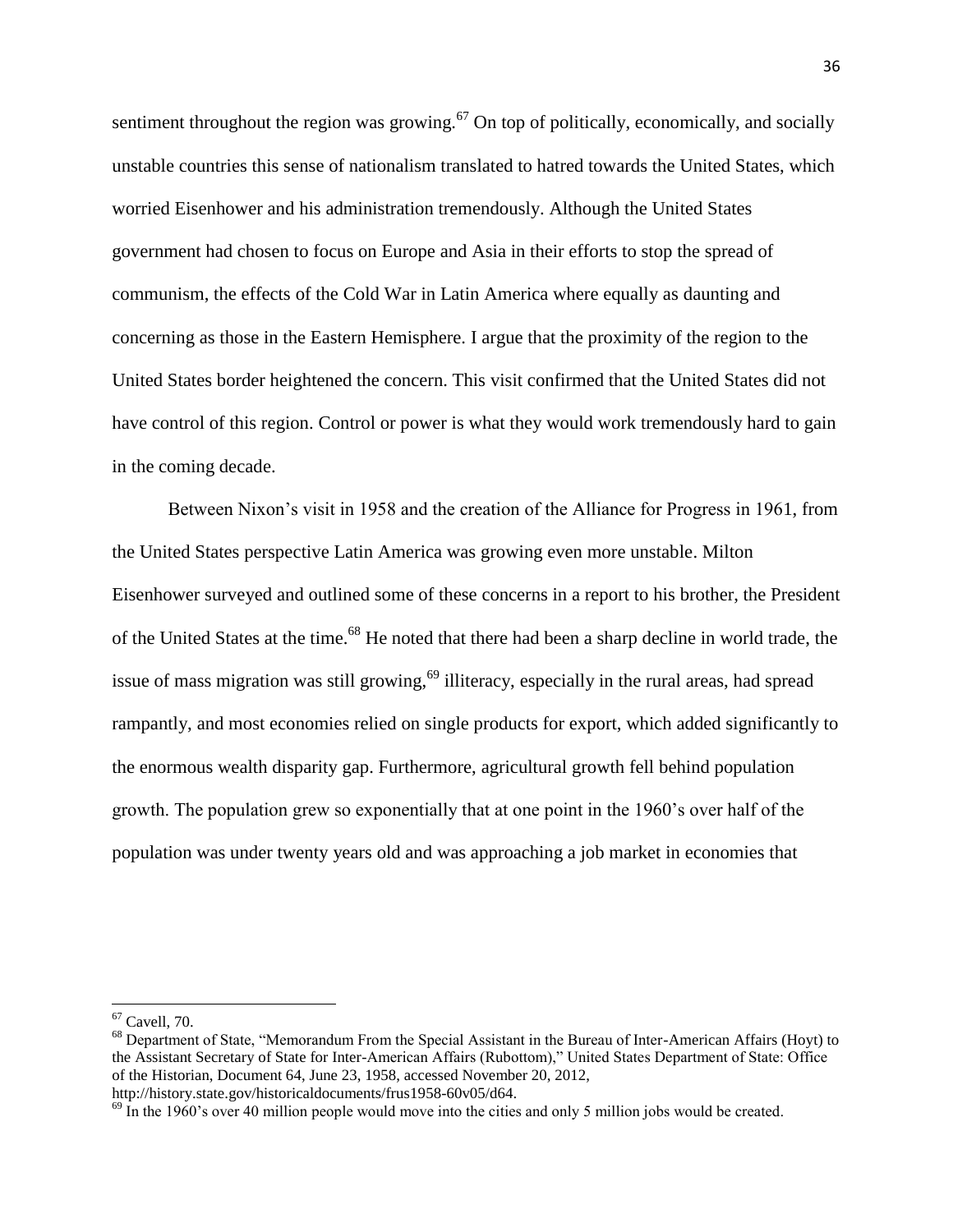sentiment throughout the region was growing.[67] On top of politically, economically, and socially unstable countries this sense of nationalism translated to hatred towards the United States, which worried Eisenhower and his administration tremendously. Although the United States government had chosen to focus on Europe and Asia in their efforts to stop the spread of communism, the effects of the Cold War in Latin America where equally as daunting and concerning as those in the Eastern Hemisphere. I argue that the proximity of the region to the United States border heightened the concern. This visit confirmed that the United States did not have control of this region. Control or power is what they would work tremendously hard to gain in the coming decade.

Between Nixon's visit in 1958 and the creation of the Alliance for Progress in 1961, from the United States perspective Latin America was growing even more unstable. Milton Eisenhower surveyed and outlined some of these concerns in a report to his brother, the President of the United States at the time.[68] He noted that there had been a sharp decline in world trade, the issue of mass migration was still growing,[69] illiteracy, especially in the rural areas, had spread rampantly, and most economies relied on single products for export, which added significantly to the enormous wealth disparity gap. Furthermore, agricultural growth fell behind population growth. The population grew so exponentially that at one point in the 1960's over half of the population was under twenty years old and was approaching a job market in economies that

---

[67] Cavell, 70.

[68] Department of State, "Memorandum From the Special Assistant in the Bureau of Inter-American Affairs (Hoyt) to the Assistant Secretary of State for Inter-American Affairs (Rubottom)," United States Department of State: Office of the Historian, Document 64, June 23, 1958, accessed November 20, 2012, http://history.state.gov/historicaldocuments/frus1958-60v05/d64.

[69] In the 1960's over 40 million people would move into the cities and only 5 million jobs would be created.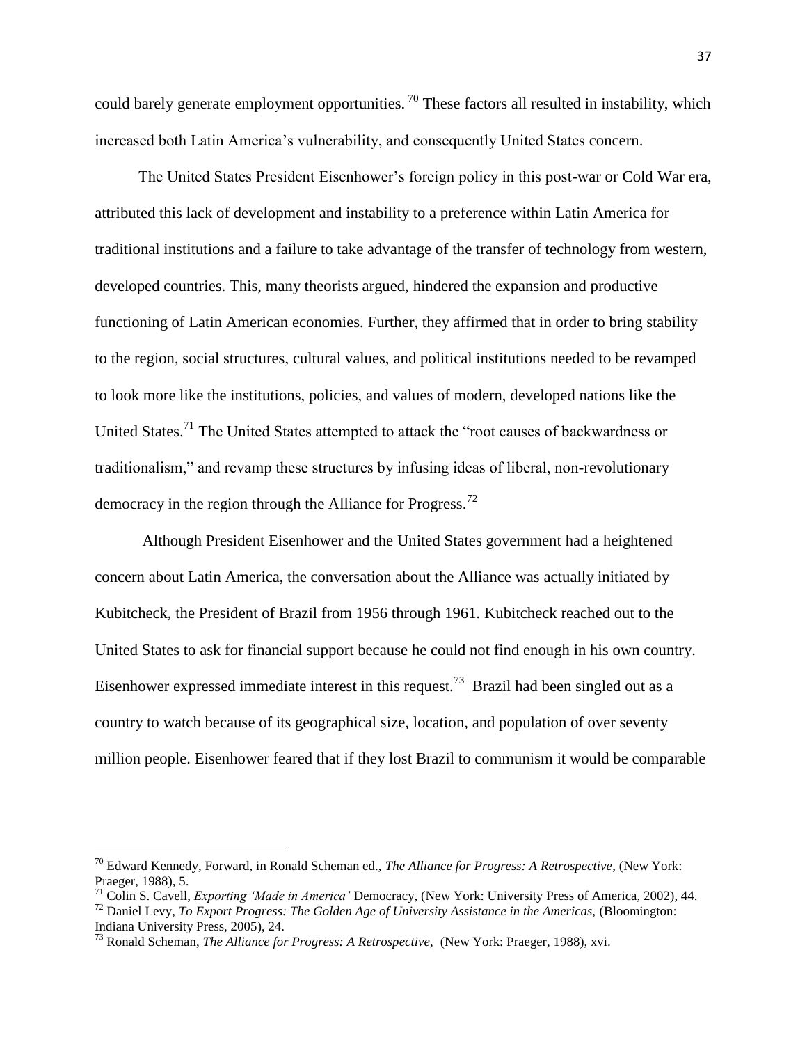could barely generate employment opportunities. [70] These factors all resulted in instability, which increased both Latin America's vulnerability, and consequently United States concern.

The United States President Eisenhower's foreign policy in this post-war or Cold War era, attributed this lack of development and instability to a preference within Latin America for traditional institutions and a failure to take advantage of the transfer of technology from western, developed countries. This, many theorists argued, hindered the expansion and productive functioning of Latin American economies. Further, they affirmed that in order to bring stability to the region, social structures, cultural values, and political institutions needed to be revamped to look more like the institutions, policies, and values of modern, developed nations like the United States.[71] The United States attempted to attack the "root causes of backwardness or traditionalism," and revamp these structures by infusing ideas of liberal, non-revolutionary democracy in the region through the Alliance for Progress.[72]

Although President Eisenhower and the United States government had a heightened concern about Latin America, the conversation about the Alliance was actually initiated by Kubitcheck, the President of Brazil from 1956 through 1961. Kubitcheck reached out to the United States to ask for financial support because he could not find enough in his own country. Eisenhower expressed immediate interest in this request.[73] Brazil had been singled out as a country to watch because of its geographical size, location, and population of over seventy million people. Eisenhower feared that if they lost Brazil to communism it would be comparable

---

[70] Edward Kennedy, Forward, in Ronald Scheman ed., *The Alliance for Progress: A Retrospective*, (New York: Praeger, 1988), 5.

[71] Colin S. Cavell, *Exporting 'Made in America'* Democracy, (New York: University Press of America, 2002), 44.

[72] Daniel Levy, *To Export Progress: The Golden Age of University Assistance in the Americas*, (Bloomington: Indiana University Press, 2005), 24.

[73] Ronald Scheman, *The Alliance for Progress: A Retrospective*, (New York: Praeger, 1988), xvi.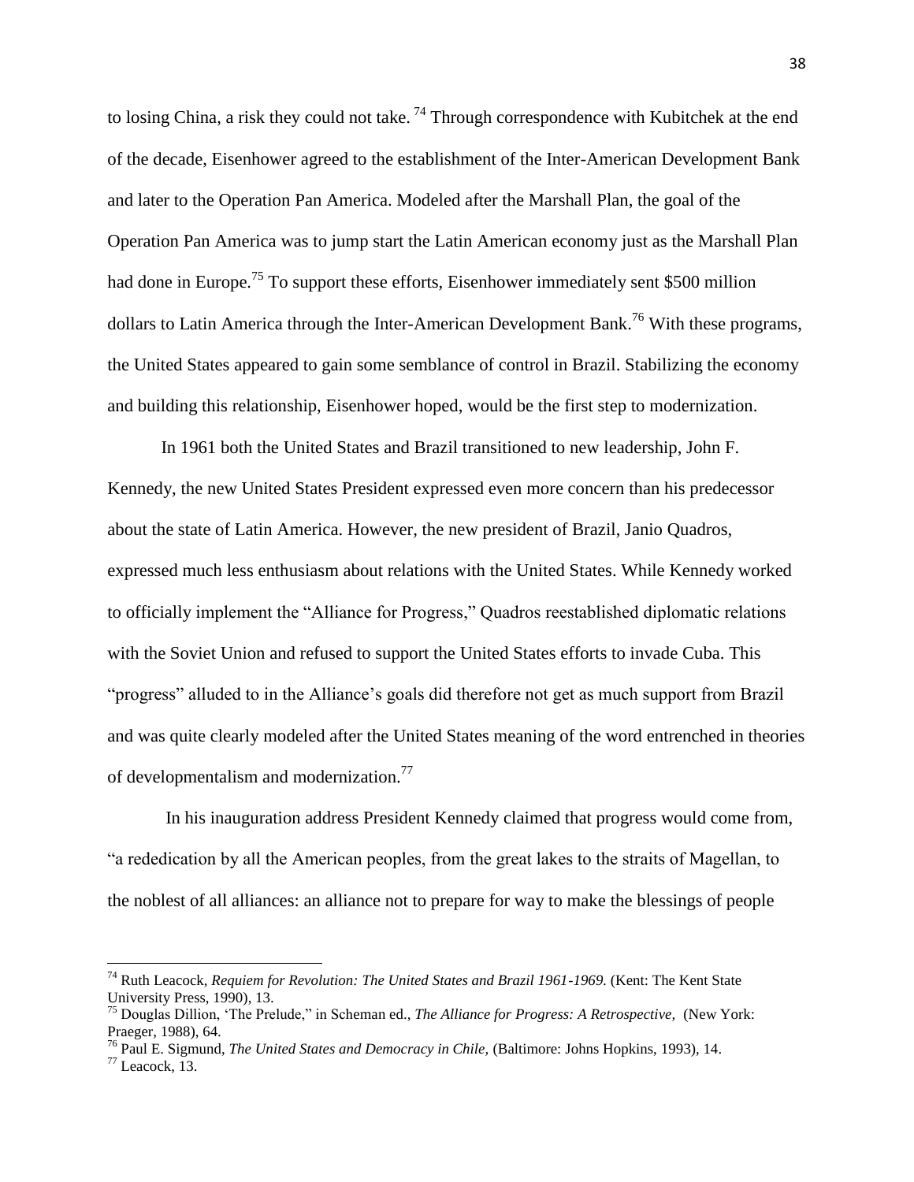to losing China, a risk they could not take. [74] Through correspondence with Kubitchek at the end of the decade, Eisenhower agreed to the establishment of the Inter-American Development Bank and later to the Operation Pan America. Modeled after the Marshall Plan, the goal of the Operation Pan America was to jump start the Latin American economy just as the Marshall Plan had done in Europe.[75] To support these efforts, Eisenhower immediately sent $500 million dollars to Latin America through the Inter-American Development Bank.[76] With these programs, the United States appeared to gain some semblance of control in Brazil. Stabilizing the economy and building this relationship, Eisenhower hoped, would be the first step to modernization.

In 1961 both the United States and Brazil transitioned to new leadership, John F. Kennedy, the new United States President expressed even more concern than his predecessor about the state of Latin America. However, the new president of Brazil, Janio Quadros, expressed much less enthusiasm about relations with the United States. While Kennedy worked to officially implement the "Alliance for Progress," Quadros reestablished diplomatic relations with the Soviet Union and refused to support the United States efforts to invade Cuba. This "progress" alluded to in the Alliance's goals did therefore not get as much support from Brazil and was quite clearly modeled after the United States meaning of the word entrenched in theories of developmentalism and modernization.[77]

In his inauguration address President Kennedy claimed that progress would come from, "a rededication by all the American peoples, from the great lakes to the straits of Magellan, to the noblest of all alliances: an alliance not to prepare for way to make the blessings of people

---

[74] Ruth Leacock, *Requiem for Revolution: The United States and Brazil 1961-1969.* (Kent: The Kent State University Press, 1990), 13.

[75] Douglas Dillion, 'The Prelude," in Scheman ed., *The Alliance for Progress: A Retrospective,* (New York: Praeger, 1988), 64.

[76] Paul E. Sigmund, *The United States and Democracy in Chile,* (Baltimore: Johns Hopkins, 1993), 14.

[77] Leacock, 13.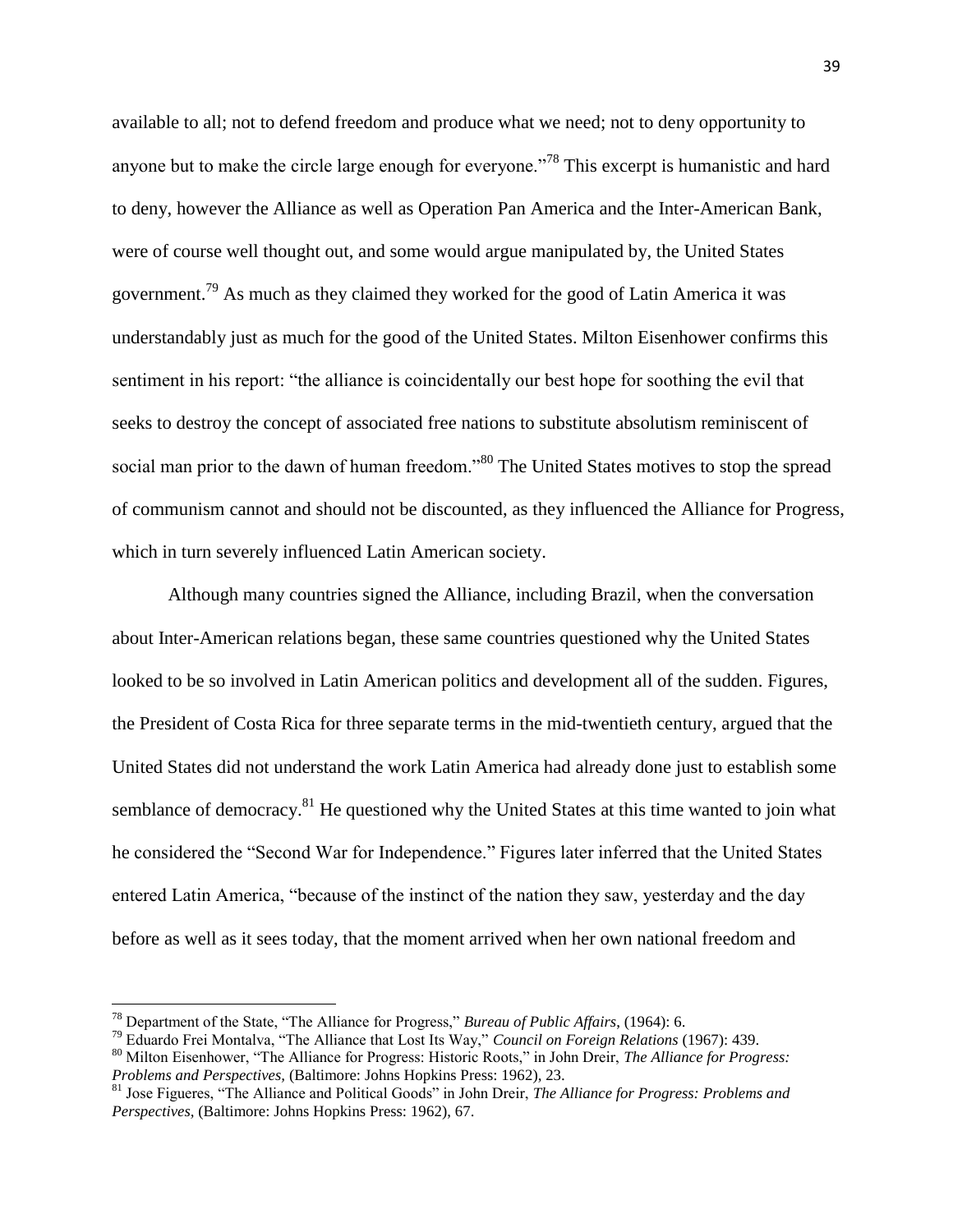available to all; not to defend freedom and produce what we need; not to deny opportunity to anyone but to make the circle large enough for everyone."[78] This excerpt is humanistic and hard to deny, however the Alliance as well as Operation Pan America and the Inter-American Bank, were of course well thought out, and some would argue manipulated by, the United States government.[79] As much as they claimed they worked for the good of Latin America it was understandably just as much for the good of the United States. Milton Eisenhower confirms this sentiment in his report: "the alliance is coincidentally our best hope for soothing the evil that seeks to destroy the concept of associated free nations to substitute absolutism reminiscent of social man prior to the dawn of human freedom."[80] The United States motives to stop the spread of communism cannot and should not be discounted, as they influenced the Alliance for Progress, which in turn severely influenced Latin American society.

Although many countries signed the Alliance, including Brazil, when the conversation about Inter-American relations began, these same countries questioned why the United States looked to be so involved in Latin American politics and development all of the sudden. Figures, the President of Costa Rica for three separate terms in the mid-twentieth century, argued that the United States did not understand the work Latin America had already done just to establish some semblance of democracy.[81] He questioned why the United States at this time wanted to join what he considered the "Second War for Independence." Figures later inferred that the United States entered Latin America, "because of the instinct of the nation they saw, yesterday and the day before as well as it sees today, that the moment arrived when her own national freedom and

---

[78] Department of the State, "The Alliance for Progress," *Bureau of Public Affairs*, (1964): 6.

[79] Eduardo Frei Montalva, "The Alliance that Lost Its Way," *Council on Foreign Relations* (1967): 439.

[80] Milton Eisenhower, "The Alliance for Progress: Historic Roots," in John Dreir, *The Alliance for Progress: Problems and Perspectives*, (Baltimore: Johns Hopkins Press: 1962), 23.

[81] Jose Figueres, "The Alliance and Political Goods" in John Dreir, *The Alliance for Progress: Problems and Perspectives*, (Baltimore: Johns Hopkins Press: 1962), 67.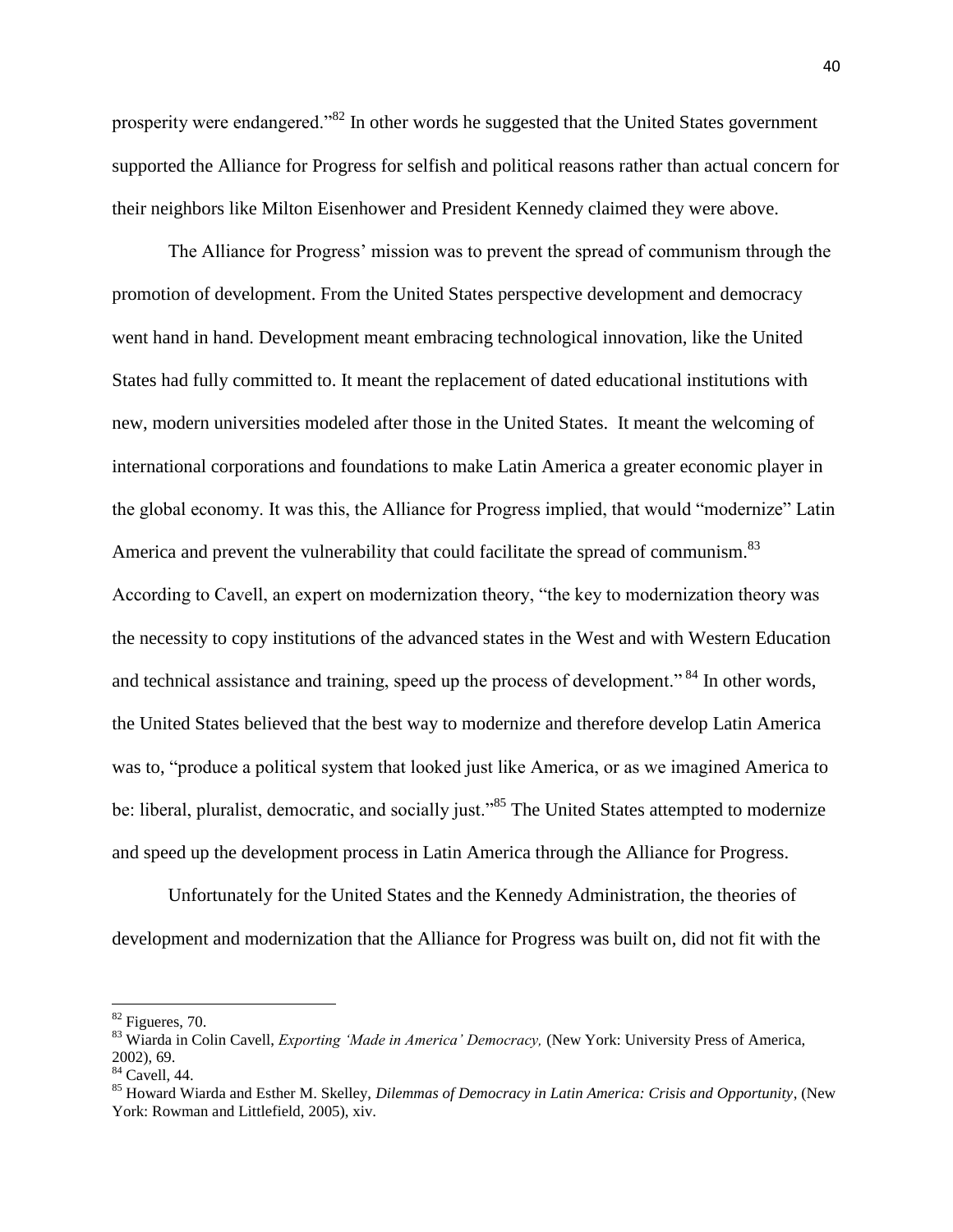prosperity were endangered."[82] In other words he suggested that the United States government supported the Alliance for Progress for selfish and political reasons rather than actual concern for their neighbors like Milton Eisenhower and President Kennedy claimed they were above.

The Alliance for Progress' mission was to prevent the spread of communism through the promotion of development. From the United States perspective development and democracy went hand in hand. Development meant embracing technological innovation, like the United States had fully committed to. It meant the replacement of dated educational institutions with new, modern universities modeled after those in the United States. It meant the welcoming of international corporations and foundations to make Latin America a greater economic player in the global economy. It was this, the Alliance for Progress implied, that would "modernize" Latin America and prevent the vulnerability that could facilitate the spread of communism.[83] According to Cavell, an expert on modernization theory, "the key to modernization theory was the necessity to copy institutions of the advanced states in the West and with Western Education and technical assistance and training, speed up the process of development." [84] In other words, the United States believed that the best way to modernize and therefore develop Latin America was to, "produce a political system that looked just like America, or as we imagined America to be: liberal, pluralist, democratic, and socially just."[85] The United States attempted to modernize and speed up the development process in Latin America through the Alliance for Progress.

Unfortunately for the United States and the Kennedy Administration, the theories of development and modernization that the Alliance for Progress was built on, did not fit with the

---

[82] Figueres, 70.

[83] Wiarda in Colin Cavell, *Exporting 'Made in America' Democracy,* (New York: University Press of America, 2002), 69.

[84] Cavell, 44.

[85] Howard Wiarda and Esther M. Skelley, *Dilemmas of Democracy in Latin America: Crisis and Opportunity*, (New York: Rowman and Littlefield, 2005), xiv.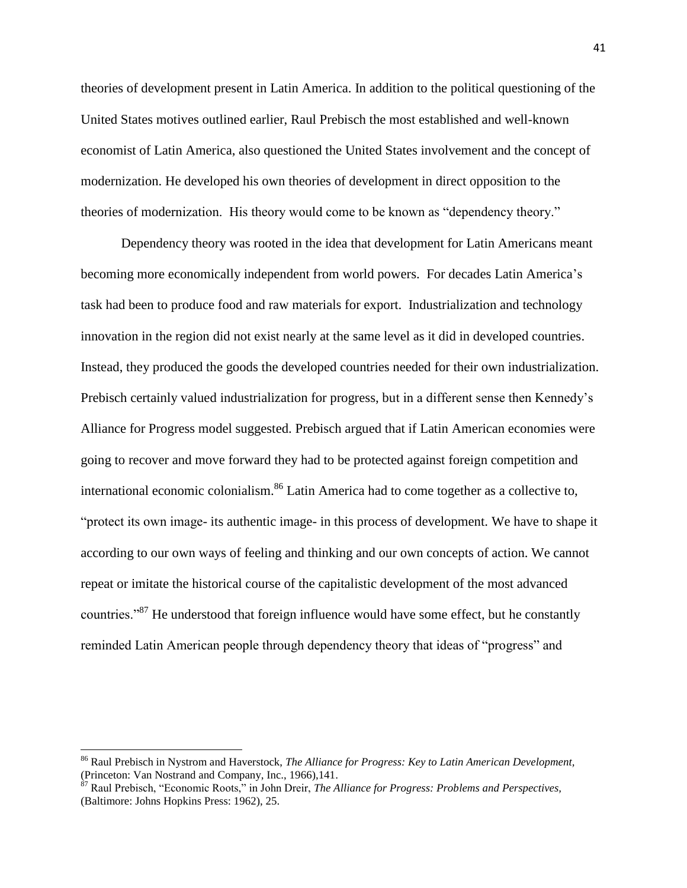theories of development present in Latin America. In addition to the political questioning of the United States motives outlined earlier, Raul Prebisch the most established and well-known economist of Latin America, also questioned the United States involvement and the concept of modernization. He developed his own theories of development in direct opposition to the theories of modernization. His theory would come to be known as "dependency theory."

Dependency theory was rooted in the idea that development for Latin Americans meant becoming more economically independent from world powers. For decades Latin America's task had been to produce food and raw materials for export. Industrialization and technology innovation in the region did not exist nearly at the same level as it did in developed countries. Instead, they produced the goods the developed countries needed for their own industrialization. Prebisch certainly valued industrialization for progress, but in a different sense then Kennedy's Alliance for Progress model suggested. Prebisch argued that if Latin American economies were going to recover and move forward they had to be protected against foreign competition and international economic colonialism.[86] Latin America had to come together as a collective to, "protect its own image- its authentic image- in this process of development. We have to shape it according to our own ways of feeling and thinking and our own concepts of action. We cannot repeat or imitate the historical course of the capitalistic development of the most advanced countries."[87] He understood that foreign influence would have some effect, but he constantly reminded Latin American people through dependency theory that ideas of "progress" and

---

[86] Raul Prebisch in Nystrom and Haverstock, *The Alliance for Progress: Key to Latin American Development,* (Princeton: Van Nostrand and Company, Inc., 1966),141.

[87] Raul Prebisch, "Economic Roots," in John Dreir, *The Alliance for Progress: Problems and Perspectives,* (Baltimore: Johns Hopkins Press: 1962), 25.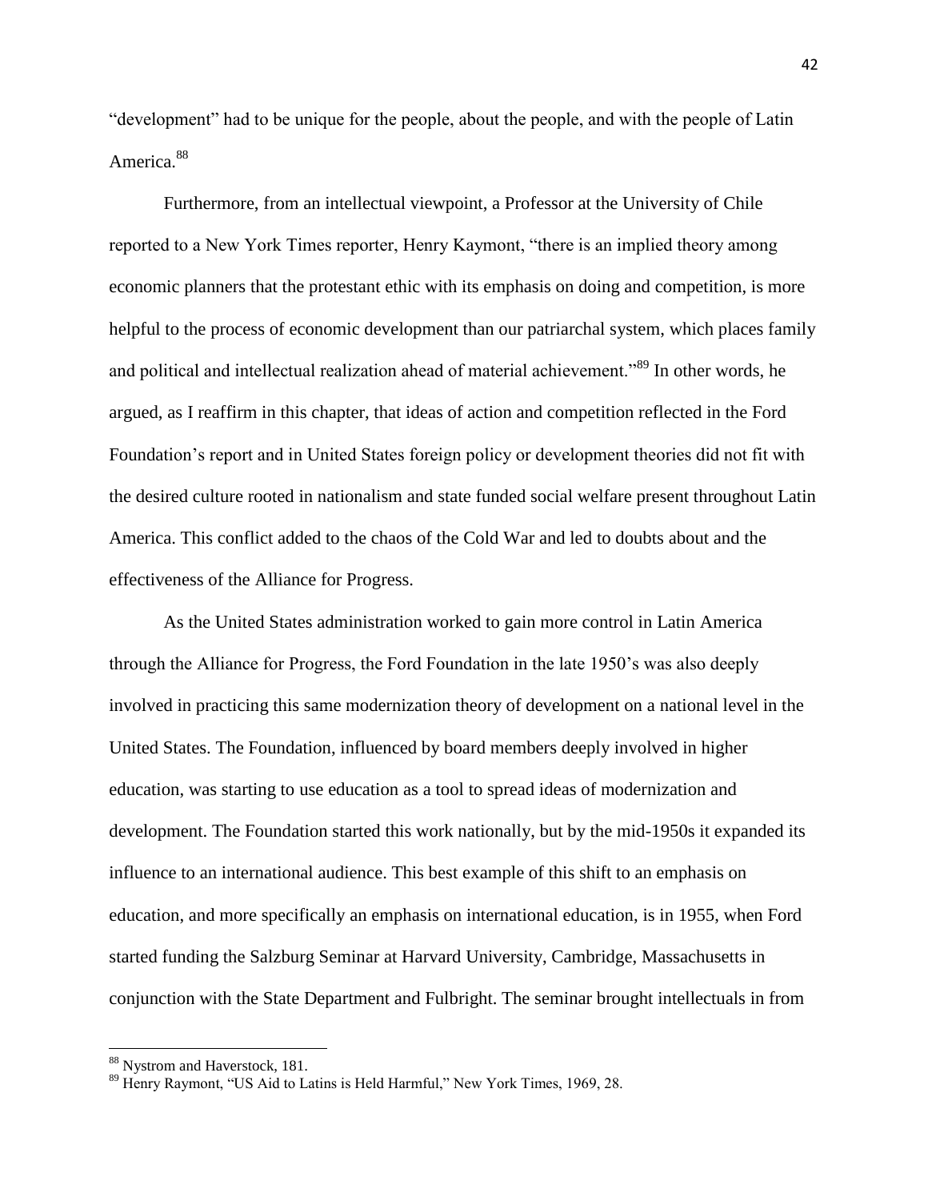"development" had to be unique for the people, about the people, and with the people of Latin America.[88]

Furthermore, from an intellectual viewpoint, a Professor at the University of Chile reported to a New York Times reporter, Henry Kaymont, "there is an implied theory among economic planners that the protestant ethic with its emphasis on doing and competition, is more helpful to the process of economic development than our patriarchal system, which places family and political and intellectual realization ahead of material achievement."[89] In other words, he argued, as I reaffirm in this chapter, that ideas of action and competition reflected in the Ford Foundation's report and in United States foreign policy or development theories did not fit with the desired culture rooted in nationalism and state funded social welfare present throughout Latin America. This conflict added to the chaos of the Cold War and led to doubts about and the effectiveness of the Alliance for Progress.

As the United States administration worked to gain more control in Latin America through the Alliance for Progress, the Ford Foundation in the late 1950's was also deeply involved in practicing this same modernization theory of development on a national level in the United States. The Foundation, influenced by board members deeply involved in higher education, was starting to use education as a tool to spread ideas of modernization and development. The Foundation started this work nationally, but by the mid-1950s it expanded its influence to an international audience. This best example of this shift to an emphasis on education, and more specifically an emphasis on international education, is in 1955, when Ford started funding the Salzburg Seminar at Harvard University, Cambridge, Massachusetts in conjunction with the State Department and Fulbright. The seminar brought intellectuals in from

---

[88] Nystrom and Haverstock, 181.

[89] Henry Raymont, "US Aid to Latins is Held Harmful," New York Times, 1969, 28.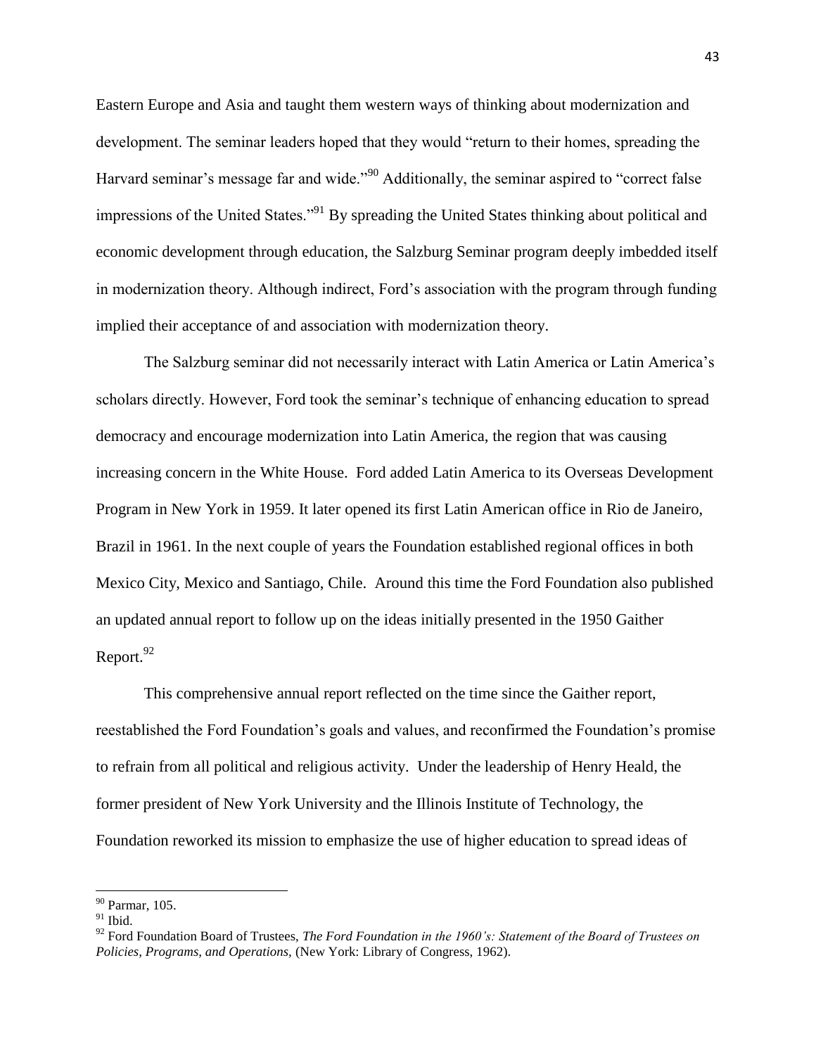Eastern Europe and Asia and taught them western ways of thinking about modernization and development. The seminar leaders hoped that they would "return to their homes, spreading the Harvard seminar's message far and wide."[90] Additionally, the seminar aspired to "correct false impressions of the United States."[91] By spreading the United States thinking about political and economic development through education, the Salzburg Seminar program deeply imbedded itself in modernization theory. Although indirect, Ford's association with the program through funding implied their acceptance of and association with modernization theory.

The Salzburg seminar did not necessarily interact with Latin America or Latin America's scholars directly. However, Ford took the seminar's technique of enhancing education to spread democracy and encourage modernization into Latin America, the region that was causing increasing concern in the White House. Ford added Latin America to its Overseas Development Program in New York in 1959. It later opened its first Latin American office in Rio de Janeiro, Brazil in 1961. In the next couple of years the Foundation established regional offices in both Mexico City, Mexico and Santiago, Chile. Around this time the Ford Foundation also published an updated annual report to follow up on the ideas initially presented in the 1950 Gaither Report.[92]

This comprehensive annual report reflected on the time since the Gaither report, reestablished the Ford Foundation's goals and values, and reconfirmed the Foundation's promise to refrain from all political and religious activity. Under the leadership of Henry Heald, the former president of New York University and the Illinois Institute of Technology, the Foundation reworked its mission to emphasize the use of higher education to spread ideas of

---

[90] Parmar, 105.

[91] Ibid.

[92] Ford Foundation Board of Trustees, *The Ford Foundation in the 1960's: Statement of the Board of Trustees on Policies, Programs, and Operations,* (New York: Library of Congress, 1962).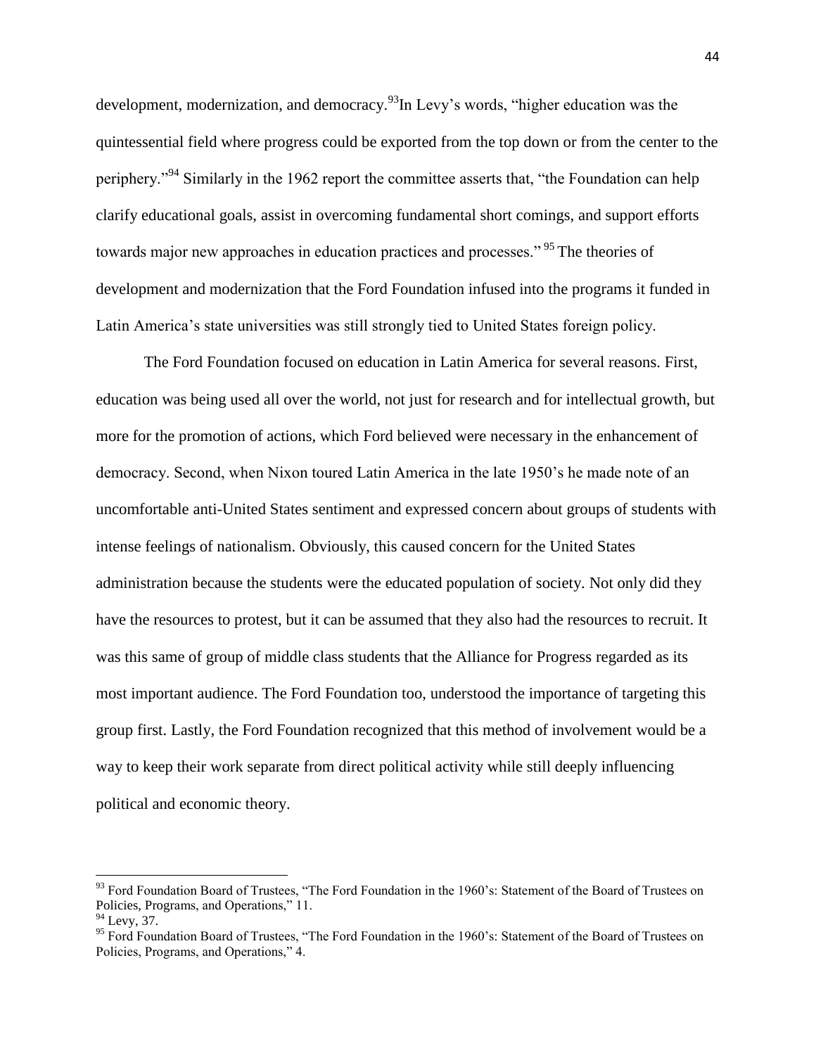development, modernization, and democracy.[93]In Levy's words, "higher education was the quintessential field where progress could be exported from the top down or from the center to the periphery."[94] Similarly in the 1962 report the committee asserts that, "the Foundation can help clarify educational goals, assist in overcoming fundamental short comings, and support efforts towards major new approaches in education practices and processes." [95] The theories of development and modernization that the Ford Foundation infused into the programs it funded in Latin America's state universities was still strongly tied to United States foreign policy.

The Ford Foundation focused on education in Latin America for several reasons. First, education was being used all over the world, not just for research and for intellectual growth, but more for the promotion of actions, which Ford believed were necessary in the enhancement of democracy. Second, when Nixon toured Latin America in the late 1950's he made note of an uncomfortable anti-United States sentiment and expressed concern about groups of students with intense feelings of nationalism. Obviously, this caused concern for the United States administration because the students were the educated population of society. Not only did they have the resources to protest, but it can be assumed that they also had the resources to recruit. It was this same of group of middle class students that the Alliance for Progress regarded as its most important audience. The Ford Foundation too, understood the importance of targeting this group first. Lastly, the Ford Foundation recognized that this method of involvement would be a way to keep their work separate from direct political activity while still deeply influencing political and economic theory.

---

[93] Ford Foundation Board of Trustees, "The Ford Foundation in the 1960's: Statement of the Board of Trustees on Policies, Programs, and Operations," 11.

[94] Levy, 37.

[95] Ford Foundation Board of Trustees, "The Ford Foundation in the 1960's: Statement of the Board of Trustees on Policies, Programs, and Operations," 4.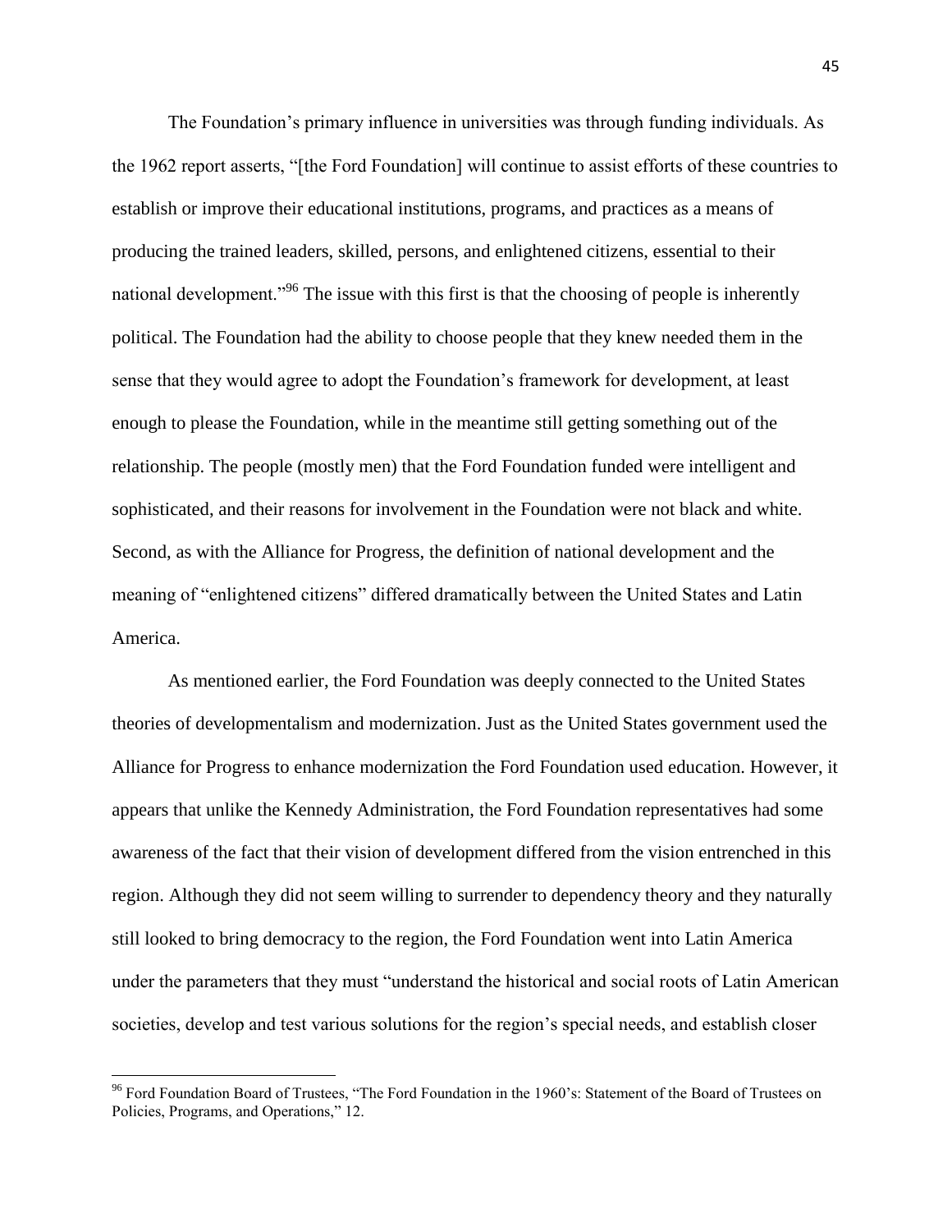The Foundation's primary influence in universities was through funding individuals. As the 1962 report asserts, "[the Ford Foundation] will continue to assist efforts of these countries to establish or improve their educational institutions, programs, and practices as a means of producing the trained leaders, skilled, persons, and enlightened citizens, essential to their national development."[96] The issue with this first is that the choosing of people is inherently political. The Foundation had the ability to choose people that they knew needed them in the sense that they would agree to adopt the Foundation's framework for development, at least enough to please the Foundation, while in the meantime still getting something out of the relationship. The people (mostly men) that the Ford Foundation funded were intelligent and sophisticated, and their reasons for involvement in the Foundation were not black and white. Second, as with the Alliance for Progress, the definition of national development and the meaning of "enlightened citizens" differed dramatically between the United States and Latin America.

As mentioned earlier, the Ford Foundation was deeply connected to the United States theories of developmentalism and modernization. Just as the United States government used the Alliance for Progress to enhance modernization the Ford Foundation used education. However, it appears that unlike the Kennedy Administration, the Ford Foundation representatives had some awareness of the fact that their vision of development differed from the vision entrenched in this region. Although they did not seem willing to surrender to dependency theory and they naturally still looked to bring democracy to the region, the Ford Foundation went into Latin America under the parameters that they must "understand the historical and social roots of Latin American societies, develop and test various solutions for the region's special needs, and establish closer

[96] Ford Foundation Board of Trustees, "The Ford Foundation in the 1960's: Statement of the Board of Trustees on Policies, Programs, and Operations," 12.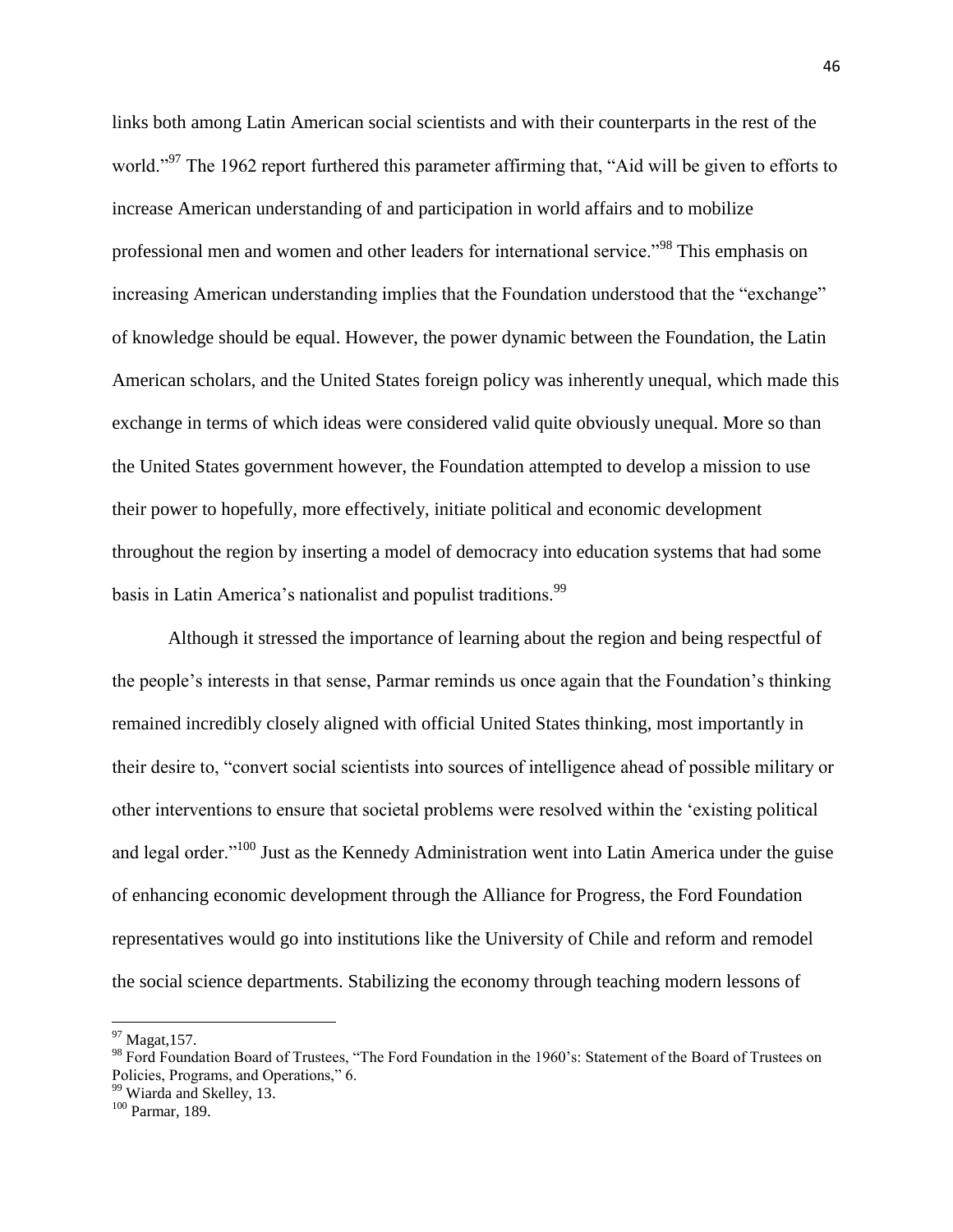links both among Latin American social scientists and with their counterparts in the rest of the world."[97] The 1962 report furthered this parameter affirming that, "Aid will be given to efforts to increase American understanding of and participation in world affairs and to mobilize professional men and women and other leaders for international service."[98] This emphasis on increasing American understanding implies that the Foundation understood that the "exchange" of knowledge should be equal. However, the power dynamic between the Foundation, the Latin American scholars, and the United States foreign policy was inherently unequal, which made this exchange in terms of which ideas were considered valid quite obviously unequal. More so than the United States government however, the Foundation attempted to develop a mission to use their power to hopefully, more effectively, initiate political and economic development throughout the region by inserting a model of democracy into education systems that had some basis in Latin America's nationalist and populist traditions.[99]

Although it stressed the importance of learning about the region and being respectful of the people's interests in that sense, Parmar reminds us once again that the Foundation's thinking remained incredibly closely aligned with official United States thinking, most importantly in their desire to, "convert social scientists into sources of intelligence ahead of possible military or other interventions to ensure that societal problems were resolved within the 'existing political and legal order."[100] Just as the Kennedy Administration went into Latin America under the guise of enhancing economic development through the Alliance for Progress, the Ford Foundation representatives would go into institutions like the University of Chile and reform and remodel the social science departments. Stabilizing the economy through teaching modern lessons of

---

[97] Magat,157.

[98] Ford Foundation Board of Trustees, "The Ford Foundation in the 1960's: Statement of the Board of Trustees on Policies, Programs, and Operations," 6.

[99] Wiarda and Skelley, 13.

[100] Parmar, 189.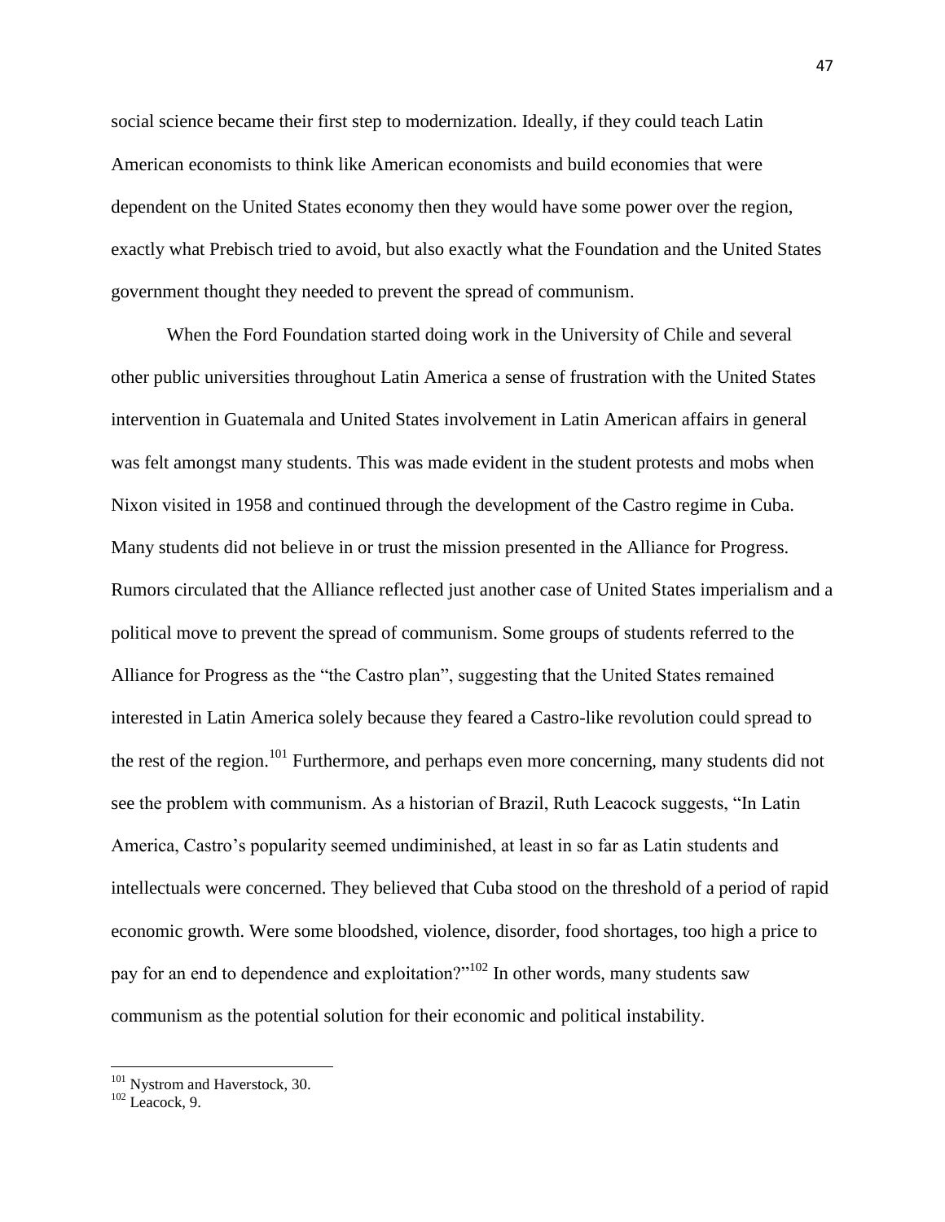social science became their first step to modernization. Ideally, if they could teach Latin American economists to think like American economists and build economies that were dependent on the United States economy then they would have some power over the region, exactly what Prebisch tried to avoid, but also exactly what the Foundation and the United States government thought they needed to prevent the spread of communism.

When the Ford Foundation started doing work in the University of Chile and several other public universities throughout Latin America a sense of frustration with the United States intervention in Guatemala and United States involvement in Latin American affairs in general was felt amongst many students. This was made evident in the student protests and mobs when Nixon visited in 1958 and continued through the development of the Castro regime in Cuba. Many students did not believe in or trust the mission presented in the Alliance for Progress. Rumors circulated that the Alliance reflected just another case of United States imperialism and a political move to prevent the spread of communism. Some groups of students referred to the Alliance for Progress as the "the Castro plan", suggesting that the United States remained interested in Latin America solely because they feared a Castro-like revolution could spread to the rest of the region.[101] Furthermore, and perhaps even more concerning, many students did not see the problem with communism. As a historian of Brazil, Ruth Leacock suggests, "In Latin America, Castro's popularity seemed undiminished, at least in so far as Latin students and intellectuals were concerned. They believed that Cuba stood on the threshold of a period of rapid economic growth. Were some bloodshed, violence, disorder, food shortages, too high a price to pay for an end to dependence and exploitation?"[102] In other words, many students saw communism as the potential solution for their economic and political instability.

---

[101] Nystrom and Haverstock, 30.

[102] Leacock, 9.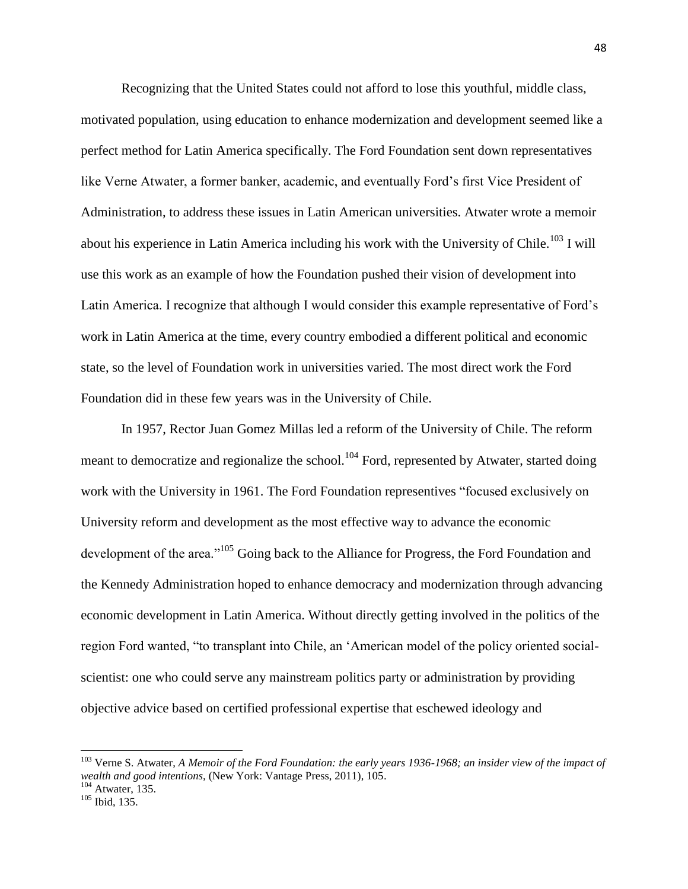Recognizing that the United States could not afford to lose this youthful, middle class, motivated population, using education to enhance modernization and development seemed like a perfect method for Latin America specifically. The Ford Foundation sent down representatives like Verne Atwater, a former banker, academic, and eventually Ford's first Vice President of Administration, to address these issues in Latin American universities. Atwater wrote a memoir about his experience in Latin America including his work with the University of Chile.[103] I will use this work as an example of how the Foundation pushed their vision of development into Latin America. I recognize that although I would consider this example representative of Ford's work in Latin America at the time, every country embodied a different political and economic state, so the level of Foundation work in universities varied. The most direct work the Ford Foundation did in these few years was in the University of Chile.

In 1957, Rector Juan Gomez Millas led a reform of the University of Chile. The reform meant to democratize and regionalize the school.[104] Ford, represented by Atwater, started doing work with the University in 1961. The Ford Foundation representives "focused exclusively on University reform and development as the most effective way to advance the economic development of the area."[105] Going back to the Alliance for Progress, the Ford Foundation and the Kennedy Administration hoped to enhance democracy and modernization through advancing economic development in Latin America. Without directly getting involved in the politics of the region Ford wanted, "to transplant into Chile, an 'American model of the policy oriented social-scientist: one who could serve any mainstream politics party or administration by providing objective advice based on certified professional expertise that eschewed ideology and

---

[103] Verne S. Atwater, *A Memoir of the Ford Foundation: the early years 1936-1968; an insider view of the impact of wealth and good intentions,* (New York: Vantage Press, 2011), 105.

[104] Atwater, 135.

[105] Ibid, 135.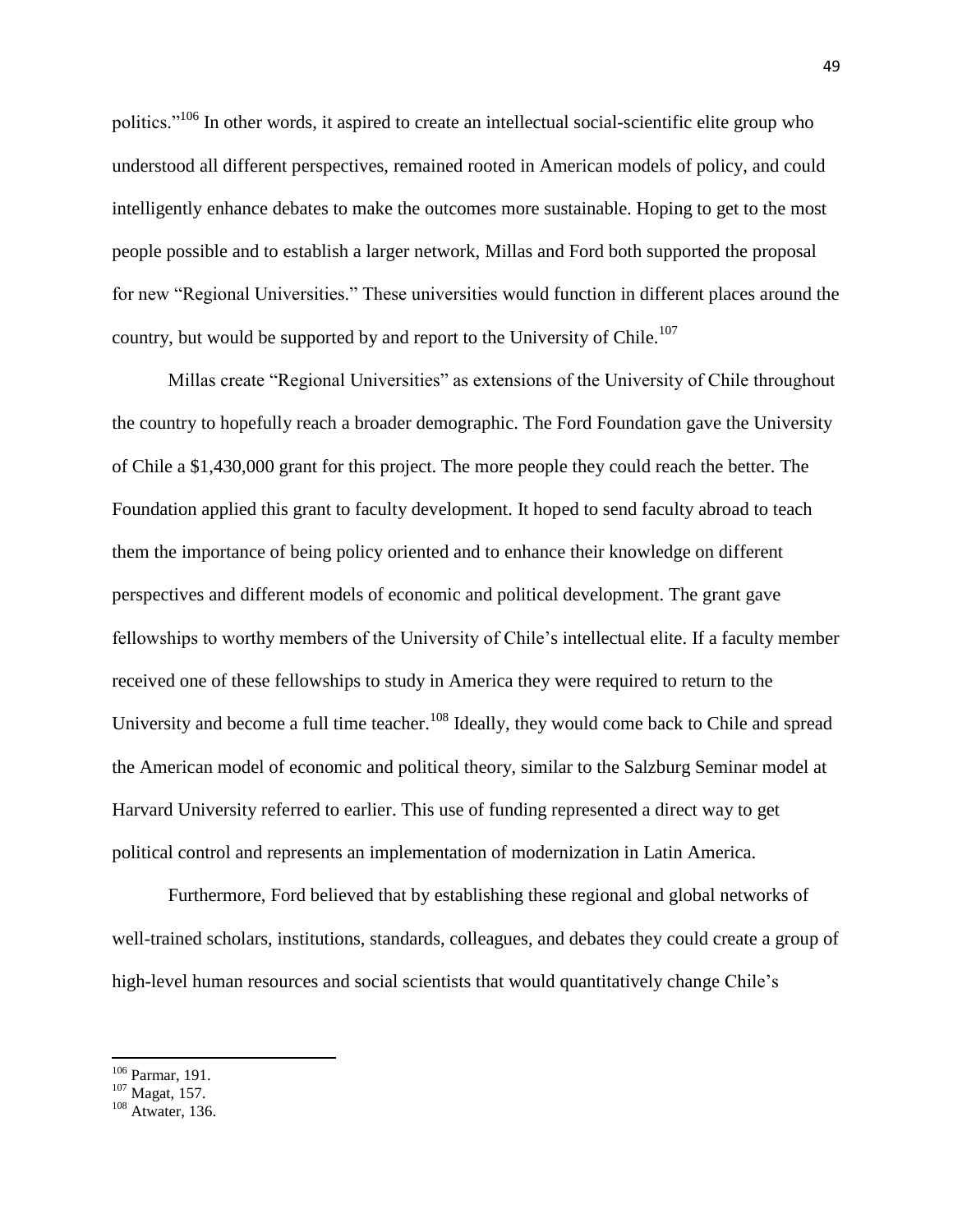politics."[106] In other words, it aspired to create an intellectual social-scientific elite group who understood all different perspectives, remained rooted in American models of policy, and could intelligently enhance debates to make the outcomes more sustainable. Hoping to get to the most people possible and to establish a larger network, Millas and Ford both supported the proposal for new "Regional Universities." These universities would function in different places around the country, but would be supported by and report to the University of Chile.[107]

Millas create "Regional Universities" as extensions of the University of Chile throughout the country to hopefully reach a broader demographic. The Ford Foundation gave the University of Chile a $1,430,000 grant for this project. The more people they could reach the better. The Foundation applied this grant to faculty development. It hoped to send faculty abroad to teach them the importance of being policy oriented and to enhance their knowledge on different perspectives and different models of economic and political development. The grant gave fellowships to worthy members of the University of Chile's intellectual elite. If a faculty member received one of these fellowships to study in America they were required to return to the University and become a full time teacher.[108] Ideally, they would come back to Chile and spread the American model of economic and political theory, similar to the Salzburg Seminar model at Harvard University referred to earlier. This use of funding represented a direct way to get political control and represents an implementation of modernization in Latin America.

Furthermore, Ford believed that by establishing these regional and global networks of well-trained scholars, institutions, standards, colleagues, and debates they could create a group of high-level human resources and social scientists that would quantitatively change Chile's

---

[106] Parmar, 191.

[107] Magat, 157.

[108] Atwater, 136.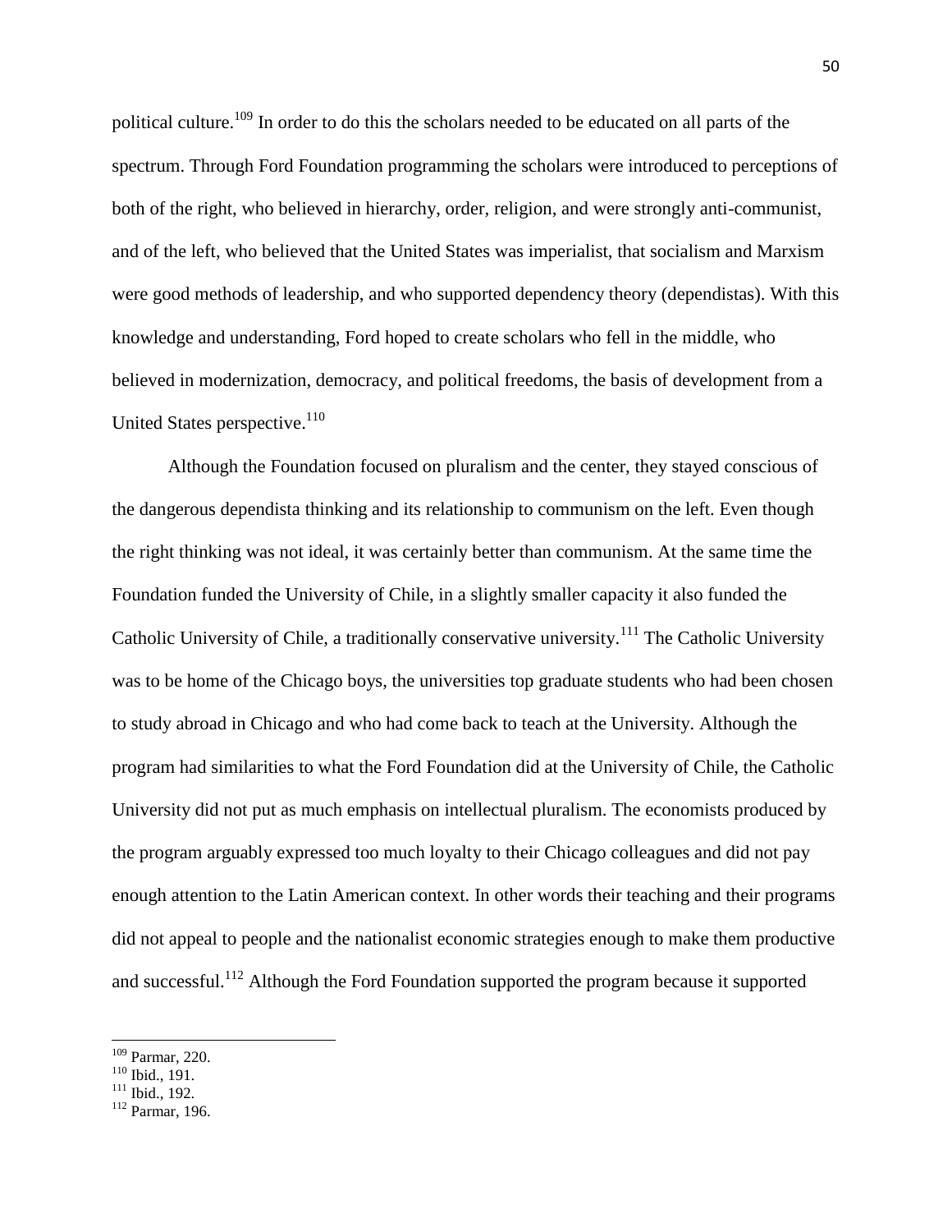political culture.[109] In order to do this the scholars needed to be educated on all parts of the spectrum. Through Ford Foundation programming the scholars were introduced to perceptions of both of the right, who believed in hierarchy, order, religion, and were strongly anti-communist, and of the left, who believed that the United States was imperialist, that socialism and Marxism were good methods of leadership, and who supported dependency theory (dependistas). With this knowledge and understanding, Ford hoped to create scholars who fell in the middle, who believed in modernization, democracy, and political freedoms, the basis of development from a United States perspective.[110]

Although the Foundation focused on pluralism and the center, they stayed conscious of the dangerous dependista thinking and its relationship to communism on the left. Even though the right thinking was not ideal, it was certainly better than communism. At the same time the Foundation funded the University of Chile, in a slightly smaller capacity it also funded the Catholic University of Chile, a traditionally conservative university.[111] The Catholic University was to be home of the Chicago boys, the universities top graduate students who had been chosen to study abroad in Chicago and who had come back to teach at the University. Although the program had similarities to what the Ford Foundation did at the University of Chile, the Catholic University did not put as much emphasis on intellectual pluralism. The economists produced by the program arguably expressed too much loyalty to their Chicago colleagues and did not pay enough attention to the Latin American context. In other words their teaching and their programs did not appeal to people and the nationalist economic strategies enough to make them productive and successful.[112] Although the Ford Foundation supported the program because it supported

[109] Parmar, 220.
[110] Ibid., 191.
[111] Ibid., 192.
[112] Parmar, 196.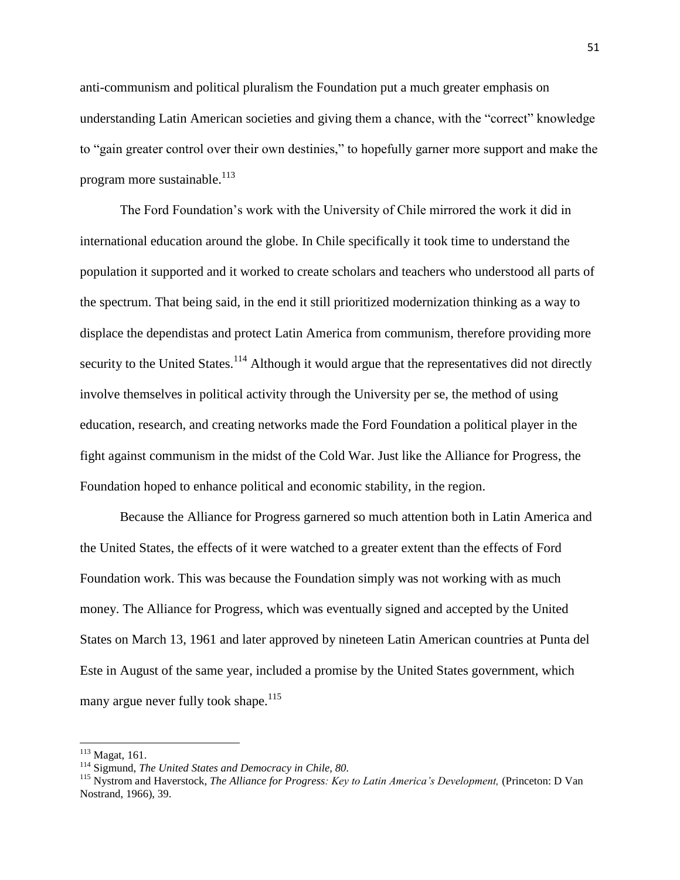anti-communism and political pluralism the Foundation put a much greater emphasis on understanding Latin American societies and giving them a chance, with the "correct" knowledge to "gain greater control over their own destinies," to hopefully garner more support and make the program more sustainable.[113]

The Ford Foundation's work with the University of Chile mirrored the work it did in international education around the globe. In Chile specifically it took time to understand the population it supported and it worked to create scholars and teachers who understood all parts of the spectrum. That being said, in the end it still prioritized modernization thinking as a way to displace the dependistas and protect Latin America from communism, therefore providing more security to the United States.[114] Although it would argue that the representatives did not directly involve themselves in political activity through the University per se, the method of using education, research, and creating networks made the Ford Foundation a political player in the fight against communism in the midst of the Cold War. Just like the Alliance for Progress, the Foundation hoped to enhance political and economic stability, in the region.

Because the Alliance for Progress garnered so much attention both in Latin America and the United States, the effects of it were watched to a greater extent than the effects of Ford Foundation work. This was because the Foundation simply was not working with as much money. The Alliance for Progress, which was eventually signed and accepted by the United States on March 13, 1961 and later approved by nineteen Latin American countries at Punta del Este in August of the same year, included a promise by the United States government, which many argue never fully took shape.[115]

---

[113] Magat, 161.

[114] Sigmund, *The United States and Democracy in Chile, 80.*

[115] Nystrom and Haverstock, *The Alliance for Progress: Key to Latin America's Development,* (Princeton: D Van Nostrand, 1966), 39.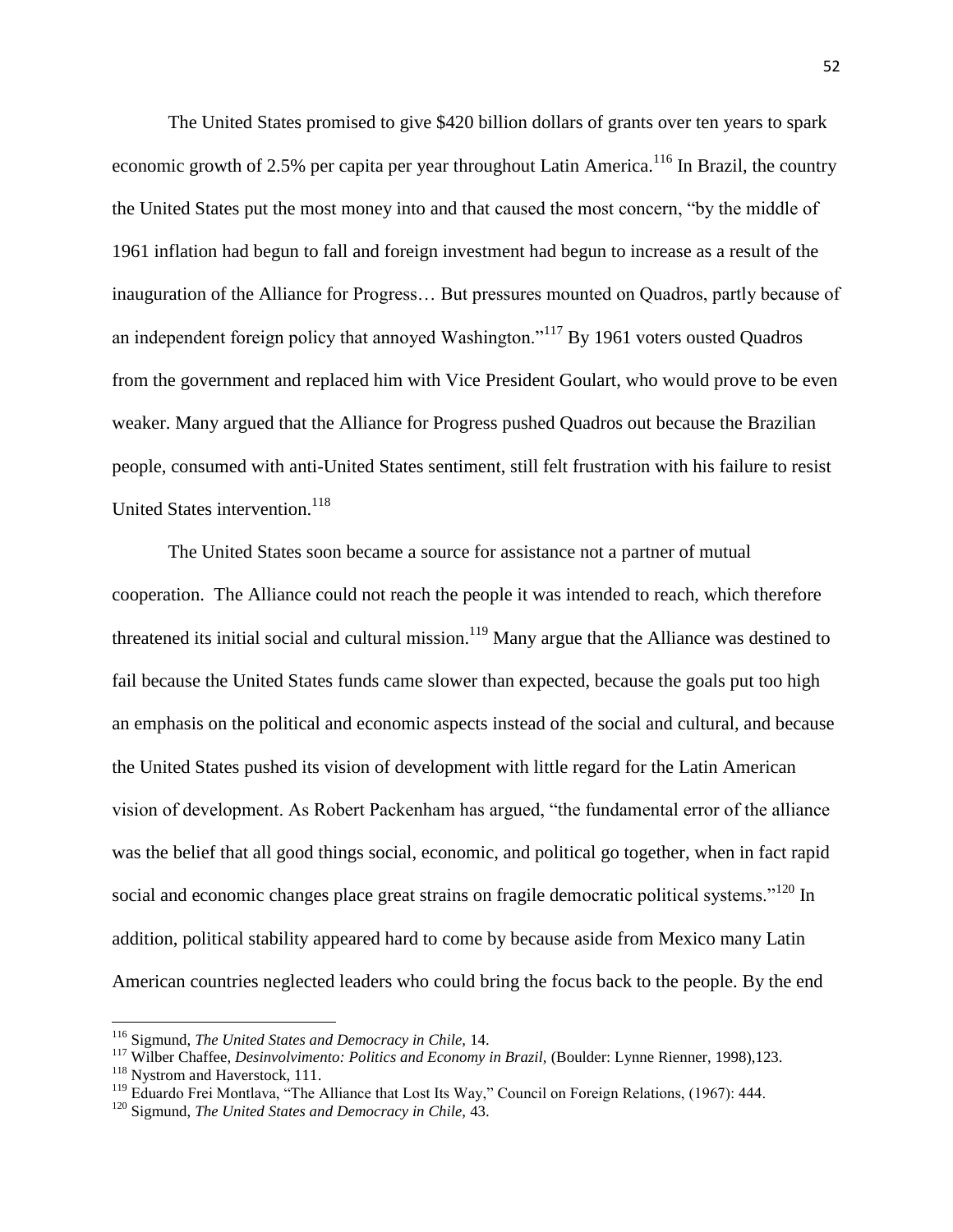The United States promised to give $420 billion dollars of grants over ten years to spark economic growth of 2.5% per capita per year throughout Latin America.[116] In Brazil, the country the United States put the most money into and that caused the most concern, "by the middle of 1961 inflation had begun to fall and foreign investment had begun to increase as a result of the inauguration of the Alliance for Progress… But pressures mounted on Quadros, partly because of an independent foreign policy that annoyed Washington."[117] By 1961 voters ousted Quadros from the government and replaced him with Vice President Goulart, who would prove to be even weaker. Many argued that the Alliance for Progress pushed Quadros out because the Brazilian people, consumed with anti-United States sentiment, still felt frustration with his failure to resist United States intervention.[118]

The United States soon became a source for assistance not a partner of mutual cooperation. The Alliance could not reach the people it was intended to reach, which therefore threatened its initial social and cultural mission.[119] Many argue that the Alliance was destined to fail because the United States funds came slower than expected, because the goals put too high an emphasis on the political and economic aspects instead of the social and cultural, and because the United States pushed its vision of development with little regard for the Latin American vision of development. As Robert Packenham has argued, "the fundamental error of the alliance was the belief that all good things social, economic, and political go together, when in fact rapid social and economic changes place great strains on fragile democratic political systems."[120] In addition, political stability appeared hard to come by because aside from Mexico many Latin American countries neglected leaders who could bring the focus back to the people. By the end

---

[116] Sigmund, *The United States and Democracy in Chile,* 14.

[117] Wilber Chaffee, *Desinvolvimento: Politics and Economy in Brazil,* (Boulder: Lynne Rienner, 1998),123.

[118] Nystrom and Haverstock, 111.

[119] Eduardo Frei Montlava, "The Alliance that Lost Its Way," Council on Foreign Relations, (1967): 444.

[120] Sigmund, *The United States and Democracy in Chile,* 43.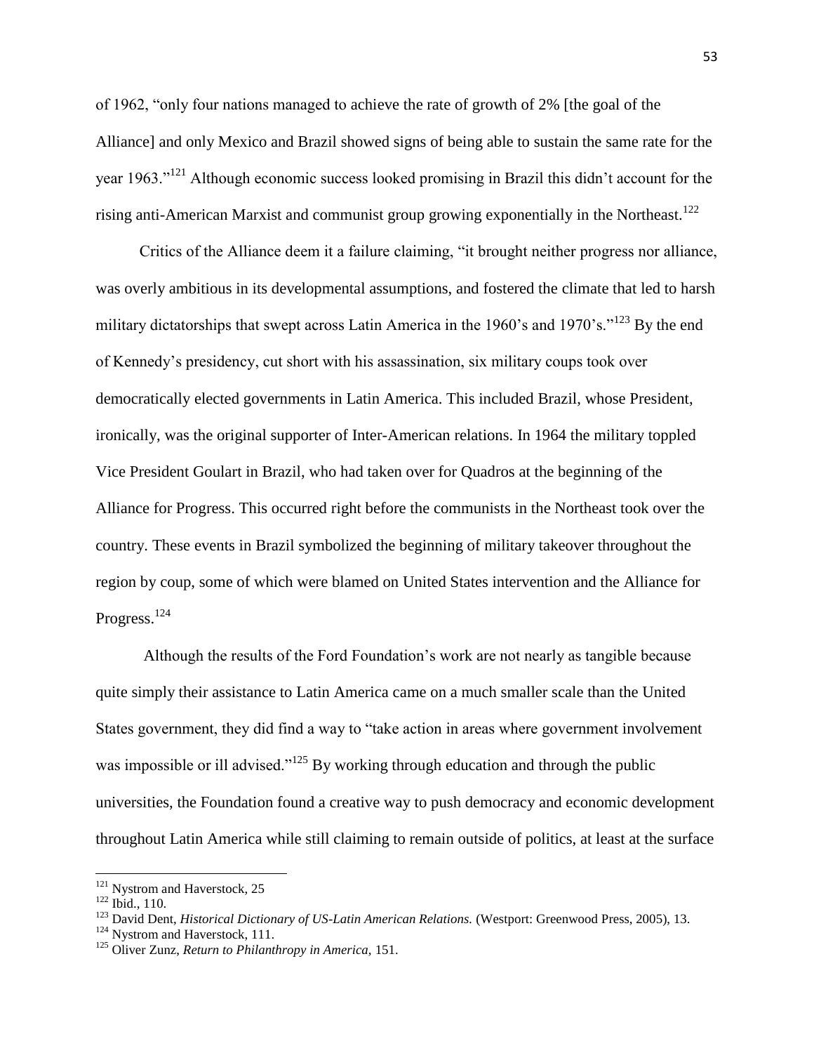of 1962, "only four nations managed to achieve the rate of growth of 2% [the goal of the Alliance] and only Mexico and Brazil showed signs of being able to sustain the same rate for the year 1963."[121] Although economic success looked promising in Brazil this didn't account for the rising anti-American Marxist and communist group growing exponentially in the Northeast.[122]

Critics of the Alliance deem it a failure claiming, "it brought neither progress nor alliance, was overly ambitious in its developmental assumptions, and fostered the climate that led to harsh military dictatorships that swept across Latin America in the 1960's and 1970's."[123] By the end of Kennedy's presidency, cut short with his assassination, six military coups took over democratically elected governments in Latin America. This included Brazil, whose President, ironically, was the original supporter of Inter-American relations. In 1964 the military toppled Vice President Goulart in Brazil, who had taken over for Quadros at the beginning of the Alliance for Progress. This occurred right before the communists in the Northeast took over the country. These events in Brazil symbolized the beginning of military takeover throughout the region by coup, some of which were blamed on United States intervention and the Alliance for Progress.[124]

Although the results of the Ford Foundation's work are not nearly as tangible because quite simply their assistance to Latin America came on a much smaller scale than the United States government, they did find a way to "take action in areas where government involvement was impossible or ill advised."[125] By working through education and through the public universities, the Foundation found a creative way to push democracy and economic development throughout Latin America while still claiming to remain outside of politics, at least at the surface

---

[121] Nystrom and Haverstock, 25

[122] Ibid., 110.

[123] David Dent, *Historical Dictionary of US-Latin American Relations.* (Westport: Greenwood Press, 2005), 13.

[124] Nystrom and Haverstock, 111.

[125] Oliver Zunz, *Return to Philanthropy in America,* 151.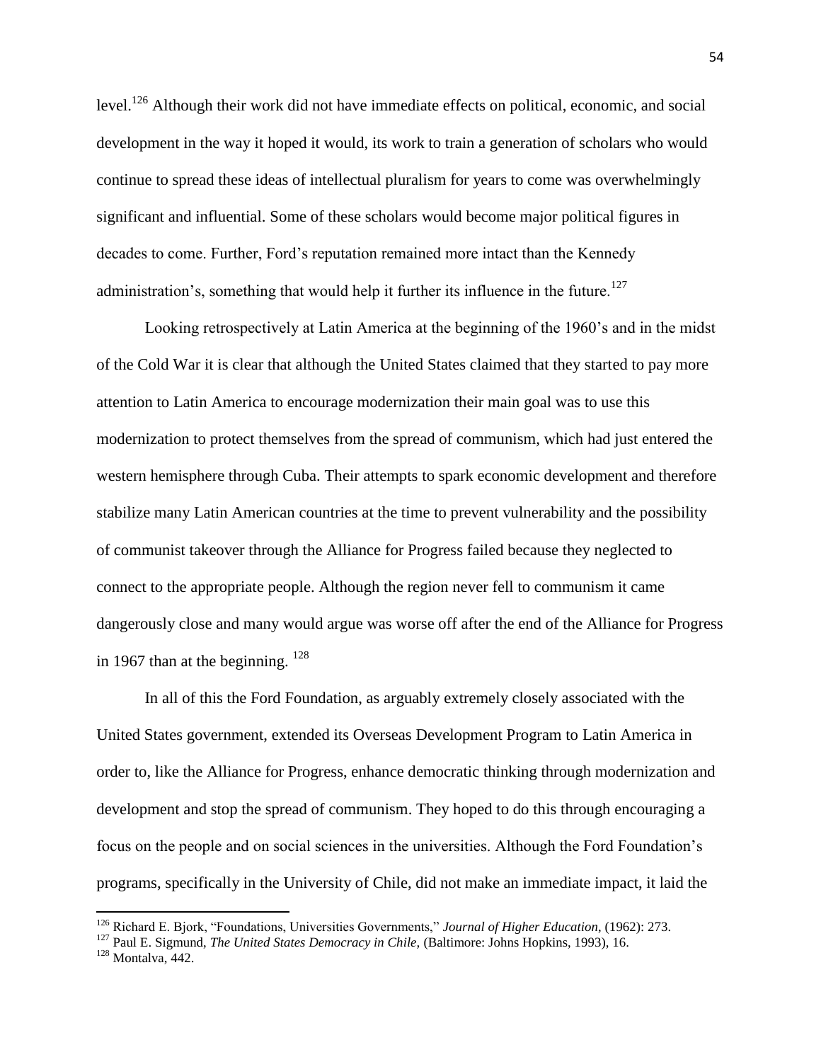level.[126] Although their work did not have immediate effects on political, economic, and social development in the way it hoped it would, its work to train a generation of scholars who would continue to spread these ideas of intellectual pluralism for years to come was overwhelmingly significant and influential. Some of these scholars would become major political figures in decades to come. Further, Ford's reputation remained more intact than the Kennedy administration's, something that would help it further its influence in the future.[127]

Looking retrospectively at Latin America at the beginning of the 1960's and in the midst of the Cold War it is clear that although the United States claimed that they started to pay more attention to Latin America to encourage modernization their main goal was to use this modernization to protect themselves from the spread of communism, which had just entered the western hemisphere through Cuba. Their attempts to spark economic development and therefore stabilize many Latin American countries at the time to prevent vulnerability and the possibility of communist takeover through the Alliance for Progress failed because they neglected to connect to the appropriate people. Although the region never fell to communism it came dangerously close and many would argue was worse off after the end of the Alliance for Progress in 1967 than at the beginning.[128]

In all of this the Ford Foundation, as arguably extremely closely associated with the United States government, extended its Overseas Development Program to Latin America in order to, like the Alliance for Progress, enhance democratic thinking through modernization and development and stop the spread of communism. They hoped to do this through encouraging a focus on the people and on social sciences in the universities. Although the Ford Foundation's programs, specifically in the University of Chile, did not make an immediate impact, it laid the

---

[126] Richard E. Bjork, "Foundations, Universities Governments," *Journal of Higher Education*, (1962): 273.

[127] Paul E. Sigmund, *The United States Democracy in Chile*, (Baltimore: Johns Hopkins, 1993), 16.

[128] Montalva, 442.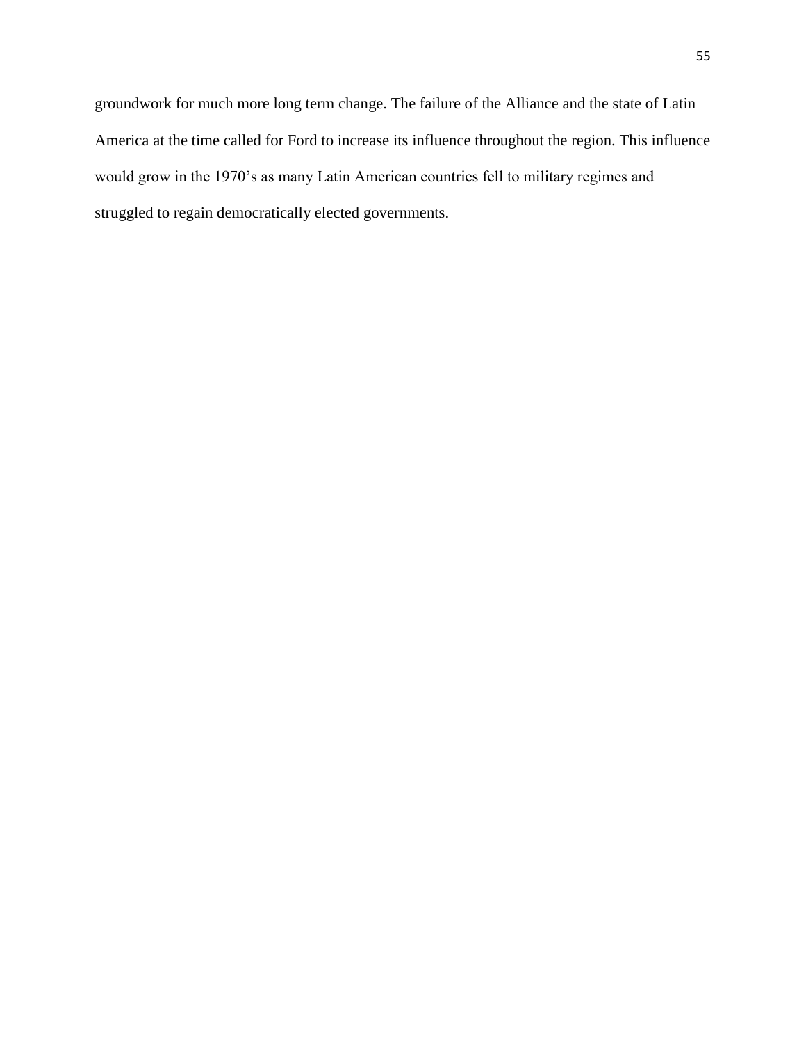groundwork for much more long term change. The failure of the Alliance and the state of Latin America at the time called for Ford to increase its influence throughout the region. This influence would grow in the 1970's as many Latin American countries fell to military regimes and struggled to regain democratically elected governments.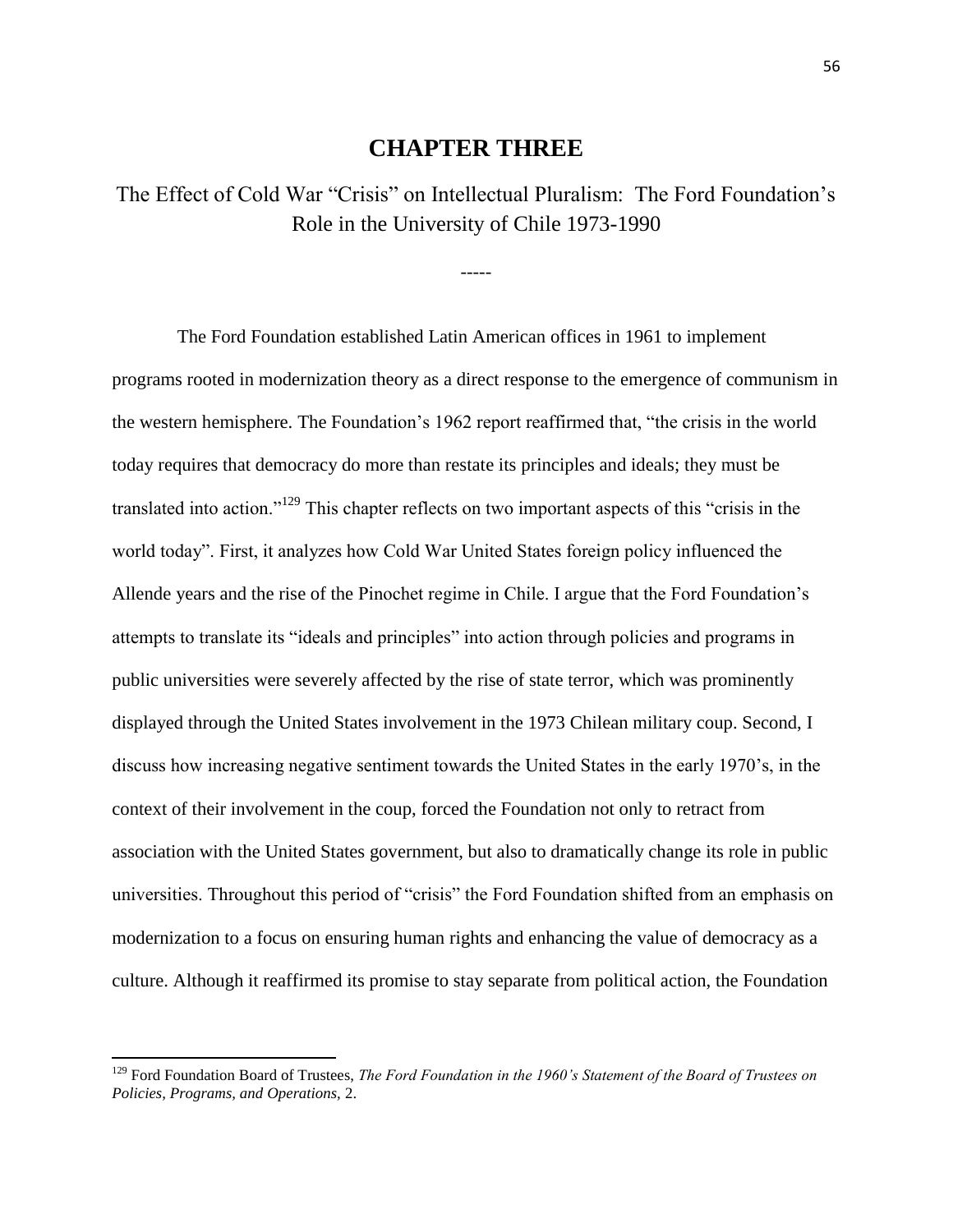# CHAPTER THREE

## The Effect of Cold War "Crisis" on Intellectual Pluralism: The Ford Foundation's Role in the University of Chile 1973-1990

-----

The Ford Foundation established Latin American offices in 1961 to implement programs rooted in modernization theory as a direct response to the emergence of communism in the western hemisphere. The Foundation's 1962 report reaffirmed that, "the crisis in the world today requires that democracy do more than restate its principles and ideals; they must be translated into action."[129] This chapter reflects on two important aspects of this "crisis in the world today". First, it analyzes how Cold War United States foreign policy influenced the Allende years and the rise of the Pinochet regime in Chile. I argue that the Ford Foundation's attempts to translate its "ideals and principles" into action through policies and programs in public universities were severely affected by the rise of state terror, which was prominently displayed through the United States involvement in the 1973 Chilean military coup. Second, I discuss how increasing negative sentiment towards the United States in the early 1970's, in the context of their involvement in the coup, forced the Foundation not only to retract from association with the United States government, but also to dramatically change its role in public universities. Throughout this period of "crisis" the Ford Foundation shifted from an emphasis on modernization to a focus on ensuring human rights and enhancing the value of democracy as a culture. Although it reaffirmed its promise to stay separate from political action, the Foundation

[129] Ford Foundation Board of Trustees, *The Ford Foundation in the 1960's Statement of the Board of Trustees on Policies, Programs, and Operations,* 2.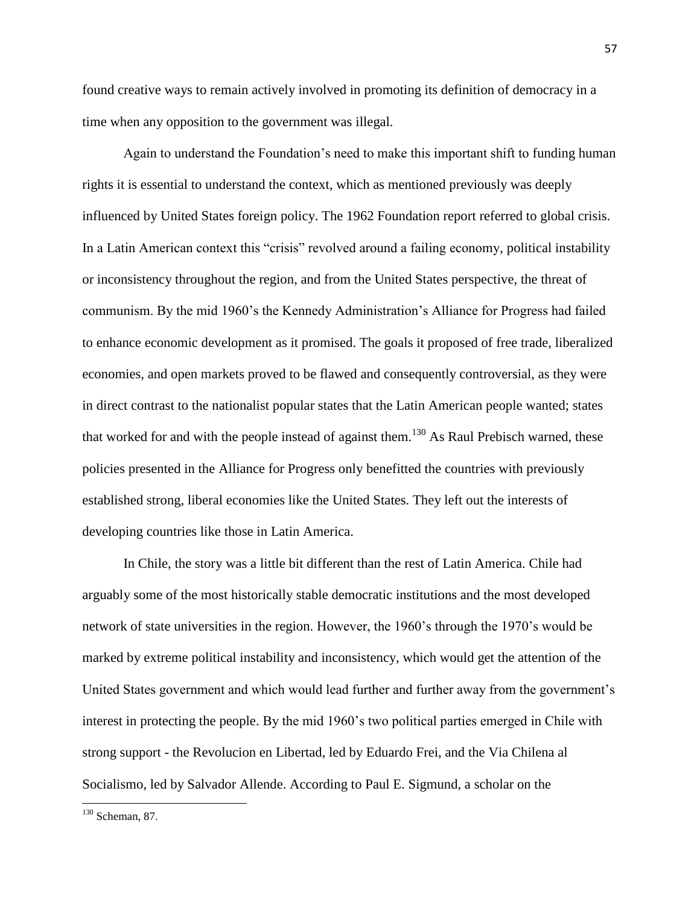found creative ways to remain actively involved in promoting its definition of democracy in a time when any opposition to the government was illegal.

Again to understand the Foundation's need to make this important shift to funding human rights it is essential to understand the context, which as mentioned previously was deeply influenced by United States foreign policy. The 1962 Foundation report referred to global crisis. In a Latin American context this "crisis" revolved around a failing economy, political instability or inconsistency throughout the region, and from the United States perspective, the threat of communism. By the mid 1960's the Kennedy Administration's Alliance for Progress had failed to enhance economic development as it promised. The goals it proposed of free trade, liberalized economies, and open markets proved to be flawed and consequently controversial, as they were in direct contrast to the nationalist popular states that the Latin American people wanted; states that worked for and with the people instead of against them.[130] As Raul Prebisch warned, these policies presented in the Alliance for Progress only benefitted the countries with previously established strong, liberal economies like the United States. They left out the interests of developing countries like those in Latin America.

In Chile, the story was a little bit different than the rest of Latin America. Chile had arguably some of the most historically stable democratic institutions and the most developed network of state universities in the region. However, the 1960's through the 1970's would be marked by extreme political instability and inconsistency, which would get the attention of the United States government and which would lead further and further away from the government's interest in protecting the people. By the mid 1960's two political parties emerged in Chile with strong support - the Revolucion en Libertad, led by Eduardo Frei, and the Via Chilena al Socialismo, led by Salvador Allende. According to Paul E. Sigmund, a scholar on the

---

[130] Scheman, 87.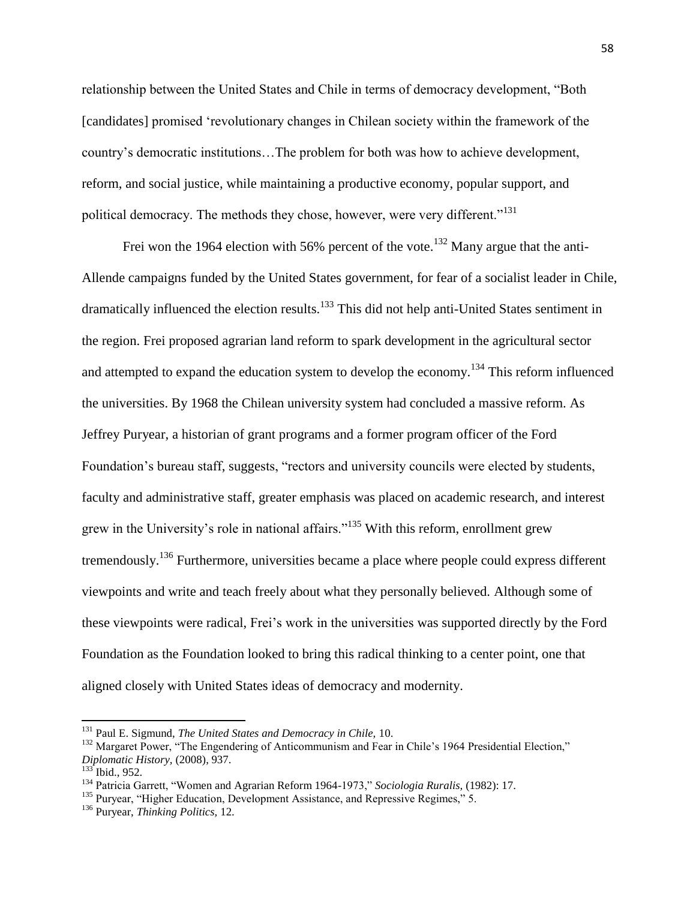relationship between the United States and Chile in terms of democracy development, "Both [candidates] promised 'revolutionary changes in Chilean society within the framework of the country's democratic institutions…The problem for both was how to achieve development, reform, and social justice, while maintaining a productive economy, popular support, and political democracy. The methods they chose, however, were very different."[131]

Frei won the 1964 election with 56% percent of the vote.[132] Many argue that the anti-Allende campaigns funded by the United States government, for fear of a socialist leader in Chile, dramatically influenced the election results.[133] This did not help anti-United States sentiment in the region. Frei proposed agrarian land reform to spark development in the agricultural sector and attempted to expand the education system to develop the economy.[134] This reform influenced the universities. By 1968 the Chilean university system had concluded a massive reform. As Jeffrey Puryear, a historian of grant programs and a former program officer of the Ford Foundation's bureau staff, suggests, "rectors and university councils were elected by students, faculty and administrative staff, greater emphasis was placed on academic research, and interest grew in the University's role in national affairs."[135] With this reform, enrollment grew tremendously.[136] Furthermore, universities became a place where people could express different viewpoints and write and teach freely about what they personally believed. Although some of these viewpoints were radical, Frei's work in the universities was supported directly by the Ford Foundation as the Foundation looked to bring this radical thinking to a center point, one that aligned closely with United States ideas of democracy and modernity.

---

[131] Paul E. Sigmund, *The United States and Democracy in Chile,* 10.

[132] Margaret Power, "The Engendering of Anticommunism and Fear in Chile's 1964 Presidential Election," *Diplomatic History,* (2008), 937.

[133] Ibid., 952.

[134] Patricia Garrett, "Women and Agrarian Reform 1964-1973," *Sociologia Ruralis,* (1982): 17.

[135] Puryear, "Higher Education, Development Assistance, and Repressive Regimes," 5.

[136] Puryear, *Thinking Politics,* 12.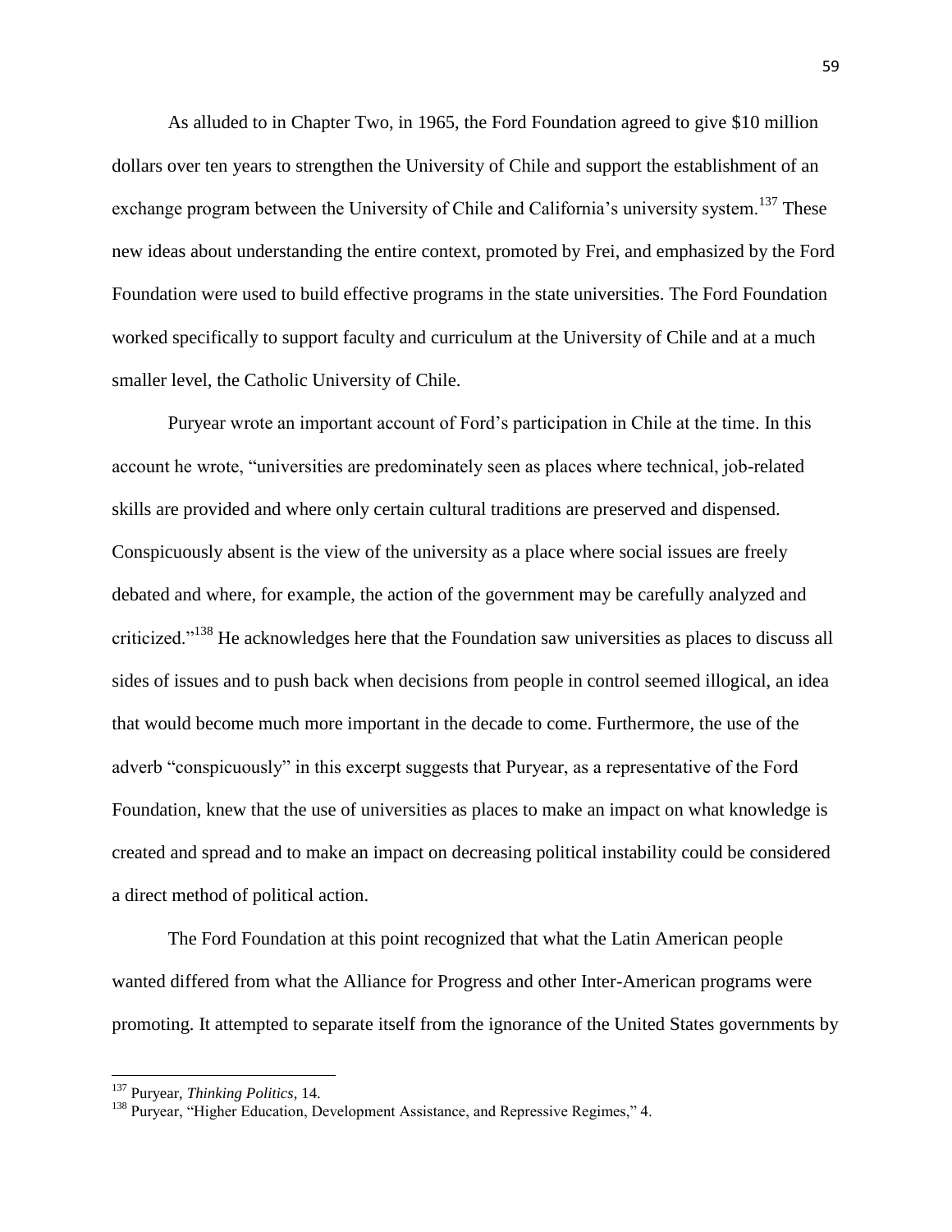As alluded to in Chapter Two, in 1965, the Ford Foundation agreed to give $10 million dollars over ten years to strengthen the University of Chile and support the establishment of an exchange program between the University of Chile and California's university system.[137] These new ideas about understanding the entire context, promoted by Frei, and emphasized by the Ford Foundation were used to build effective programs in the state universities. The Ford Foundation worked specifically to support faculty and curriculum at the University of Chile and at a much smaller level, the Catholic University of Chile.

Puryear wrote an important account of Ford's participation in Chile at the time. In this account he wrote, "universities are predominately seen as places where technical, job-related skills are provided and where only certain cultural traditions are preserved and dispensed. Conspicuously absent is the view of the university as a place where social issues are freely debated and where, for example, the action of the government may be carefully analyzed and criticized."[138] He acknowledges here that the Foundation saw universities as places to discuss all sides of issues and to push back when decisions from people in control seemed illogical, an idea that would become much more important in the decade to come. Furthermore, the use of the adverb "conspicuously" in this excerpt suggests that Puryear, as a representative of the Ford Foundation, knew that the use of universities as places to make an impact on what knowledge is created and spread and to make an impact on decreasing political instability could be considered a direct method of political action.

The Ford Foundation at this point recognized that what the Latin American people wanted differed from what the Alliance for Progress and other Inter-American programs were promoting. It attempted to separate itself from the ignorance of the United States governments by

---

[137] Puryear, *Thinking Politics*, 14.

[138] Puryear, "Higher Education, Development Assistance, and Repressive Regimes," 4.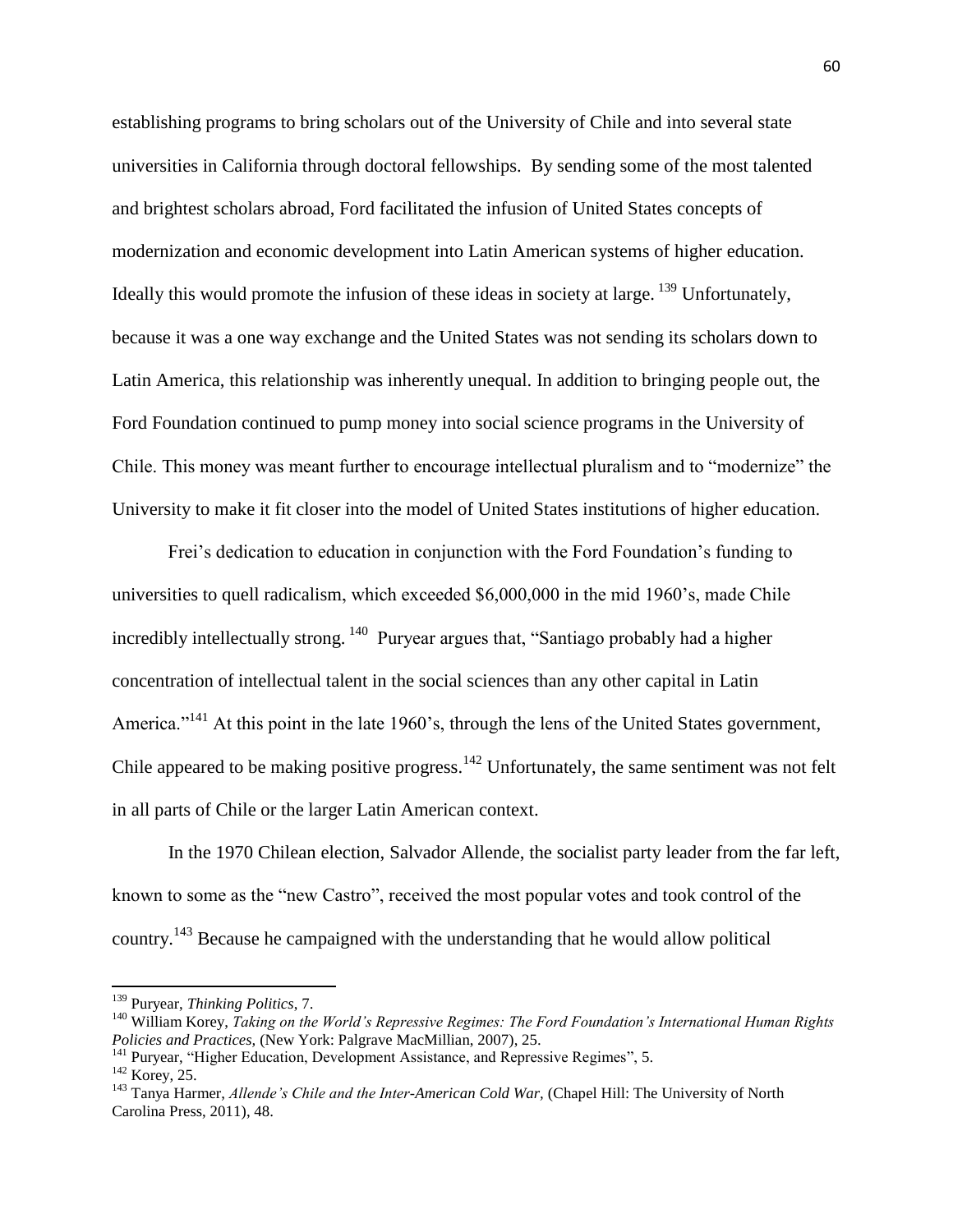establishing programs to bring scholars out of the University of Chile and into several state universities in California through doctoral fellowships. By sending some of the most talented and brightest scholars abroad, Ford facilitated the infusion of United States concepts of modernization and economic development into Latin American systems of higher education. Ideally this would promote the infusion of these ideas in society at large. [139] Unfortunately, because it was a one way exchange and the United States was not sending its scholars down to Latin America, this relationship was inherently unequal. In addition to bringing people out, the Ford Foundation continued to pump money into social science programs in the University of Chile. This money was meant further to encourage intellectual pluralism and to "modernize" the University to make it fit closer into the model of United States institutions of higher education.

Frei's dedication to education in conjunction with the Ford Foundation's funding to universities to quell radicalism, which exceeded $6,000,000 in the mid 1960's, made Chile incredibly intellectually strong. [140] Puryear argues that, "Santiago probably had a higher concentration of intellectual talent in the social sciences than any other capital in Latin America."[141] At this point in the late 1960's, through the lens of the United States government, Chile appeared to be making positive progress.[142] Unfortunately, the same sentiment was not felt in all parts of Chile or the larger Latin American context.

In the 1970 Chilean election, Salvador Allende, the socialist party leader from the far left, known to some as the "new Castro", received the most popular votes and took control of the country.[143] Because he campaigned with the understanding that he would allow political

---

[139] Puryear, *Thinking Politics*, 7.

[140] William Korey, *Taking on the World's Repressive Regimes: The Ford Foundation's International Human Rights Policies and Practices*, (New York: Palgrave MacMillian, 2007), 25.

[141] Puryear, "Higher Education, Development Assistance, and Repressive Regimes", 5.

[142] Korey, 25.

[143] Tanya Harmer, *Allende's Chile and the Inter-American Cold War*, (Chapel Hill: The University of North Carolina Press, 2011), 48.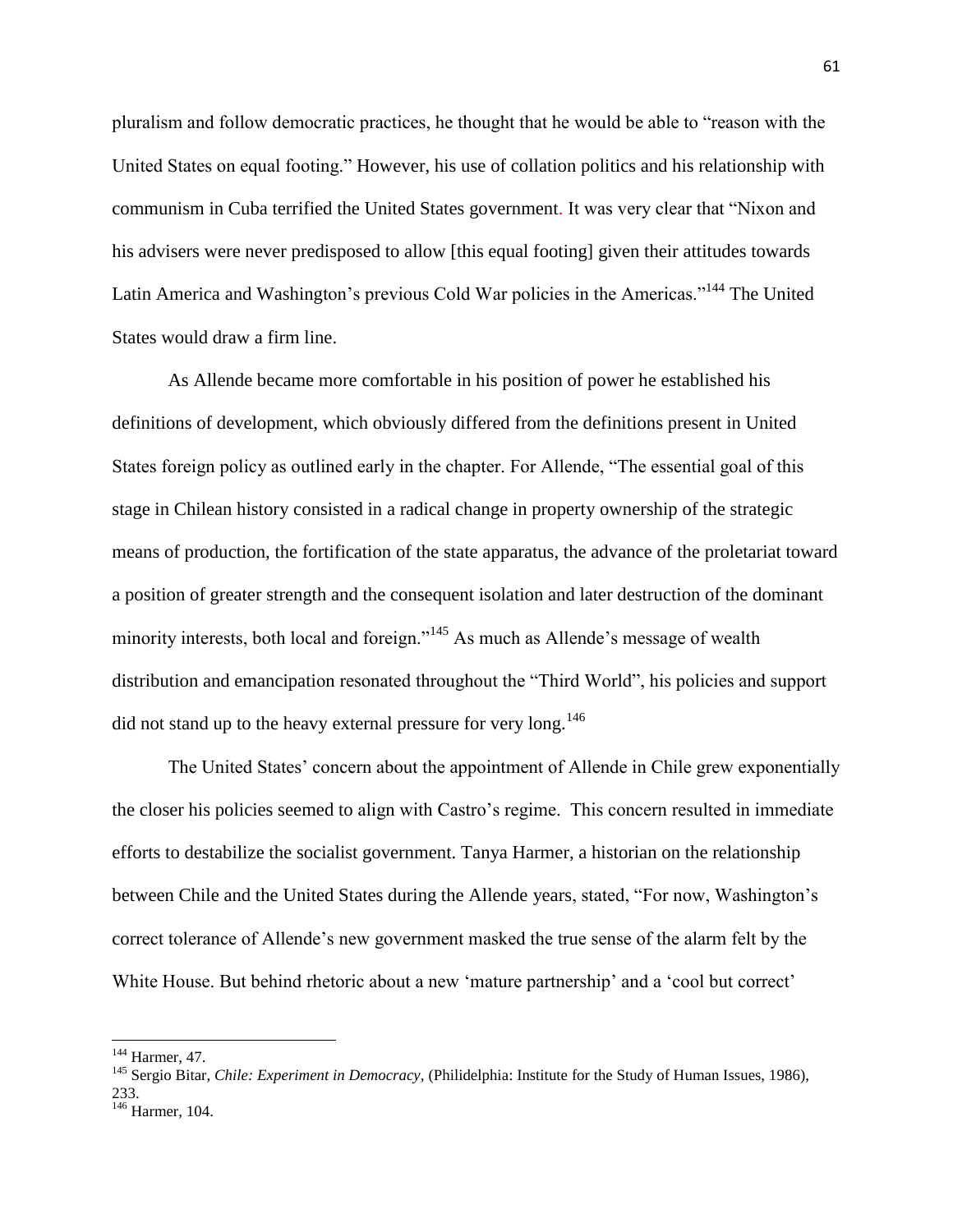pluralism and follow democratic practices, he thought that he would be able to "reason with the United States on equal footing." However, his use of collation politics and his relationship with communism in Cuba terrified the United States government. It was very clear that "Nixon and his advisers were never predisposed to allow [this equal footing] given their attitudes towards Latin America and Washington's previous Cold War policies in the Americas."[144] The United States would draw a firm line.

As Allende became more comfortable in his position of power he established his definitions of development, which obviously differed from the definitions present in United States foreign policy as outlined early in the chapter. For Allende, "The essential goal of this stage in Chilean history consisted in a radical change in property ownership of the strategic means of production, the fortification of the state apparatus, the advance of the proletariat toward a position of greater strength and the consequent isolation and later destruction of the dominant minority interests, both local and foreign."[145] As much as Allende's message of wealth distribution and emancipation resonated throughout the "Third World", his policies and support did not stand up to the heavy external pressure for very long.[146]

The United States' concern about the appointment of Allende in Chile grew exponentially the closer his policies seemed to align with Castro's regime. This concern resulted in immediate efforts to destabilize the socialist government. Tanya Harmer, a historian on the relationship between Chile and the United States during the Allende years, stated, "For now, Washington's correct tolerance of Allende's new government masked the true sense of the alarm felt by the White House. But behind rhetoric about a new 'mature partnership' and a 'cool but correct'

---

[144] Harmer, 47.

[145] Sergio Bitar, *Chile: Experiment in Democracy,* (Philidelphia: Institute for the Study of Human Issues, 1986), 233.

[146] Harmer, 104.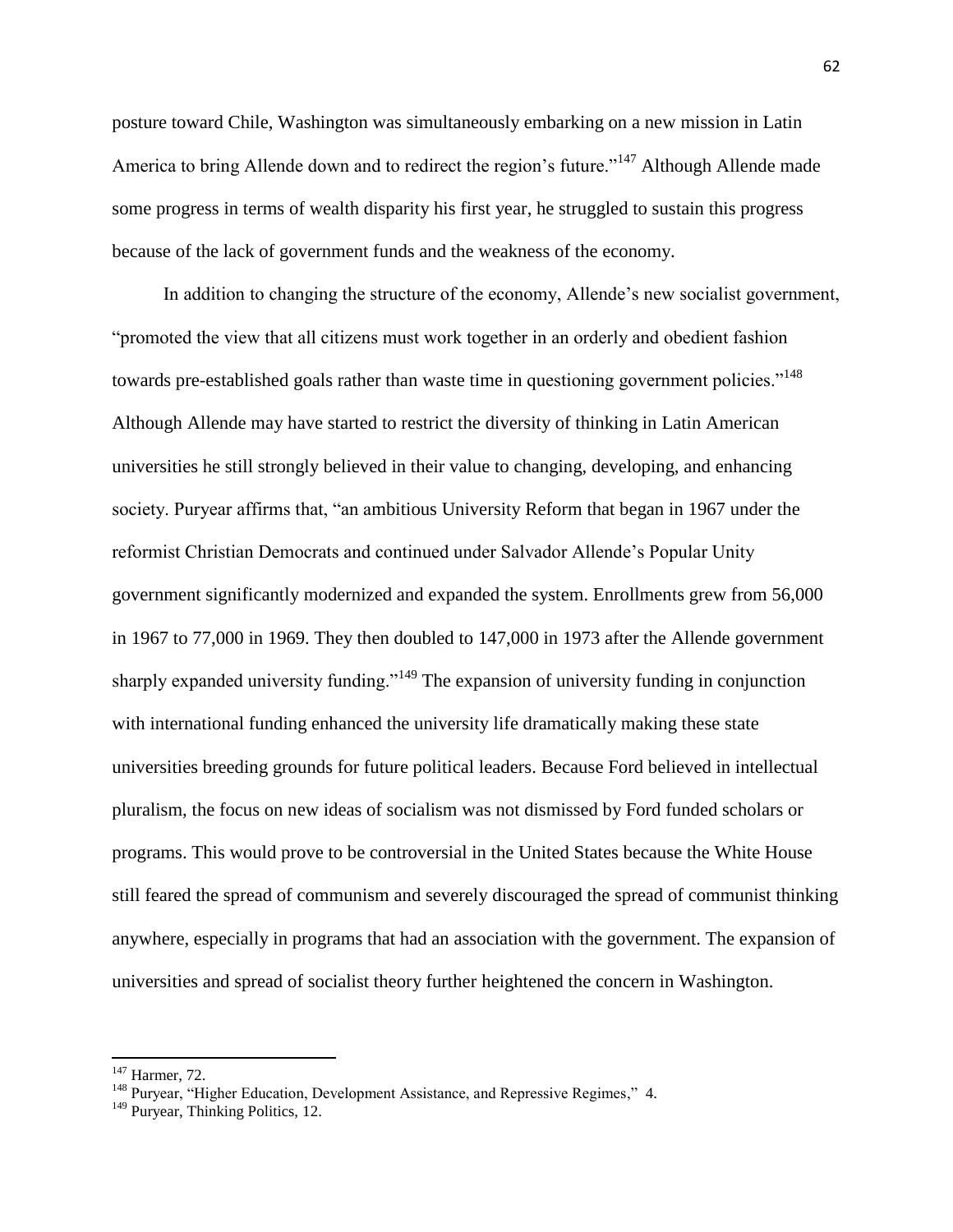posture toward Chile, Washington was simultaneously embarking on a new mission in Latin America to bring Allende down and to redirect the region's future."[147] Although Allende made some progress in terms of wealth disparity his first year, he struggled to sustain this progress because of the lack of government funds and the weakness of the economy.

In addition to changing the structure of the economy, Allende's new socialist government, "promoted the view that all citizens must work together in an orderly and obedient fashion towards pre-established goals rather than waste time in questioning government policies."[148] Although Allende may have started to restrict the diversity of thinking in Latin American universities he still strongly believed in their value to changing, developing, and enhancing society. Puryear affirms that, "an ambitious University Reform that began in 1967 under the reformist Christian Democrats and continued under Salvador Allende's Popular Unity government significantly modernized and expanded the system. Enrollments grew from 56,000 in 1967 to 77,000 in 1969. They then doubled to 147,000 in 1973 after the Allende government sharply expanded university funding."[149] The expansion of university funding in conjunction with international funding enhanced the university life dramatically making these state universities breeding grounds for future political leaders. Because Ford believed in intellectual pluralism, the focus on new ideas of socialism was not dismissed by Ford funded scholars or programs. This would prove to be controversial in the United States because the White House still feared the spread of communism and severely discouraged the spread of communist thinking anywhere, especially in programs that had an association with the government. The expansion of universities and spread of socialist theory further heightened the concern in Washington.

[147] Harmer, 72.

[148] Puryear, "Higher Education, Development Assistance, and Repressive Regimes," 4.

[149] Puryear, Thinking Politics, 12.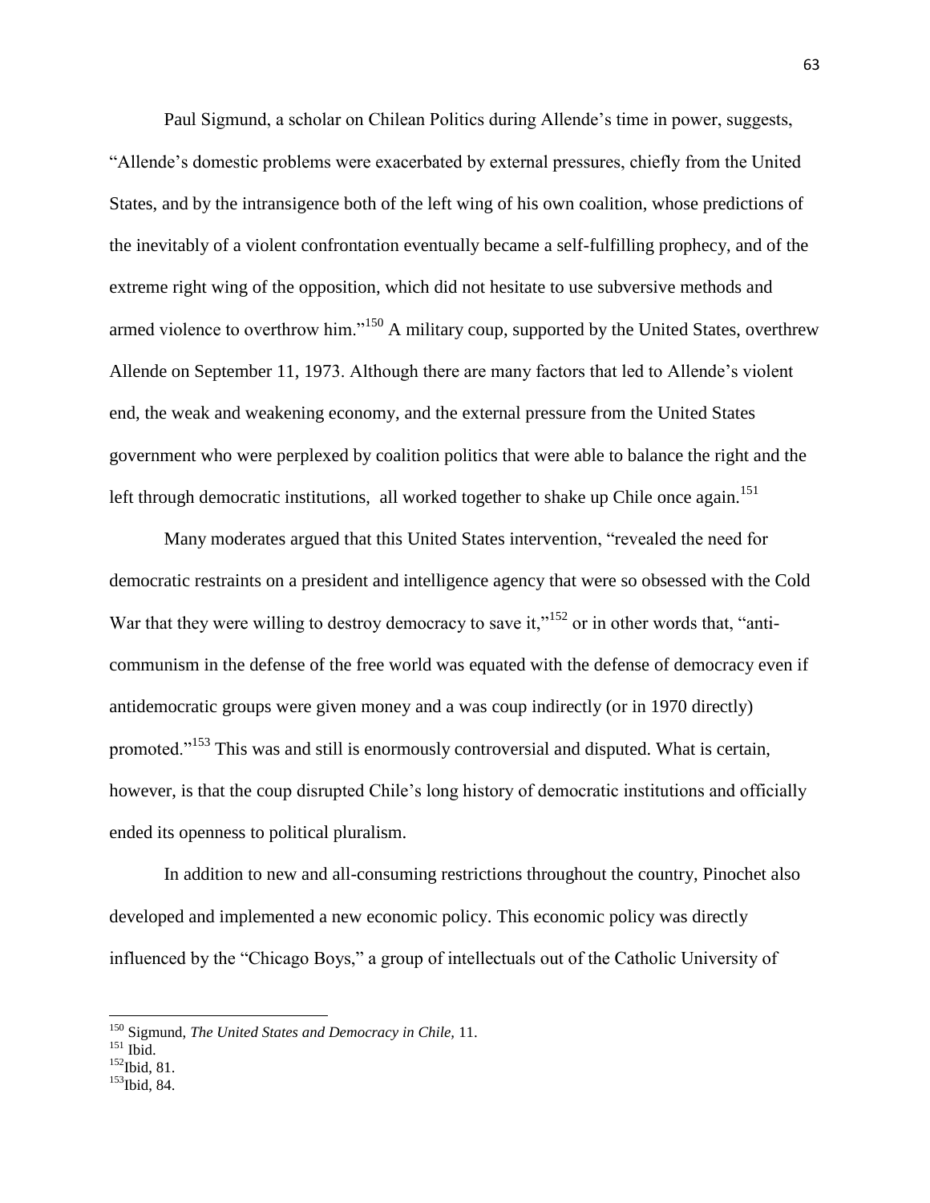Paul Sigmund, a scholar on Chilean Politics during Allende's time in power, suggests, "Allende's domestic problems were exacerbated by external pressures, chiefly from the United States, and by the intransigence both of the left wing of his own coalition, whose predictions of the inevitably of a violent confrontation eventually became a self-fulfilling prophecy, and of the extreme right wing of the opposition, which did not hesitate to use subversive methods and armed violence to overthrow him."[150] A military coup, supported by the United States, overthrew Allende on September 11, 1973. Although there are many factors that led to Allende's violent end, the weak and weakening economy, and the external pressure from the United States government who were perplexed by coalition politics that were able to balance the right and the left through democratic institutions, all worked together to shake up Chile once again.[151]

Many moderates argued that this United States intervention, "revealed the need for democratic restraints on a president and intelligence agency that were so obsessed with the Cold War that they were willing to destroy democracy to save it,"[152] or in other words that, "anti-communism in the defense of the free world was equated with the defense of democracy even if antidemocratic groups were given money and a was coup indirectly (or in 1970 directly) promoted."[153] This was and still is enormously controversial and disputed. What is certain, however, is that the coup disrupted Chile's long history of democratic institutions and officially ended its openness to political pluralism.

In addition to new and all-consuming restrictions throughout the country, Pinochet also developed and implemented a new economic policy. This economic policy was directly influenced by the "Chicago Boys," a group of intellectuals out of the Catholic University of

---

[150] Sigmund, *The United States and Democracy in Chile,* 11.
[151] Ibid.
[152] Ibid, 81.
[153] Ibid, 84.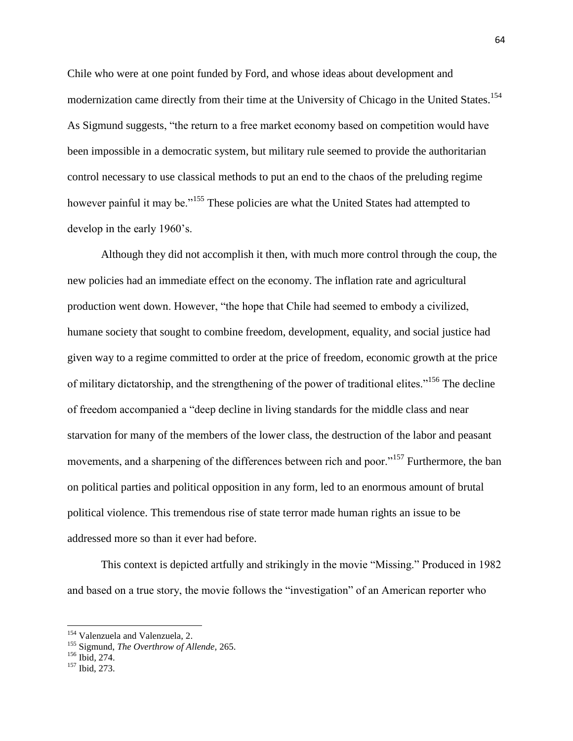Chile who were at one point funded by Ford, and whose ideas about development and modernization came directly from their time at the University of Chicago in the United States.[154] As Sigmund suggests, "the return to a free market economy based on competition would have been impossible in a democratic system, but military rule seemed to provide the authoritarian control necessary to use classical methods to put an end to the chaos of the preluding regime however painful it may be."[155] These policies are what the United States had attempted to develop in the early 1960's.

Although they did not accomplish it then, with much more control through the coup, the new policies had an immediate effect on the economy. The inflation rate and agricultural production went down. However, "the hope that Chile had seemed to embody a civilized, humane society that sought to combine freedom, development, equality, and social justice had given way to a regime committed to order at the price of freedom, economic growth at the price of military dictatorship, and the strengthening of the power of traditional elites."[156] The decline of freedom accompanied a "deep decline in living standards for the middle class and near starvation for many of the members of the lower class, the destruction of the labor and peasant movements, and a sharpening of the differences between rich and poor."[157] Furthermore, the ban on political parties and political opposition in any form, led to an enormous amount of brutal political violence. This tremendous rise of state terror made human rights an issue to be addressed more so than it ever had before.

This context is depicted artfully and strikingly in the movie "Missing." Produced in 1982 and based on a true story, the movie follows the "investigation" of an American reporter who

---

[154] Valenzuela and Valenzuela, 2.

[155] Sigmund, *The Overthrow of Allende*, 265.

[156] Ibid, 274.

[157] Ibid, 273.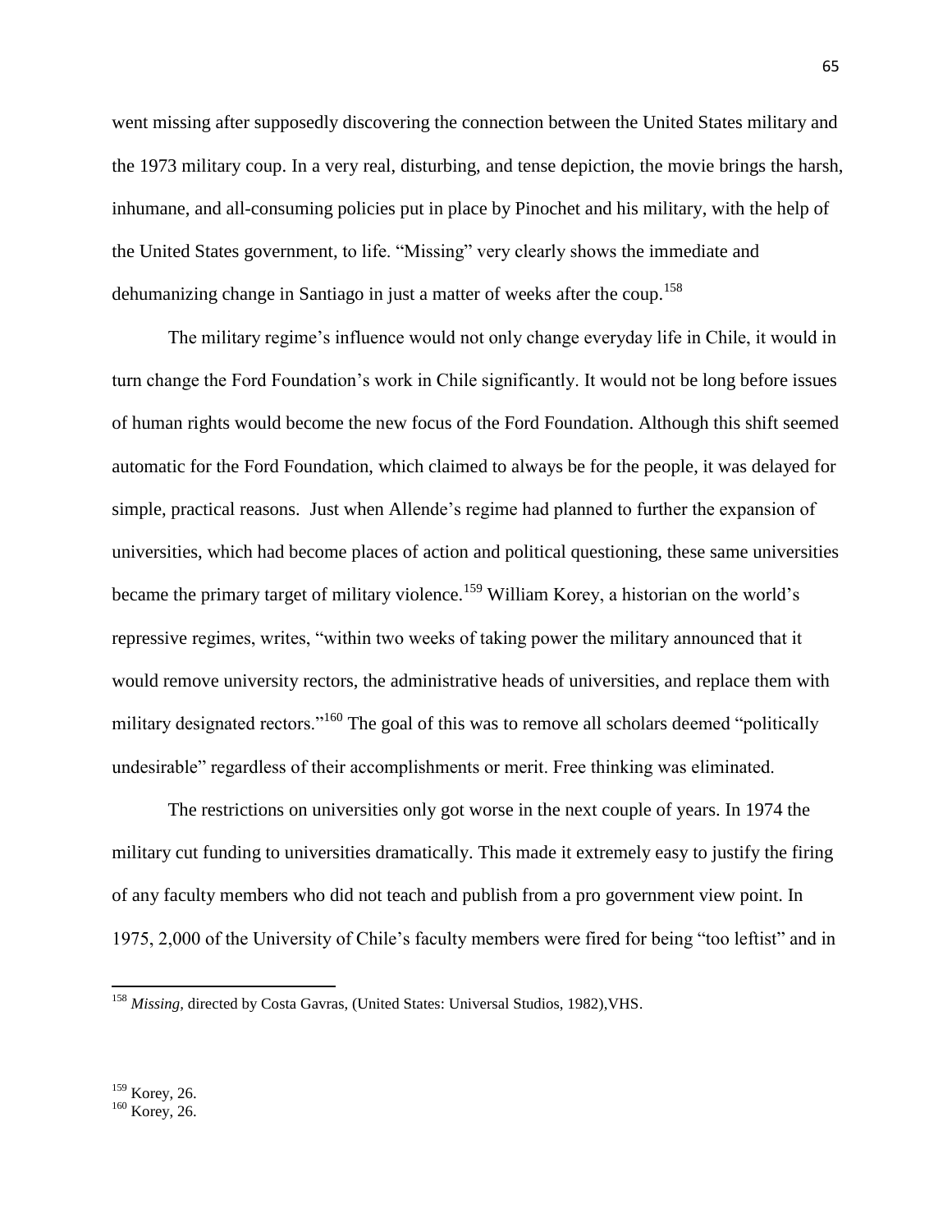went missing after supposedly discovering the connection between the United States military and the 1973 military coup. In a very real, disturbing, and tense depiction, the movie brings the harsh, inhumane, and all-consuming policies put in place by Pinochet and his military, with the help of the United States government, to life. "Missing" very clearly shows the immediate and dehumanizing change in Santiago in just a matter of weeks after the coup.[158]

The military regime's influence would not only change everyday life in Chile, it would in turn change the Ford Foundation's work in Chile significantly. It would not be long before issues of human rights would become the new focus of the Ford Foundation. Although this shift seemed automatic for the Ford Foundation, which claimed to always be for the people, it was delayed for simple, practical reasons. Just when Allende's regime had planned to further the expansion of universities, which had become places of action and political questioning, these same universities became the primary target of military violence.[159] William Korey, a historian on the world's repressive regimes, writes, "within two weeks of taking power the military announced that it would remove university rectors, the administrative heads of universities, and replace them with military designated rectors."[160] The goal of this was to remove all scholars deemed "politically undesirable" regardless of their accomplishments or merit. Free thinking was eliminated.

The restrictions on universities only got worse in the next couple of years. In 1974 the military cut funding to universities dramatically. This made it extremely easy to justify the firing of any faculty members who did not teach and publish from a pro government view point. In 1975, 2,000 of the University of Chile's faculty members were fired for being "too leftist" and in

---

[158] *Missing*, directed by Costa Gavras, (United States: Universal Studios, 1982),VHS.

[159] Korey, 26.

[160] Korey, 26.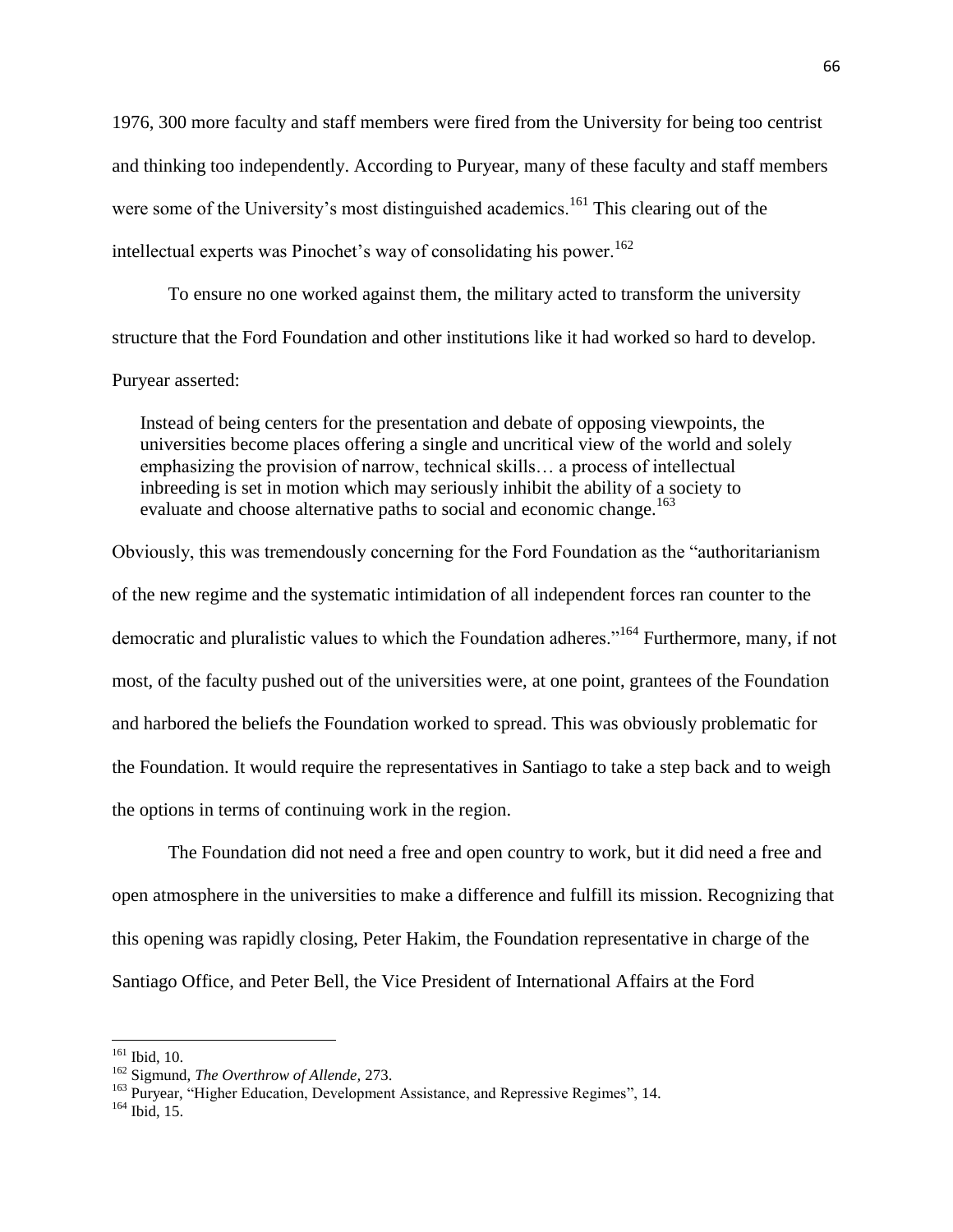1976, 300 more faculty and staff members were fired from the University for being too centrist and thinking too independently. According to Puryear, many of these faculty and staff members were some of the University's most distinguished academics.[161] This clearing out of the intellectual experts was Pinochet's way of consolidating his power.[162]

To ensure no one worked against them, the military acted to transform the university structure that the Ford Foundation and other institutions like it had worked so hard to develop. Puryear asserted:

> Instead of being centers for the presentation and debate of opposing viewpoints, the universities become places offering a single and uncritical view of the world and solely emphasizing the provision of narrow, technical skills… a process of intellectual inbreeding is set in motion which may seriously inhibit the ability of a society to evaluate and choose alternative paths to social and economic change.[163]

Obviously, this was tremendously concerning for the Ford Foundation as the "authoritarianism of the new regime and the systematic intimidation of all independent forces ran counter to the democratic and pluralistic values to which the Foundation adheres."[164] Furthermore, many, if not most, of the faculty pushed out of the universities were, at one point, grantees of the Foundation and harbored the beliefs the Foundation worked to spread. This was obviously problematic for the Foundation. It would require the representatives in Santiago to take a step back and to weigh the options in terms of continuing work in the region.

The Foundation did not need a free and open country to work, but it did need a free and open atmosphere in the universities to make a difference and fulfill its mission. Recognizing that this opening was rapidly closing, Peter Hakim, the Foundation representative in charge of the Santiago Office, and Peter Bell, the Vice President of International Affairs at the Ford

---

[161] Ibid, 10.

[162] Sigmund, *The Overthrow of Allende*, 273.

[163] Puryear, "Higher Education, Development Assistance, and Repressive Regimes", 14.

[164] Ibid, 15.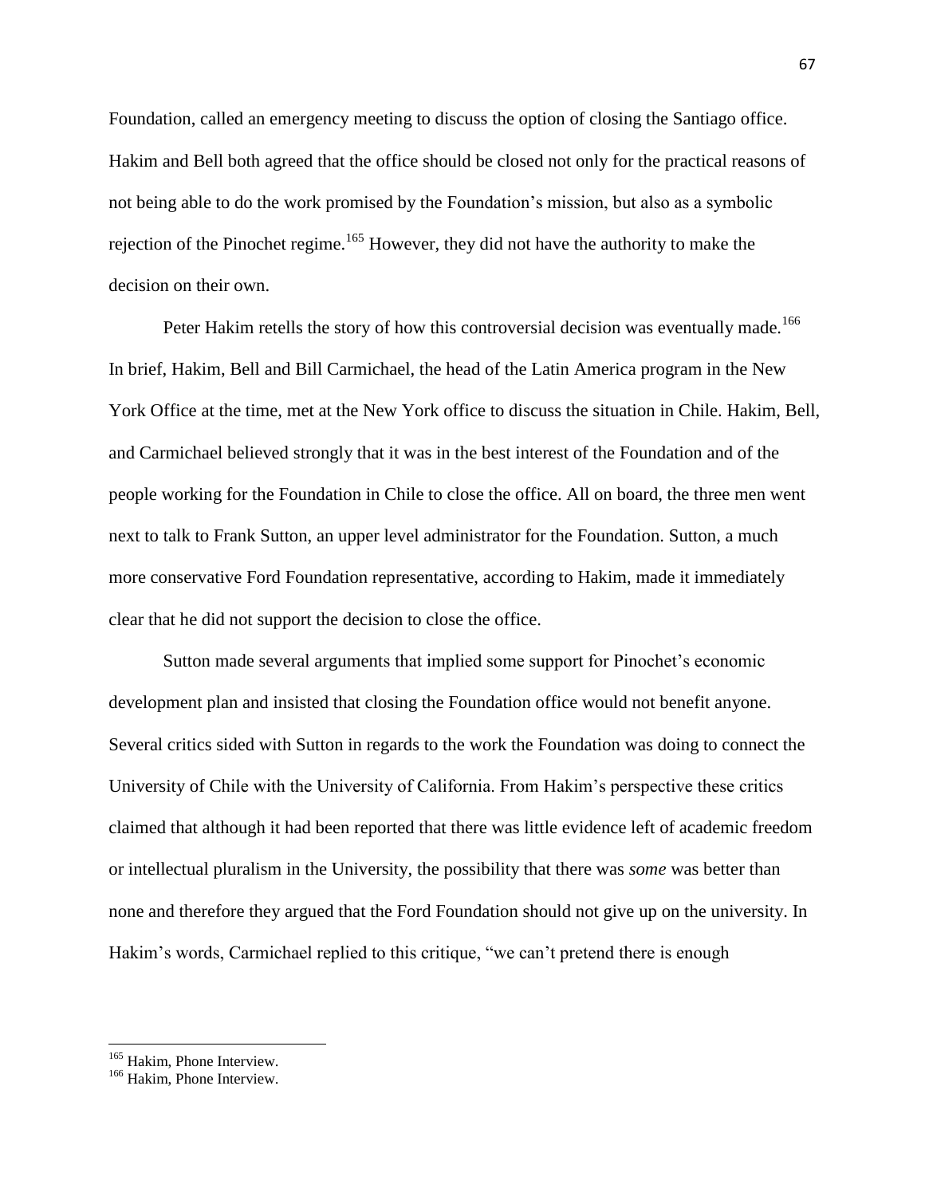Foundation, called an emergency meeting to discuss the option of closing the Santiago office. Hakim and Bell both agreed that the office should be closed not only for the practical reasons of not being able to do the work promised by the Foundation's mission, but also as a symbolic rejection of the Pinochet regime.[165] However, they did not have the authority to make the decision on their own.

Peter Hakim retells the story of how this controversial decision was eventually made.[166] In brief, Hakim, Bell and Bill Carmichael, the head of the Latin America program in the New York Office at the time, met at the New York office to discuss the situation in Chile. Hakim, Bell, and Carmichael believed strongly that it was in the best interest of the Foundation and of the people working for the Foundation in Chile to close the office. All on board, the three men went next to talk to Frank Sutton, an upper level administrator for the Foundation. Sutton, a much more conservative Ford Foundation representative, according to Hakim, made it immediately clear that he did not support the decision to close the office.

Sutton made several arguments that implied some support for Pinochet's economic development plan and insisted that closing the Foundation office would not benefit anyone. Several critics sided with Sutton in regards to the work the Foundation was doing to connect the University of Chile with the University of California. From Hakim's perspective these critics claimed that although it had been reported that there was little evidence left of academic freedom or intellectual pluralism in the University, the possibility that there was *some* was better than none and therefore they argued that the Ford Foundation should not give up on the university. In Hakim's words, Carmichael replied to this critique, "we can't pretend there is enough

---

[165] Hakim, Phone Interview.
[166] Hakim, Phone Interview.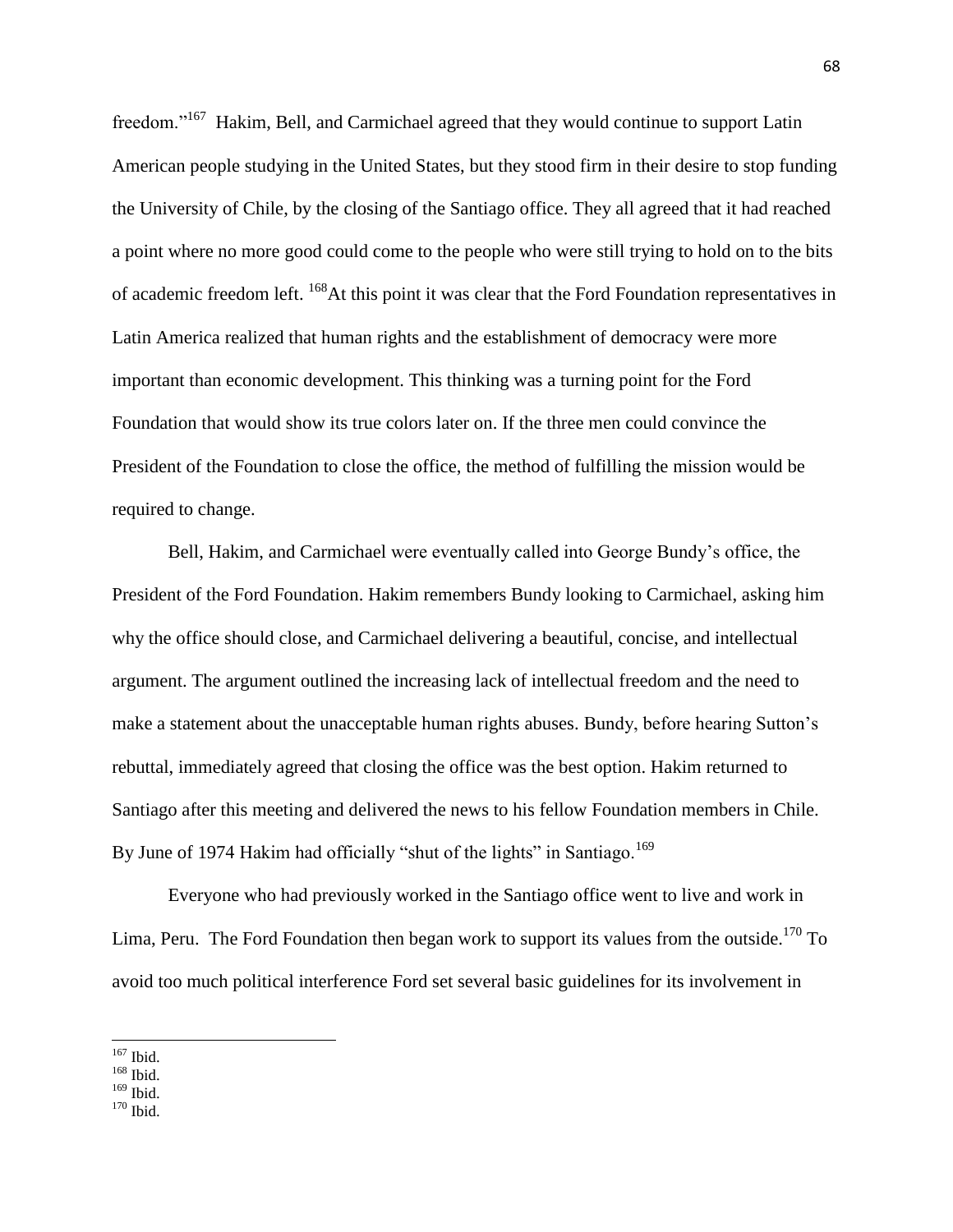freedom."[167] Hakim, Bell, and Carmichael agreed that they would continue to support Latin American people studying in the United States, but they stood firm in their desire to stop funding the University of Chile, by the closing of the Santiago office. They all agreed that it had reached a point where no more good could come to the people who were still trying to hold on to the bits of academic freedom left. [168]At this point it was clear that the Ford Foundation representatives in Latin America realized that human rights and the establishment of democracy were more important than economic development. This thinking was a turning point for the Ford Foundation that would show its true colors later on. If the three men could convince the President of the Foundation to close the office, the method of fulfilling the mission would be required to change.

Bell, Hakim, and Carmichael were eventually called into George Bundy's office, the President of the Ford Foundation. Hakim remembers Bundy looking to Carmichael, asking him why the office should close, and Carmichael delivering a beautiful, concise, and intellectual argument. The argument outlined the increasing lack of intellectual freedom and the need to make a statement about the unacceptable human rights abuses. Bundy, before hearing Sutton's rebuttal, immediately agreed that closing the office was the best option. Hakim returned to Santiago after this meeting and delivered the news to his fellow Foundation members in Chile. By June of 1974 Hakim had officially "shut of the lights" in Santiago.[169]

Everyone who had previously worked in the Santiago office went to live and work in Lima, Peru. The Ford Foundation then began work to support its values from the outside.[170] To avoid too much political interference Ford set several basic guidelines for its involvement in

---

[167] Ibid.
[168] Ibid.
[169] Ibid.
[170] Ibid.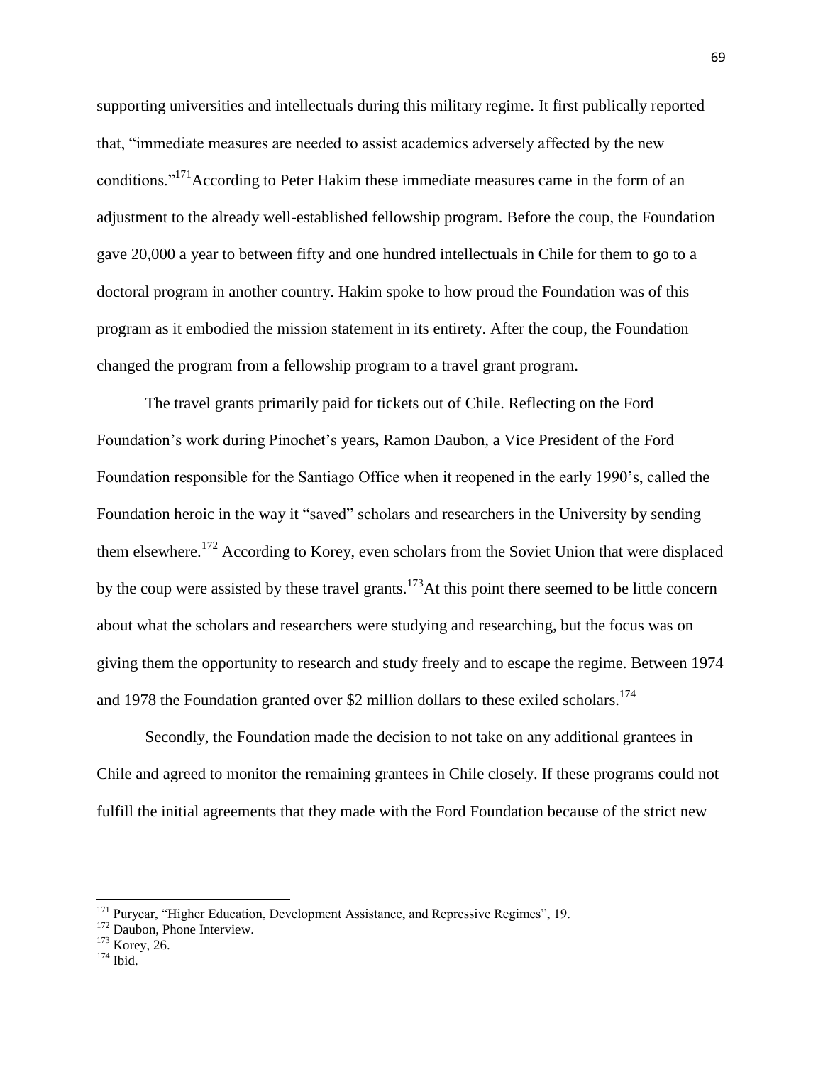supporting universities and intellectuals during this military regime. It first publically reported that, "immediate measures are needed to assist academics adversely affected by the new conditions."[171] According to Peter Hakim these immediate measures came in the form of an adjustment to the already well-established fellowship program. Before the coup, the Foundation gave 20,000 a year to between fifty and one hundred intellectuals in Chile for them to go to a doctoral program in another country. Hakim spoke to how proud the Foundation was of this program as it embodied the mission statement in its entirety. After the coup, the Foundation changed the program from a fellowship program to a travel grant program.

The travel grants primarily paid for tickets out of Chile. Reflecting on the Ford Foundation's work during Pinochet's years**,** Ramon Daubon, a Vice President of the Ford Foundation responsible for the Santiago Office when it reopened in the early 1990's, called the Foundation heroic in the way it "saved" scholars and researchers in the University by sending them elsewhere.[172] According to Korey, even scholars from the Soviet Union that were displaced by the coup were assisted by these travel grants.[173] At this point there seemed to be little concern about what the scholars and researchers were studying and researching, but the focus was on giving them the opportunity to research and study freely and to escape the regime. Between 1974 and 1978 the Foundation granted over $2 million dollars to these exiled scholars.[174]

Secondly, the Foundation made the decision to not take on any additional grantees in Chile and agreed to monitor the remaining grantees in Chile closely. If these programs could not fulfill the initial agreements that they made with the Ford Foundation because of the strict new

---

[171] Puryear, "Higher Education, Development Assistance, and Repressive Regimes", 19.

[172] Daubon, Phone Interview.

[173] Korey, 26.

[174] Ibid.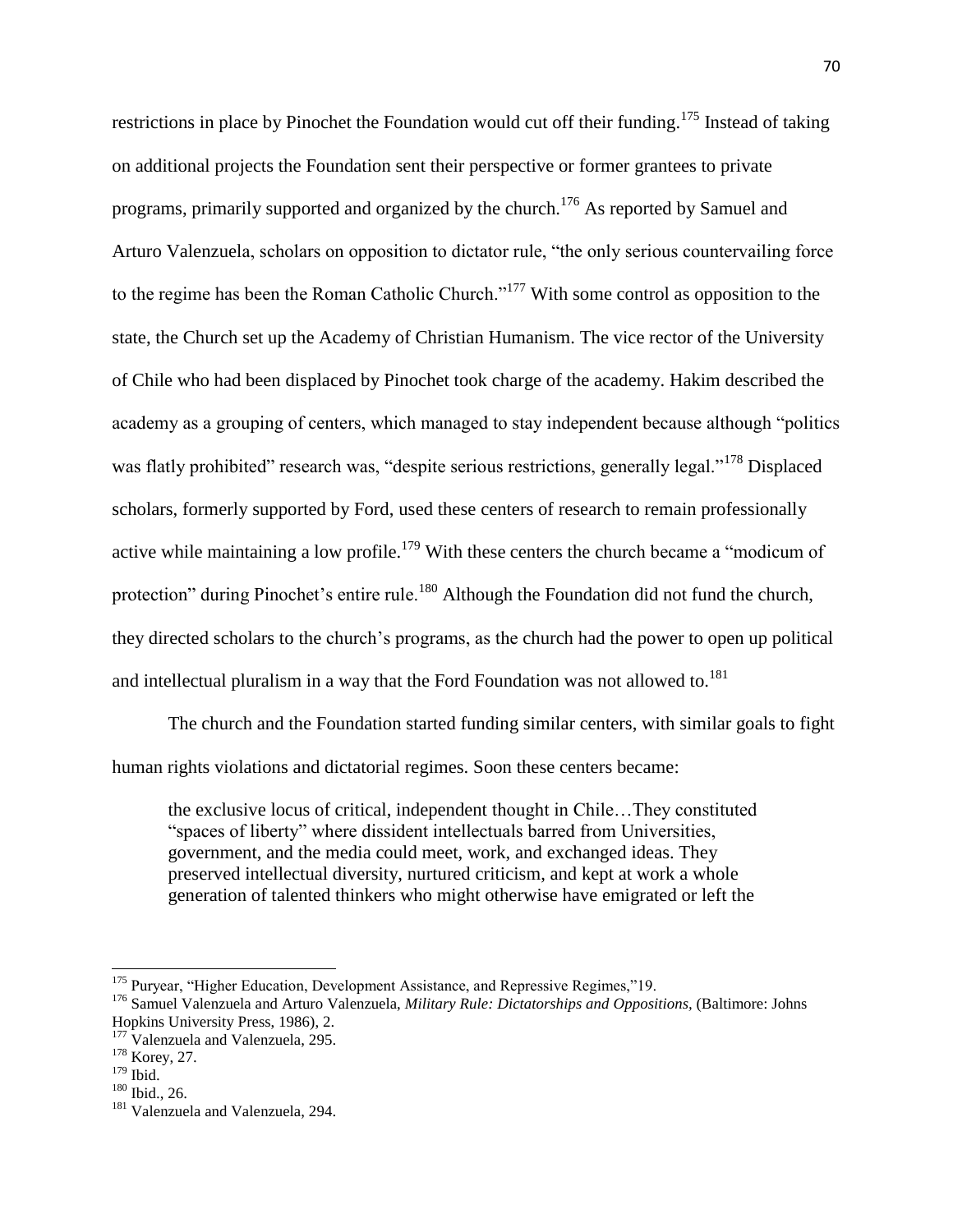restrictions in place by Pinochet the Foundation would cut off their funding.[175] Instead of taking on additional projects the Foundation sent their perspective or former grantees to private programs, primarily supported and organized by the church.[176] As reported by Samuel and Arturo Valenzuela, scholars on opposition to dictator rule, "the only serious countervailing force to the regime has been the Roman Catholic Church."[177] With some control as opposition to the state, the Church set up the Academy of Christian Humanism. The vice rector of the University of Chile who had been displaced by Pinochet took charge of the academy. Hakim described the academy as a grouping of centers, which managed to stay independent because although "politics was flatly prohibited" research was, "despite serious restrictions, generally legal."[178] Displaced scholars, formerly supported by Ford, used these centers of research to remain professionally active while maintaining a low profile.[179] With these centers the church became a "modicum of protection" during Pinochet's entire rule.[180] Although the Foundation did not fund the church, they directed scholars to the church's programs, as the church had the power to open up political and intellectual pluralism in a way that the Ford Foundation was not allowed to.[181]

The church and the Foundation started funding similar centers, with similar goals to fight human rights violations and dictatorial regimes. Soon these centers became:

> the exclusive locus of critical, independent thought in Chile…They constituted "spaces of liberty" where dissident intellectuals barred from Universities, government, and the media could meet, work, and exchanged ideas. They preserved intellectual diversity, nurtured criticism, and kept at work a whole generation of talented thinkers who might otherwise have emigrated or left the

---

[175] Puryear, "Higher Education, Development Assistance, and Repressive Regimes,"19.

[176] Samuel Valenzuela and Arturo Valenzuela, *Military Rule: Dictatorships and Oppositions*, (Baltimore: Johns Hopkins University Press, 1986), 2.

[177] Valenzuela and Valenzuela, 295.

[178] Korey, 27.

[179] Ibid.

[180] Ibid., 26.

[181] Valenzuela and Valenzuela, 294.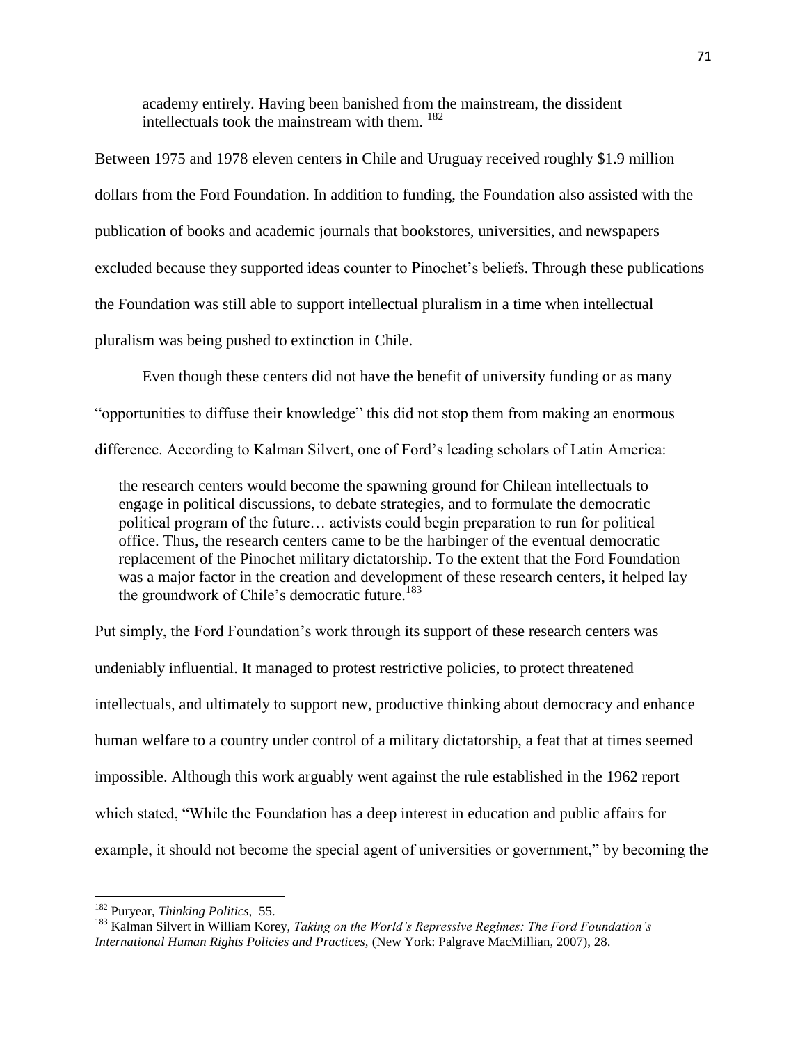> academy entirely. Having been banished from the mainstream, the dissident intellectuals took the mainstream with them.[182]

Between 1975 and 1978 eleven centers in Chile and Uruguay received roughly $1.9 million dollars from the Ford Foundation. In addition to funding, the Foundation also assisted with the publication of books and academic journals that bookstores, universities, and newspapers excluded because they supported ideas counter to Pinochet's beliefs. Through these publications the Foundation was still able to support intellectual pluralism in a time when intellectual pluralism was being pushed to extinction in Chile.

Even though these centers did not have the benefit of university funding or as many "opportunities to diffuse their knowledge" this did not stop them from making an enormous difference. According to Kalman Silvert, one of Ford's leading scholars of Latin America:

> the research centers would become the spawning ground for Chilean intellectuals to engage in political discussions, to debate strategies, and to formulate the democratic political program of the future… activists could begin preparation to run for political office. Thus, the research centers came to be the harbinger of the eventual democratic replacement of the Pinochet military dictatorship. To the extent that the Ford Foundation was a major factor in the creation and development of these research centers, it helped lay the groundwork of Chile's democratic future.[183]

Put simply, the Ford Foundation's work through its support of these research centers was undeniably influential. It managed to protest restrictive policies, to protect threatened intellectuals, and ultimately to support new, productive thinking about democracy and enhance human welfare to a country under control of a military dictatorship, a feat that at times seemed impossible. Although this work arguably went against the rule established in the 1962 report which stated, "While the Foundation has a deep interest in education and public affairs for example, it should not become the special agent of universities or government," by becoming the

---

[182] Puryear, *Thinking Politics,* 55.

[183] Kalman Silvert in William Korey, *Taking on the World's Repressive Regimes: The Ford Foundation's International Human Rights Policies and Practices,* (New York: Palgrave MacMillian, 2007), 28.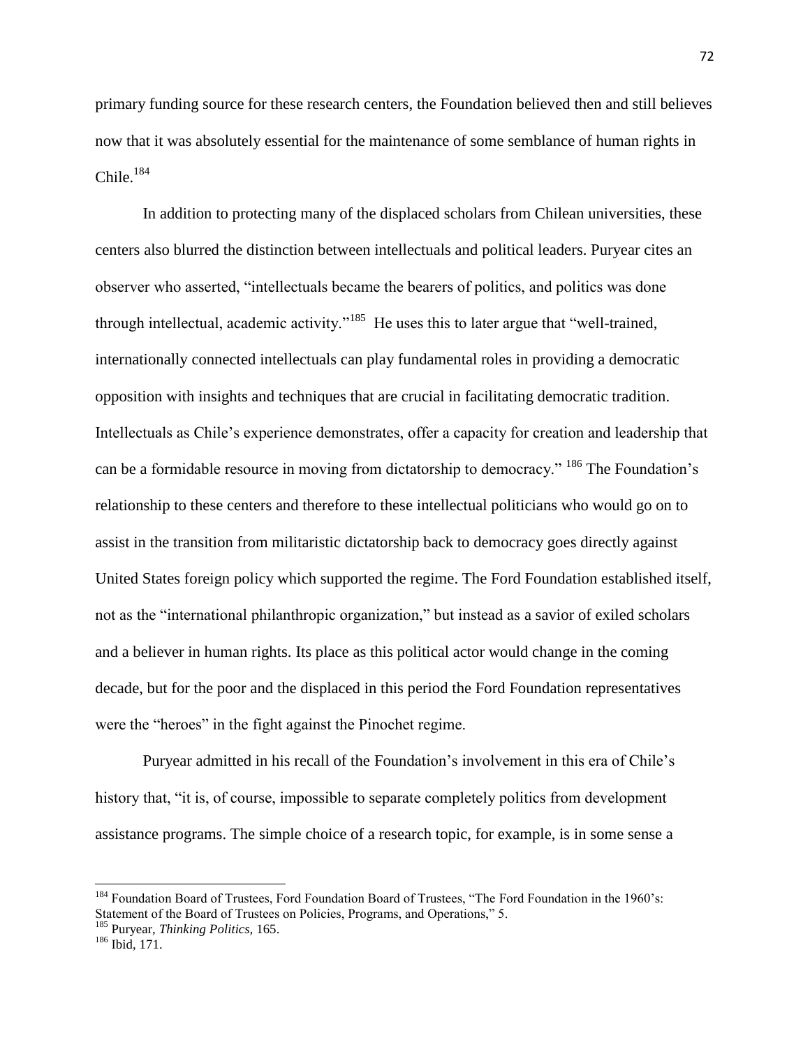primary funding source for these research centers, the Foundation believed then and still believes now that it was absolutely essential for the maintenance of some semblance of human rights in Chile.[184]

In addition to protecting many of the displaced scholars from Chilean universities, these centers also blurred the distinction between intellectuals and political leaders. Puryear cites an observer who asserted, "intellectuals became the bearers of politics, and politics was done through intellectual, academic activity."[185] He uses this to later argue that "well-trained, internationally connected intellectuals can play fundamental roles in providing a democratic opposition with insights and techniques that are crucial in facilitating democratic tradition. Intellectuals as Chile's experience demonstrates, offer a capacity for creation and leadership that can be a formidable resource in moving from dictatorship to democracy." [186] The Foundation's relationship to these centers and therefore to these intellectual politicians who would go on to assist in the transition from militaristic dictatorship back to democracy goes directly against United States foreign policy which supported the regime. The Ford Foundation established itself, not as the "international philanthropic organization," but instead as a savior of exiled scholars and a believer in human rights. Its place as this political actor would change in the coming decade, but for the poor and the displaced in this period the Ford Foundation representatives were the "heroes" in the fight against the Pinochet regime.

Puryear admitted in his recall of the Foundation's involvement in this era of Chile's history that, "it is, of course, impossible to separate completely politics from development assistance programs. The simple choice of a research topic, for example, is in some sense a

---

[184] Foundation Board of Trustees, Ford Foundation Board of Trustees, "The Ford Foundation in the 1960's: Statement of the Board of Trustees on Policies, Programs, and Operations," 5.

[185] Puryear, *Thinking Politics,* 165.

[186] Ibid, 171.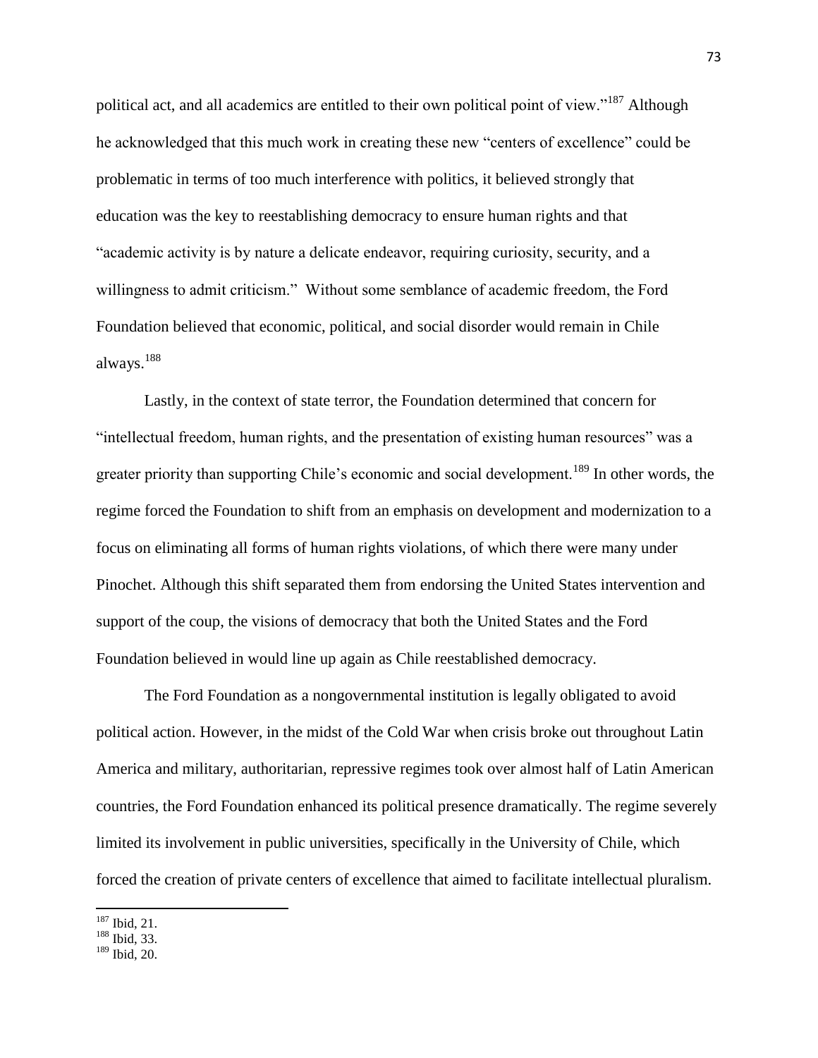political act, and all academics are entitled to their own political point of view."[187] Although he acknowledged that this much work in creating these new "centers of excellence" could be problematic in terms of too much interference with politics, it believed strongly that education was the key to reestablishing democracy to ensure human rights and that "academic activity is by nature a delicate endeavor, requiring curiosity, security, and a willingness to admit criticism." Without some semblance of academic freedom, the Ford Foundation believed that economic, political, and social disorder would remain in Chile always.[188]

Lastly, in the context of state terror, the Foundation determined that concern for "intellectual freedom, human rights, and the presentation of existing human resources" was a greater priority than supporting Chile's economic and social development.[189] In other words, the regime forced the Foundation to shift from an emphasis on development and modernization to a focus on eliminating all forms of human rights violations, of which there were many under Pinochet. Although this shift separated them from endorsing the United States intervention and support of the coup, the visions of democracy that both the United States and the Ford Foundation believed in would line up again as Chile reestablished democracy.

The Ford Foundation as a nongovernmental institution is legally obligated to avoid political action. However, in the midst of the Cold War when crisis broke out throughout Latin America and military, authoritarian, repressive regimes took over almost half of Latin American countries, the Ford Foundation enhanced its political presence dramatically. The regime severely limited its involvement in public universities, specifically in the University of Chile, which forced the creation of private centers of excellence that aimed to facilitate intellectual pluralism.

[187] Ibid, 21.
[188] Ibid, 33.
[189] Ibid, 20.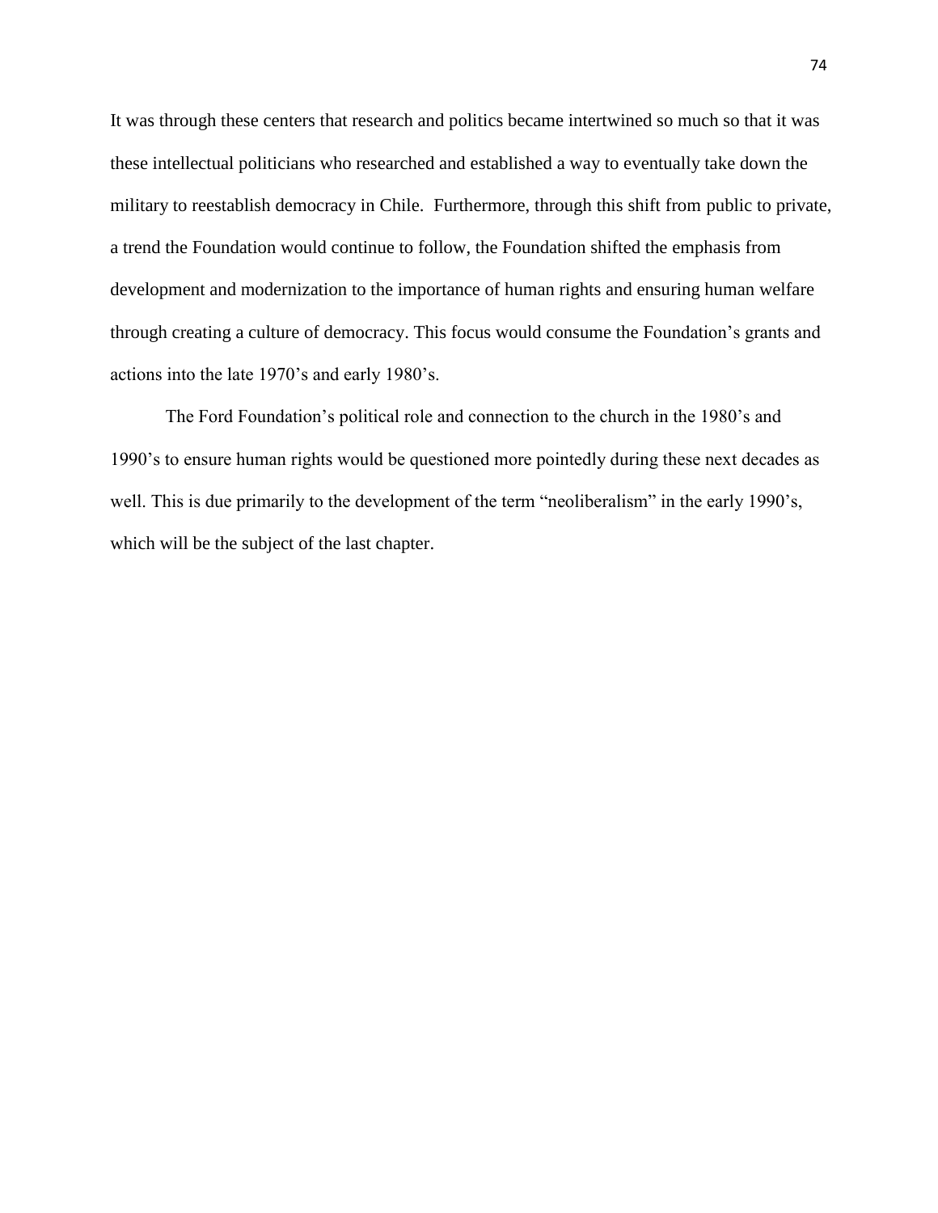It was through these centers that research and politics became intertwined so much so that it was these intellectual politicians who researched and established a way to eventually take down the military to reestablish democracy in Chile.  Furthermore, through this shift from public to private, a trend the Foundation would continue to follow, the Foundation shifted the emphasis from development and modernization to the importance of human rights and ensuring human welfare through creating a culture of democracy. This focus would consume the Foundation's grants and actions into the late 1970's and early 1980's.

The Ford Foundation's political role and connection to the church in the 1980's and 1990's to ensure human rights would be questioned more pointedly during these next decades as well. This is due primarily to the development of the term "neoliberalism" in the early 1990's, which will be the subject of the last chapter.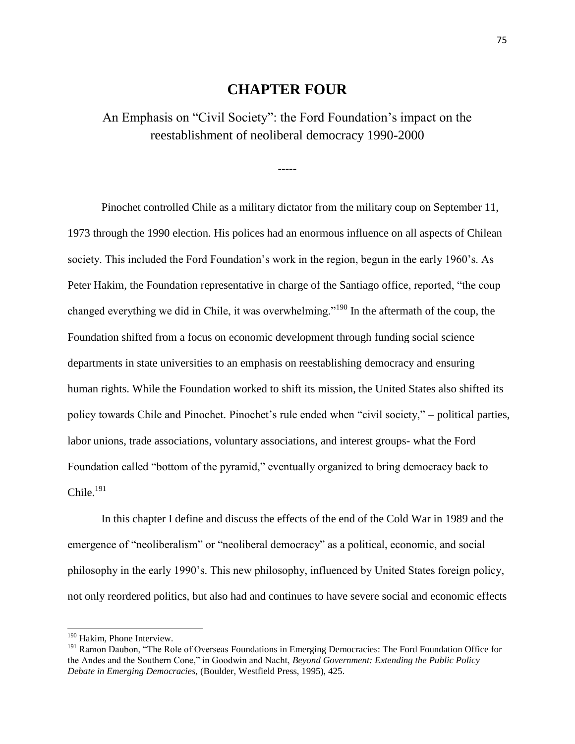# CHAPTER FOUR

## An Emphasis on "Civil Society": the Ford Foundation's impact on the reestablishment of neoliberal democracy 1990-2000

-----

Pinochet controlled Chile as a military dictator from the military coup on September 11, 1973 through the 1990 election. His polices had an enormous influence on all aspects of Chilean society. This included the Ford Foundation's work in the region, begun in the early 1960's. As Peter Hakim, the Foundation representative in charge of the Santiago office, reported, "the coup changed everything we did in Chile, it was overwhelming."[190] In the aftermath of the coup, the Foundation shifted from a focus on economic development through funding social science departments in state universities to an emphasis on reestablishing democracy and ensuring human rights. While the Foundation worked to shift its mission, the United States also shifted its policy towards Chile and Pinochet. Pinochet's rule ended when "civil society," – political parties, labor unions, trade associations, voluntary associations, and interest groups- what the Ford Foundation called "bottom of the pyramid," eventually organized to bring democracy back to Chile.[191]

In this chapter I define and discuss the effects of the end of the Cold War in 1989 and the emergence of "neoliberalism" or "neoliberal democracy" as a political, economic, and social philosophy in the early 1990's. This new philosophy, influenced by United States foreign policy, not only reordered politics, but also had and continues to have severe social and economic effects

---

[190] Hakim, Phone Interview.

[191] Ramon Daubon, "The Role of Overseas Foundations in Emerging Democracies: The Ford Foundation Office for the Andes and the Southern Cone," in Goodwin and Nacht, *Beyond Government: Extending the Public Policy Debate in Emerging Democracies,* (Boulder, Westfield Press, 1995), 425.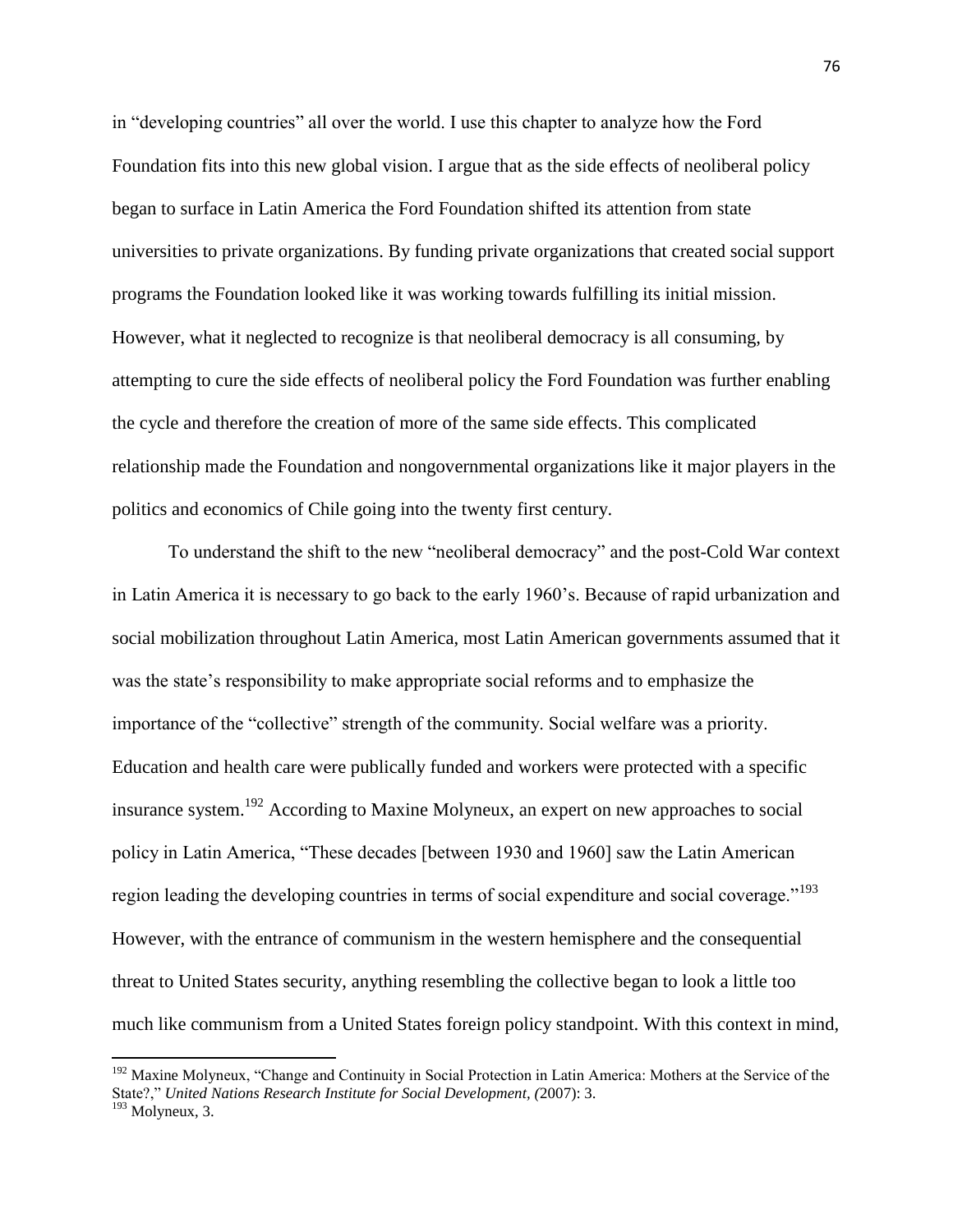in "developing countries" all over the world. I use this chapter to analyze how the Ford Foundation fits into this new global vision. I argue that as the side effects of neoliberal policy began to surface in Latin America the Ford Foundation shifted its attention from state universities to private organizations. By funding private organizations that created social support programs the Foundation looked like it was working towards fulfilling its initial mission. However, what it neglected to recognize is that neoliberal democracy is all consuming, by attempting to cure the side effects of neoliberal policy the Ford Foundation was further enabling the cycle and therefore the creation of more of the same side effects. This complicated relationship made the Foundation and nongovernmental organizations like it major players in the politics and economics of Chile going into the twenty first century.

To understand the shift to the new "neoliberal democracy" and the post-Cold War context in Latin America it is necessary to go back to the early 1960's. Because of rapid urbanization and social mobilization throughout Latin America, most Latin American governments assumed that it was the state's responsibility to make appropriate social reforms and to emphasize the importance of the "collective" strength of the community. Social welfare was a priority. Education and health care were publically funded and workers were protected with a specific insurance system.[192] According to Maxine Molyneux, an expert on new approaches to social policy in Latin America, "These decades [between 1930 and 1960] saw the Latin American region leading the developing countries in terms of social expenditure and social coverage."[193] However, with the entrance of communism in the western hemisphere and the consequential threat to United States security, anything resembling the collective began to look a little too much like communism from a United States foreign policy standpoint. With this context in mind,

---

[192] Maxine Molyneux, "Change and Continuity in Social Protection in Latin America: Mothers at the Service of the State?," *United Nations Research Institute for Social Development, (*2007): 3.

[193] Molyneux, 3.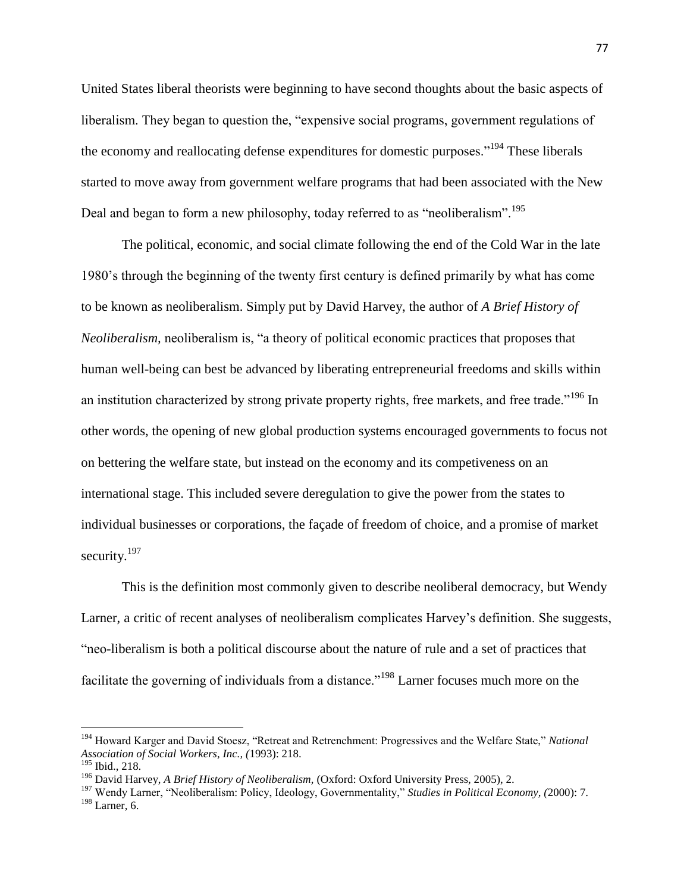United States liberal theorists were beginning to have second thoughts about the basic aspects of liberalism. They began to question the, "expensive social programs, government regulations of the economy and reallocating defense expenditures for domestic purposes."[194] These liberals started to move away from government welfare programs that had been associated with the New Deal and began to form a new philosophy, today referred to as "neoliberalism".[195]

The political, economic, and social climate following the end of the Cold War in the late 1980's through the beginning of the twenty first century is defined primarily by what has come to be known as neoliberalism. Simply put by David Harvey, the author of *A Brief History of Neoliberalism,* neoliberalism is, "a theory of political economic practices that proposes that human well-being can best be advanced by liberating entrepreneurial freedoms and skills within an institution characterized by strong private property rights, free markets, and free trade."[196] In other words, the opening of new global production systems encouraged governments to focus not on bettering the welfare state, but instead on the economy and its competiveness on an international stage. This included severe deregulation to give the power from the states to individual businesses or corporations, the façade of freedom of choice, and a promise of market security.[197]

This is the definition most commonly given to describe neoliberal democracy, but Wendy Larner, a critic of recent analyses of neoliberalism complicates Harvey's definition. She suggests, "neo-liberalism is both a political discourse about the nature of rule and a set of practices that facilitate the governing of individuals from a distance."[198] Larner focuses much more on the

---

[194] Howard Karger and David Stoesz, "Retreat and Retrenchment: Progressives and the Welfare State," *National Association of Social Workers, Inc., (*1993): 218.

[195] Ibid., 218.

[196] David Harvey, *A Brief History of Neoliberalism,* (Oxford: Oxford University Press, 2005), 2.

[197] Wendy Larner, "Neoliberalism: Policy, Ideology, Governmentality," *Studies in Political Economy, (*2000): 7.

[198] Larner, 6.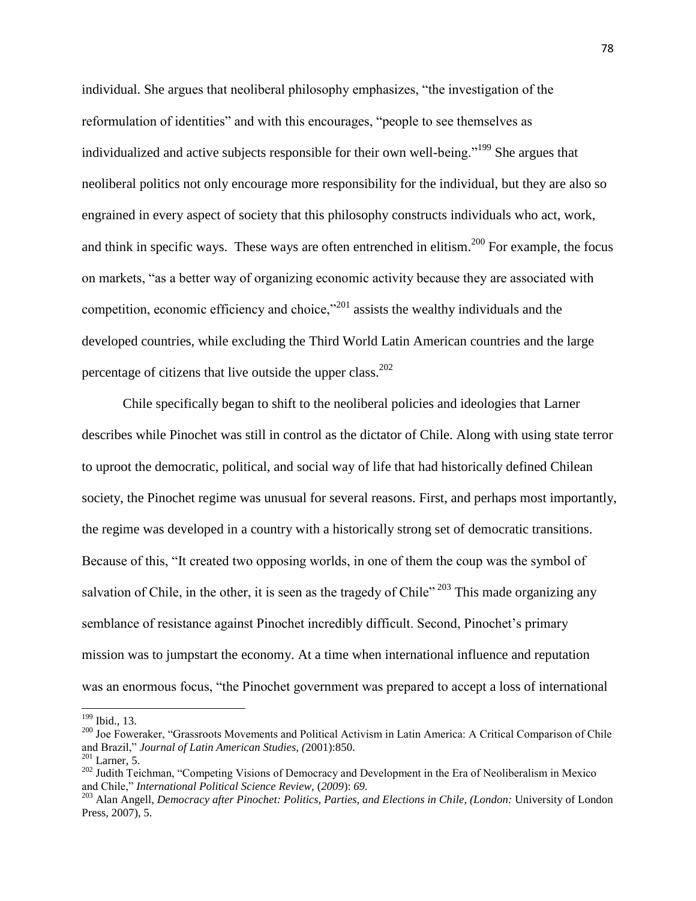individual. She argues that neoliberal philosophy emphasizes, "the investigation of the reformulation of identities" and with this encourages, "people to see themselves as individualized and active subjects responsible for their own well-being."[199] She argues that neoliberal politics not only encourage more responsibility for the individual, but they are also so engrained in every aspect of society that this philosophy constructs individuals who act, work, and think in specific ways. These ways are often entrenched in elitism.[200] For example, the focus on markets, "as a better way of organizing economic activity because they are associated with competition, economic efficiency and choice,"[201] assists the wealthy individuals and the developed countries, while excluding the Third World Latin American countries and the large percentage of citizens that live outside the upper class.[202]

Chile specifically began to shift to the neoliberal policies and ideologies that Larner describes while Pinochet was still in control as the dictator of Chile. Along with using state terror to uproot the democratic, political, and social way of life that had historically defined Chilean society, the Pinochet regime was unusual for several reasons. First, and perhaps most importantly, the regime was developed in a country with a historically strong set of democratic transitions. Because of this, "It created two opposing worlds, in one of them the coup was the symbol of salvation of Chile, in the other, it is seen as the tragedy of Chile" [203] This made organizing any semblance of resistance against Pinochet incredibly difficult. Second, Pinochet's primary mission was to jumpstart the economy. At a time when international influence and reputation was an enormous focus, "the Pinochet government was prepared to accept a loss of international

---

[199] Ibid., 13.

[200] Joe Foweraker, "Grassroots Movements and Political Activism in Latin America: A Critical Comparison of Chile and Brazil," *Journal of Latin American Studies, (*2001):850.

[201] Larner, 5.

[202] Judith Teichman, "Competing Visions of Democracy and Development in the Era of Neoliberalism in Mexico and Chile," *International Political Science Review,* (*2009*): *69*.

[203] Alan Angell, *Democracy after Pinochet: Politics, Parties, and Elections in Chile, (London:* University of London Press, 2007), 5.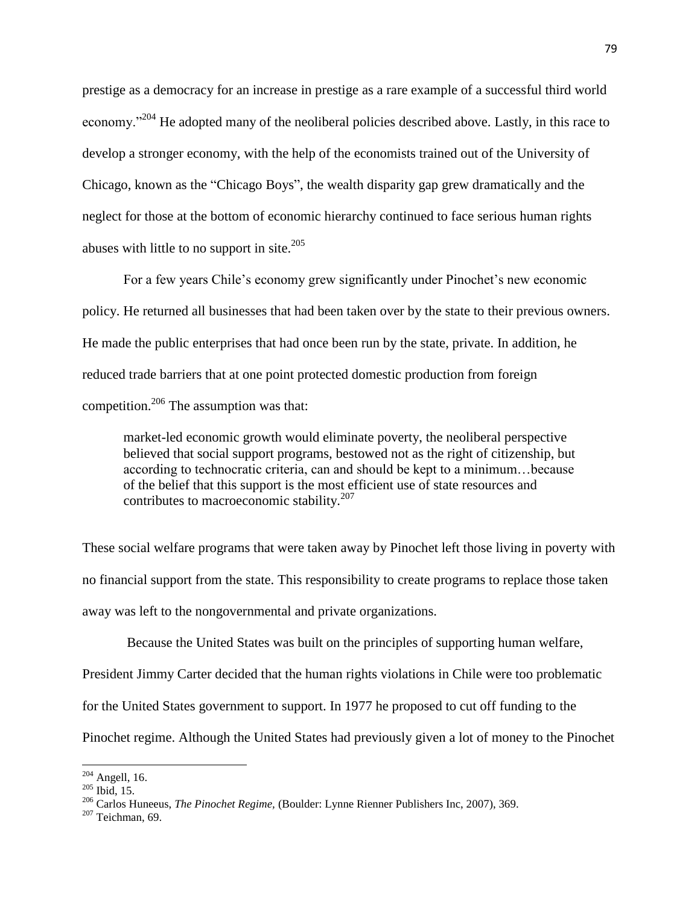prestige as a democracy for an increase in prestige as a rare example of a successful third world economy."[204] He adopted many of the neoliberal policies described above. Lastly, in this race to develop a stronger economy, with the help of the economists trained out of the University of Chicago, known as the "Chicago Boys", the wealth disparity gap grew dramatically and the neglect for those at the bottom of economic hierarchy continued to face serious human rights abuses with little to no support in site.[205]

For a few years Chile's economy grew significantly under Pinochet's new economic policy. He returned all businesses that had been taken over by the state to their previous owners. He made the public enterprises that had once been run by the state, private. In addition, he reduced trade barriers that at one point protected domestic production from foreign competition.[206] The assumption was that:

> market-led economic growth would eliminate poverty, the neoliberal perspective believed that social support programs, bestowed not as the right of citizenship, but according to technocratic criteria, can and should be kept to a minimum…because of the belief that this support is the most efficient use of state resources and contributes to macroeconomic stability.[207]

These social welfare programs that were taken away by Pinochet left those living in poverty with no financial support from the state. This responsibility to create programs to replace those taken away was left to the nongovernmental and private organizations.

Because the United States was built on the principles of supporting human welfare, President Jimmy Carter decided that the human rights violations in Chile were too problematic for the United States government to support. In 1977 he proposed to cut off funding to the Pinochet regime. Although the United States had previously given a lot of money to the Pinochet

---

[204] Angell, 16.
[205] Ibid, 15.
[206] Carlos Huneeus, *The Pinochet Regime,* (Boulder: Lynne Rienner Publishers Inc, 2007), 369.
[207] Teichman, 69.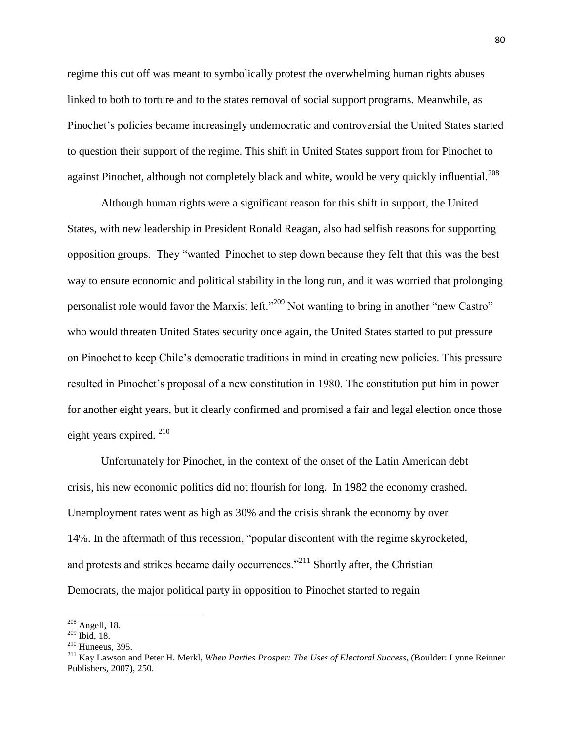regime this cut off was meant to symbolically protest the overwhelming human rights abuses linked to both to torture and to the states removal of social support programs. Meanwhile, as Pinochet's policies became increasingly undemocratic and controversial the United States started to question their support of the regime. This shift in United States support from for Pinochet to against Pinochet, although not completely black and white, would be very quickly influential.[208]

Although human rights were a significant reason for this shift in support, the United States, with new leadership in President Ronald Reagan, also had selfish reasons for supporting opposition groups. They "wanted Pinochet to step down because they felt that this was the best way to ensure economic and political stability in the long run, and it was worried that prolonging personalist role would favor the Marxist left."[209] Not wanting to bring in another "new Castro" who would threaten United States security once again, the United States started to put pressure on Pinochet to keep Chile's democratic traditions in mind in creating new policies. This pressure resulted in Pinochet's proposal of a new constitution in 1980. The constitution put him in power for another eight years, but it clearly confirmed and promised a fair and legal election once those eight years expired. [210]

Unfortunately for Pinochet, in the context of the onset of the Latin American debt crisis, his new economic politics did not flourish for long. In 1982 the economy crashed. Unemployment rates went as high as 30% and the crisis shrank the economy by over 14%. In the aftermath of this recession, "popular discontent with the regime skyrocketed, and protests and strikes became daily occurrences."[211] Shortly after, the Christian Democrats, the major political party in opposition to Pinochet started to regain

---

[208] Angell, 18.

[209] Ibid, 18.

[210] Huneeus, 395.

[211] Kay Lawson and Peter H. Merkl, *When Parties Prosper: The Uses of Electoral Success,* (Boulder: Lynne Reinner Publishers, 2007), 250.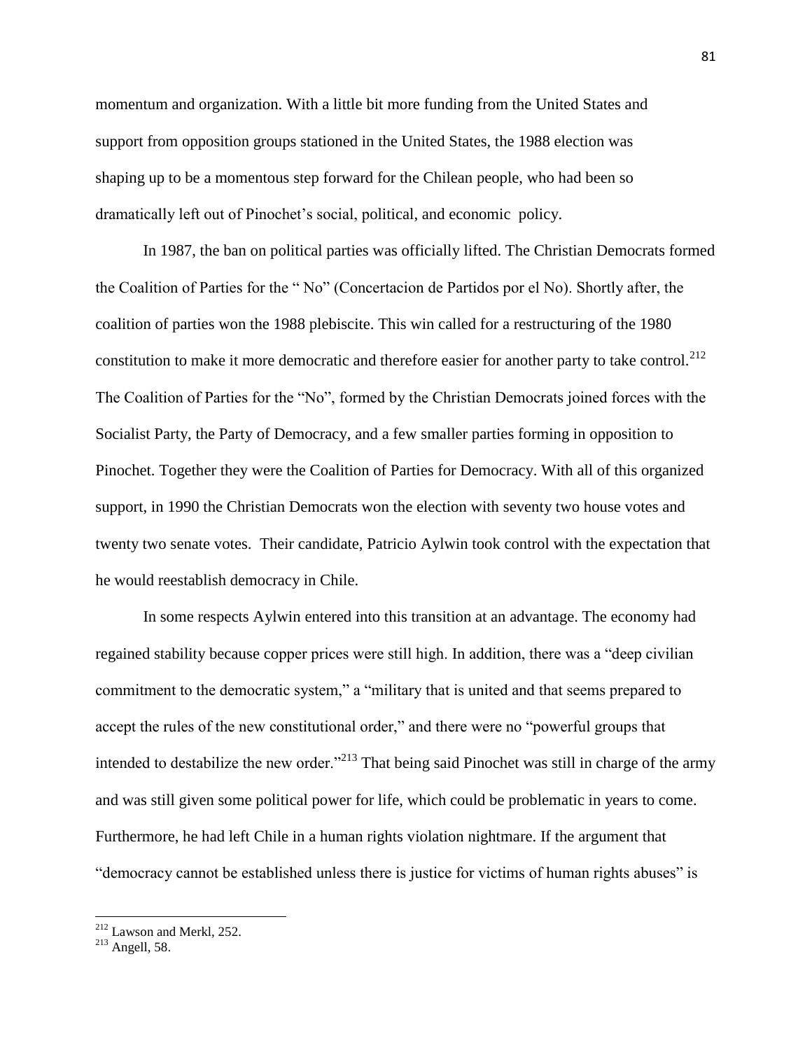momentum and organization. With a little bit more funding from the United States and support from opposition groups stationed in the United States, the 1988 election was shaping up to be a momentous step forward for the Chilean people, who had been so dramatically left out of Pinochet's social, political, and economic policy.

In 1987, the ban on political parties was officially lifted. The Christian Democrats formed the Coalition of Parties for the " No" (Concertacion de Partidos por el No). Shortly after, the coalition of parties won the 1988 plebiscite. This win called for a restructuring of the 1980 constitution to make it more democratic and therefore easier for another party to take control.[212] The Coalition of Parties for the "No", formed by the Christian Democrats joined forces with the Socialist Party, the Party of Democracy, and a few smaller parties forming in opposition to Pinochet. Together they were the Coalition of Parties for Democracy. With all of this organized support, in 1990 the Christian Democrats won the election with seventy two house votes and twenty two senate votes. Their candidate, Patricio Aylwin took control with the expectation that he would reestablish democracy in Chile.

In some respects Aylwin entered into this transition at an advantage. The economy had regained stability because copper prices were still high. In addition, there was a "deep civilian commitment to the democratic system," a "military that is united and that seems prepared to accept the rules of the new constitutional order," and there were no "powerful groups that intended to destabilize the new order."[213] That being said Pinochet was still in charge of the army and was still given some political power for life, which could be problematic in years to come. Furthermore, he had left Chile in a human rights violation nightmare. If the argument that "democracy cannot be established unless there is justice for victims of human rights abuses" is

---

[212] Lawson and Merkl, 252.

[213] Angell, 58.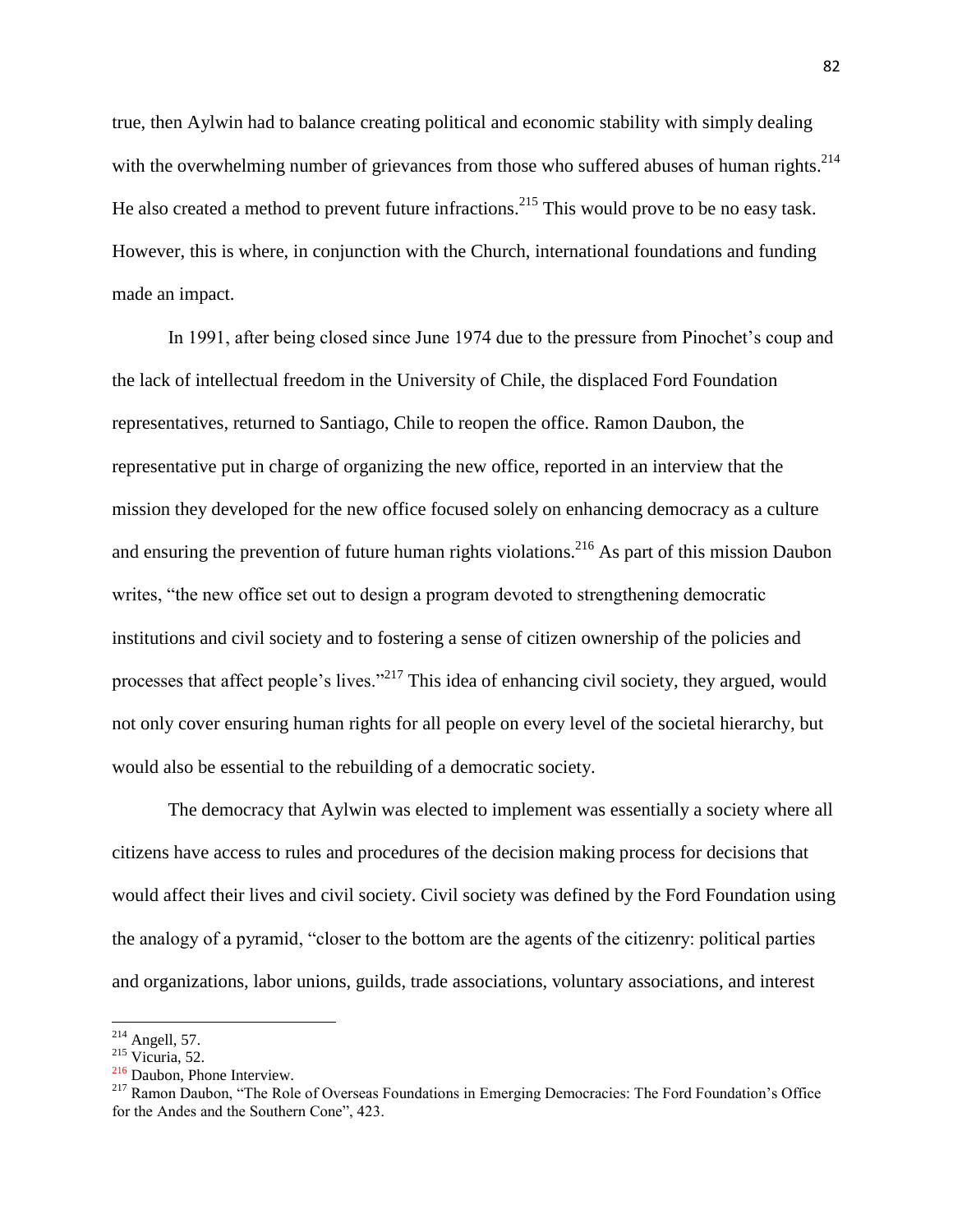true, then Aylwin had to balance creating political and economic stability with simply dealing with the overwhelming number of grievances from those who suffered abuses of human rights.[214] He also created a method to prevent future infractions.[215] This would prove to be no easy task. However, this is where, in conjunction with the Church, international foundations and funding made an impact.

In 1991, after being closed since June 1974 due to the pressure from Pinochet's coup and the lack of intellectual freedom in the University of Chile, the displaced Ford Foundation representatives, returned to Santiago, Chile to reopen the office. Ramon Daubon, the representative put in charge of organizing the new office, reported in an interview that the mission they developed for the new office focused solely on enhancing democracy as a culture and ensuring the prevention of future human rights violations.[216] As part of this mission Daubon writes, "the new office set out to design a program devoted to strengthening democratic institutions and civil society and to fostering a sense of citizen ownership of the policies and processes that affect people's lives."[217] This idea of enhancing civil society, they argued, would not only cover ensuring human rights for all people on every level of the societal hierarchy, but would also be essential to the rebuilding of a democratic society.

The democracy that Aylwin was elected to implement was essentially a society where all citizens have access to rules and procedures of the decision making process for decisions that would affect their lives and civil society. Civil society was defined by the Ford Foundation using the analogy of a pyramid, "closer to the bottom are the agents of the citizenry: political parties and organizations, labor unions, guilds, trade associations, voluntary associations, and interest

---

[214] Angell, 57.

[215] Vicuria, 52.

[216] Daubon, Phone Interview.

[217] Ramon Daubon, "The Role of Overseas Foundations in Emerging Democracies: The Ford Foundation's Office for the Andes and the Southern Cone", 423.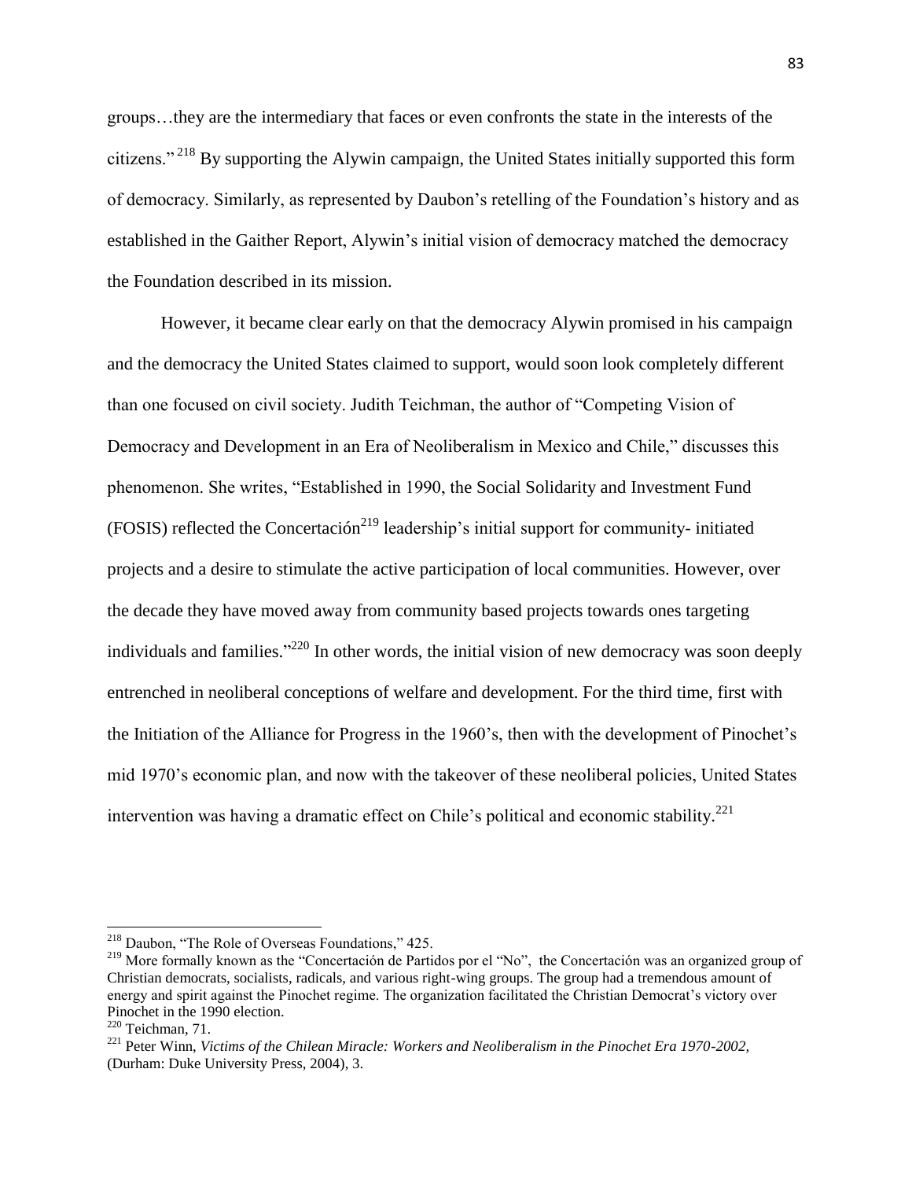groups…they are the intermediary that faces or even confronts the state in the interests of the citizens." [218] By supporting the Alywin campaign, the United States initially supported this form of democracy. Similarly, as represented by Daubon's retelling of the Foundation's history and as established in the Gaither Report, Alywin's initial vision of democracy matched the democracy the Foundation described in its mission.

However, it became clear early on that the democracy Alywin promised in his campaign and the democracy the United States claimed to support, would soon look completely different than one focused on civil society. Judith Teichman, the author of "Competing Vision of Democracy and Development in an Era of Neoliberalism in Mexico and Chile," discusses this phenomenon. She writes, "Established in 1990, the Social Solidarity and Investment Fund (FOSIS) reflected the Concertación[219] leadership's initial support for community- initiated projects and a desire to stimulate the active participation of local communities. However, over the decade they have moved away from community based projects towards ones targeting individuals and families."[220] In other words, the initial vision of new democracy was soon deeply entrenched in neoliberal conceptions of welfare and development. For the third time, first with the Initiation of the Alliance for Progress in the 1960's, then with the development of Pinochet's mid 1970's economic plan, and now with the takeover of these neoliberal policies, United States intervention was having a dramatic effect on Chile's political and economic stability.[221]

---

[218] Daubon, "The Role of Overseas Foundations," 425.

[219] More formally known as the "Concertación de Partidos por el "No", the Concertación was an organized group of Christian democrats, socialists, radicals, and various right-wing groups. The group had a tremendous amount of energy and spirit against the Pinochet regime. The organization facilitated the Christian Democrat's victory over Pinochet in the 1990 election.

[220] Teichman, 71.

[221] Peter Winn, *Victims of the Chilean Miracle: Workers and Neoliberalism in the Pinochet Era 1970-2002*, (Durham: Duke University Press, 2004), 3.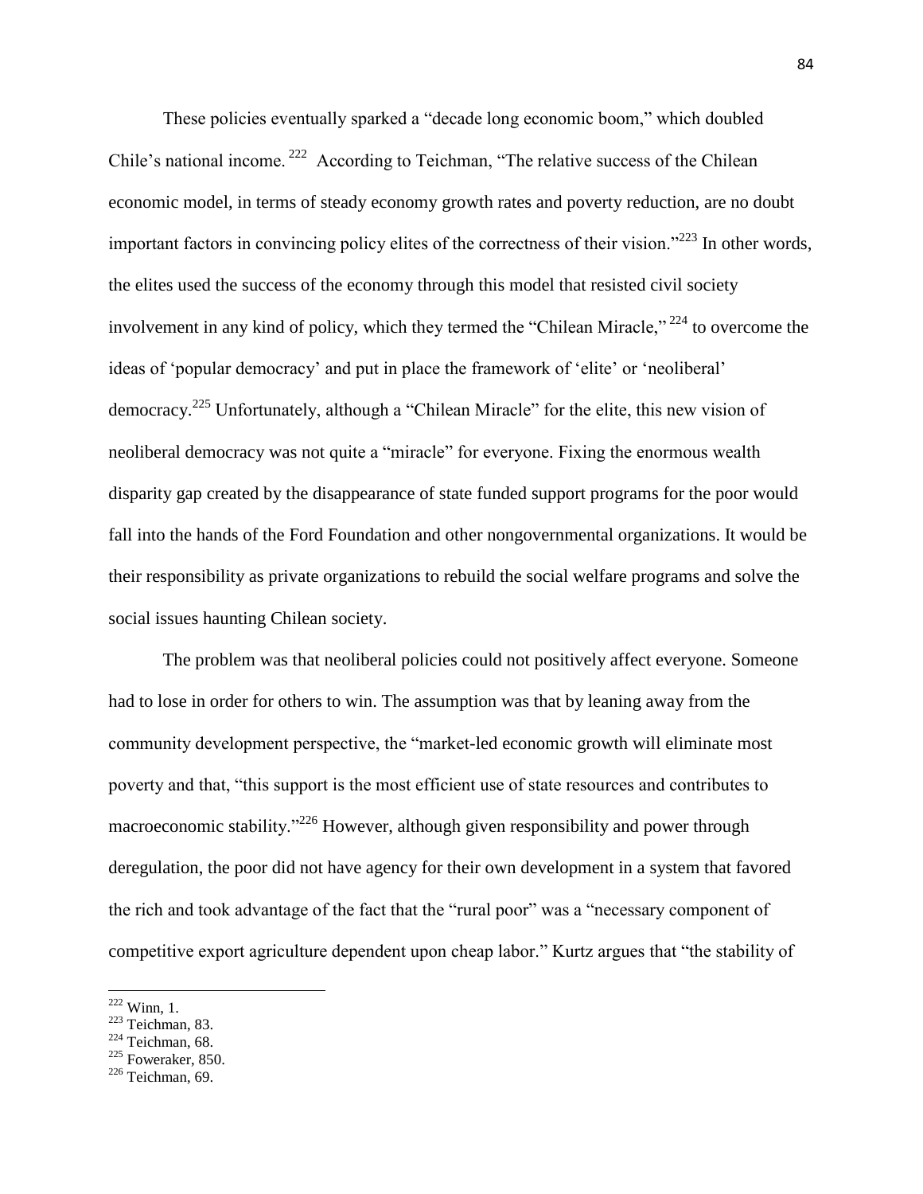These policies eventually sparked a "decade long economic boom," which doubled Chile's national income.[222] According to Teichman, "The relative success of the Chilean economic model, in terms of steady economy growth rates and poverty reduction, are no doubt important factors in convincing policy elites of the correctness of their vision."[223] In other words, the elites used the success of the economy through this model that resisted civil society involvement in any kind of policy, which they termed the "Chilean Miracle,"[224] to overcome the ideas of 'popular democracy' and put in place the framework of 'elite' or 'neoliberal' democracy.[225] Unfortunately, although a "Chilean Miracle" for the elite, this new vision of neoliberal democracy was not quite a "miracle" for everyone. Fixing the enormous wealth disparity gap created by the disappearance of state funded support programs for the poor would fall into the hands of the Ford Foundation and other nongovernmental organizations. It would be their responsibility as private organizations to rebuild the social welfare programs and solve the social issues haunting Chilean society.

The problem was that neoliberal policies could not positively affect everyone. Someone had to lose in order for others to win. The assumption was that by leaning away from the community development perspective, the "market-led economic growth will eliminate most poverty and that, "this support is the most efficient use of state resources and contributes to macroeconomic stability."[226] However, although given responsibility and power through deregulation, the poor did not have agency for their own development in a system that favored the rich and took advantage of the fact that the "rural poor" was a "necessary component of competitive export agriculture dependent upon cheap labor." Kurtz argues that "the stability of

[222] Winn, 1.
[223] Teichman, 83.
[224] Teichman, 68.
[225] Foweraker, 850.
[226] Teichman, 69.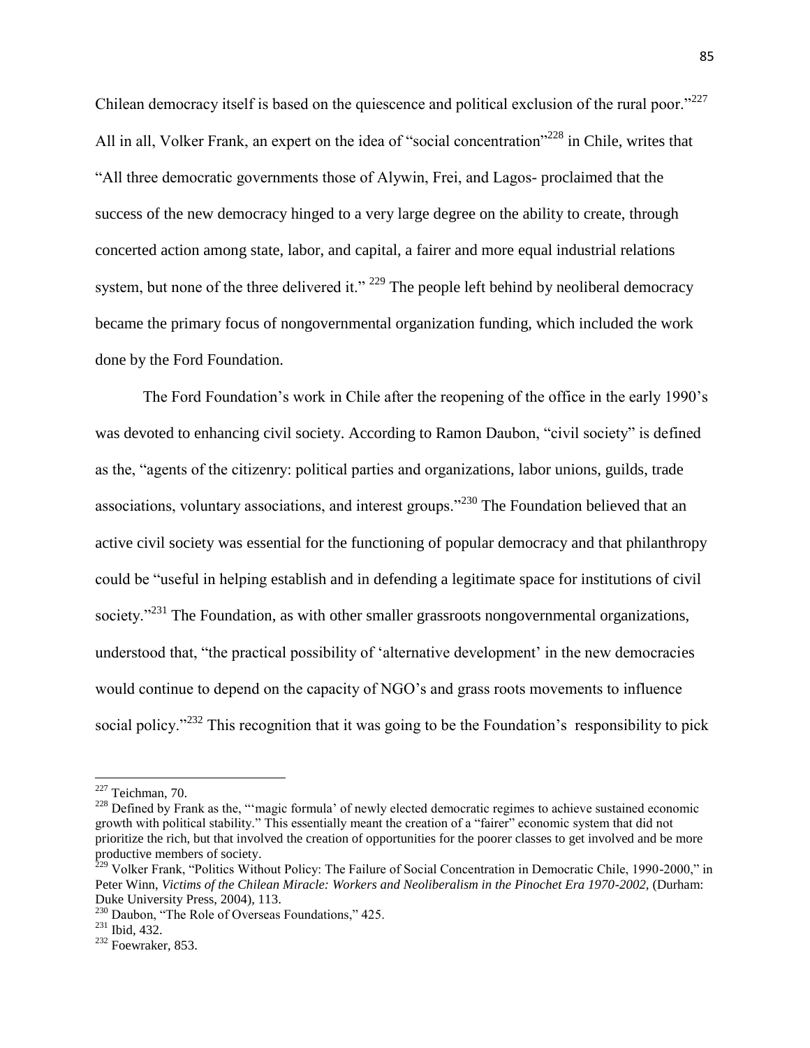Chilean democracy itself is based on the quiescence and political exclusion of the rural poor."[227] All in all, Volker Frank, an expert on the idea of "social concentration"[228] in Chile, writes that "All three democratic governments those of Alywin, Frei, and Lagos- proclaimed that the success of the new democracy hinged to a very large degree on the ability to create, through concerted action among state, labor, and capital, a fairer and more equal industrial relations system, but none of the three delivered it." [229] The people left behind by neoliberal democracy became the primary focus of nongovernmental organization funding, which included the work done by the Ford Foundation.

The Ford Foundation's work in Chile after the reopening of the office in the early 1990's was devoted to enhancing civil society. According to Ramon Daubon, "civil society" is defined as the, "agents of the citizenry: political parties and organizations, labor unions, guilds, trade associations, voluntary associations, and interest groups."[230] The Foundation believed that an active civil society was essential for the functioning of popular democracy and that philanthropy could be "useful in helping establish and in defending a legitimate space for institutions of civil society."[231] The Foundation, as with other smaller grassroots nongovernmental organizations, understood that, "the practical possibility of 'alternative development' in the new democracies would continue to depend on the capacity of NGO's and grass roots movements to influence social policy."[232] This recognition that it was going to be the Foundation's responsibility to pick

---

[227] Teichman, 70.

[228] Defined by Frank as the, "'magic formula' of newly elected democratic regimes to achieve sustained economic growth with political stability." This essentially meant the creation of a "fairer" economic system that did not prioritize the rich, but that involved the creation of opportunities for the poorer classes to get involved and be more productive members of society.

[229] Volker Frank, "Politics Without Policy: The Failure of Social Concentration in Democratic Chile, 1990-2000," in Peter Winn, *Victims of the Chilean Miracle: Workers and Neoliberalism in the Pinochet Era 1970-2002*, (Durham: Duke University Press, 2004), 113.

[230] Daubon, "The Role of Overseas Foundations," 425.

[231] Ibid, 432.

[232] Foewraker, 853.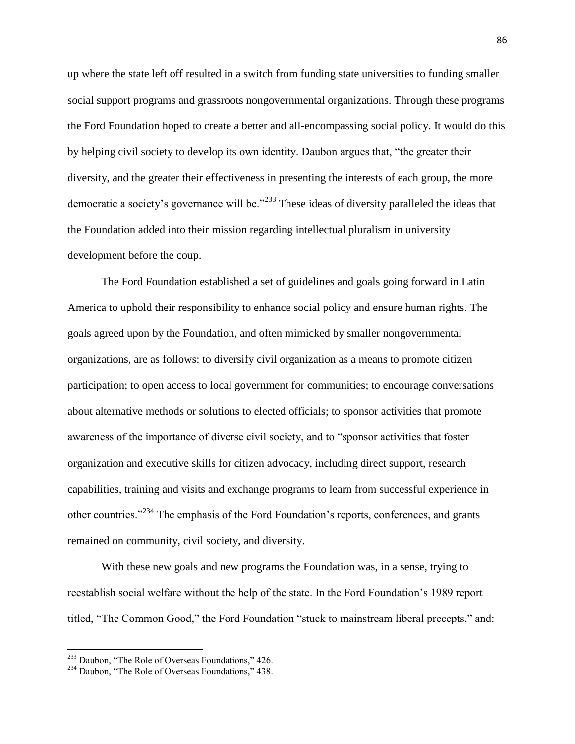up where the state left off resulted in a switch from funding state universities to funding smaller social support programs and grassroots nongovernmental organizations. Through these programs the Ford Foundation hoped to create a better and all-encompassing social policy. It would do this by helping civil society to develop its own identity. Daubon argues that, "the greater their diversity, and the greater their effectiveness in presenting the interests of each group, the more democratic a society's governance will be."[233] These ideas of diversity paralleled the ideas that the Foundation added into their mission regarding intellectual pluralism in university development before the coup.

The Ford Foundation established a set of guidelines and goals going forward in Latin America to uphold their responsibility to enhance social policy and ensure human rights. The goals agreed upon by the Foundation, and often mimicked by smaller nongovernmental organizations, are as follows: to diversify civil organization as a means to promote citizen participation; to open access to local government for communities; to encourage conversations about alternative methods or solutions to elected officials; to sponsor activities that promote awareness of the importance of diverse civil society, and to "sponsor activities that foster organization and executive skills for citizen advocacy, including direct support, research capabilities, training and visits and exchange programs to learn from successful experience in other countries."[234] The emphasis of the Ford Foundation's reports, conferences, and grants remained on community, civil society, and diversity.

With these new goals and new programs the Foundation was, in a sense, trying to reestablish social welfare without the help of the state. In the Ford Foundation's 1989 report titled, "The Common Good," the Ford Foundation "stuck to mainstream liberal precepts," and:

---

[233] Daubon, "The Role of Overseas Foundations," 426.

[234] Daubon, "The Role of Overseas Foundations," 438.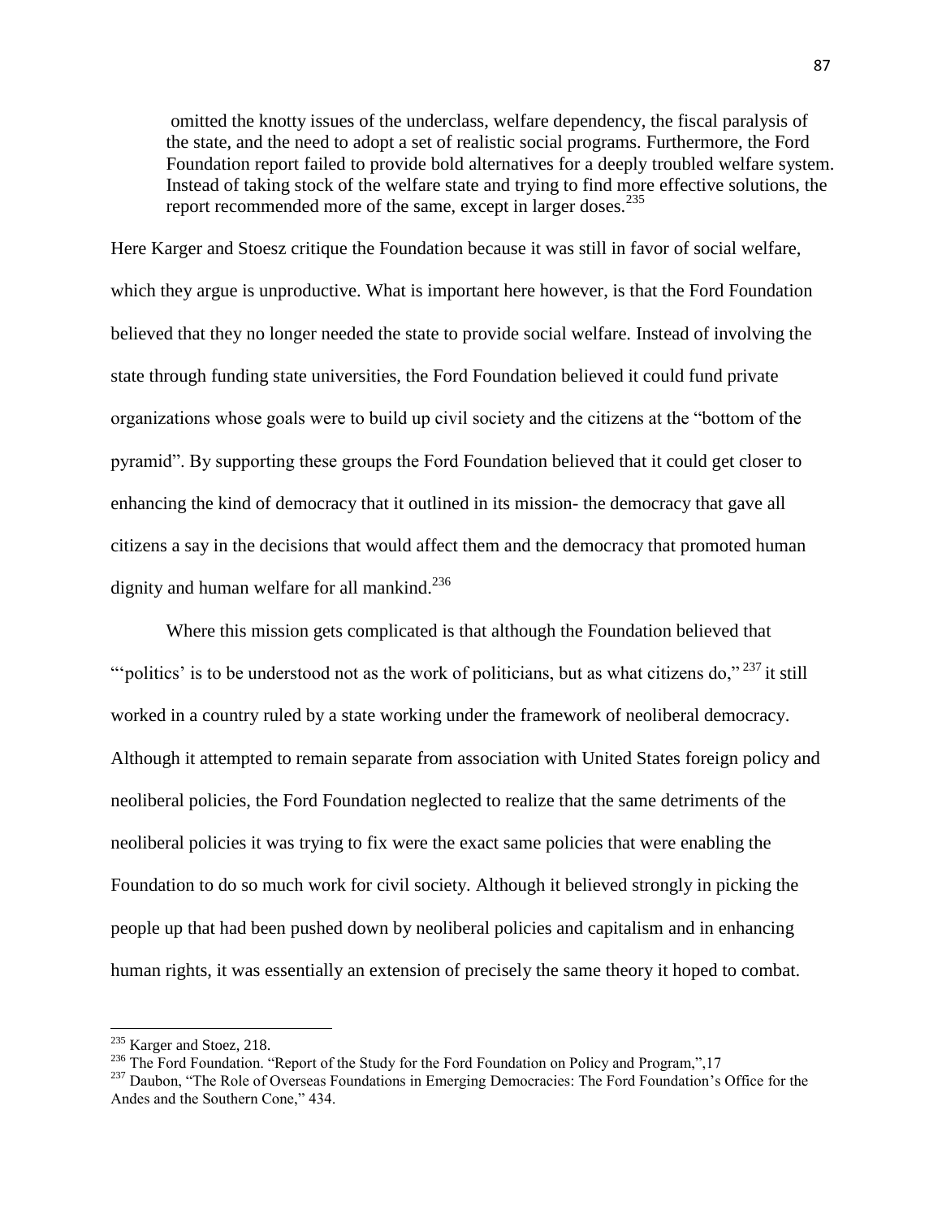> omitted the knotty issues of the underclass, welfare dependency, the fiscal paralysis of the state, and the need to adopt a set of realistic social programs. Furthermore, the Ford Foundation report failed to provide bold alternatives for a deeply troubled welfare system. Instead of taking stock of the welfare state and trying to find more effective solutions, the report recommended more of the same, except in larger doses.[235]

Here Karger and Stoesz critique the Foundation because it was still in favor of social welfare, which they argue is unproductive. What is important here however, is that the Ford Foundation believed that they no longer needed the state to provide social welfare. Instead of involving the state through funding state universities, the Ford Foundation believed it could fund private organizations whose goals were to build up civil society and the citizens at the "bottom of the pyramid". By supporting these groups the Ford Foundation believed that it could get closer to enhancing the kind of democracy that it outlined in its mission- the democracy that gave all citizens a say in the decisions that would affect them and the democracy that promoted human dignity and human welfare for all mankind.[236]

Where this mission gets complicated is that although the Foundation believed that "'politics' is to be understood not as the work of politicians, but as what citizens do,"[237] it still worked in a country ruled by a state working under the framework of neoliberal democracy. Although it attempted to remain separate from association with United States foreign policy and neoliberal policies, the Ford Foundation neglected to realize that the same detriments of the neoliberal policies it was trying to fix were the exact same policies that were enabling the Foundation to do so much work for civil society. Although it believed strongly in picking the people up that had been pushed down by neoliberal policies and capitalism and in enhancing human rights, it was essentially an extension of precisely the same theory it hoped to combat.

---

[235] Karger and Stoez, 218.

[236] The Ford Foundation. "Report of the Study for the Ford Foundation on Policy and Program,",17

[237] Daubon, "The Role of Overseas Foundations in Emerging Democracies: The Ford Foundation's Office for the Andes and the Southern Cone," 434.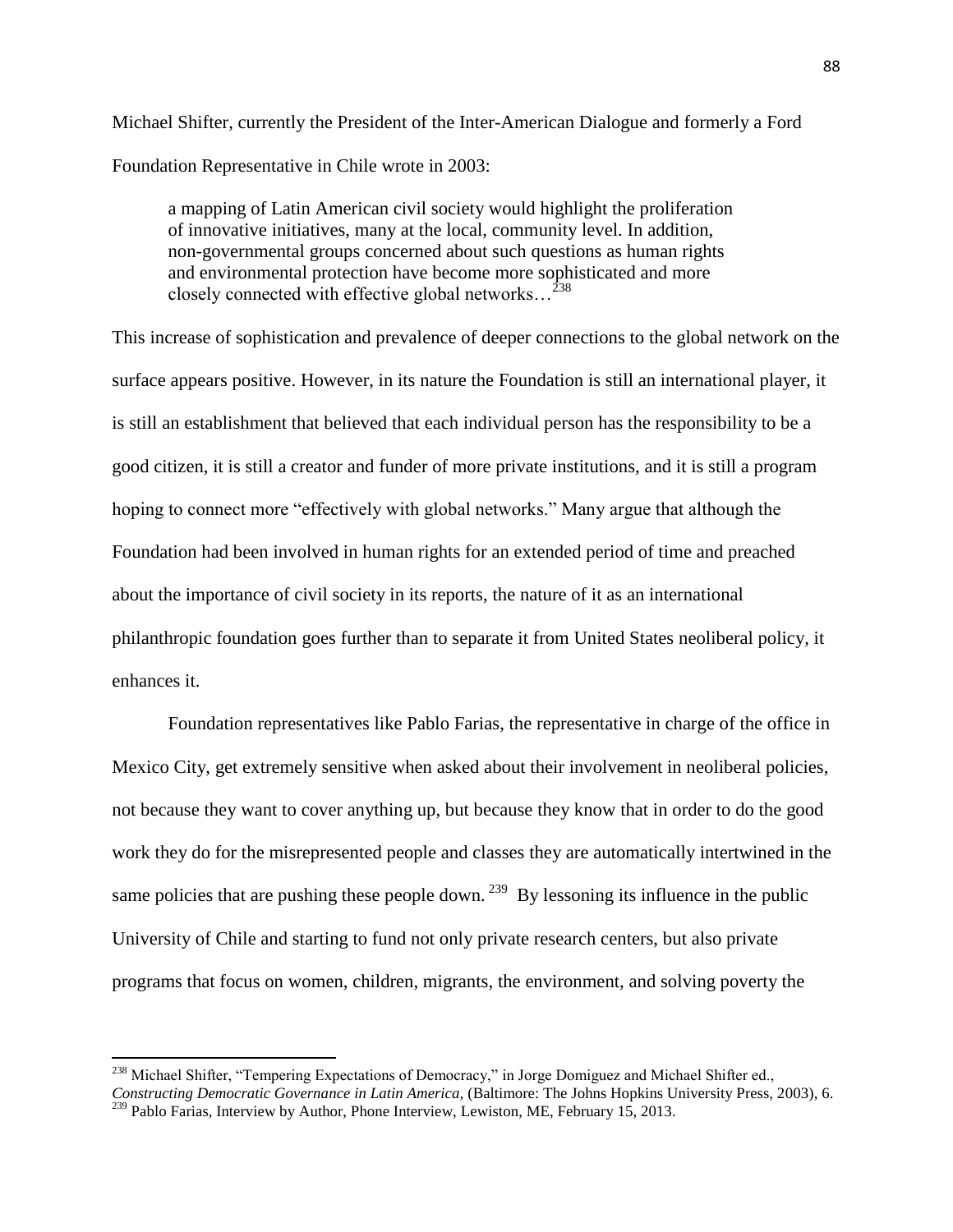Michael Shifter, currently the President of the Inter-American Dialogue and formerly a Ford Foundation Representative in Chile wrote in 2003:

> a mapping of Latin American civil society would highlight the proliferation of innovative initiatives, many at the local, community level. In addition, non-governmental groups concerned about such questions as human rights and environmental protection have become more sophisticated and more closely connected with effective global networks…[238]

This increase of sophistication and prevalence of deeper connections to the global network on the surface appears positive. However, in its nature the Foundation is still an international player, it is still an establishment that believed that each individual person has the responsibility to be a good citizen, it is still a creator and funder of more private institutions, and it is still a program hoping to connect more "effectively with global networks." Many argue that although the Foundation had been involved in human rights for an extended period of time and preached about the importance of civil society in its reports, the nature of it as an international philanthropic foundation goes further than to separate it from United States neoliberal policy, it enhances it.

Foundation representatives like Pablo Farias, the representative in charge of the office in Mexico City, get extremely sensitive when asked about their involvement in neoliberal policies, not because they want to cover anything up, but because they know that in order to do the good work they do for the misrepresented people and classes they are automatically intertwined in the same policies that are pushing these people down.[239] By lessoning its influence in the public University of Chile and starting to fund not only private research centers, but also private programs that focus on women, children, migrants, the environment, and solving poverty the

---

[238] Michael Shifter, "Tempering Expectations of Democracy," in Jorge Domiguez and Michael Shifter ed., *Constructing Democratic Governance in Latin America,* (Baltimore: The Johns Hopkins University Press, 2003), 6.

[239] Pablo Farias, Interview by Author, Phone Interview, Lewiston, ME, February 15, 2013.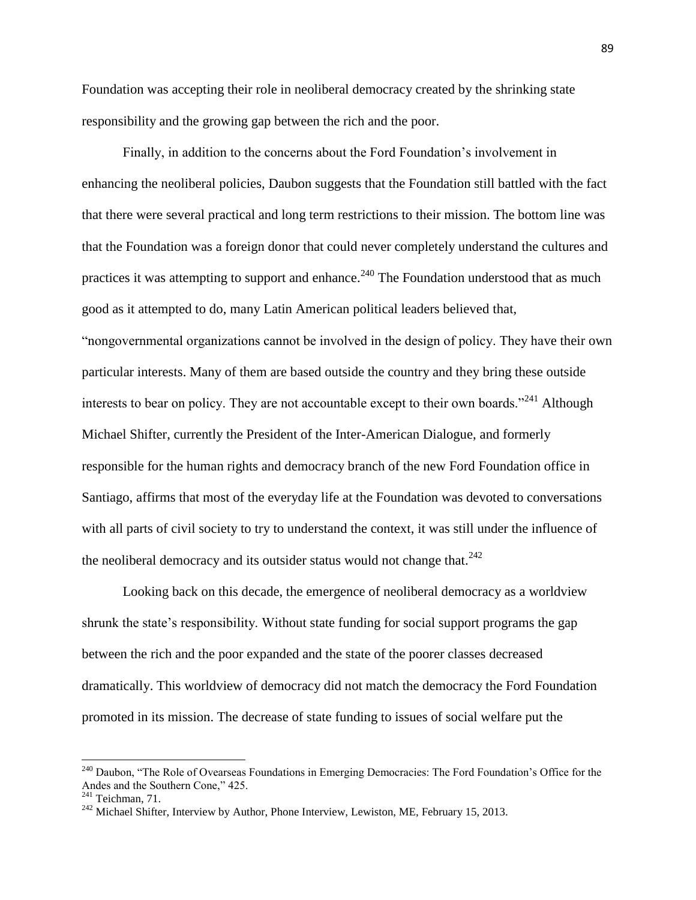Foundation was accepting their role in neoliberal democracy created by the shrinking state responsibility and the growing gap between the rich and the poor.

Finally, in addition to the concerns about the Ford Foundation's involvement in enhancing the neoliberal policies, Daubon suggests that the Foundation still battled with the fact that there were several practical and long term restrictions to their mission. The bottom line was that the Foundation was a foreign donor that could never completely understand the cultures and practices it was attempting to support and enhance.[240] The Foundation understood that as much good as it attempted to do, many Latin American political leaders believed that, "nongovernmental organizations cannot be involved in the design of policy. They have their own particular interests. Many of them are based outside the country and they bring these outside interests to bear on policy. They are not accountable except to their own boards."[241] Although Michael Shifter, currently the President of the Inter-American Dialogue, and formerly responsible for the human rights and democracy branch of the new Ford Foundation office in Santiago, affirms that most of the everyday life at the Foundation was devoted to conversations with all parts of civil society to try to understand the context, it was still under the influence of the neoliberal democracy and its outsider status would not change that.[242]

Looking back on this decade, the emergence of neoliberal democracy as a worldview shrunk the state's responsibility. Without state funding for social support programs the gap between the rich and the poor expanded and the state of the poorer classes decreased dramatically. This worldview of democracy did not match the democracy the Ford Foundation promoted in its mission. The decrease of state funding to issues of social welfare put the

---

[240] Daubon, "The Role of Ovearseas Foundations in Emerging Democracies: The Ford Foundation's Office for the Andes and the Southern Cone," 425.

[241] Teichman, 71.

[242] Michael Shifter, Interview by Author, Phone Interview, Lewiston, ME, February 15, 2013.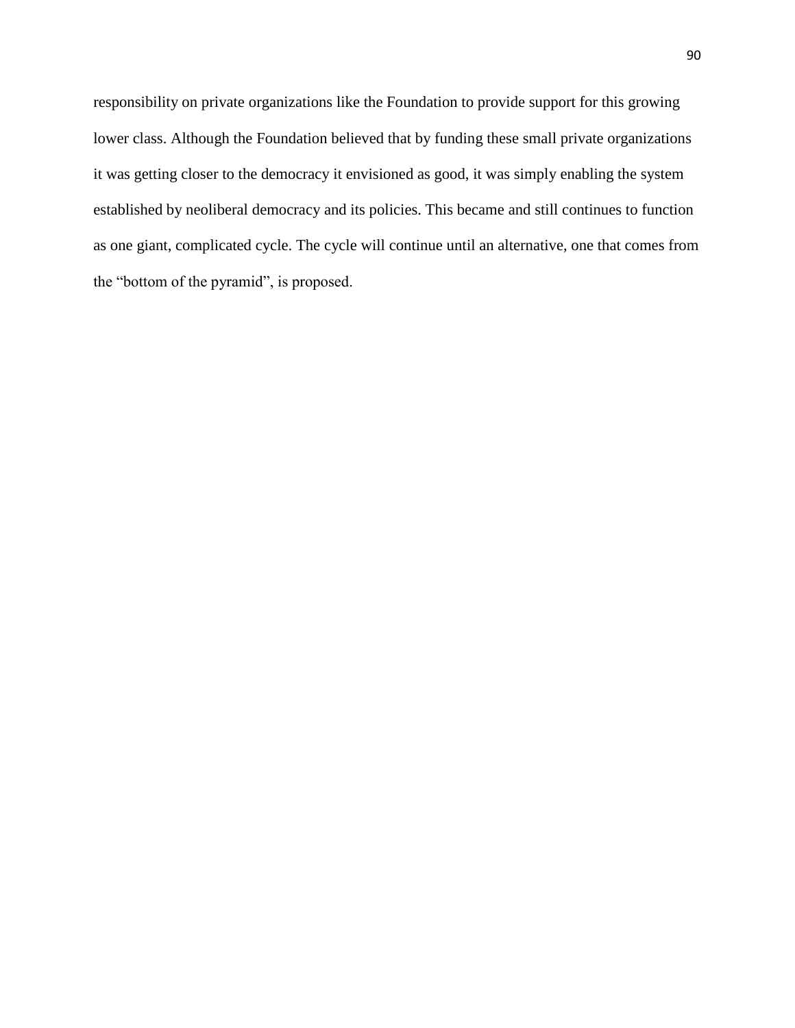responsibility on private organizations like the Foundation to provide support for this growing lower class. Although the Foundation believed that by funding these small private organizations it was getting closer to the democracy it envisioned as good, it was simply enabling the system established by neoliberal democracy and its policies. This became and still continues to function as one giant, complicated cycle. The cycle will continue until an alternative, one that comes from the "bottom of the pyramid", is proposed.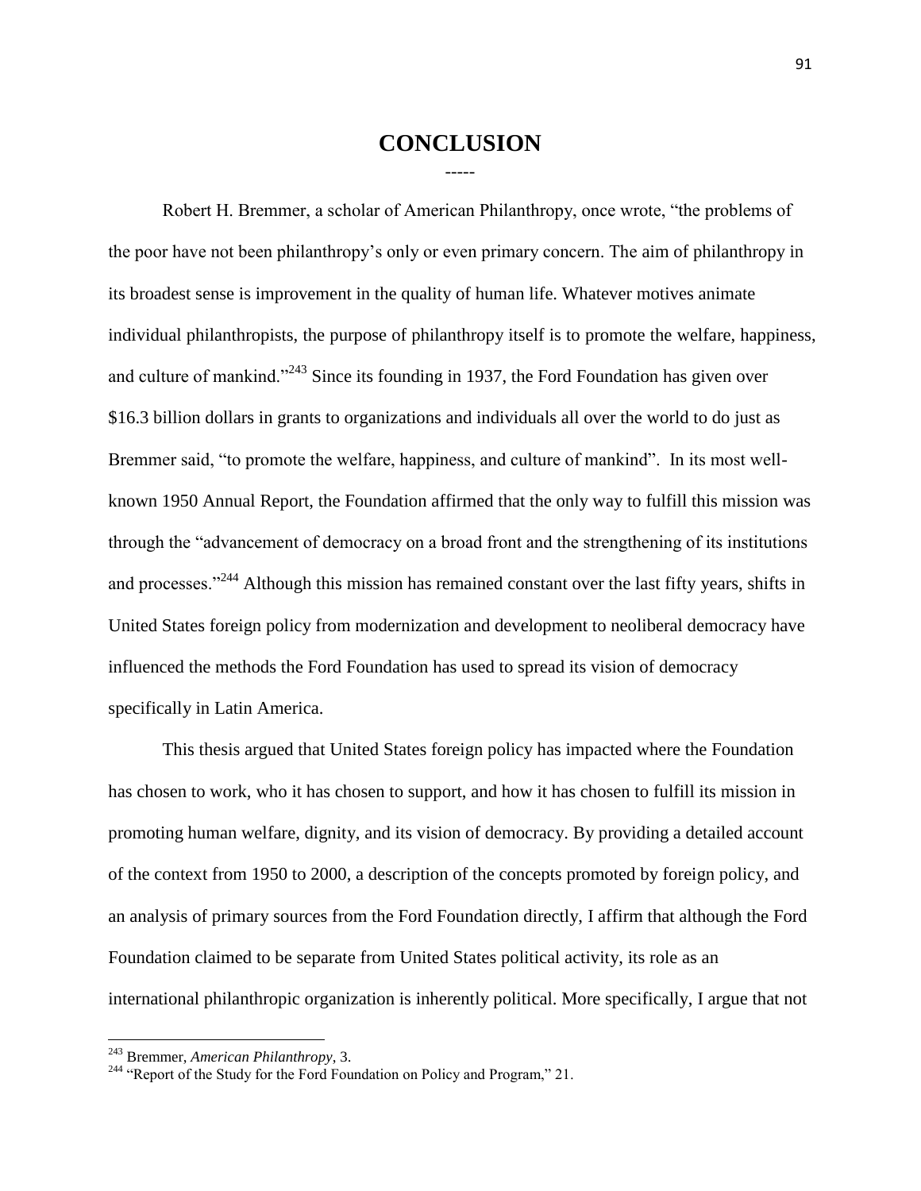# CONCLUSION

-----

Robert H. Bremmer, a scholar of American Philanthropy, once wrote, "the problems of the poor have not been philanthropy's only or even primary concern. The aim of philanthropy in its broadest sense is improvement in the quality of human life. Whatever motives animate individual philanthropists, the purpose of philanthropy itself is to promote the welfare, happiness, and culture of mankind."[243] Since its founding in 1937, the Ford Foundation has given over $16.3 billion dollars in grants to organizations and individuals all over the world to do just as Bremmer said, "to promote the welfare, happiness, and culture of mankind". In its most well-known 1950 Annual Report, the Foundation affirmed that the only way to fulfill this mission was through the "advancement of democracy on a broad front and the strengthening of its institutions and processes."[244] Although this mission has remained constant over the last fifty years, shifts in United States foreign policy from modernization and development to neoliberal democracy have influenced the methods the Ford Foundation has used to spread its vision of democracy specifically in Latin America.

This thesis argued that United States foreign policy has impacted where the Foundation has chosen to work, who it has chosen to support, and how it has chosen to fulfill its mission in promoting human welfare, dignity, and its vision of democracy. By providing a detailed account of the context from 1950 to 2000, a description of the concepts promoted by foreign policy, and an analysis of primary sources from the Ford Foundation directly, I affirm that although the Ford Foundation claimed to be separate from United States political activity, its role as an international philanthropic organization is inherently political. More specifically, I argue that not

---

[243] Bremmer, *American Philanthropy*, 3.

[244] "Report of the Study for the Ford Foundation on Policy and Program," 21.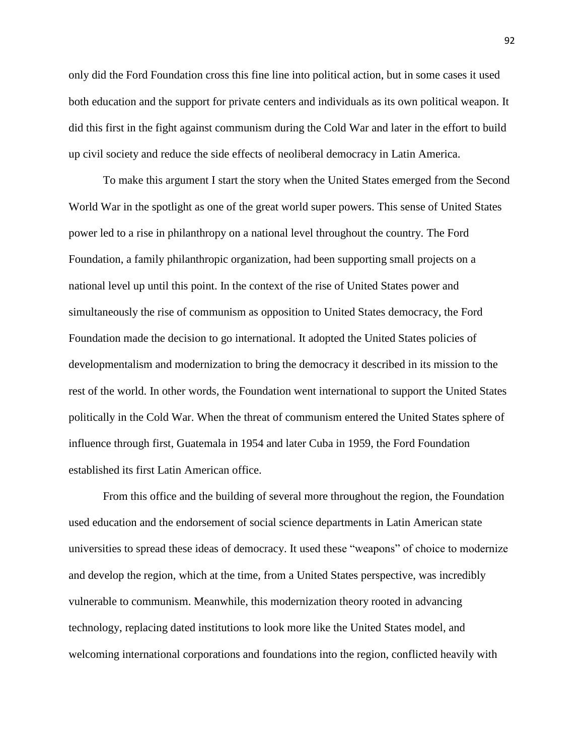only did the Ford Foundation cross this fine line into political action, but in some cases it used both education and the support for private centers and individuals as its own political weapon. It did this first in the fight against communism during the Cold War and later in the effort to build up civil society and reduce the side effects of neoliberal democracy in Latin America.

To make this argument I start the story when the United States emerged from the Second World War in the spotlight as one of the great world super powers. This sense of United States power led to a rise in philanthropy on a national level throughout the country. The Ford Foundation, a family philanthropic organization, had been supporting small projects on a national level up until this point. In the context of the rise of United States power and simultaneously the rise of communism as opposition to United States democracy, the Ford Foundation made the decision to go international. It adopted the United States policies of developmentalism and modernization to bring the democracy it described in its mission to the rest of the world. In other words, the Foundation went international to support the United States politically in the Cold War. When the threat of communism entered the United States sphere of influence through first, Guatemala in 1954 and later Cuba in 1959, the Ford Foundation established its first Latin American office.

From this office and the building of several more throughout the region, the Foundation used education and the endorsement of social science departments in Latin American state universities to spread these ideas of democracy. It used these "weapons" of choice to modernize and develop the region, which at the time, from a United States perspective, was incredibly vulnerable to communism. Meanwhile, this modernization theory rooted in advancing technology, replacing dated institutions to look more like the United States model, and welcoming international corporations and foundations into the region, conflicted heavily with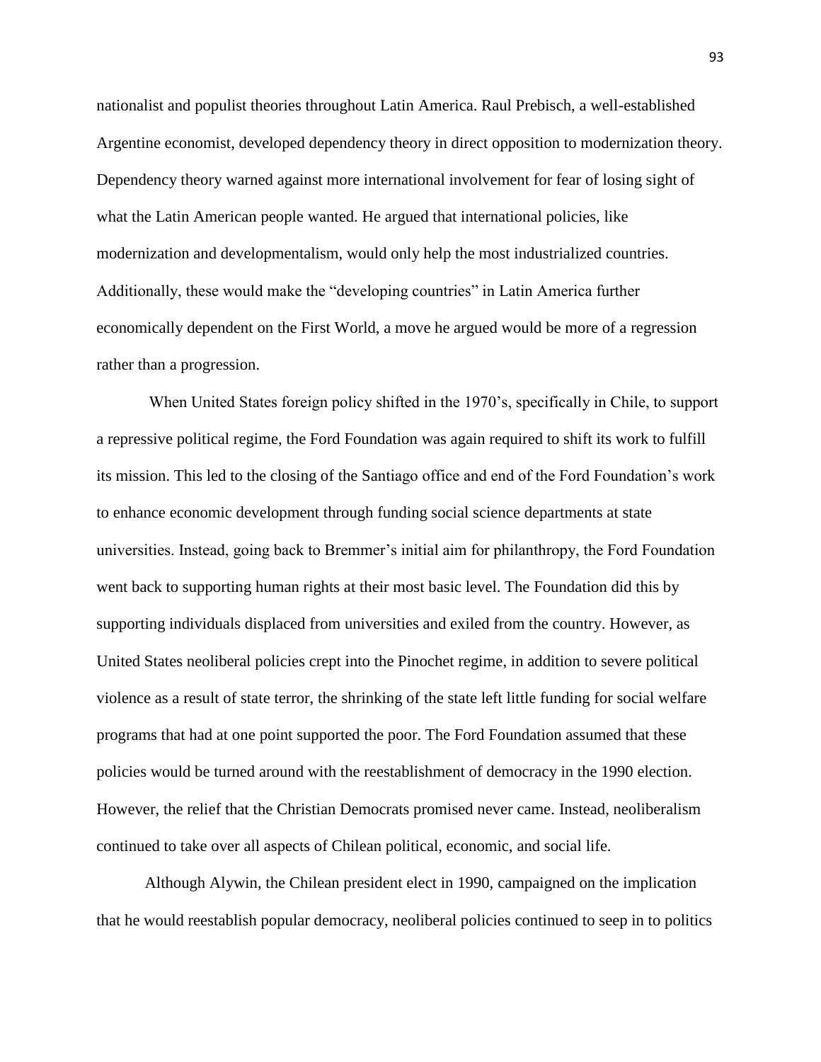nationalist and populist theories throughout Latin America. Raul Prebisch, a well-established Argentine economist, developed dependency theory in direct opposition to modernization theory. Dependency theory warned against more international involvement for fear of losing sight of what the Latin American people wanted. He argued that international policies, like modernization and developmentalism, would only help the most industrialized countries. Additionally, these would make the "developing countries" in Latin America further economically dependent on the First World, a move he argued would be more of a regression rather than a progression.

When United States foreign policy shifted in the 1970's, specifically in Chile, to support a repressive political regime, the Ford Foundation was again required to shift its work to fulfill its mission. This led to the closing of the Santiago office and end of the Ford Foundation's work to enhance economic development through funding social science departments at state universities. Instead, going back to Bremmer's initial aim for philanthropy, the Ford Foundation went back to supporting human rights at their most basic level. The Foundation did this by supporting individuals displaced from universities and exiled from the country. However, as United States neoliberal policies crept into the Pinochet regime, in addition to severe political violence as a result of state terror, the shrinking of the state left little funding for social welfare programs that had at one point supported the poor. The Ford Foundation assumed that these policies would be turned around with the reestablishment of democracy in the 1990 election. However, the relief that the Christian Democrats promised never came. Instead, neoliberalism continued to take over all aspects of Chilean political, economic, and social life.

Although Alywin, the Chilean president elect in 1990, campaigned on the implication that he would reestablish popular democracy, neoliberal policies continued to seep in to politics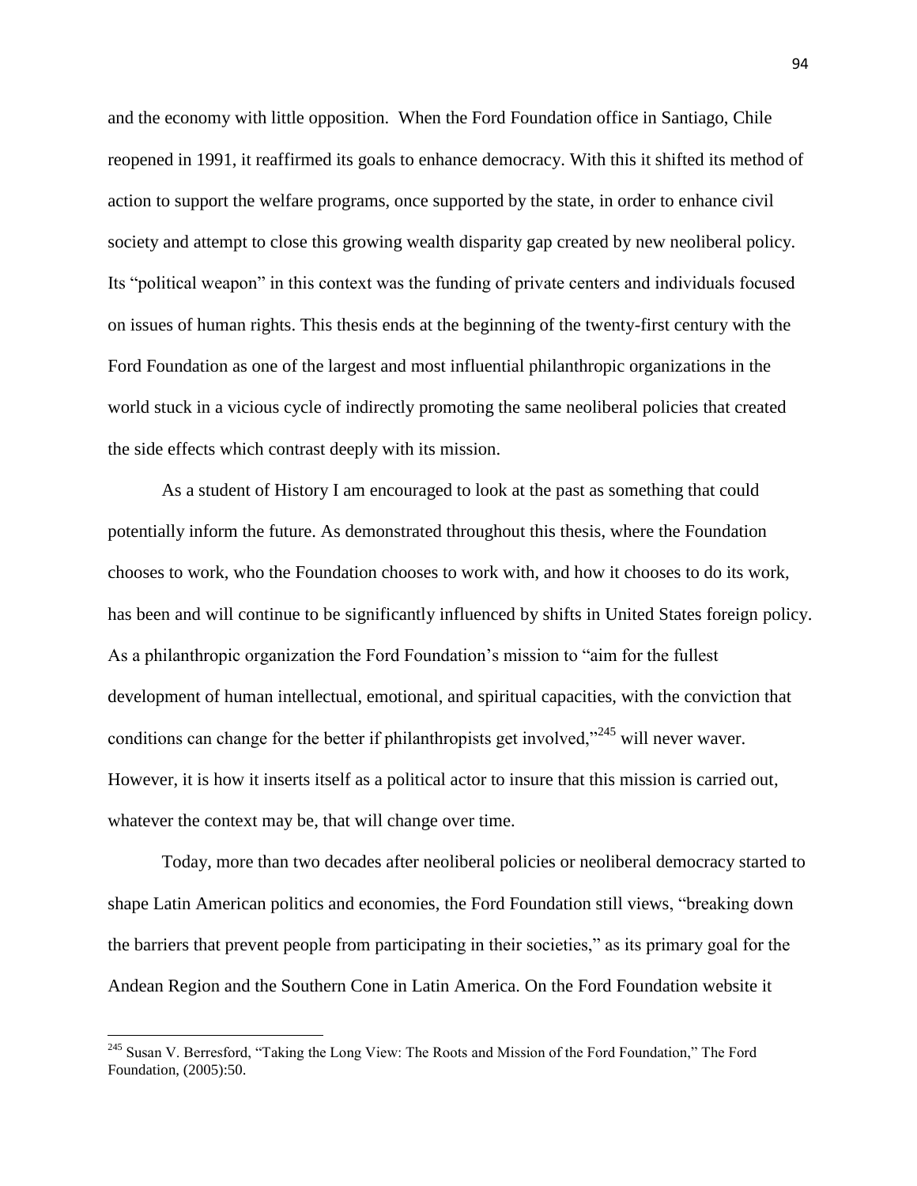and the economy with little opposition. When the Ford Foundation office in Santiago, Chile reopened in 1991, it reaffirmed its goals to enhance democracy. With this it shifted its method of action to support the welfare programs, once supported by the state, in order to enhance civil society and attempt to close this growing wealth disparity gap created by new neoliberal policy. Its "political weapon" in this context was the funding of private centers and individuals focused on issues of human rights. This thesis ends at the beginning of the twenty-first century with the Ford Foundation as one of the largest and most influential philanthropic organizations in the world stuck in a vicious cycle of indirectly promoting the same neoliberal policies that created the side effects which contrast deeply with its mission.

As a student of History I am encouraged to look at the past as something that could potentially inform the future. As demonstrated throughout this thesis, where the Foundation chooses to work, who the Foundation chooses to work with, and how it chooses to do its work, has been and will continue to be significantly influenced by shifts in United States foreign policy. As a philanthropic organization the Ford Foundation's mission to "aim for the fullest development of human intellectual, emotional, and spiritual capacities, with the conviction that conditions can change for the better if philanthropists get involved,"[245] will never waver. However, it is how it inserts itself as a political actor to insure that this mission is carried out, whatever the context may be, that will change over time.

Today, more than two decades after neoliberal policies or neoliberal democracy started to shape Latin American politics and economies, the Ford Foundation still views, "breaking down the barriers that prevent people from participating in their societies," as its primary goal for the Andean Region and the Southern Cone in Latin America. On the Ford Foundation website it

---

[245] Susan V. Berresford, "Taking the Long View: The Roots and Mission of the Ford Foundation," The Ford Foundation, (2005):50.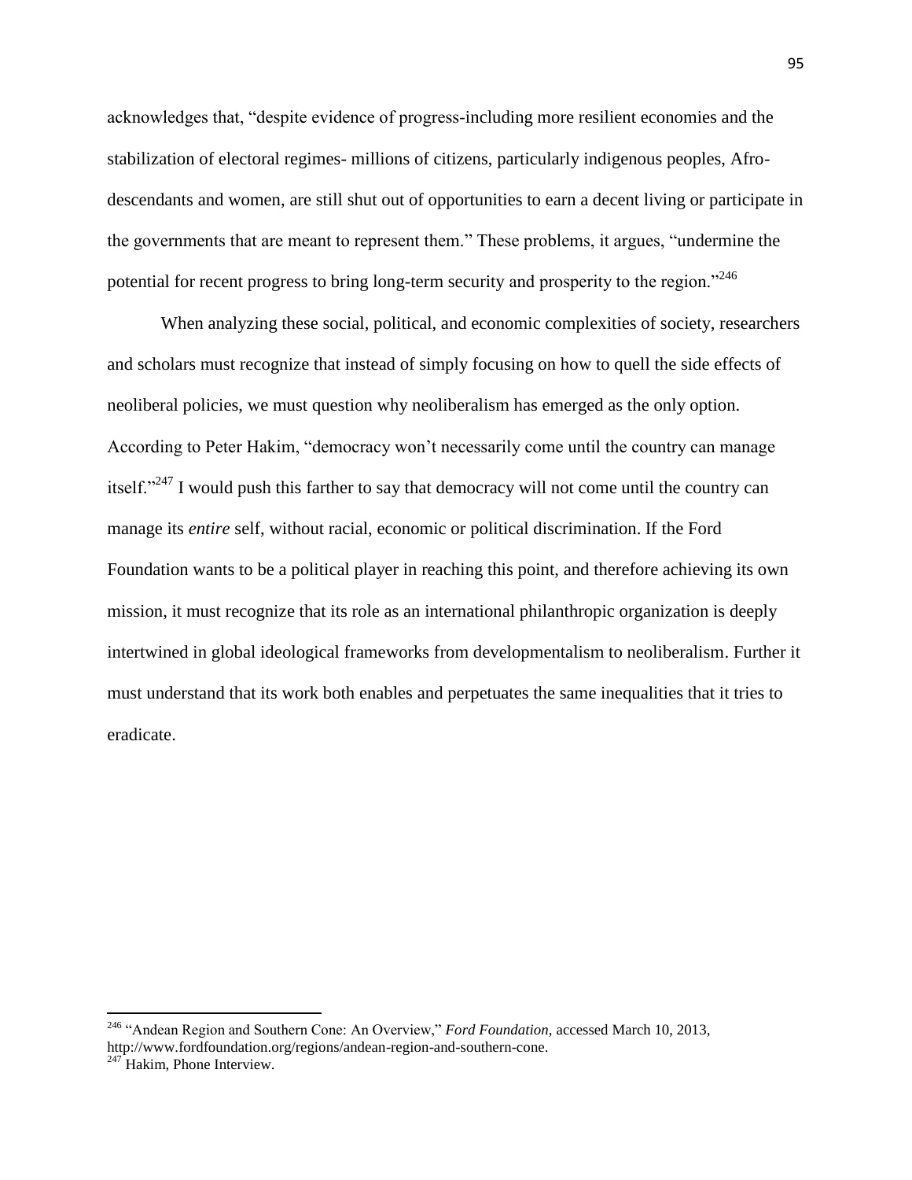acknowledges that, "despite evidence of progress-including more resilient economies and the stabilization of electoral regimes- millions of citizens, particularly indigenous peoples, Afro-descendants and women, are still shut out of opportunities to earn a decent living or participate in the governments that are meant to represent them." These problems, it argues, "undermine the potential for recent progress to bring long-term security and prosperity to the region."[246]

When analyzing these social, political, and economic complexities of society, researchers and scholars must recognize that instead of simply focusing on how to quell the side effects of neoliberal policies, we must question why neoliberalism has emerged as the only option. According to Peter Hakim, "democracy won't necessarily come until the country can manage itself."[247] I would push this farther to say that democracy will not come until the country can manage its *entire* self, without racial, economic or political discrimination. If the Ford Foundation wants to be a political player in reaching this point, and therefore achieving its own mission, it must recognize that its role as an international philanthropic organization is deeply intertwined in global ideological frameworks from developmentalism to neoliberalism. Further it must understand that its work both enables and perpetuates the same inequalities that it tries to eradicate.

---

[246] "Andean Region and Southern Cone: An Overview," *Ford Foundation*, accessed March 10, 2013, http://www.fordfoundation.org/regions/andean-region-and-southern-cone.

[247] Hakim, Phone Interview.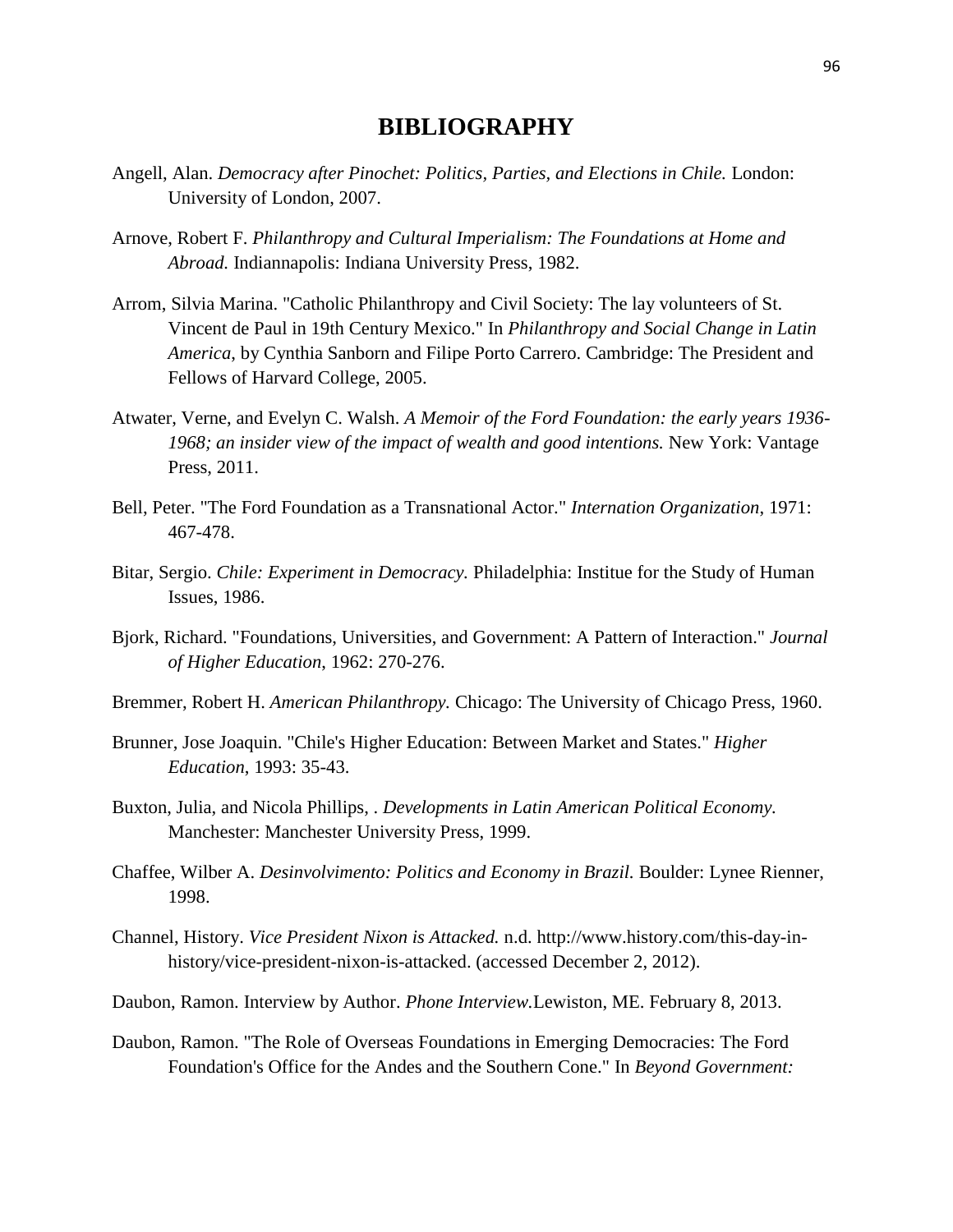# BIBLIOGRAPHY

Angell, Alan. *Democracy after Pinochet: Politics, Parties, and Elections in Chile.* London: University of London, 2007.

Arnove, Robert F. *Philanthropy and Cultural Imperialism: The Foundations at Home and Abroad.* Indiannapolis: Indiana University Press, 1982.

Arrom, Silvia Marina. "Catholic Philanthropy and Civil Society: The lay volunteers of St. Vincent de Paul in 19th Century Mexico." In *Philanthropy and Social Change in Latin America*, by Cynthia Sanborn and Filipe Porto Carrero. Cambridge: The President and Fellows of Harvard College, 2005.

Atwater, Verne, and Evelyn C. Walsh. *A Memoir of the Ford Foundation: the early years 1936-1968; an insider view of the impact of wealth and good intentions.* New York: Vantage Press, 2011.

Bell, Peter. "The Ford Foundation as a Transnational Actor." *Internation Organization*, 1971: 467-478.

Bitar, Sergio. *Chile: Experiment in Democracy.* Philadelphia: Institue for the Study of Human Issues, 1986.

Bjork, Richard. "Foundations, Universities, and Government: A Pattern of Interaction." *Journal of Higher Education*, 1962: 270-276.

Bremmer, Robert H. *American Philanthropy.* Chicago: The University of Chicago Press, 1960.

Brunner, Jose Joaquin. "Chile's Higher Education: Between Market and States." *Higher Education*, 1993: 35-43.

Buxton, Julia, and Nicola Phillips, . *Developments in Latin American Political Economy.* Manchester: Manchester University Press, 1999.

Chaffee, Wilber A. *Desinvolvimento: Politics and Economy in Brazil.* Boulder: Lynee Rienner, 1998.

Channel, History. *Vice President Nixon is Attacked.* n.d. http://www.history.com/this-day-in-history/vice-president-nixon-is-attacked. (accessed December 2, 2012).

Daubon, Ramon. Interview by Author. *Phone Interview.*Lewiston, ME. February 8, 2013.

Daubon, Ramon. "The Role of Overseas Foundations in Emerging Democracies: The Ford Foundation's Office for the Andes and the Southern Cone." In *Beyond Government:*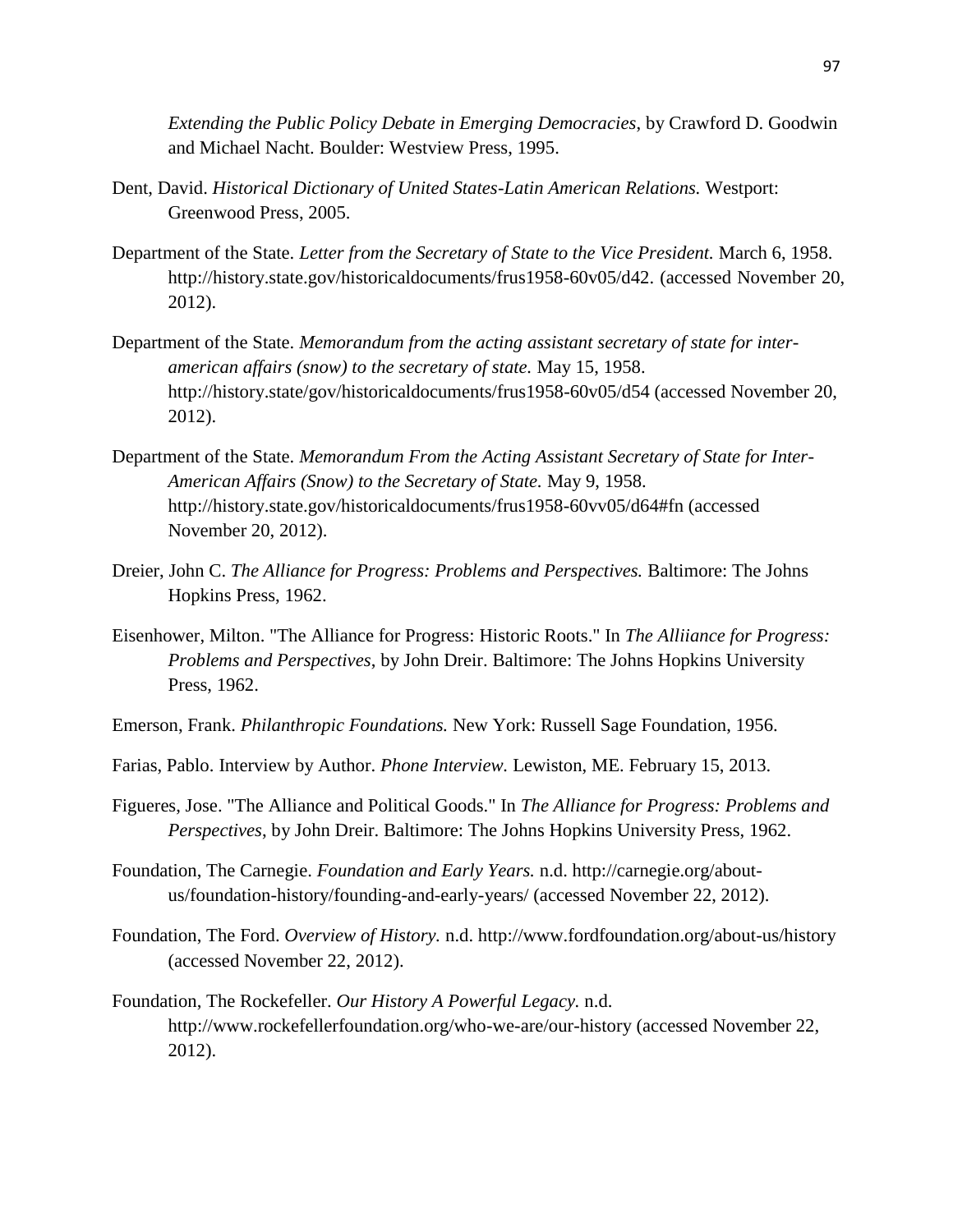*Extending the Public Policy Debate in Emerging Democracies*, by Crawford D. Goodwin and Michael Nacht. Boulder: Westview Press, 1995.

Dent, David. *Historical Dictionary of United States-Latin American Relations.* Westport: Greenwood Press, 2005.

Department of the State. *Letter from the Secretary of State to the Vice President.* March 6, 1958. http://history.state.gov/historicaldocuments/frus1958-60v05/d42. (accessed November 20, 2012).

Department of the State. *Memorandum from the acting assistant secretary of state for inter-american affairs (snow) to the secretary of state.* May 15, 1958. http://history.state/gov/historicaldocuments/frus1958-60v05/d54 (accessed November 20, 2012).

Department of the State. *Memorandum From the Acting Assistant Secretary of State for Inter-American Affairs (Snow) to the Secretary of State.* May 9, 1958. http://history.state.gov/historicaldocuments/frus1958-60vv05/d64#fn (accessed November 20, 2012).

Dreier, John C. *The Alliance for Progress: Problems and Perspectives.* Baltimore: The Johns Hopkins Press, 1962.

Eisenhower, Milton. "The Alliance for Progress: Historic Roots." In *The Alliiance for Progress: Problems and Perspectives*, by John Dreir. Baltimore: The Johns Hopkins University Press, 1962.

Emerson, Frank. *Philanthropic Foundations.* New York: Russell Sage Foundation, 1956.

Farias, Pablo. Interview by Author. *Phone Interview.* Lewiston, ME. February 15, 2013.

Figueres, Jose. "The Alliance and Political Goods." In *The Alliance for Progress: Problems and Perspectives*, by John Dreir. Baltimore: The Johns Hopkins University Press, 1962.

Foundation, The Carnegie. *Foundation and Early Years.* n.d. http://carnegie.org/about-us/foundation-history/founding-and-early-years/ (accessed November 22, 2012).

Foundation, The Ford. *Overview of History.* n.d. http://www.fordfoundation.org/about-us/history (accessed November 22, 2012).

Foundation, The Rockefeller. *Our History A Powerful Legacy.* n.d. http://www.rockefellerfoundation.org/who-we-are/our-history (accessed November 22, 2012).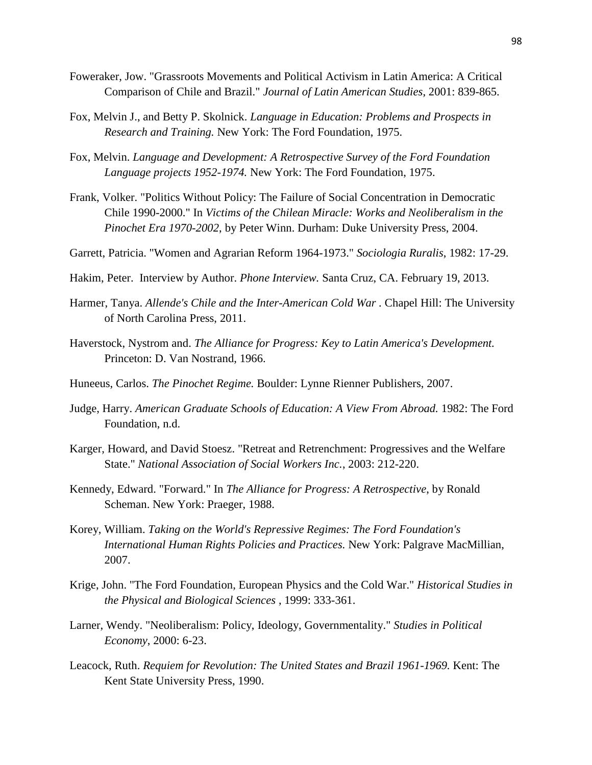Foweraker, Jow. "Grassroots Movements and Political Activism in Latin America: A Critical Comparison of Chile and Brazil." *Journal of Latin American Studies*, 2001: 839-865.

Fox, Melvin J., and Betty P. Skolnick. *Language in Education: Problems and Prospects in Research and Training.* New York: The Ford Foundation, 1975.

Fox, Melvin. *Language and Development: A Retrospective Survey of the Ford Foundation Language projects 1952-1974.* New York: The Ford Foundation, 1975.

Frank, Volker. "Politics Without Policy: The Failure of Social Concentration in Democratic Chile 1990-2000." In *Victims of the Chilean Miracle: Works and Neoliberalism in the Pinochet Era 1970-2002,* by Peter Winn. Durham: Duke University Press, 2004.

Garrett, Patricia. "Women and Agrarian Reform 1964-1973." *Sociologia Ruralis*, 1982: 17-29.

Hakim, Peter. Interview by Author. *Phone Interview.* Santa Cruz, CA. February 19, 2013.

Harmer, Tanya. *Allende's Chile and the Inter-American Cold War* . Chapel Hill: The University of North Carolina Press, 2011.

Haverstock, Nystrom and. *The Alliance for Progress: Key to Latin America's Development.* Princeton: D. Van Nostrand, 1966.

Huneeus, Carlos. *The Pinochet Regime.* Boulder: Lynne Rienner Publishers, 2007.

Judge, Harry. *American Graduate Schools of Education: A View From Abroad.* 1982: The Ford Foundation, n.d.

Karger, Howard, and David Stoesz. "Retreat and Retrenchment: Progressives and the Welfare State." *National Association of Social Workers Inc.*, 2003: 212-220.

Kennedy, Edward. "Forward." In *The Alliance for Progress: A Retrospective*, by Ronald Scheman. New York: Praeger, 1988.

Korey, William. *Taking on the World's Repressive Regimes: The Ford Foundation's International Human Rights Policies and Practices.* New York: Palgrave MacMillian, 2007.

Krige, John. "The Ford Foundation, European Physics and the Cold War." *Historical Studies in the Physical and Biological Sciences* , 1999: 333-361.

Larner, Wendy. "Neoliberalism: Policy, Ideology, Governmentality." *Studies in Political Economy*, 2000: 6-23.

Leacock, Ruth. *Requiem for Revolution: The United States and Brazil 1961-1969.* Kent: The Kent State University Press, 1990.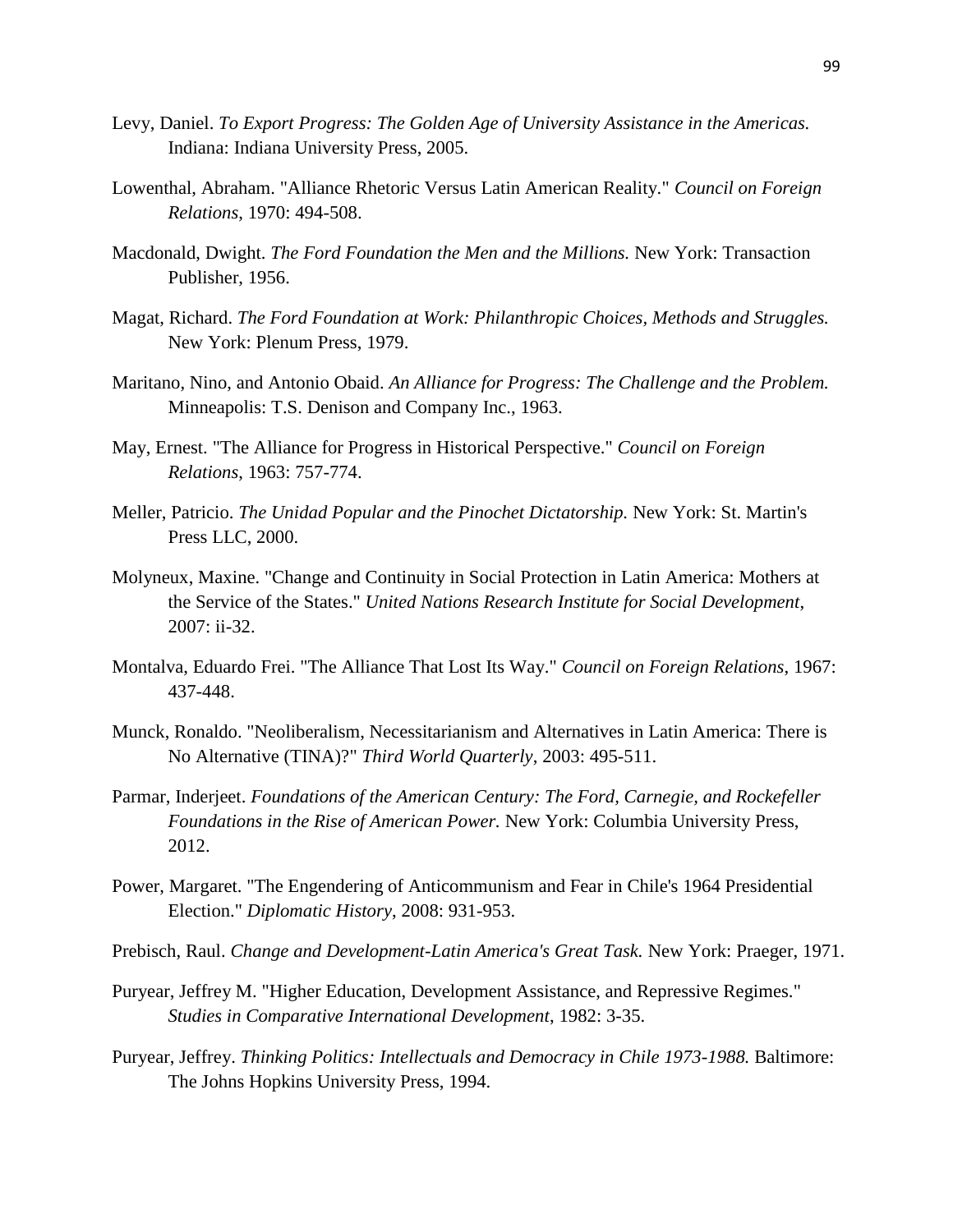Levy, Daniel. *To Export Progress: The Golden Age of University Assistance in the Americas.* Indiana: Indiana University Press, 2005.

Lowenthal, Abraham. "Alliance Rhetoric Versus Latin American Reality." *Council on Foreign Relations*, 1970: 494-508.

Macdonald, Dwight. *The Ford Foundation the Men and the Millions.* New York: Transaction Publisher, 1956.

Magat, Richard. *The Ford Foundation at Work: Philanthropic Choices, Methods and Struggles.* New York: Plenum Press, 1979.

Maritano, Nino, and Antonio Obaid. *An Alliance for Progress: The Challenge and the Problem.* Minneapolis: T.S. Denison and Company Inc., 1963.

May, Ernest. "The Alliance for Progress in Historical Perspective." *Council on Foreign Relations*, 1963: 757-774.

Meller, Patricio. *The Unidad Popular and the Pinochet Dictatorship.* New York: St. Martin's Press LLC, 2000.

Molyneux, Maxine. "Change and Continuity in Social Protection in Latin America: Mothers at the Service of the States." *United Nations Research Institute for Social Development*, 2007: ii-32.

Montalva, Eduardo Frei. "The Alliance That Lost Its Way." *Council on Foreign Relations*, 1967: 437-448.

Munck, Ronaldo. "Neoliberalism, Necessitarianism and Alternatives in Latin America: There is No Alternative (TINA)?" *Third World Quarterly*, 2003: 495-511.

Parmar, Inderjeet. *Foundations of the American Century: The Ford, Carnegie, and Rockefeller Foundations in the Rise of American Power.* New York: Columbia University Press, 2012.

Power, Margaret. "The Engendering of Anticommunism and Fear in Chile's 1964 Presidential Election." *Diplomatic History*, 2008: 931-953.

Prebisch, Raul. *Change and Development-Latin America's Great Task.* New York: Praeger, 1971.

Puryear, Jeffrey M. "Higher Education, Development Assistance, and Repressive Regimes." *Studies in Comparative International Development*, 1982: 3-35.

Puryear, Jeffrey. *Thinking Politics: Intellectuals and Democracy in Chile 1973-1988.* Baltimore: The Johns Hopkins University Press, 1994.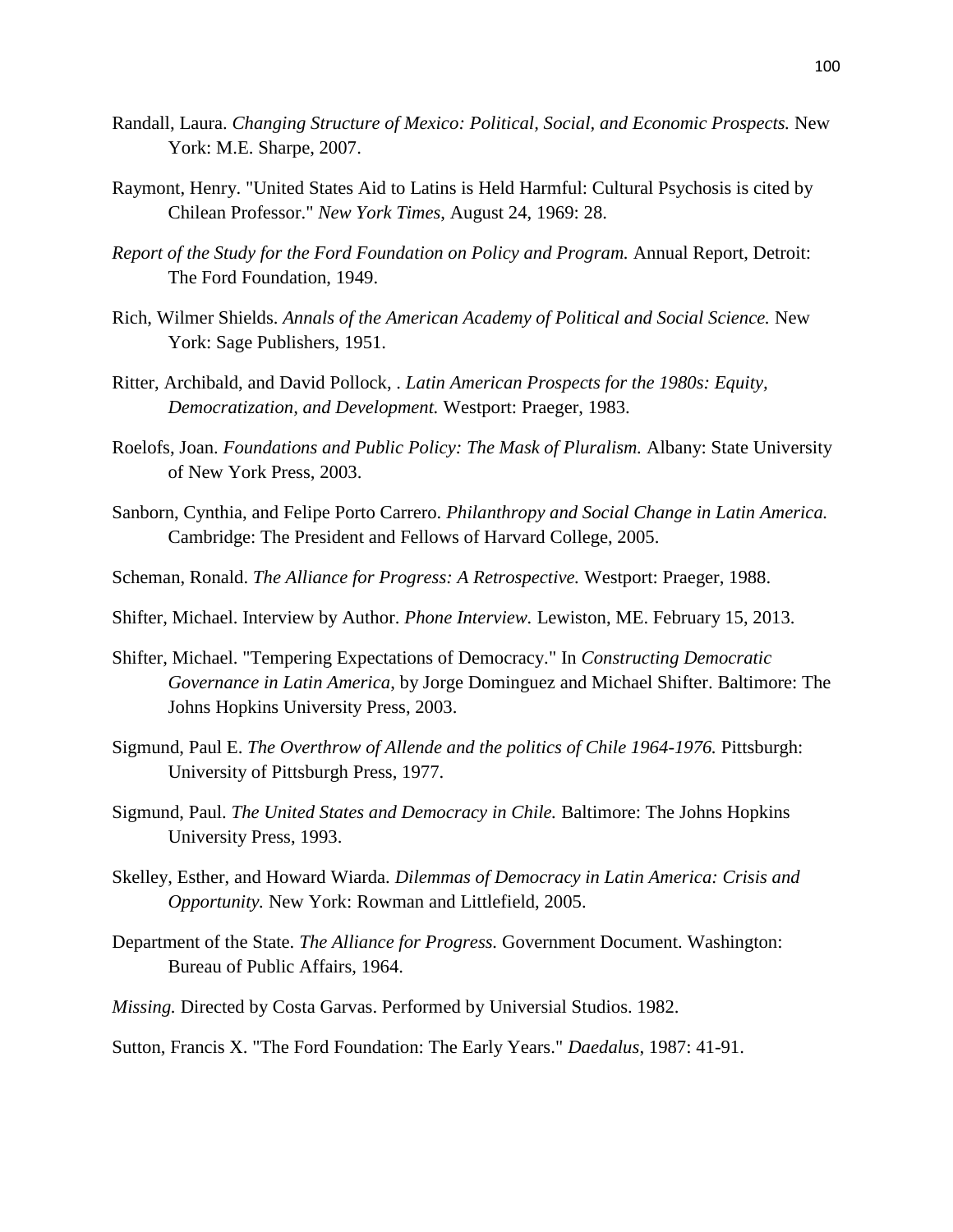Randall, Laura. *Changing Structure of Mexico: Political, Social, and Economic Prospects.* New York: M.E. Sharpe, 2007.

Raymont, Henry. "United States Aid to Latins is Held Harmful: Cultural Psychosis is cited by Chilean Professor." *New York Times,* August 24, 1969: 28.

*Report of the Study for the Ford Foundation on Policy and Program.* Annual Report, Detroit: The Ford Foundation, 1949.

Rich, Wilmer Shields. *Annals of the American Academy of Political and Social Science.* New York: Sage Publishers, 1951.

Ritter, Archibald, and David Pollock, . *Latin American Prospects for the 1980s: Equity, Democratization, and Development.* Westport: Praeger, 1983.

Roelofs, Joan. *Foundations and Public Policy: The Mask of Pluralism.* Albany: State University of New York Press, 2003.

Sanborn, Cynthia, and Felipe Porto Carrero. *Philanthropy and Social Change in Latin America.* Cambridge: The President and Fellows of Harvard College, 2005.

Scheman, Ronald. *The Alliance for Progress: A Retrospective.* Westport: Praeger, 1988.

Shifter, Michael. Interview by Author. *Phone Interview.* Lewiston, ME. February 15, 2013.

Shifter, Michael. "Tempering Expectations of Democracy." In *Constructing Democratic Governance in Latin America*, by Jorge Dominguez and Michael Shifter. Baltimore: The Johns Hopkins University Press, 2003.

Sigmund, Paul E. *The Overthrow of Allende and the politics of Chile 1964-1976.* Pittsburgh: University of Pittsburgh Press, 1977.

Sigmund, Paul. *The United States and Democracy in Chile.* Baltimore: The Johns Hopkins University Press, 1993.

Skelley, Esther, and Howard Wiarda. *Dilemmas of Democracy in Latin America: Crisis and Opportunity.* New York: Rowman and Littlefield, 2005.

Department of the State. *The Alliance for Progress.* Government Document. Washington: Bureau of Public Affairs, 1964.

*Missing.* Directed by Costa Garvas. Performed by Universial Studios. 1982.

Sutton, Francis X. "The Ford Foundation: The Early Years." *Daedalus*, 1987: 41-91.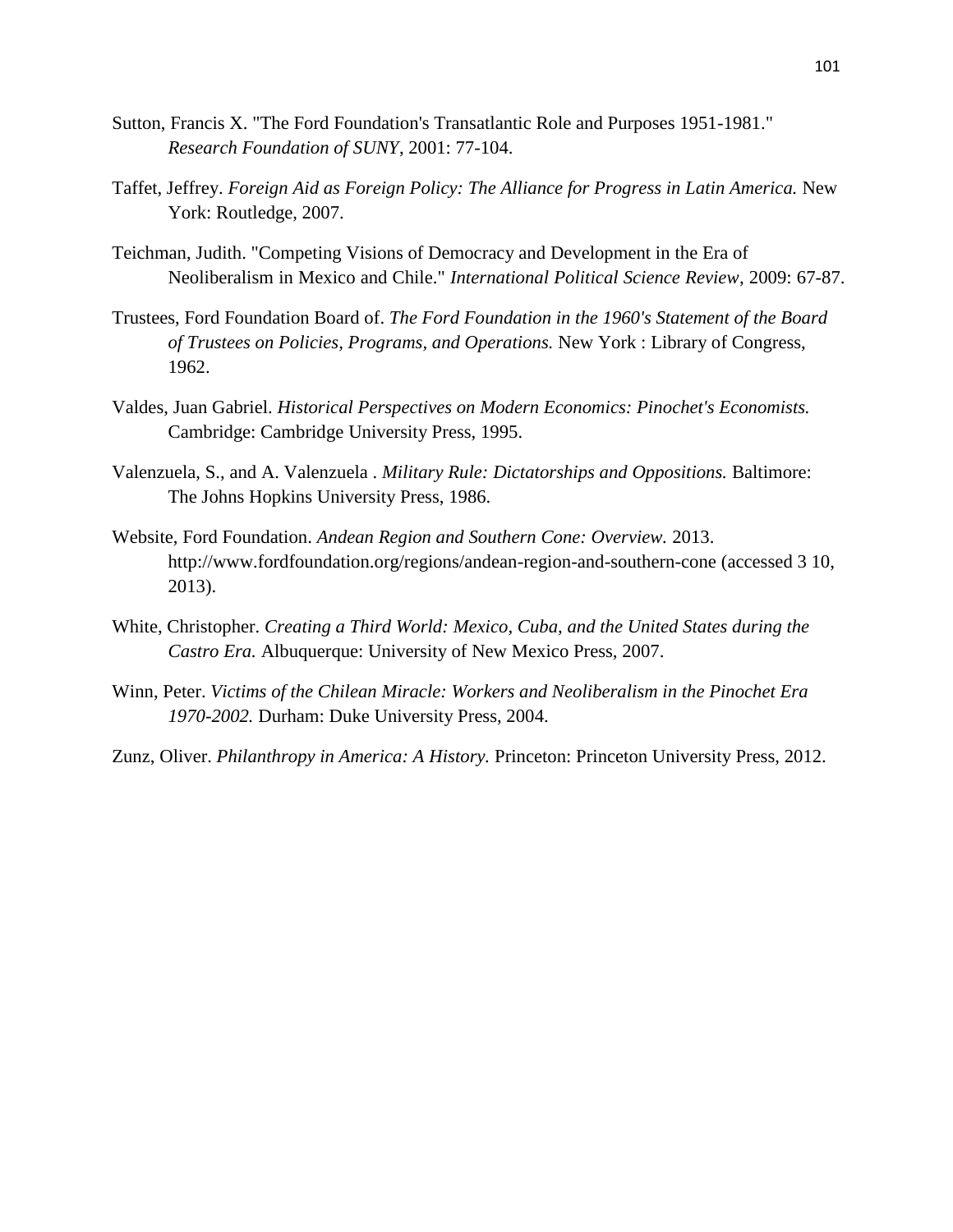Sutton, Francis X. "The Ford Foundation's Transatlantic Role and Purposes 1951-1981." *Research Foundation of SUNY*, 2001: 77-104.

Taffet, Jeffrey. *Foreign Aid as Foreign Policy: The Alliance for Progress in Latin America.* New York: Routledge, 2007.

Teichman, Judith. "Competing Visions of Democracy and Development in the Era of Neoliberalism in Mexico and Chile." *International Political Science Review*, 2009: 67-87.

Trustees, Ford Foundation Board of. *The Ford Foundation in the 1960's Statement of the Board of Trustees on Policies, Programs, and Operations.* New York : Library of Congress, 1962.

Valdes, Juan Gabriel. *Historical Perspectives on Modern Economics: Pinochet's Economists.* Cambridge: Cambridge University Press, 1995.

Valenzuela, S., and A. Valenzuela . *Military Rule: Dictatorships and Oppositions.* Baltimore: The Johns Hopkins University Press, 1986.

Website, Ford Foundation. *Andean Region and Southern Cone: Overview.* 2013. http://www.fordfoundation.org/regions/andean-region-and-southern-cone (accessed 3 10, 2013).

White, Christopher. *Creating a Third World: Mexico, Cuba, and the United States during the Castro Era.* Albuquerque: University of New Mexico Press, 2007.

Winn, Peter. *Victims of the Chilean Miracle: Workers and Neoliberalism in the Pinochet Era 1970-2002.* Durham: Duke University Press, 2004.

Zunz, Oliver. *Philanthropy in America: A History.* Princeton: Princeton University Press, 2012.